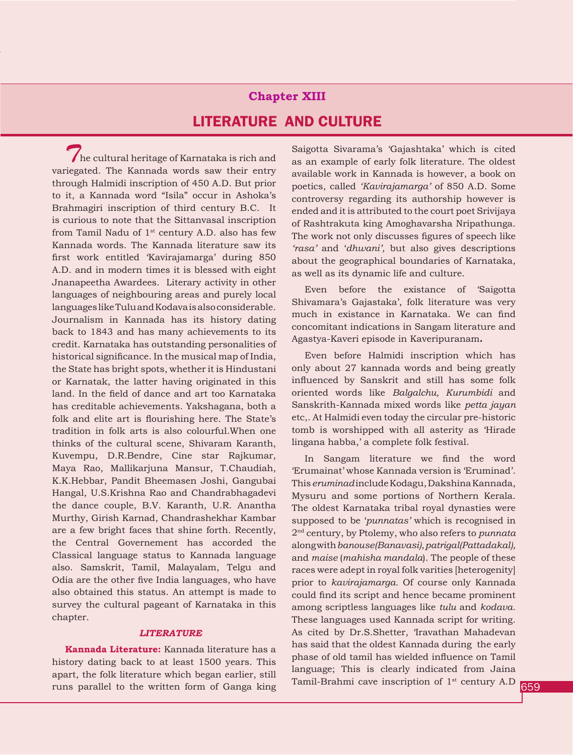## Chapter XIII

# LITERATURE AND CULTURE

The cultural heritage of Karnataka is rich and variegated. The Kannada words saw their entry through Halmidi inscription of 450 A.D. But prior to it, a Kannada word "Isila" occur in Ashoka's Brahmagiri inscription of third century B.C. It is curious to note that the Sittanvasal inscription from Tamil Nadu of 1st century A.D. also has few Kannada words. The Kannada literature saw its first work entitled 'Kavirajamarga' during 850 A.D. and in modern times it is blessed with eight Jnanapeetha Awardees. Literary activity in other languages of neighbouring areas and purely local languages like Tulu and Kodava is also considerable. Journalism in Kannada has its history dating back to 1843 and has many achievements to its credit. Karnataka has outstanding personalities of historical significance. In the musical map of India, the State has bright spots, whether it is Hindustani or Karnatak, the latter having originated in this land. In the field of dance and art too Karnataka has creditable achievements. Yakshagana, both a folk and elite art is flourishing here. The State's tradition in folk arts is also colourful.When one thinks of the cultural scene, Shivaram Karanth, Kuvempu, D.R.Bendre, Cine star Rajkumar, Maya Rao, Mallikarjuna Mansur, T.Chaudiah, K.K.Hebbar, Pandit Bheemasen Joshi, Gangubai Hangal, U.S.Krishna Rao and Chandrabhagadevi the dance couple, B.V. Karanth, U.R. Anantha Murthy, Girish Karnad, Chandrashekhar Kambar are a few bright faces that shine forth. Recently, the Central Governement has accorded the Classical language status to Kannada language also. Samskrit, Tamil, Malayalam, Telgu and Odia are the other five India languages, who have also obtained this status. An attempt is made to survey the cultural pageant of Karnataka in this chapter.

### *LITERATURE*

**Kannada Literature:** Kannada literature has a history dating back to at least 1500 years. This apart, the folk literature which began earlier, still runs parallel to the written form of Ganga king Saigotta Sivarama's 'Gajashtaka' which is cited as an example of early folk literature. The oldest available work in Kannada is however, a book on poetics, called *'Kavirajamarga'* of 850 A.D. Some controversy regarding its authorship however is ended and it is attributed to the court poet Srivijaya of Rashtrakuta king Amoghavarsha Nripathunga. The work not only discusses figures of speech like *'rasa'* and *'dhwani',* but also gives descriptions about the geographical boundaries of Karnataka, as well as its dynamic life and culture.

Even before the existance of 'Saigotta Shivamara's Gajastaka', folk literature was very much in existance in Karnataka. We can find concomitant indications in Sangam literature and Agastya-Kaveri episode in Kaveripuranam**.**

Even before Halmidi inscription which has only about 27 kannada words and being greatly influenced by Sanskrit and still has some folk oriented words like *Balgalchu, Kurumbidi* and Sanskrith-Kannada mixed words like *petta jayan* etc,. At Halmidi even today the circular pre-historic tomb is worshipped with all asterity as 'Hirade lingana habba,' a complete folk festival.

In Sangam literature we find the word 'Erumainat' whose Kannada version is 'Eruminad'. This *eruminad* include Kodagu, Dakshina Kannada, Mysuru and some portions of Northern Kerala. The oldest Karnataka tribal royal dynasties were supposed to be '*punnatas'* which is recognised in 2nd century, by Ptolemy, who also refers to *punnata* along with *banouse(Banavasi), patrigal(Pattadakal),* and *maise* (*mahisha mandala*). The people of these races were adept in royal folk varities [heterogenity] prior to *kavirajamarga*. Of course only Kannada could find its script and hence became prominent among scriptless languages like *tulu* and *kodava.* These languages used Kannada script for writing. As cited by Dr.S.Shetter, 'Iravathan Mahadevan has said that the oldest Kannada during the early phase of old tamil has wielded influence on Tamil language; This is clearly indicated from Jaina Tamil-Brahmi cave inscription of 1st century A.D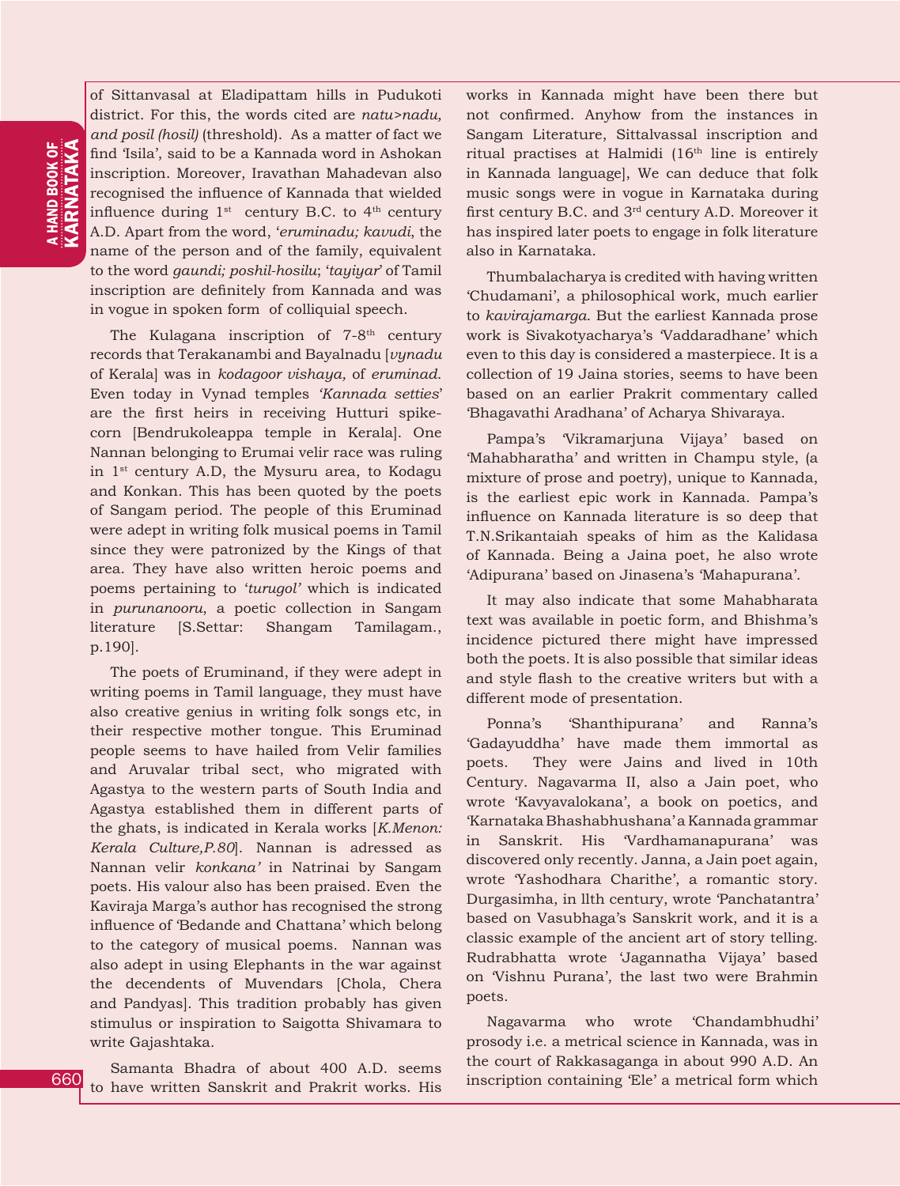of Sittanvasal at Eladipattam hills in Pudukoti district. For this, the words cited are *natu>nadu, and posil (hosil)* (threshold). As a matter of fact we find 'Isila', said to be a Kannada word in Ashokan inscription. Moreover, Iravathan Mahadevan also recognised the influence of Kannada that wielded influence during 1st century B.C. to 4th century A.D. Apart from the word, '*eruminadu; kavudi*, the name of the person and of the family, equivalent to the word *gaundi; poshil-hosilu*; '*tayiyar*' of Tamil inscription are definitely from Kannada and was in vogue in spoken form of colliquial speech.

The Kulagana inscription of 7-8th century records that Terakanambi and Bayalnadu [*vynadu* of Kerala] was in *kodagoor vishaya,* of *eruminad.* Even today in Vynad temples *'Kannada setties*' are the first heirs in receiving Hutturi spike-corn [Bendrukoleappa temple in Kerala]. One Nannan belonging to Erumai velir race was ruling in 1st century A.D, the Mysuru area, to Kodagu and Konkan. This has been quoted by the poets of Sangam period. The people of this Eruminad were adept in writing folk musical poems in Tamil since they were patronized by the Kings of that area. They have also written heroic poems and poems pertaining to '*turugol'* which is indicated in *purunanooru*, a poetic collection in Sangam literature [S.Settar: Shangam Tamilagam., p.190].

The poets of Eruminand, if they were adept in writing poems in Tamil language, they must have also creative genius in writing folk songs etc, in their respective mother tongue. This Eruminad people seems to have hailed from Velir families and Aruvalar tribal sect, who migrated with Agastya to the western parts of South India and Agastya established them in different parts of the ghats, is indicated in Kerala works [*K.Menon: Kerala Culture,P.80*]. Nannan is adressed as Nannan velir *konkana'* in Natrinai by Sangam poets. His valour also has been praised. Even the Kaviraja Marga's author has recognised the strong influence of 'Bedande and Chattana' which belong to the category of musical poems. Nannan was also adept in using Elephants in the war against the decendents of Muvendars [Chola, Chera and Pandyas]. This tradition probably has given stimulus or inspiration to Saigotta Shivamara to write Gajashtaka.

Samanta Bhadra of about 400 A.D. seems to have written Sanskrit and Prakrit works. His works in Kannada might have been there but not confirmed. Anyhow from the instances in Sangam Literature, Sittalvassal inscription and ritual practises at Halmidi (16th line is entirely in Kannada language], We can deduce that folk music songs were in vogue in Karnataka during first century B.C. and 3rd century A.D. Moreover it has inspired later poets to engage in folk literature also in Karnataka.

Thumbalacharya is credited with having written 'Chudamani', a philosophical work, much earlier to *kavirajamarga.* But the earliest Kannada prose work is Sivakotyacharya's 'Vaddaradhane' which even to this day is considered a masterpiece. It is a collection of 19 Jaina stories, seems to have been based on an earlier Prakrit commentary called 'Bhagavathi Aradhana' of Acharya Shivaraya.

Pampa's 'Vikramarjuna Vijaya' based on 'Mahabharatha' and written in Champu style, (a mixture of prose and poetry), unique to Kannada, is the earliest epic work in Kannada. Pampa's influence on Kannada literature is so deep that T.N.Srikantaiah speaks of him as the Kalidasa of Kannada. Being a Jaina poet, he also wrote 'Adipurana' based on Jinasena's 'Mahapurana'.

It may also indicate that some Mahabharata text was available in poetic form, and Bhishma's incidence pictured there might have impressed both the poets. It is also possible that similar ideas and style flash to the creative writers but with a different mode of presentation.

Ponna's 'Shanthipurana' and Ranna's 'Gadayuddha' have made them immortal as poets. They were Jains and lived in 10th Century. Nagavarma II, also a Jain poet, who wrote 'Kavyavalokana', a book on poetics, and 'Karnataka Bhashabhushana' a Kannada grammar in Sanskrit. His 'Vardhamanapurana' was discovered only recently. Janna, a Jain poet again, wrote 'Yashodhara Charithe', a romantic story. Durgasimha, in llth century, wrote 'Panchatantra' based on Vasubhaga's Sanskrit work, and it is a classic example of the ancient art of story telling. Rudrabhatta wrote 'Jagannatha Vijaya' based on 'Vishnu Purana', the last two were Brahmin poets.

Nagavarma who wrote 'Chandambhudhi' prosody i.e. a metrical science in Kannada, was in the court of Rakkasaganga in about 990 A.D. An inscription containing 'Ele' a metrical form which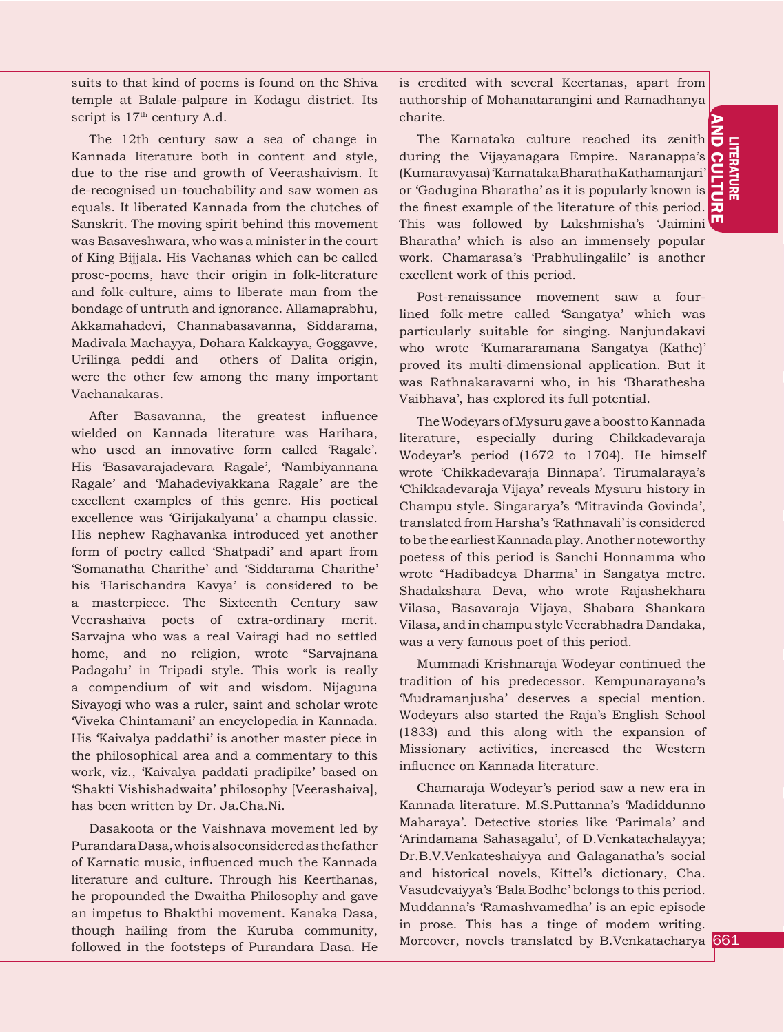suits to that kind of poems is found on the Shiva temple at Balale-palpare in Kodagu district. Its script is 17th century A.d.

The 12th century saw a sea of change in Kannada literature both in content and style, due to the rise and growth of Veerashaivism. It de-recognised un-touchability and saw women as equals. It liberated Kannada from the clutches of Sanskrit. The moving spirit behind this movement was Basaveshwara, who was a minister in the court of King Bijjala. His Vachanas which can be called prose-poems, have their origin in folk-literature and folk-culture, aims to liberate man from the bondage of untruth and ignorance. Allamaprabhu, Akkamahadevi, Channabasavanna, Siddarama, Madivala Machayya, Dohara Kakkayya, Goggavve, Urilinga peddi and others of Dalita origin, were the other few among the many important Vachanakaras.

After Basavanna, the greatest influence wielded on Kannada literature was Harihara, who used an innovative form called 'Ragale'. His 'Basavarajadevara Ragale', 'Nambiyannana Ragale' and 'Mahadeviyakkana Ragale' are the excellent examples of this genre. His poetical excellence was 'Girijakalyana' a champu classic. His nephew Raghavanka introduced yet another form of poetry called 'Shatpadi' and apart from 'Somanatha Charithe' and 'Siddarama Charithe' his 'Harischandra Kavya' is considered to be a masterpiece. The Sixteenth Century saw Veerashaiva poets of extra-ordinary merit. Sarvajna who was a real Vairagi had no settled home, and no religion, wrote "Sarvajnana Padagalu' in Tripadi style. This work is really a compendium of wit and wisdom. Nijaguna Sivayogi who was a ruler, saint and scholar wrote 'Viveka Chintamani' an encyclopedia in Kannada. His 'Kaivalya paddathi' is another master piece in the philosophical area and a commentary to this work, viz., 'Kaivalya paddati pradipike' based on 'Shakti Vishishadwaita' philosophy [Veerashaiva], has been written by Dr. Ja.Cha.Ni.

Dasakoota or the Vaishnava movement led by Purandara Dasa, who is also considered as the father of Karnatic music, influenced much the Kannada literature and culture. Through his Keerthanas, he propounded the Dwaitha Philosophy and gave an impetus to Bhakthi movement. Kanaka Dasa, though hailing from the Kuruba community, followed in the footsteps of Purandara Dasa. He is credited with several Keertanas, apart from authorship of Mohanatarangini and Ramadhanya charite.

The Karnataka culture reached its zenith during the Vijayanagara Empire. Naranappa's (Kumaravyasa) 'Karnataka Bharatha Kathamanjari' or 'Gadugina Bharatha' as it is popularly known is the finest example of the literature of this period. This was followed by Lakshmisha's 'Jaimini Bharatha' which is also an immensely popular work. Chamarasa's 'Prabhulingalile' is another excellent work of this period.

Post-renaissance movement saw a four-lined folk-metre called 'Sangatya' which was particularly suitable for singing. Nanjundakavi who wrote 'Kumararamana Sangatya (Kathe)' proved its multi-dimensional application. But it was Rathnakaravarni who, in his 'Bharathesha Vaibhava', has explored its full potential.

The Wodeyars of Mysuru gave a boost to Kannada literature, especially during Chikkadevaraja Wodeyar's period (1672 to 1704). He himself wrote 'Chikkadevaraja Binnapa'. Tirumalaraya's 'Chikkadevaraja Vijaya' reveals Mysuru history in Champu style. Singararya's 'Mitravinda Govinda', translated from Harsha's 'Rathnavali' is considered to be the earliest Kannada play. Another noteworthy poetess of this period is Sanchi Honnamma who wrote "Hadibadeya Dharma' in Sangatya metre. Shadakshara Deva, who wrote Rajashekhara Vilasa, Basavaraja Vijaya, Shabara Shankara Vilasa, and in champu style Veerabhadra Dandaka, was a very famous poet of this period.

Mummadi Krishnaraja Wodeyar continued the tradition of his predecessor. Kempunarayana's 'Mudramanjusha' deserves a special mention. Wodeyars also started the Raja's English School (1833) and this along with the expansion of Missionary activities, increased the Western influence on Kannada literature.

Chamaraja Wodeyar's period saw a new era in Kannada literature. M.S.Puttanna's 'Madiddunno Maharaya'. Detective stories like 'Parimala' and 'Arindamana Sahasagalu', of D.Venkatachalayya; Dr.B.V.Venkateshaiyya and Galaganatha's social and historical novels, Kittel's dictionary, Cha. Vasudevaiyya's 'Bala Bodhe' belongs to this period. Muddanna's 'Ramashvamedha' is an epic episode in prose. This has a tinge of modem writing. Moreover, novels translated by B.Venkatacharya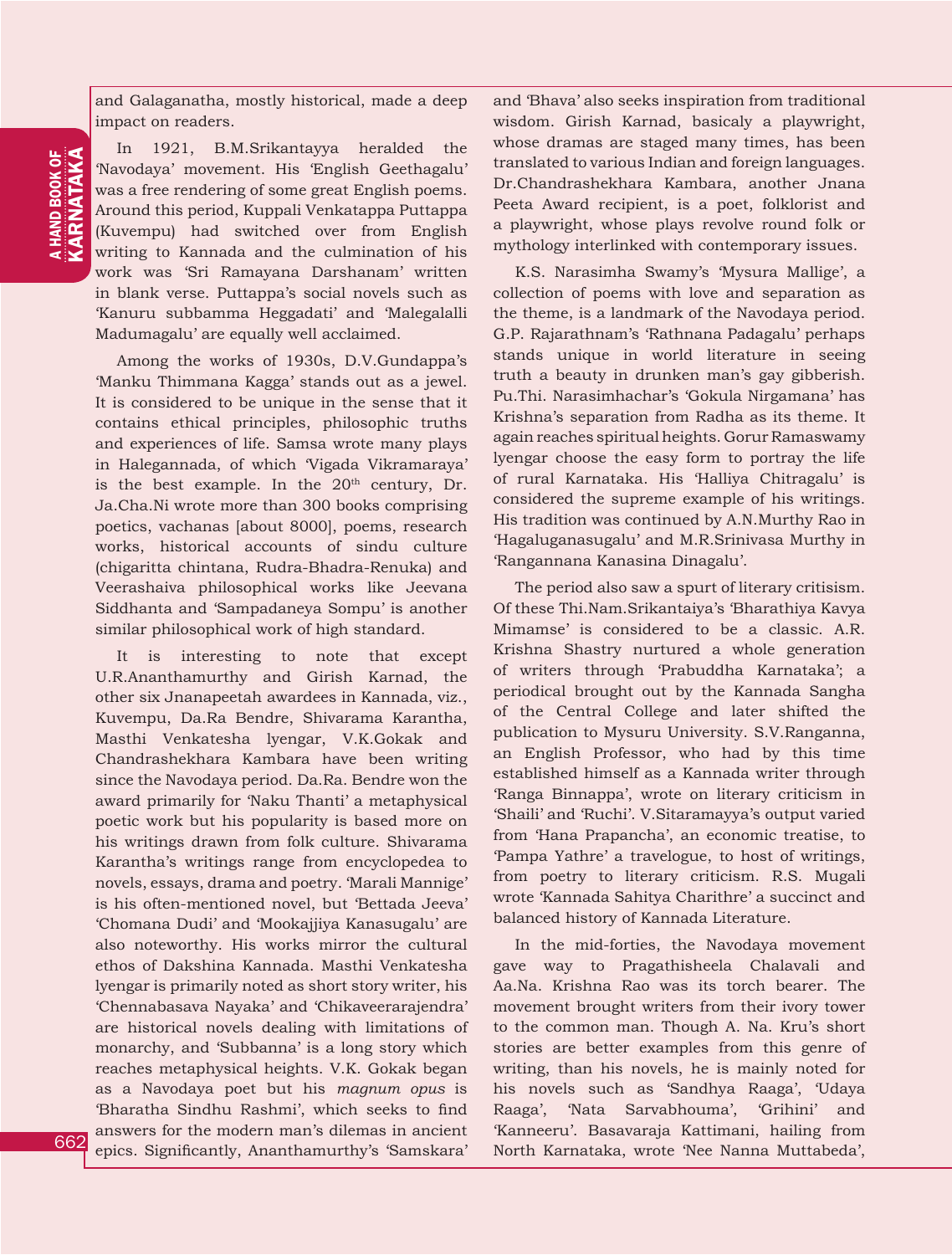and Galaganatha, mostly historical, made a deep impact on readers.

In 1921, B.M.Srikantayya heralded the 'Navodaya' movement. His 'English Geethagalu' was a free rendering of some great English poems. Around this period, Kuppali Venkatappa Puttappa (Kuvempu) had switched over from English writing to Kannada and the culmination of his work was 'Sri Ramayana Darshanam' written in blank verse. Puttappa's social novels such as 'Kanuru subbamma Heggadati' and 'Malegalalli Madumagalu' are equally well acclaimed.

Among the works of 1930s, D.V.Gundappa's 'Manku Thimmana Kagga' stands out as a jewel. It is considered to be unique in the sense that it contains ethical principles, philosophic truths and experiences of life. Samsa wrote many plays in Halegannada, of which 'Vigada Vikramaraya' is the best example. In the 20th century, Dr. Ja.Cha.Ni wrote more than 300 books comprising poetics, vachanas [about 8000], poems, research works, historical accounts of sindu culture (chigaritta chintana, Rudra-Bhadra-Renuka) and Veerashaiva philosophical works like Jeevana Siddhanta and 'Sampadaneya Sompu' is another similar philosophical work of high standard.

It is interesting to note that except U.R.Ananthamurthy and Girish Karnad, the other six Jnanapeetah awardees in Kannada, viz., Kuvempu, Da.Ra Bendre, Shivarama Karantha, Masthi Venkatesha Iyengar, V.K.Gokak and Chandrashekhara Kambara have been writing since the Navodaya period. Da.Ra. Bendre won the award primarily for 'Naku Thanti' a metaphysical poetic work but his popularity is based more on his writings drawn from folk culture. Shivarama Karantha's writings range from encyclopedea to novels, essays, drama and poetry. 'Marali Mannige' is his often-mentioned novel, but 'Bettada Jeeva' 'Chomana Dudi' and 'Mookajjiya Kanasugalu' are also noteworthy. His works mirror the cultural ethos of Dakshina Kannada. Masthi Venkatesha Iyengar is primarily noted as short story writer, his 'Chennabasava Nayaka' and 'Chikaveerarajendra' are historical novels dealing with limitations of monarchy, and 'Subbanna' is a long story which reaches metaphysical heights. V.K. Gokak began as a Navodaya poet but his *magnum opus* is 'Bharatha Sindhu Rashmi', which seeks to find answers for the modern man's dilemas in ancient epics. Significantly, Ananthamurthy's 'Samskara' and 'Bhava' also seeks inspiration from traditional wisdom. Girish Karnad, basicaly a playwright, whose dramas are staged many times, has been translated to various Indian and foreign languages. Dr.Chandrashekhara Kambara, another Jnana Peeta Award recipient, is a poet, folklorist and a playwright, whose plays revolve round folk or mythology interlinked with contemporary issues.

K.S. Narasimha Swamy's 'Mysura Mallige', a collection of poems with love and separation as the theme, is a landmark of the Navodaya period. G.P. Rajarathnam's 'Rathnana Padagalu' perhaps stands unique in world literature in seeing truth a beauty in drunken man's gay gibberish. Pu.Thi. Narasimhachar's 'Gokula Nirgamana' has Krishna's separation from Radha as its theme. It again reaches spiritual heights. Gorur Ramaswamy Iyengar choose the easy form to portray the life of rural Karnataka. His 'Halliya Chitragalu' is considered the supreme example of his writings. His tradition was continued by A.N.Murthy Rao in 'Hagaluganasugalu' and M.R.Srinivasa Murthy in 'Rangannana Kanasina Dinagalu'.

The period also saw a spurt of literary critisism. Of these Thi.Nam.Srikantaiya's 'Bharathiya Kavya Mimamse' is considered to be a classic. A.R. Krishna Shastry nurtured a whole generation of writers through 'Prabuddha Karnataka'; a periodical brought out by the Kannada Sangha of the Central College and later shifted the publication to Mysuru University. S.V.Ranganna, an English Professor, who had by this time established himself as a Kannada writer through 'Ranga Binnappa', wrote on literary criticism in 'Shaili' and 'Ruchi'. V.Sitaramayya's output varied from 'Hana Prapancha', an economic treatise, to 'Pampa Yathre' a travelogue, to host of writings, from poetry to literary criticism. R.S. Mugali wrote 'Kannada Sahitya Charithre' a succinct and balanced history of Kannada Literature.

In the mid-forties, the Navodaya movement gave way to Pragathisheela Chalavali and Aa.Na. Krishna Rao was its torch bearer. The movement brought writers from their ivory tower to the common man. Though A. Na. Kru's short stories are better examples from this genre of writing, than his novels, he is mainly noted for his novels such as 'Sandhya Raaga', 'Udaya Raaga', 'Nata Sarvabhouma', 'Grihini' and 'Kanneeru'. Basavaraja Kattimani, hailing from North Karnataka, wrote 'Nee Nanna Muttabeda',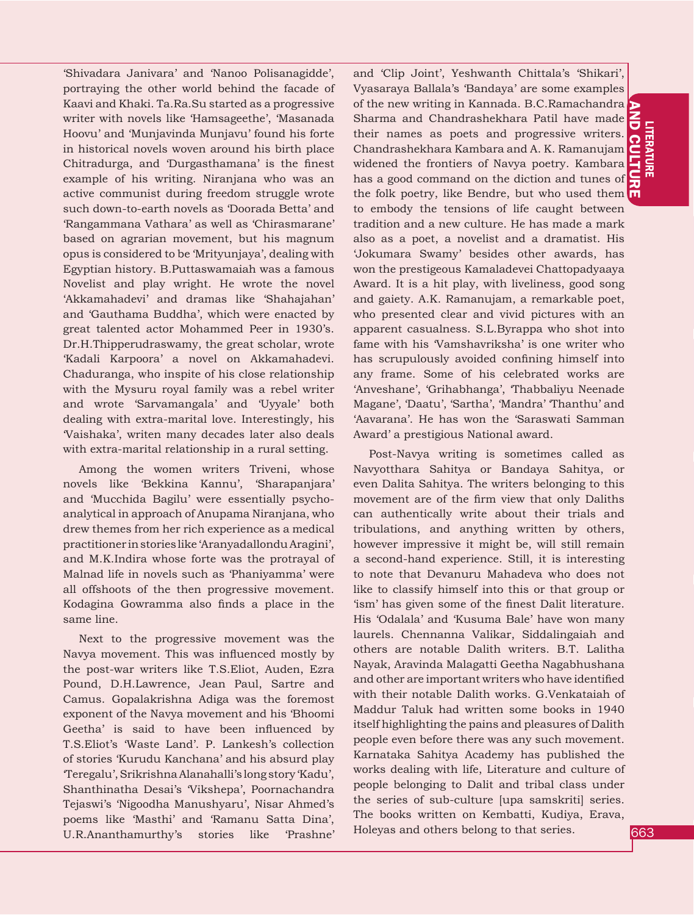'Shivadara Janivara' and 'Nanoo Polisanagidde', portraying the other world behind the facade of Kaavi and Khaki. Ta.Ra.Su started as a progressive writer with novels like 'Hamsageethe', 'Masanada Hoovu' and 'Munjavinda Munjavu' found his forte in historical novels woven around his birth place Chitradurga, and 'Durgasthamana' is the finest example of his writing. Niranjana who was an active communist during freedom struggle wrote such down-to-earth novels as 'Doorada Betta' and 'Rangammana Vathara' as well as 'Chirasmarane' based on agrarian movement, but his magnum opus is considered to be 'Mrityunjaya', dealing with Egyptian history. B.Puttaswamaiah was a famous Novelist and play wright. He wrote the novel 'Akkamahadevi' and dramas like 'Shahajahan' and 'Gauthama Buddha', which were enacted by great talented actor Mohammed Peer in 1930's. Dr.H.Thipperudraswamy, the great scholar, wrote 'Kadali Karpoora' a novel on Akkamahadevi. Chaduranga, who inspite of his close relationship with the Mysuru royal family was a rebel writer and wrote 'Sarvamangala' and 'Uyyale' both dealing with extra-marital love. Interestingly, his 'Vaishaka', writen many decades later also deals with extra-marital relationship in a rural setting.

Among the women writers Triveni, whose novels like 'Bekkina Kannu', 'Sharapanjara' and 'Mucchida Bagilu' were essentially psycho-analytical in approach of Anupama Niranjana, who drew themes from her rich experience as a medical practitioner in stories like 'Aranyadallondu Aragini', and M.K.Indira whose forte was the protrayal of Malnad life in novels such as 'Phaniyamma' were all offshoots of the then progressive movement. Kodagina Gowramma also finds a place in the same line.

Next to the progressive movement was the Navya movement. This was influenced mostly by the post-war writers like T.S.Eliot, Auden, Ezra Pound, D.H.Lawrence, Jean Paul, Sartre and Camus. Gopalakrishna Adiga was the foremost exponent of the Navya movement and his 'Bhoomi Geetha' is said to have been influenced by T.S.Eliot's 'Waste Land'. P. Lankesh's collection of stories 'Kurudu Kanchana' and his absurd play 'Teregalu', Srikrishna Alanahalli's long story 'Kadu', Shanthinatha Desai's 'Vikshepa', Poornachandra Tejaswi's 'Nigoodha Manushyaru', Nisar Ahmed's poems like 'Masthi' and 'Ramanu Satta Dina', U.R.Ananthamurthy's stories like 'Prashne' and 'Clip Joint', Yeshwanth Chittala's 'Shikari', Vyasaraya Ballala's 'Bandaya' are some examples of the new writing in Kannada. B.C.Ramachandra Sharma and Chandrashekhara Patil have made their names as poets and progressive writers. Chandrashekhara Kambara and A. K. Ramanujam widened the frontiers of Navya poetry. Kambara has a good command on the diction and tunes of the folk poetry, like Bendre, but who used them to embody the tensions of life caught between tradition and a new culture. He has made a mark also as a poet, a novelist and a dramatist. His 'Jokumara Swamy' besides other awards, has won the prestigeous Kamaladevei Chattopadyaaya Award. It is a hit play, with liveliness, good song and gaiety. A.K. Ramanujam, a remarkable poet, who presented clear and vivid pictures with an apparent casualness. S.L.Byrappa who shot into fame with his 'Vamshavriksha' is one writer who has scrupulously avoided confining himself into any frame. Some of his celebrated works are 'Anveshane', 'Grihabhanga', 'Thabbaliyu Neenade Magane', 'Daatu', 'Sartha', 'Mandra' 'Thanthu' and 'Aavarana'. He has won the 'Saraswati Samman Award' a prestigious National award.

Post-Navya writing is sometimes called as Navyotthara Sahitya or Bandaya Sahitya, or even Dalita Sahitya. The writers belonging to this movement are of the firm view that only Daliths can authentically write about their trials and tribulations, and anything written by others, however impressive it might be, will still remain a second-hand experience. Still, it is interesting to note that Devanuru Mahadeva who does not like to classify himself into this or that group or 'ism' has given some of the finest Dalit literature. His 'Odalala' and 'Kusuma Bale' have won many laurels. Chennanna Valikar, Siddalingaiah and others are notable Dalith writers. B.T. Lalitha Nayak, Aravinda Malagatti Geetha Nagabhushana and other are important writers who have identified with their notable Dalith works. G.Venkataiah of Maddur Taluk had written some books in 1940 itself highlighting the pains and pleasures of Dalith people even before there was any such movement. Karnataka Sahitya Academy has published the works dealing with life, Literature and culture of people belonging to Dalit and tribal class under the series of sub-culture [upa samskriti] series. The books written on Kembatti, Kudiya, Erava, Holeyas and others belong to that series.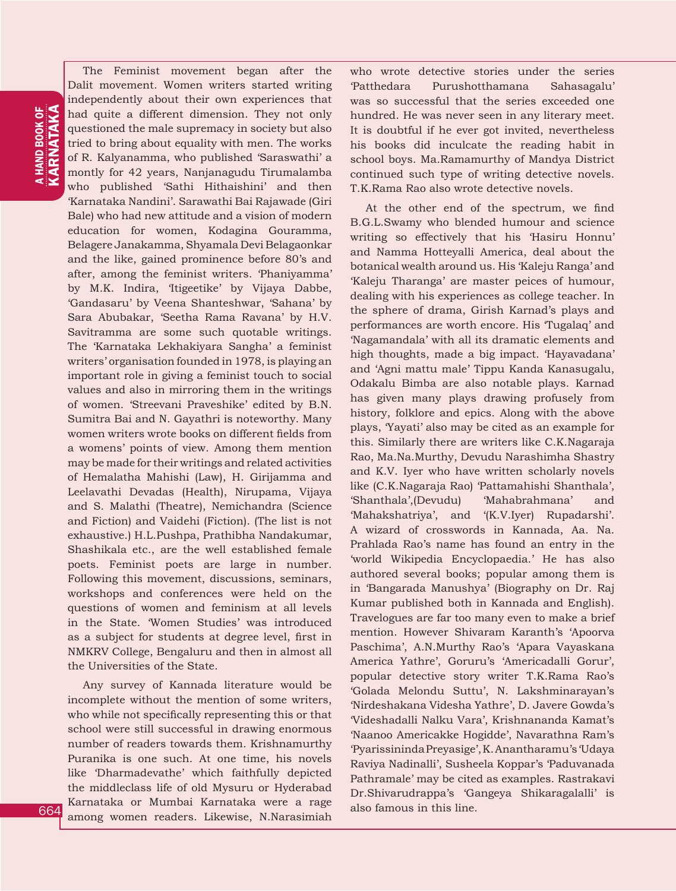The Feminist movement began after the Dalit movement. Women writers started writing independently about their own experiences that had quite a different dimension. They not only questioned the male supremacy in society but also tried to bring about equality with men. The works of R. Kalyanamma, who published 'Saraswathi' a montly for 42 years, Nanjanagudu Tirumalamba who published 'Sathi Hithaishini' and then 'Karnataka Nandini'. Sarawathi Bai Rajawade (Giri Bale) who had new attitude and a vision of modern education for women, Kodagina Gouramma, Belagere Janakamma, Shyamala Devi Belagaonkar and the like, gained prominence before 80's and after, among the feminist writers. 'Phaniyamma' by M.K. Indira, 'Itigeetike' by Vijaya Dabbe, 'Gandasaru' by Veena Shanteshwar, 'Sahana' by Sara Abubakar, 'Seetha Rama Ravana' by H.V. Savitramma are some such quotable writings. The 'Karnataka Lekhakiyara Sangha' a feminist writers' organisation founded in 1978, is playing an important role in giving a feminist touch to social values and also in mirroring them in the writings of women. 'Streevani Praveshike' edited by B.N. Sumitra Bai and N. Gayathri is noteworthy. Many women writers wrote books on different fields from a womens' points of view. Among them mention may be made for their writings and related activities of Hemalatha Mahishi (Law), H. Girijamma and Leelavathi Devadas (Health), Nirupama, Vijaya and S. Malathi (Theatre), Nemichandra (Science and Fiction) and Vaidehi (Fiction). (The list is not exhaustive.) H.L.Pushpa, Prathibha Nandakumar, Shashikala etc., are the well established female poets. Feminist poets are large in number. Following this movement, discussions, seminars, workshops and conferences were held on the questions of women and feminism at all levels in the State. 'Women Studies' was introduced as a subject for students at degree level, first in NMKRV College, Bengaluru and then in almost all the Universities of the State.

Any survey of Kannada literature would be incomplete without the mention of some writers, who while not specifically representing this or that school were still successful in drawing enormous number of readers towards them. Krishnamurthy Puranika is one such. At one time, his novels like 'Dharmadevathe' which faithfully depicted the middleclass life of old Mysuru or Hyderabad Karnataka or Mumbai Karnataka were a rage among women readers. Likewise, N.Narasimiah who wrote detective stories under the series 'Patthedara Purushotthamana Sahasagalu' was so successful that the series exceeded one hundred. He was never seen in any literary meet. It is doubtful if he ever got invited, nevertheless his books did inculcate the reading habit in school boys. Ma.Ramamurthy of Mandya District continued such type of writing detective novels. T.K.Rama Rao also wrote detective novels.

At the other end of the spectrum, we find B.G.L.Swamy who blended humour and science writing so effectively that his 'Hasiru Honnu' and Namma Hotteyalli America, deal about the botanical wealth around us. His 'Kaleju Ranga' and 'Kaleju Tharanga' are master peices of humour, dealing with his experiences as college teacher. In the sphere of drama, Girish Karnad's plays and performances are worth encore. His 'Tugalaq' and 'Nagamandala' with all its dramatic elements and high thoughts, made a big impact. 'Hayavadana' and 'Agni mattu male' Tippu Kanda Kanasugalu, Odakalu Bimba are also notable plays. Karnad has given many plays drawing profusely from history, folklore and epics. Along with the above plays, 'Yayati' also may be cited as an example for this. Similarly there are writers like C.K.Nagaraja Rao, Ma.Na.Murthy, Devudu Narashimha Shastry and K.V. Iyer who have written scholarly novels like (C.K.Nagaraja Rao) 'Pattamahishi Shanthala', 'Shanthala',(Devudu) 'Mahabrahmana' and 'Mahakshatriya', and '(K.V.Iyer) Rupadarshi'. A wizard of crosswords in Kannada, Aa. Na. Prahlada Rao's name has found an entry in the 'world Wikipedia Encyclopaedia.' He has also authored several books; popular among them is in 'Bangarada Manushya' (Biography on Dr. Raj Kumar published both in Kannada and English). Travelogues are far too many even to make a brief mention. However Shivaram Karanth's 'Apoorva Paschima', A.N.Murthy Rao's 'Apara Vayaskana America Yathre', Goruru's 'Americadalli Gorur', popular detective story writer T.K.Rama Rao's 'Golada Melondu Suttu', N. Lakshminarayan's 'Nirdeshakana Videsha Yathre', D. Javere Gowda's 'Videshadalli Nalku Vara', Krishnananda Kamat's 'Naanoo Americakke Hogidde', Navarathna Ram's 'Pyarissininda Preyasige', K. Anantharamu's 'Udaya Raviya Nadinalli', Susheela Koppar's 'Paduvanada Pathramale' may be cited as examples. Rastrakavi Dr.Shivarudrappa's 'Gangeya Shikaragalalli' is also famous in this line.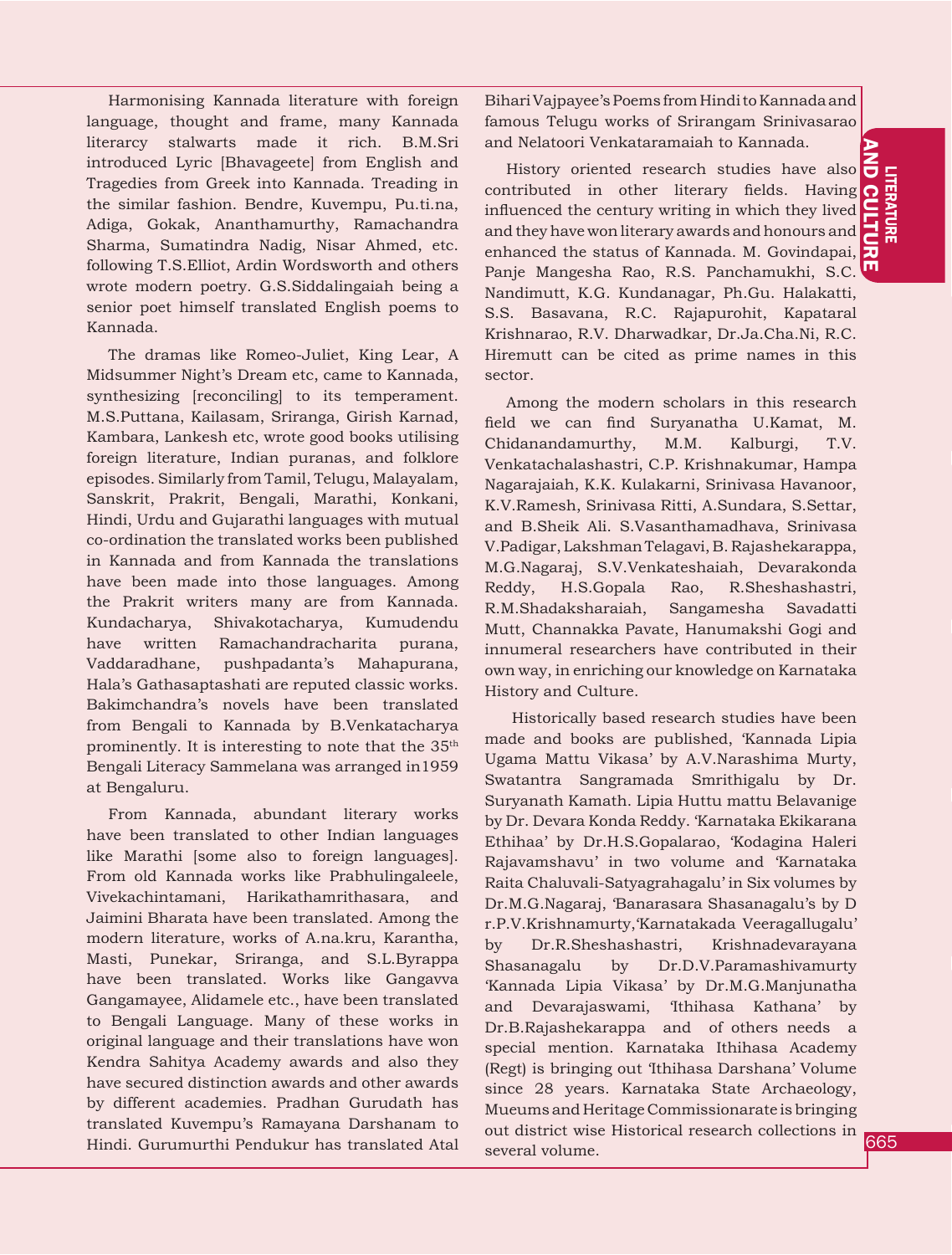Harmonising Kannada literature with foreign language, thought and frame, many Kannada literarcy stalwarts made it rich. B.M.Sri introduced Lyric [Bhavageete] from English and Tragedies from Greek into Kannada. Treading in the similar fashion. Bendre, Kuvempu, Pu.ti.na, Adiga, Gokak, Ananthamurthy, Ramachandra Sharma, Sumatindra Nadig, Nisar Ahmed, etc. following T.S.Elliot, Ardin Wordsworth and others wrote modern poetry. G.S.Siddalingaiah being a senior poet himself translated English poems to Kannada.

The dramas like Romeo-Juliet, King Lear, A Midsummer Night's Dream etc, came to Kannada, synthesizing [reconciling] to its temperament. M.S.Puttana, Kailasam, Sriranga, Girish Karnad, Kambara, Lankesh etc, wrote good books utilising foreign literature, Indian puranas, and folklore episodes. Similarly from Tamil, Telugu, Malayalam, Sanskrit, Prakrit, Bengali, Marathi, Konkani, Hindi, Urdu and Gujarathi languages with mutual co-ordination the translated works been published in Kannada and from Kannada the translations have been made into those languages. Among the Prakrit writers many are from Kannada. Kundacharya, Shivakotacharya, Kumudendu have written Ramachandracharita purana, Vaddaradhane, pushpadanta's Mahapurana, Hala's Gathasaptashati are reputed classic works. Bakimchandra's novels have been translated from Bengali to Kannada by B.Venkatacharya prominently. It is interesting to note that the 35th Bengali Literacy Sammelana was arranged in1959 at Bengaluru.

From Kannada, abundant literary works have been translated to other Indian languages like Marathi [some also to foreign languages]. From old Kannada works like Prabhulingaleele, Vivekachintamani, Harikathamrithasara, and Jaimini Bharata have been translated. Among the modern literature, works of A.na.kru, Karantha, Masti, Punekar, Sriranga, and S.L.Byrappa have been translated. Works like Gangavva Gangamayee, Alidamele etc., have been translated to Bengali Language. Many of these works in original language and their translations have won Kendra Sahitya Academy awards and also they have secured distinction awards and other awards by different academies. Pradhan Gurudath has translated Kuvempu's Ramayana Darshanam to Hindi. Gurumurthi Pendukur has translated Atal Bihari Vajpayee's Poems from Hindi to Kannada and famous Telugu works of Srirangam Srinivasarao and Nelatoori Venkataramaiah to Kannada.

History oriented research studies have also contributed in other literary fields. Having influenced the century writing in which they lived and they have won literary awards and honours and enhanced the status of Kannada. M. Govindapai, Panje Mangesha Rao, R.S. Panchamukhi, S.C. Nandimutt, K.G. Kundanagar, Ph.Gu. Halakatti, S.S. Basavana, R.C. Rajapurohit, Kapataral Krishnarao, R.V. Dharwadkar, Dr.Ja.Cha.Ni, R.C. Hiremutt can be cited as prime names in this sector.

Among the modern scholars in this research field we can find Suryanatha U.Kamat, M. Chidanandamurthy, M.M. Kalburgi, T.V. Venkatachalashastri, C.P. Krishnakumar, Hampa Nagarajaiah, K.K. Kulakarni, Srinivasa Havanoor, K.V.Ramesh, Srinivasa Ritti, A.Sundara, S.Settar, and B.Sheik Ali. S.Vasanthamadhava, Srinivasa V.Padigar, Lakshman Telagavi, B. Rajashekarappa, M.G.Nagaraj, S.V.Venkateshaiah, Devarakonda Reddy, H.S.Gopala Rao, R.Sheshashastri, R.M.Shadaksharaiah, Sangamesha Savadatti Mutt, Channakka Pavate, Hanumakshi Gogi and innumeral researchers have contributed in their own way, in enriching our knowledge on Karnataka History and Culture.

Historically based research studies have been made and books are published, 'Kannada Lipia Ugama Mattu Vikasa' by A.V.Narashima Murty, Swatantra Sangramada Smrithigalu by Dr. Suryanath Kamath. Lipia Huttu mattu Belavanige by Dr. Devara Konda Reddy. 'Karnataka Ekikarana Ethihaa' by Dr.H.S.Gopalarao, 'Kodagina Haleri Rajavamshavu' in two volume and 'Karnataka Raita Chaluvali-Satyagrahagalu' in Six volumes by Dr.M.G.Nagaraj, 'Banarasara Shasanagalu's by Dr.P.V.Krishnamurty,'Karnatakada Veeragallugalu' by Dr.R.Sheshashastri, Krishnadevarayana Shasanagalu by Dr.D.V.Paramashivamurty 'Kannada Lipia Vikasa' by Dr.M.G.Manjunatha and Devarajaswami, 'Ithihasa Kathana' by Dr.B.Rajashekarappa and of others needs a special mention. Karnataka Ithihasa Academy (Regt) is bringing out 'Ithihasa Darshana' Volume since 28 years. Karnataka State Archaeology, Mueums and Heritage Commissionarate is bringing out district wise Historical research collections in several volume.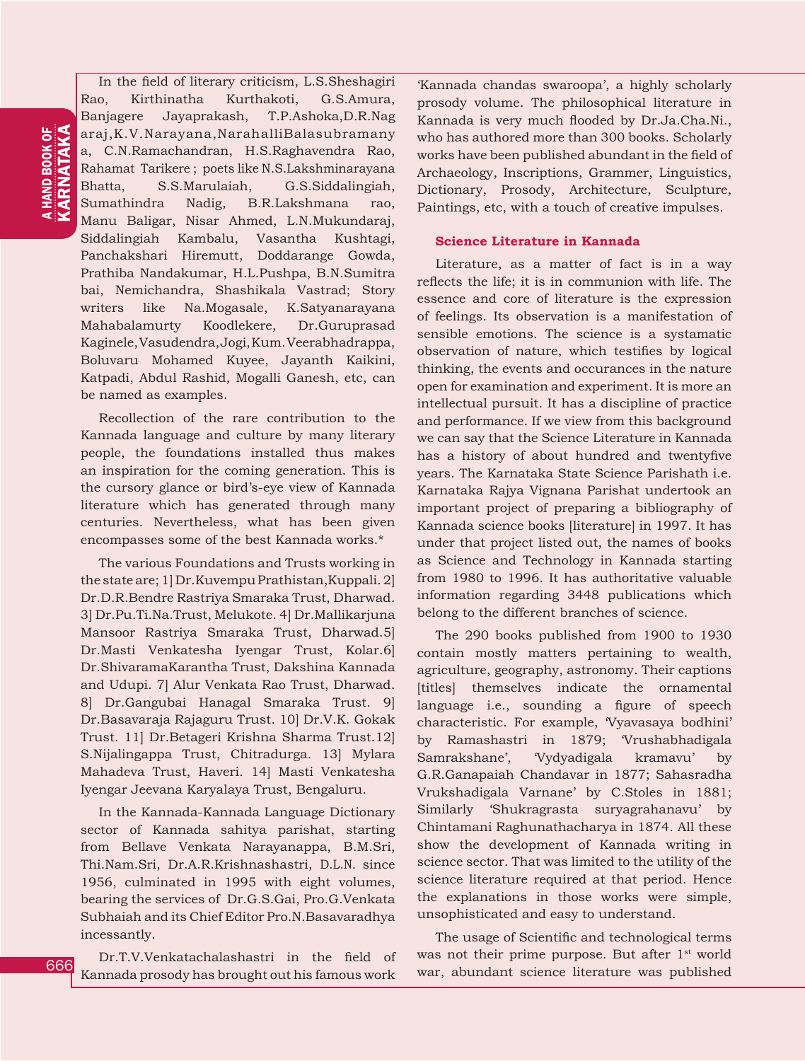In the field of literary criticism, L.S.Sheshagiri Rao, Kirthinatha Kurthakoti, G.S.Amura, Banjagere Jayaprakash, T.P.Ashoka,D.R.Nagaraj,K.V.Narayana,NarahalliBalasubramanya, C.N.Ramachandran, H.S.Raghavendra Rao, Rahamat Tarikere ; poets like N.S.Lakshminarayana Bhatta, S.S.Marulaiah, G.S.Siddalingiah, Sumathindra Nadig, B.R.Lakshmana rao, Manu Baligar, Nisar Ahmed, L.N.Mukundaraj, Siddalingiah Kambalu, Vasantha Kushtagi, Panchakshari Hiremutt, Doddarange Gowda, Prathiba Nandakumar, H.L.Pushpa, B.N.Sumitra bai, Nemichandra, Shashikala Vastrad; Story writers like Na.Mogasale, K.Satyanarayana Mahabalamurty Koodlekere, Dr.Guruprasad Kaginele,Vasudendra,Jogi,Kum.Veerabhadrappa, Boluvaru Mohamed Kuyee, Jayanth Kaikini, Katpadi, Abdul Rashid, Mogalli Ganesh, etc, can be named as examples.

Recollection of the rare contribution to the Kannada language and culture by many literary people, the foundations installed thus makes an inspiration for the coming generation. This is the cursory glance or bird's-eye view of Kannada literature which has generated through many centuries. Nevertheless, what has been given encompasses some of the best Kannada works.*

The various Foundations and Trusts working in the state are; 1] Dr.Kuvempu Prathistan,Kuppali. 2] Dr.D.R.Bendre Rastriya Smaraka Trust, Dharwad. 3] Dr.Pu.Ti.Na.Trust, Melukote. 4] Dr.Mallikarjuna Mansoor Rastriya Smaraka Trust, Dharwad.5] Dr.Masti Venkatesha Iyengar Trust, Kolar.6] Dr.ShivaramaKarantha Trust, Dakshina Kannada and Udupi. 7] Alur Venkata Rao Trust, Dharwad. 8] Dr.Gangubai Hanagal Smaraka Trust. 9] Dr.Basavaraja Rajaguru Trust. 10] Dr.V.K. Gokak Trust. 11] Dr.Betageri Krishna Sharma Trust.12] S.Nijalingappa Trust, Chitradurga. 13] Mylara Mahadeva Trust, Haveri. 14] Masti Venkatesha Iyengar Jeevana Karyalaya Trust, Bengaluru.

In the Kannada-Kannada Language Dictionary sector of Kannada sahitya parishat, starting from Bellave Venkata Narayanappa, B.M.Sri, Thi.Nam.Sri, Dr.A.R.Krishnashastri, D.L.N. since 1956, culminated in 1995 with eight volumes, bearing the services of Dr.G.S.Gai, Pro.G.Venkata Subhaiah and its Chief Editor Pro.N.Basavaradhya incessantly.

Dr.T.V.Venkatachalashastri in the field of Kannada prosody has brought out his famous work 'Kannada chandas swaroopa', a highly scholarly prosody volume. The philosophical literature in Kannada is very much flooded by Dr.Ja.Cha.Ni., who has authored more than 300 books. Scholarly works have been published abundant in the field of Archaeology, Inscriptions, Grammer, Linguistics, Dictionary, Prosody, Architecture, Sculpture, Paintings, etc, with a touch of creative impulses.

### Science Literature in Kannada

Literature, as a matter of fact is in a way reflects the life; it is in communion with life. The essence and core of literature is the expression of feelings. Its observation is a manifestation of sensible emotions. The science is a systamatic observation of nature, which testifies by logical thinking, the events and occurances in the nature open for examination and experiment. It is more an intellectual pursuit. It has a discipline of practice and performance. If we view from this background we can say that the Science Literature in Kannada has a history of about hundred and twentyfive years. The Karnataka State Science Parishath i.e. Karnataka Rajya Vignana Parishat undertook an important project of preparing a bibliography of Kannada science books [literature] in 1997. It has under that project listed out, the names of books as Science and Technology in Kannada starting from 1980 to 1996. It has authoritative valuable information regarding 3448 publications which belong to the different branches of science.

The 290 books published from 1900 to 1930 contain mostly matters pertaining to wealth, agriculture, geography, astronomy. Their captions [titles] themselves indicate the ornamental language i.e., sounding a figure of speech characteristic. For example, 'Vyavasaya bodhini' by Ramashastri in 1879; 'Vrushabhadigala Samrakshane', 'Vydyadigala kramavu' by G.R.Ganapaiah Chandavar in 1877; Sahasradha Vrukshadigala Varnane' by C.Stoles in 1881; Similarly 'Shukragrasta suryagrahanavu' by Chintamani Raghunathacharya in 1874. All these show the development of Kannada writing in science sector. That was limited to the utility of the science literature required at that period. Hence the explanations in those works were simple, unsophisticated and easy to understand.

The usage of Scientific and technological terms was not their prime purpose. But after 1st world war, abundant science literature was published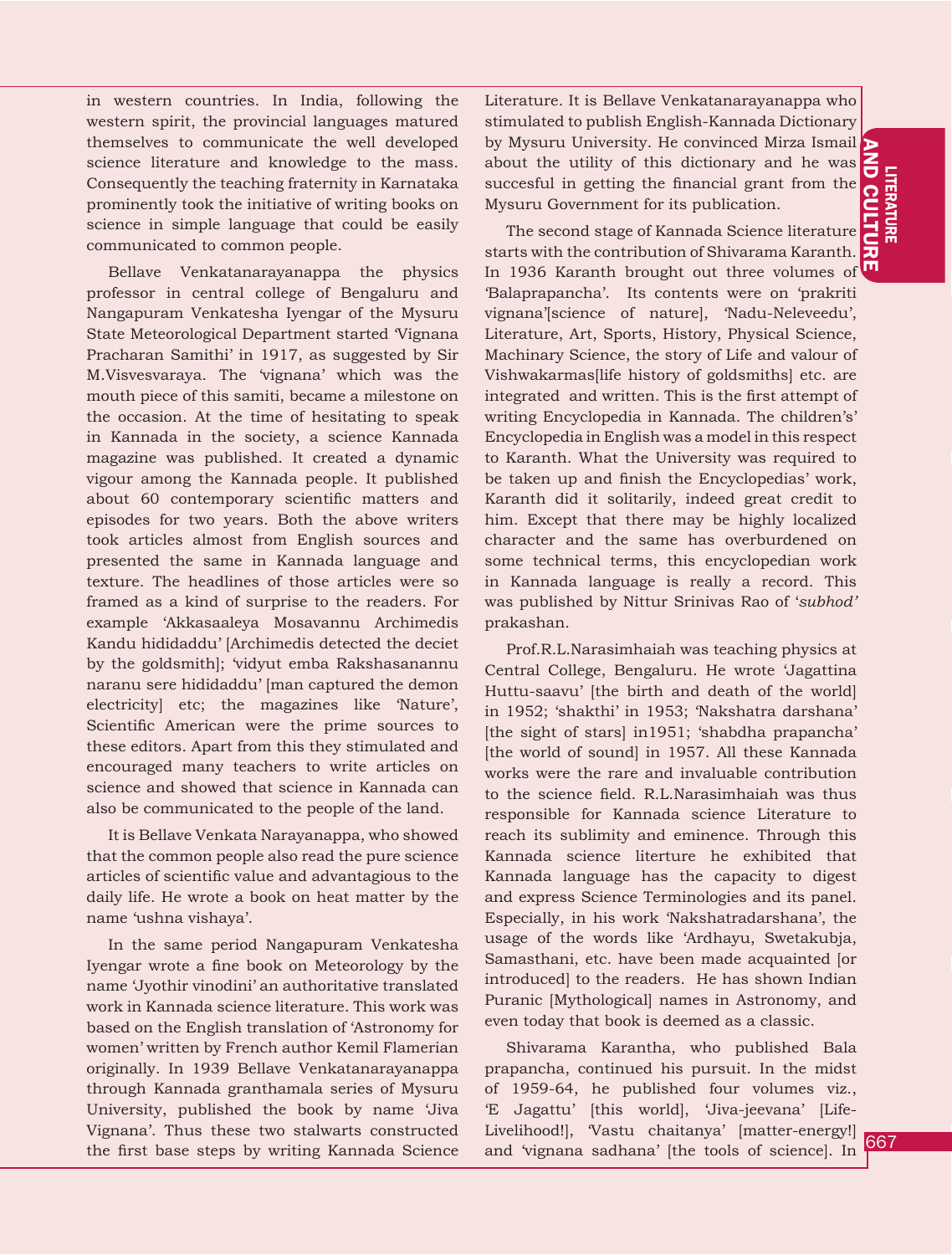in western countries. In India, following the western spirit, the provincial languages matured themselves to communicate the well developed science literature and knowledge to the mass. Consequently the teaching fraternity in Karnataka prominently took the initiative of writing books on science in simple language that could be easily communicated to common people.

Bellave Venkatanarayanappa the physics professor in central college of Bengaluru and Nangapuram Venkatesha Iyengar of the Mysuru State Meteorological Department started 'Vignana Pracharan Samithi' in 1917, as suggested by Sir M.Visvesvaraya. The 'vignana' which was the mouth piece of this samiti, became a milestone on the occasion. At the time of hesitating to speak in Kannada in the society, a science Kannada magazine was published. It created a dynamic vigour among the Kannada people. It published about 60 contemporary scientific matters and episodes for two years. Both the above writers took articles almost from English sources and presented the same in Kannada language and texture. The headlines of those articles were so framed as a kind of surprise to the readers. For example 'Akkasaaleya Mosavannu Archimedis Kandu hidideddu' [Archimedis detected the deciet by the goldsmith]; 'vidyut emba Rakshasanannu naranu sere hidideddu' [man captured the demon electricity] etc; the magazines like 'Nature', Scientific American were the prime sources to these editors. Apart from this they stimulated and encouraged many teachers to write articles on science and showed that science in Kannada can also be communicated to the people of the land.

It is Bellave Venkata Narayanappa, who showed that the common people also read the pure science articles of scientific value and advantagious to the daily life. He wrote a book on heat matter by the name 'ushna vishaya'.

In the same period Nangapuram Venkatesha Iyengar wrote a fine book on Meteorology by the name 'Jyothir vinodini' an authoritative translated work in Kannada science literature. This work was based on the English translation of 'Astronomy for women' written by French author Kemil Flamerian originally. In 1939 Bellave Venkatanarayanappa through Kannada granthamala series of Mysuru University, published the book by name 'Jiva Vignana'. Thus these two stalwarts constructed the first base steps by writing Kannada Science Literature. It is Bellave Venkatanarayanappa who stimulated to publish English-Kannada Dictionary by Mysuru University. He convinced Mirza Ismail about the utility of this dictionary and he was succesful in getting the financial grant from the Mysuru Government for its publication.

The second stage of Kannada Science literature starts with the contribution of Shivarama Karanth. In 1936 Karanth brought out three volumes of 'Balaprapancha'. Its contents were on 'prakriti vignana'[science of nature], 'Nadu-Neleveedu', Literature, Art, Sports, History, Physical Science, Machinary Science, the story of Life and valour of Vishwakarmas[life history of goldsmiths] etc. are integrated and written. This is the first attempt of writing Encyclopedia in Kannada. The children's' Encyclopedia in English was a model in this respect to Karanth. What the University was required to be taken up and finish the Encyclopedias' work, Karanth did it solitarily, indeed great credit to him. Except that there may be highly localized character and the same has overburdened on some technical terms, this encyclopedian work in Kannada language is really a record. This was published by Nittur Srinivas Rao of '*subhod'* prakashan.

Prof.R.L.Narasimhaiah was teaching physics at Central College, Bengaluru. He wrote 'Jagattina Huttu-saavu' [the birth and death of the world] in 1952; 'shakthi' in 1953; 'Nakshatra darshana' [the sight of stars] in1951; 'shabdha prapancha' [the world of sound] in 1957. All these Kannada works were the rare and invaluable contribution to the science field. R.L.Narasimhaiah was thus responsible for Kannada science Literature to reach its sublimity and eminence. Through this Kannada science literture he exhibited that Kannada language has the capacity to digest and express Science Terminologies and its panel. Especially, in his work 'Nakshatradarshana', the usage of the words like 'Ardhayu, Swetakubja, Samasthani, etc. have been made acquainted [or introduced] to the readers. He has shown Indian Puranic [Mythological] names in Astronomy, and even today that book is deemed as a classic.

Shivarama Karantha, who published Bala prapancha, continued his pursuit. In the midst of 1959-64, he published four volumes viz., 'E Jagattu' [this world], 'Jiva-jeevana' [Life-Livelihood!], 'Vastu chaitanya' [matter-energy!] and 'vignana sadhana' [the tools of science]. In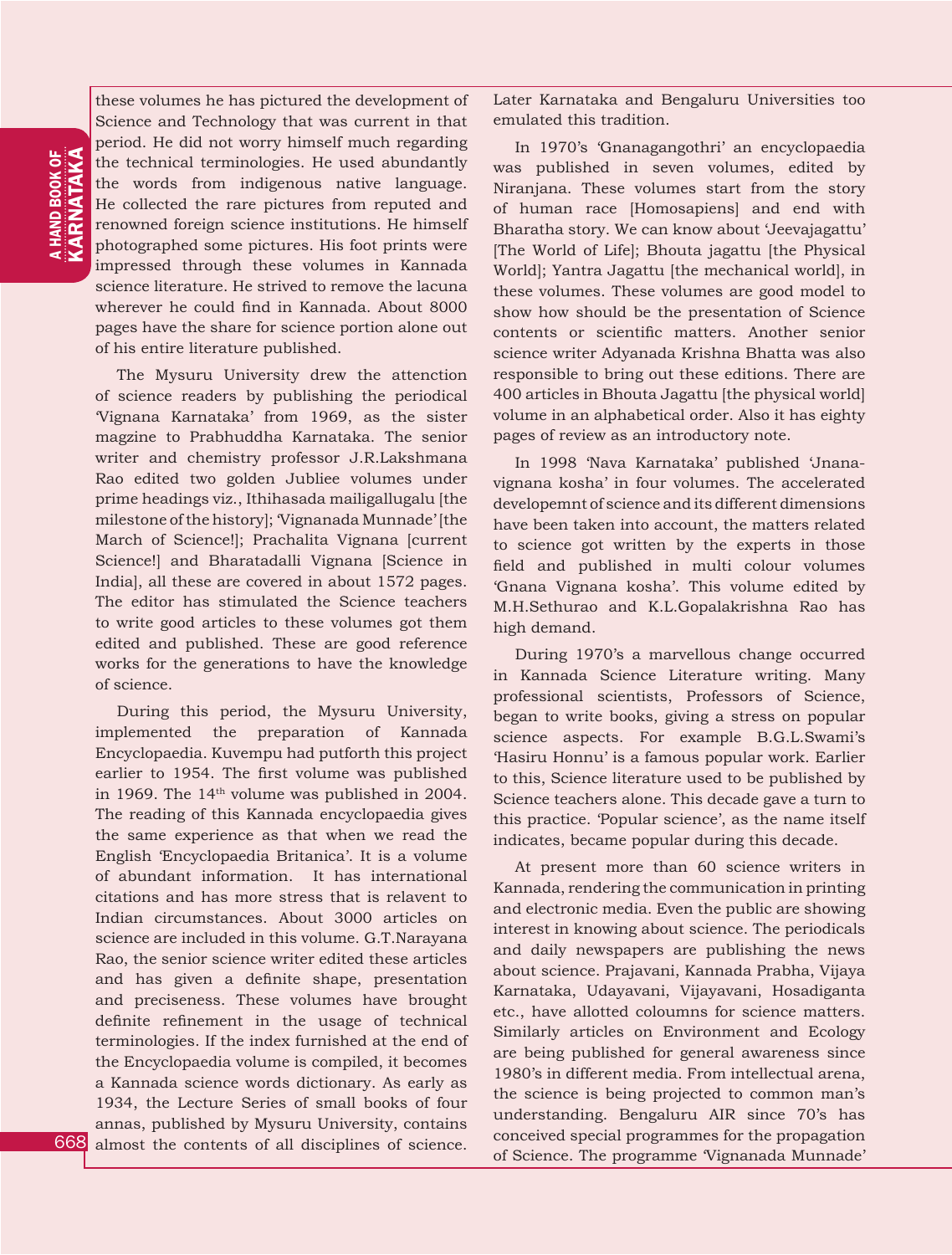these volumes he has pictured the development of Science and Technology that was current in that period. He did not worry himself much regarding the technical terminologies. He used abundantly the words from indigenous native language. He collected the rare pictures from reputed and renowned foreign science institutions. He himself photographed some pictures. His foot prints were impressed through these volumes in Kannada science literature. He strived to remove the lacuna wherever he could find in Kannada. About 8000 pages have the share for science portion alone out of his entire literature published.

The Mysuru University drew the attenction of science readers by publishing the periodical 'Vignana Karnataka' from 1969, as the sister magzine to Prabhuddha Karnataka. The senior writer and chemistry professor J.R.Lakshmana Rao edited two golden Jubliee volumes under prime headings viz., Ithihasada mailigallugalu [the milestone of the history]; 'Vignanada Munnade' [the March of Science!]; Prachalita Vignana [current Science!] and Bharatadalli Vignana [Science in India], all these are covered in about 1572 pages. The editor has stimulated the Science teachers to write good articles to these volumes got them edited and published. These are good reference works for the generations to have the knowledge of science.

During this period, the Mysuru University, implemented the preparation of Kannada Encyclopaedia. Kuvempu had putforth this project earlier to 1954. The first volume was published in 1969. The 14th volume was published in 2004. The reading of this Kannada encyclopaedia gives the same experience as that when we read the English 'Encyclopaedia Britanica'. It is a volume of abundant information. It has international citations and has more stress that is relavent to Indian circumstances. About 3000 articles on science are included in this volume. G.T.Narayana Rao, the senior science writer edited these articles and has given a definite shape, presentation and preciseness. These volumes have brought definite refinement in the usage of technical terminologies. If the index furnished at the end of the Encyclopaedia volume is compiled, it becomes a Kannada science words dictionary. As early as 1934, the Lecture Series of small books of four annas, published by Mysuru University, contains almost the contents of all disciplines of science. Later Karnataka and Bengaluru Universities too emulated this tradition.

In 1970's 'Gnanagangothri' an encyclopaedia was published in seven volumes, edited by Niranjana. These volumes start from the story of human race [Homosapiens] and end with Bharatha story. We can know about 'Jeevajagattu' [The World of Life]; Bhouta jagattu [the Physical World]; Yantra Jagattu [the mechanical world], in these volumes. These volumes are good model to show how should be the presentation of Science contents or scientific matters. Another senior science writer Adyanada Krishna Bhatta was also responsible to bring out these editions. There are 400 articles in Bhouta Jagattu [the physical world] volume in an alphabetical order. Also it has eighty pages of review as an introductory note.

In 1998 'Nava Karnataka' published 'Jnana-vignana kosha' in four volumes. The accelerated developemnt of science and its different dimensions have been taken into account, the matters related to science got written by the experts in those field and published in multi colour volumes 'Gnana Vignana kosha'. This volume edited by M.H.Sethurao and K.L.Gopalakrishna Rao has high demand.

During 1970's a marvellous change occurred in Kannada Science Literature writing. Many professional scientists, Professors of Science, began to write books, giving a stress on popular science aspects. For example B.G.L.Swami's 'Hasiru Honnu' is a famous popular work. Earlier to this, Science literature used to be published by Science teachers alone. This decade gave a turn to this practice. 'Popular science', as the name itself indicates, became popular during this decade.

At present more than 60 science writers in Kannada, rendering the communication in printing and electronic media. Even the public are showing interest in knowing about science. The periodicals and daily newspapers are publishing the news about science. Prajavani, Kannada Prabha, Vijaya Karnataka, Udayavani, Vijayavani, Hosadiganta etc., have allotted coloumns for science matters. Similarly articles on Environment and Ecology are being published for general awareness since 1980's in different media. From intellectual arena, the science is being projected to common man's understanding. Bengaluru AIR since 70's has conceived special programmes for the propagation of Science. The programme 'Vignanada Munnade'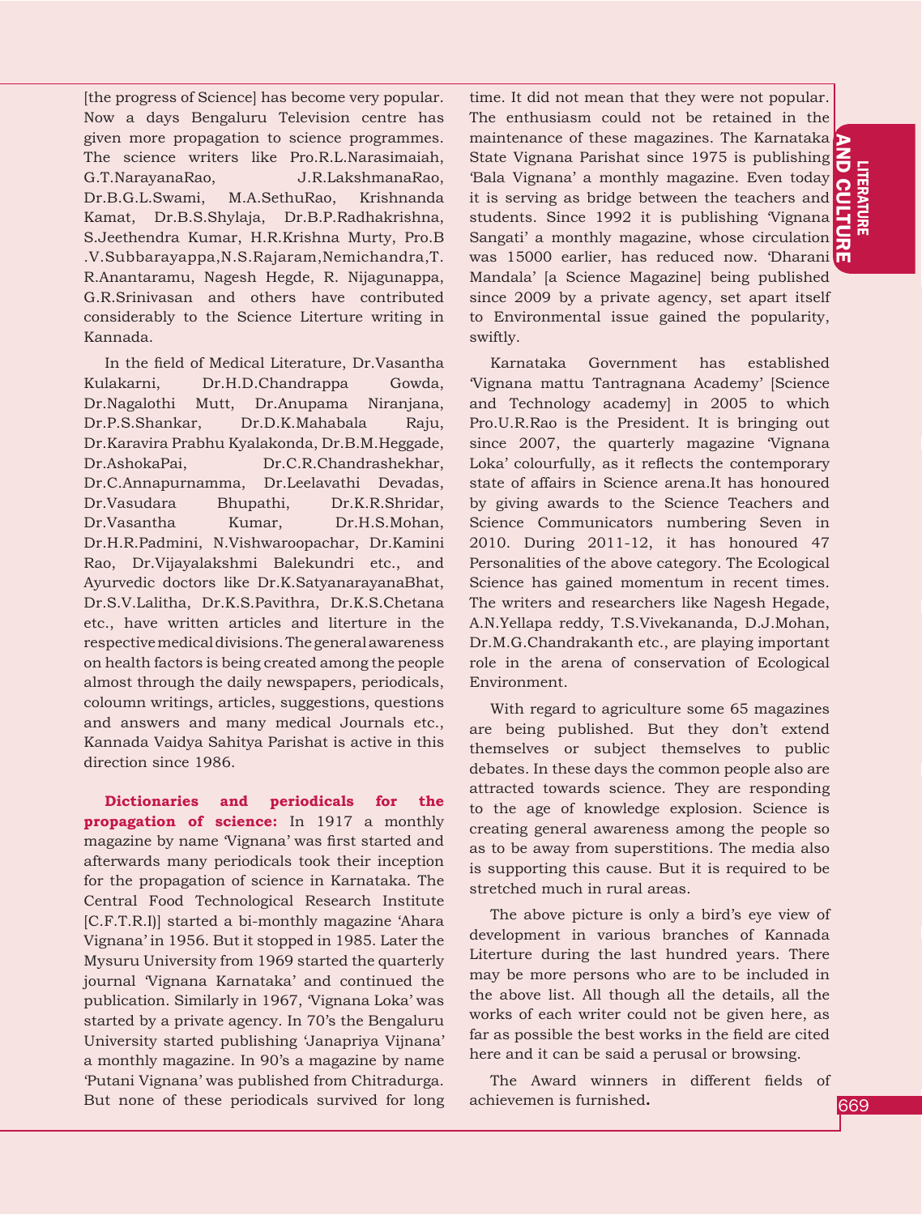[the progress of Science] has become very popular. Now a days Bengaluru Television centre has given more propagation to science programmes. The science writers like Pro.R.L.Narasimaiah, G.T.NarayanaRao, J.R.LakshmanaRao, Dr.B.G.L.Swami, M.A.SethuRao, Krishnanda Kamat, Dr.B.S.Shylaja, Dr.B.P.Radhakrishna, S.Jeethendra Kumar, H.R.Krishna Murty, Pro.B .V.Subbarayappa,N.S.Rajaram,Nemichandra,T. R.Anantaramu, Nagesh Hegde, R. Nijagunappa, G.R.Srinivasan and others have contributed considerably to the Science Literture writing in Kannada.

In the field of Medical Literature, Dr.Vasantha Kulakarni, Dr.H.D.Chandrappa Gowda, Dr.Nagalothi Mutt, Dr.Anupama Niranjana, Dr.P.S.Shankar, Dr.D.K.Mahabala Raju, Dr.Karavira Prabhu Kyalakonda, Dr.B.M.Heggade, Dr.AshokaPai, Dr.C.R.Chandrashekhar, Dr.C.Annapurnamma, Dr.Leelavathi Devadas, Dr.Vasudara Bhupathi, Dr.K.R.Shridar, Dr.Vasantha Kumar, Dr.H.S.Mohan, Dr.H.R.Padmini, N.Vishwaroopachar, Dr.Kamini Rao, Dr.Vijayalakshmi Balekundri etc., and Ayurvedic doctors like Dr.K.SatyanarayanaBhat, Dr.S.V.Lalitha, Dr.K.S.Pavithra, Dr.K.S.Chetana etc., have written articles and literture in the respective medical divisions. The general awareness on health factors is being created among the people almost through the daily newspapers, periodicals, coloumn writings, articles, suggestions, questions and answers and many medical Journals etc., Kannada Vaidya Sahitya Parishat is active in this direction since 1986.

**Dictionaries and periodicals for the propagation of science:** In 1917 a monthly magazine by name 'Vignana' was first started and afterwards many periodicals took their inception for the propagation of science in Karnataka. The Central Food Technological Research Institute [C.F.T.R.I)] started a bi-monthly magazine 'Ahara Vignana' in 1956. But it stopped in 1985. Later the Mysuru University from 1969 started the quarterly journal 'Vignana Karnataka' and continued the publication. Similarly in 1967, 'Vignana Loka' was started by a private agency. In 70's the Bengaluru University started publishing 'Janapriya Vijnana' a monthly magazine. In 90's a magazine by name 'Putani Vignana' was published from Chitradurga. But none of these periodicals survived for long time. It did not mean that they were not popular. The enthusiasm could not be retained in the maintenance of these magazines. The Karnataka State Vignana Parishat since 1975 is publishing 'Bala Vignana' a monthly magazine. Even today it is serving as bridge between the teachers and students. Since 1992 it is publishing 'Vignana Sangati' a monthly magazine, whose circulation was 15000 earlier, has reduced now. 'Dharani Mandala' [a Science Magazine] being published since 2009 by a private agency, set apart itself to Environmental issue gained the popularity, swiftly.

Karnataka Government has established 'Vignana mattu Tantragnana Academy' [Science and Technology academy] in 2005 to which Pro.U.R.Rao is the President. It is bringing out since 2007, the quarterly magazine 'Vignana Loka' colourfully, as it reflects the contemporary state of affairs in Science arena.It has honoured by giving awards to the Science Teachers and Science Communicators numbering Seven in 2010. During 2011-12, it has honoured 47 Personalities of the above category. The Ecological Science has gained momentum in recent times. The writers and researchers like Nagesh Hegade, A.N.Yellapa reddy, T.S.Vivekananda, D.J.Mohan, Dr.M.G.Chandrakanth etc., are playing important role in the arena of conservation of Ecological Environment.

With regard to agriculture some 65 magazines are being published. But they don't extend themselves or subject themselves to public debates. In these days the common people also are attracted towards science. They are responding to the age of knowledge explosion. Science is creating general awareness among the people so as to be away from superstitions. The media also is supporting this cause. But it is required to be stretched much in rural areas.

The above picture is only a bird's eye view of development in various branches of Kannada Literture during the last hundred years. There may be more persons who are to be included in the above list. All though all the details, all the works of each writer could not be given here, as far as possible the best works in the field are cited here and it can be said a perusal or browsing.

The Award winners in different fields of achievemen is furnished**.**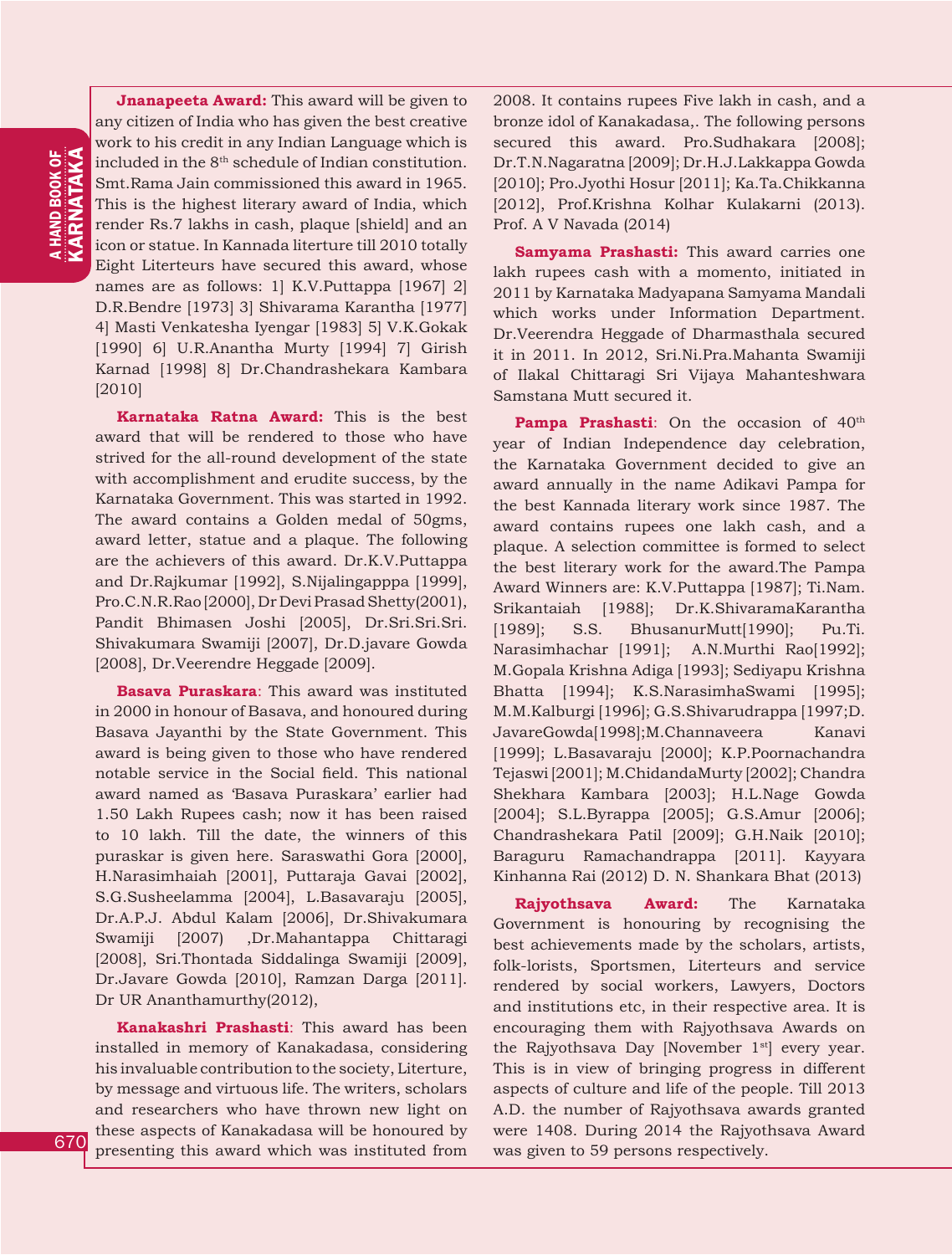**Jnanapeeta Award:** This award will be given to any citizen of India who has given the best creative work to his credit in any Indian Language which is included in the 8th schedule of Indian constitution. Smt.Rama Jain commissioned this award in 1965. This is the highest literary award of India, which render Rs.7 lakhs in cash, plaque [shield] and an icon or statue. In Kannada literture till 2010 totally Eight Literteurs have secured this award, whose names are as follows: 1] K.V.Puttappa [1967] 2] D.R.Bendre [1973] 3] Shivarama Karantha [1977] 4] Masti Venkatesha Iyengar [1983] 5] V.K.Gokak [1990] 6] U.R.Anantha Murty [1994] 7] Girish Karnad [1998] 8] Dr.Chandrashekara Kambara [2010]

**Karnataka Ratna Award:** This is the best award that will be rendered to those who have strived for the all-round development of the state with accomplishment and erudite success, by the Karnataka Government. This was started in 1992. The award contains a Golden medal of 50gms, award letter, statue and a plaque. The following are the achievers of this award. Dr.K.V.Puttappa and Dr.Rajkumar [1992], S.Nijalingapppa [1999], Pro.C.N.R.Rao [2000], Dr Devi Prasad Shetty(2001), Pandit Bhimasen Joshi [2005], Dr.Sri.Sri.Sri. Shivakumara Swamiji [2007], Dr.D.javare Gowda [2008], Dr.Veerendre Heggade [2009].

**Basava Puraskara**: This award was instituted in 2000 in honour of Basava, and honoured during Basava Jayanthi by the State Government. This award is being given to those who have rendered notable service in the Social field. This national award named as 'Basava Puraskara' earlier had 1.50 Lakh Rupees cash; now it has been raised to 10 lakh. Till the date, the winners of this puraskar is given here. Saraswathi Gora [2000], H.Narasimhaiah [2001], Puttaraja Gavai [2002], S.G.Susheelamma [2004], L.Basavaraju [2005], Dr.A.P.J. Abdul Kalam [2006], Dr.Shivakumara Swamiji [2007] ,Dr.Mahantappa Chittaragi [2008], Sri.Thontada Siddalinga Swamiji [2009], Dr.Javare Gowda [2010], Ramzan Darga [2011]. Dr UR Ananthamurthy(2012),

**Kanakashri Prashasti**: This award has been installed in memory of Kanakadasa, considering his invaluable contribution to the society, Literture, by message and virtuous life. The writers, scholars and researchers who have thrown new light on these aspects of Kanakadasa will be honoured by presenting this award which was instituted from 2008. It contains rupees Five lakh in cash, and a bronze idol of Kanakadasa,. The following persons secured this award. Pro.Sudhakara [2008]; Dr.T.N.Nagaratna [2009]; Dr.H.J.Lakkappa Gowda [2010]; Pro.Jyothi Hosur [2011]; Ka.Ta.Chikkanna [2012], Prof.Krishna Kolhar Kulakarni (2013). Prof. A V Navada (2014)

**Samyama Prashasti:** This award carries one lakh rupees cash with a momento, initiated in 2011 by Karnataka Madyapana Samyama Mandali which works under Information Department. Dr.Veerendra Heggade of Dharmasthala secured it in 2011. In 2012, Sri.Ni.Pra.Mahanta Swamiji of Ilakal Chittaragi Sri Vijaya Mahanteshwara Samstana Mutt secured it.

**Pampa Prashasti**: On the occasion of 40th year of Indian Independence day celebration, the Karnataka Government decided to give an award annually in the name Adikavi Pampa for the best Kannada literary work since 1987. The award contains rupees one lakh cash, and a plaque. A selection committee is formed to select the best literary work for the award.The Pampa Award Winners are: K.V.Puttappa [1987]; Ti.Nam. Srikantaiah [1988]; Dr.K.ShivaramaKarantha [1989]; S.S. BhusanurMutt[1990]; Pu.Ti. Narasimhachar [1991]; A.N.Murthi Rao[1992]; M.Gopala Krishna Adiga [1993]; Sediyapu Krishna Bhatta [1994]; K.S.NarasimhaSwami [1995]; M.M.Kalburgi [1996]; G.S.Shivarudrappa [1997;D. JavareGowda[1998];M.Channaveera Kanavi [1999]; L.Basavaraju [2000]; K.P.Poornachandra Tejaswi [2001]; M.ChidandaMurty [2002]; Chandra Shekhara Kambara [2003]; H.L.Nage Gowda [2004]; S.L.Byrappa [2005]; G.S.Amur [2006]; Chandrashekara Patil [2009]; G.H.Naik [2010]; Baraguru Ramachandrappa [2011]. Kayyara Kinhanna Rai (2012) D. N. Shankara Bhat (2013)

**Rajyothsava Award:** The Karnataka Government is honouring by recognising the best achievements made by the scholars, artists, folk-lorists, Sportsmen, Literteurs and service rendered by social workers, Lawyers, Doctors and institutions etc, in their respective area. It is encouraging them with Rajyothsava Awards on the Rajyothsava Day [November 1st] every year. This is in view of bringing progress in different aspects of culture and life of the people. Till 2013 A.D. the number of Rajyothsava awards granted were 1408. During 2014 the Rajyothsava Award was given to 59 persons respectively.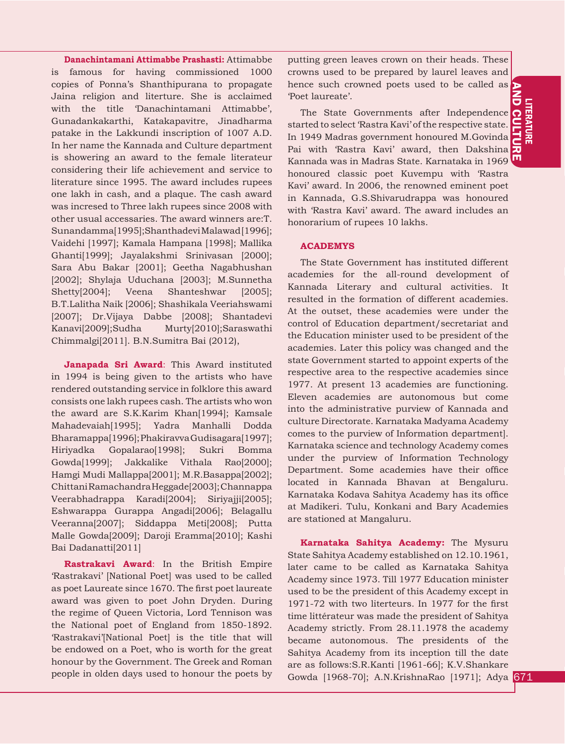**Danachintamani Attimabbe Prashasti:** Attimabbe is famous for having commissioned 1000 copies of Ponna's Shanthipurana to propagate Jaina religion and literture. She is acclaimed with the title 'Danachintamani Attimabbe', Gunadankakarthi, Katakapavitre, Jinadharma patake in the Lakkundi inscription of 1007 A.D. In her name the Kannada and Culture department is showering an award to the female literateur considering their life achievement and service to literature since 1995. The award includes rupees one lakh in cash, and a plaque. The cash award was incresed to Three lakh rupees since 2008 with other usual accessaries. The award winners are:T. Sunandamma[1995];Shanthadevi Malawad[1996]; Vaidehi [1997]; Kamala Hampana [1998]; Mallika Ghanti[1999]; Jayalakshmi Srinivasan [2000]; Sara Abu Bakar [2001]; Geetha Nagabhushan [2002]; Shylaja Uduchana [2003]; M.Sunnetha Shetty[2004]; Veena Shanteshwar [2005]; B.T.Lalitha Naik [2006]; Shashikala Veeriahswami [2007]; Dr.Vijaya Dabbe [2008]; Shantadevi Kanavi[2009];Sudha Murty[2010];Saraswathi Chimmalgi[2011]. B.N.Sumitra Bai (2012),

**Janapada Sri Award**: This Award instituted in 1994 is being given to the artists who have rendered outstanding service in folklore this award consists one lakh rupees cash. The artists who won the award are S.K.Karim Khan[1994]; Kamsale Mahadevaiah[1995]; Yadra Manhalli Dodda Bharamappa[1996]; Phakiravva Gudisagara[1997]; Hiriyadka Gopalarao[1998]; Sukri Bomma Gowda[1999]; Jakkalike Vithala Rao[2000]; Hamgi Mudi Mallappa[2001]; M.R.Basappa[2002]; Chittani Ramachandra Heggade[2003]; Channappa Veerabhadrappa Karadi[2004]; Siriyajji[2005]; Eshwarappa Gurappa Angadi[2006]; Belagallu Veeranna[2007]; Siddappa Meti[2008]; Putta Malle Gowda[2009]; Daroji Eramma[2010]; Kashi Bai Dadanatti[2011]

**Rastrakavi Award**: In the British Empire 'Rastrakavi' [National Poet] was used to be called as poet Laureate since 1670. The first poet laureate award was given to poet John Dryden. During the regime of Queen Victoria, Lord Tennison was the National poet of England from 1850-1892. 'Rastrakavi'[National Poet] is the title that will be endowed on a Poet, who is worth for the great honour by the Government. The Greek and Roman people in olden days used to honour the poets by putting green leaves crown on their heads. These crowns used to be prepared by laurel leaves and hence such crowned poets used to be called as 'Poet laureate'.

The State Governments after Independence started to select 'Rastra Kavi' of the respective state. In 1949 Madras government honoured M.Govinda Pai with 'Rastra Kavi' award, then Dakshina Kannada was in Madras State. Karnataka in 1969 honoured classic poet Kuvempu with 'Rastra Kavi' award. In 2006, the renowned eminent poet in Kannada, G.S.Shivarudrappa was honoured with 'Rastra Kavi' award. The award includes an honorarium of rupees 10 lakhs.

## ACADEMYS

The State Government has instituted different academies for the all-round development of Kannada Literary and cultural activities. It resulted in the formation of different academies. At the outset, these academies were under the control of Education department/secretariat and the Education minister used to be president of the academies. Later this policy was changed and the state Government started to appoint experts of the respective area to the respective academies since 1977. At present 13 academies are functioning. Eleven academies are autonomous but come into the administrative purview of Kannada and culture Directorate. Karnataka Madyama Academy comes to the purview of Information department]. Karnataka science and technology Academy comes under the purview of Information Technology Department. Some academies have their office located in Kannada Bhavan at Bengaluru. Karnataka Kodava Sahitya Academy has its office at Madikeri. Tulu, Konkani and Bary Academies are stationed at Mangaluru.

**Karnataka Sahitya Academy:** The Mysuru State Sahitya Academy established on 12.10.1961, later came to be called as Karnataka Sahitya Academy since 1973. Till 1977 Education minister used to be the president of this Academy except in 1971-72 with two literteurs. In 1977 for the first time littérateur was made the president of Sahitya Academy strictly. From 28.11.1978 the academy became autonomous. The presidents of the Sahitya Academy from its inception till the date are as follows:S.R.Kanti [1961-66]; K.V.Shankare Gowda [1968-70]; A.N.KrishnaRao [1971]; Adya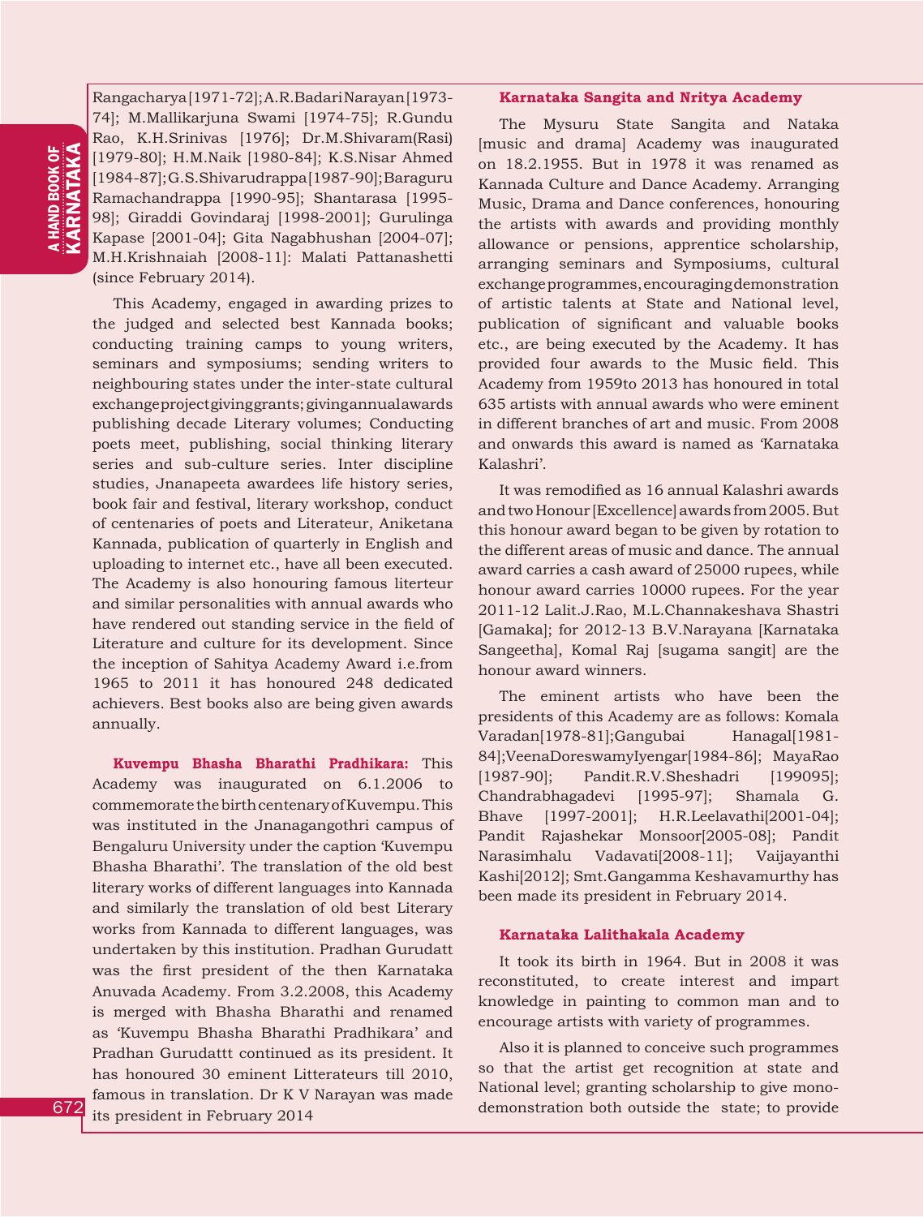Rangacharya[1971-72];A.R.BadariNarayan[1973-74]; M.Mallikarjuna Swami [1974-75]; R.Gundu Rao, K.H.Srinivas [1976]; Dr.M.Shivaram(Rasi) [1979-80]; H.M.Naik [1980-84]; K.S.Nisar Ahmed [1984-87];G.S.Shivarudrappa[1987-90];Baraguru Ramachandrappa [1990-95]; Shantarasa [1995-98]; Giraddi Govindaraj [1998-2001]; Gurulinga Kapase [2001-04]; Gita Nagabhushan [2004-07]; M.H.Krishnaiah [2008-11]: Malati Pattanashetti (since February 2014).

This Academy, engaged in awarding prizes to the judged and selected best Kannada books; conducting training camps to young writers, seminars and symposiums; sending writers to neighbouring states under the inter-state cultural exchangeprojectgivinggrants; givingannualawards publishing decade Literary volumes; Conducting poets meet, publishing, social thinking literary series and sub-culture series. Inter discipline studies, Jnanapeeta awardees life history series, book fair and festival, literary workshop, conduct of centenaries of poets and Literateur, Aniketana Kannada, publication of quarterly in English and uploading to internet etc., have all been executed. The Academy is also honouring famous literteur and similar personalities with annual awards who have rendered out standing service in the field of Literature and culture for its development. Since the inception of Sahitya Academy Award i.e.from 1965 to 2011 it has honoured 248 dedicated achievers. Best books also are being given awards annually.

**Kuvempu Bhasha Bharathi Pradhikara:** This Academy was inaugurated on 6.1.2006 to commemorate the birth centenary of Kuvempu. This was instituted in the Jnanagangothri campus of Bengaluru University under the caption 'Kuvempu Bhasha Bharathi'. The translation of the old best literary works of different languages into Kannada and similarly the translation of old best Literary works from Kannada to different languages, was undertaken by this institution. Pradhan Gurudatt was the first president of the then Karnataka Anuvada Academy. From 3.2.2008, this Academy is merged with Bhasha Bharathi and renamed as 'Kuvempu Bhasha Bharathi Pradhikara' and Pradhan Gurudattt continued as its president. It has honoured 30 eminent Litterateurs till 2010, famous in translation. Dr K V Narayan was made its president in February 2014

### Karnataka Sangita and Nritya Academy

The Mysuru State Sangita and Nataka [music and drama] Academy was inaugurated on 18.2.1955. But in 1978 it was renamed as Kannada Culture and Dance Academy. Arranging Music, Drama and Dance conferences, honouring the artists with awards and providing monthly allowance or pensions, apprentice scholarship, arranging seminars and Symposiums, cultural exchange programmes, encouraging demonstration of artistic talents at State and National level, publication of significant and valuable books etc., are being executed by the Academy. It has provided four awards to the Music field. This Academy from 1959to 2013 has honoured in total 635 artists with annual awards who were eminent in different branches of art and music. From 2008 and onwards this award is named as 'Karnataka Kalashri'.

It was remodified as 16 annual Kalashri awards and two Honour [Excellence] awards from 2005. But this honour award began to be given by rotation to the different areas of music and dance. The annual award carries a cash award of 25000 rupees, while honour award carries 10000 rupees. For the year 2011-12 Lalit.J.Rao, M.L.Channakeshava Shastri [Gamaka]; for 2012-13 B.V.Narayana [Karnataka Sangeetha], Komal Raj [sugama sangit] are the honour award winners.

The eminent artists who have been the presidents of this Academy are as follows: Komala Varadan[1978-81];Gangubai Hanagal[1981-84];VeenaDoreswamyIyengar[1984-86]; MayaRao [1987-90]; Pandit.R.V.Sheshadri [199095]; Chandrabhagadevi [1995-97]; Shamala G. Bhave [1997-2001]; H.R.Leelavathi[2001-04]; Pandit Rajashekar Monsoor[2005-08]; Pandit Narasimhalu Vadavati[2008-11]; Vaijayanthi Kashi[2012]; Smt.Gangamma Keshavamurthy has been made its president in February 2014.

### Karnataka Lalithakala Academy

It took its birth in 1964. But in 2008 it was reconstituted, to create interest and impart knowledge in painting to common man and to encourage artists with variety of programmes.

Also it is planned to conceive such programmes so that the artist get recognition at state and National level; granting scholarship to give mono-demonstration both outside the state; to provide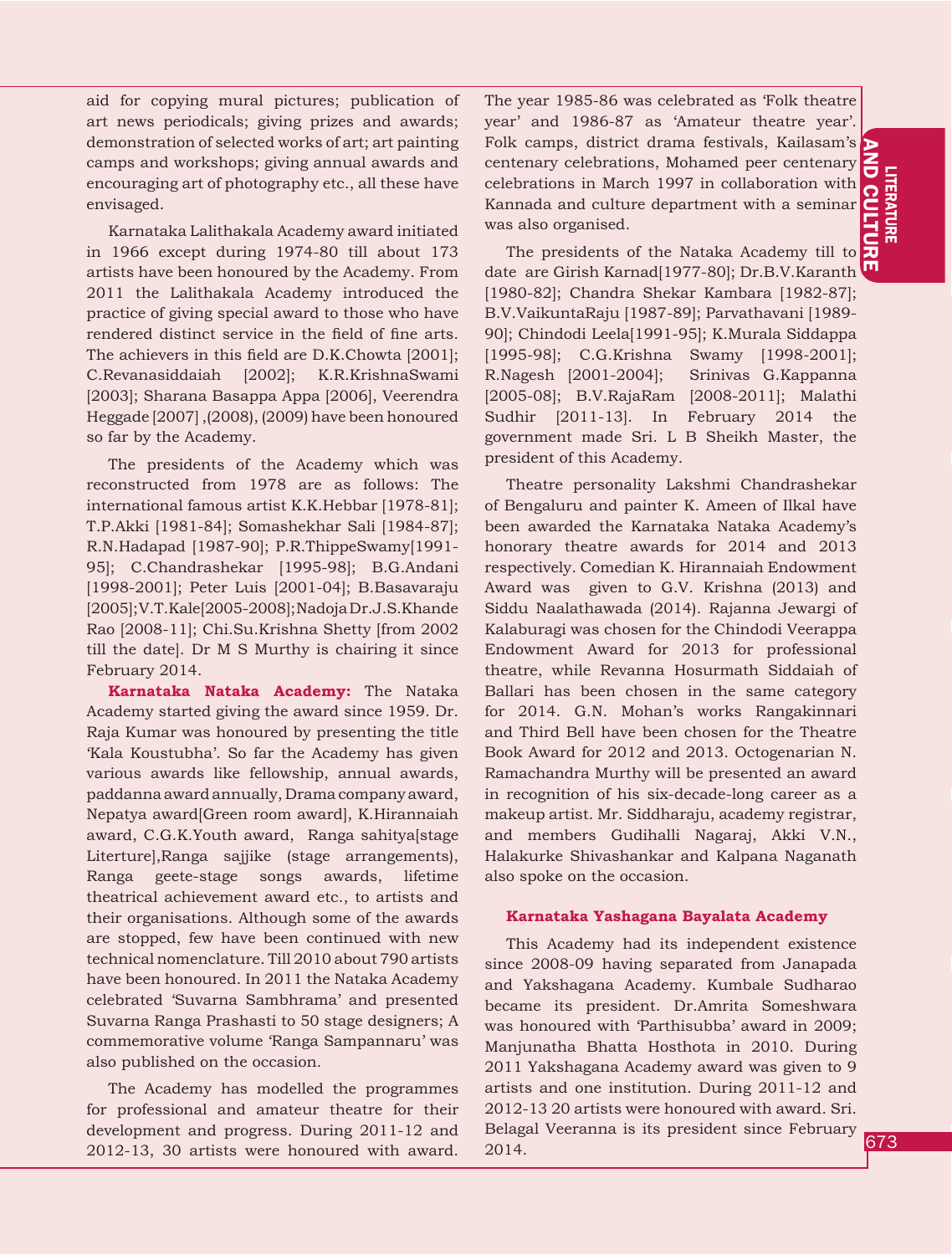aid for copying mural pictures; publication of art news periodicals; giving prizes and awards; demonstration of selected works of art; art painting camps and workshops; giving annual awards and encouraging art of photography etc., all these have envisaged.

Karnataka Lalithakala Academy award initiated in 1966 except during 1974-80 till about 173 artists have been honoured by the Academy. From 2011 the Lalithakala Academy introduced the practice of giving special award to those who have rendered distinct service in the field of fine arts. The achievers in this field are D.K.Chowta [2001]; C.Revanasiddaiah [2002]; K.R.KrishnaSwami [2003]; Sharana Basappa Appa [2006], Veerendra Heggade [2007] ,(2008), (2009) have been honoured so far by the Academy.

The presidents of the Academy which was reconstructed from 1978 are as follows: The international famous artist K.K.Hebbar [1978-81]; T.P.Akki [1981-84]; Somashekhar Sali [1984-87]; R.N.Hadapad [1987-90]; P.R.ThippeSwamy[1991-95]; C.Chandrashekar [1995-98]; B.G.Andani [1998-2001]; Peter Luis [2001-04]; B.Basavaraju [2005];V.T.Kale[2005-2008];Nadoja Dr.J.S.Khande Rao [2008-11]; Chi.Su.Krishna Shetty [from 2002 till the date]. Dr M S Murthy is chairing it since February 2014.

**Karnataka Nataka Academy:** The Nataka Academy started giving the award since 1959. Dr. Raja Kumar was honoured by presenting the title 'Kala Koustubha'. So far the Academy has given various awards like fellowship, annual awards, paddanna award annually, Drama company award, Nepatya award[Green room award], K.Hirannaiah award, C.G.K.Youth award, Ranga sahitya[stage Literture],Ranga sajjike (stage arrangements), Ranga geete-stage songs awards, lifetime theatrical achievement award etc., to artists and their organisations. Although some of the awards are stopped, few have been continued with new technical nomenclature. Till 2010 about 790 artists have been honoured. In 2011 the Nataka Academy celebrated 'Suvarna Sambhrama' and presented Suvarna Ranga Prashasti to 50 stage designers; A commemorative volume 'Ranga Sampannaru' was also published on the occasion.

The Academy has modelled the programmes for professional and amateur theatre for their development and progress. During 2011-12 and 2012-13, 30 artists were honoured with award. The year 1985-86 was celebrated as 'Folk theatre year' and 1986-87 as 'Amateur theatre year'. Folk camps, district drama festivals, Kailasam's centenary celebrations, Mohamed peer centenary celebrations in March 1997 in collaboration with Kannada and culture department with a seminar was also organised.

The presidents of the Nataka Academy till to date are Girish Karnad[1977-80]; Dr.B.V.Karanth [1980-82]; Chandra Shekar Kambara [1982-87]; B.V.VaikuntaRaju [1987-89]; Parvathavani [1989-90]; Chindodi Leela[1991-95]; K.Murala Siddappa [1995-98]; C.G.Krishna Swamy [1998-2001]; R.Nagesh [2001-2004]; Srinivas G.Kappanna [2005-08]; B.V.RajaRam [2008-2011]; Malathi Sudhir [2011-13]. In February 2014 the government made Sri. L B Sheikh Master, the president of this Academy.

Theatre personality Lakshmi Chandrashekar of Bengaluru and painter K. Ameen of Ilkal have been awarded the Karnataka Nataka Academy's honorary theatre awards for 2014 and 2013 respectively. Comedian K. Hirannaiah Endowment Award was given to G.V. Krishna (2013) and Siddu Naalathawada (2014). Rajanna Jewargi of Kalaburagi was chosen for the Chindodi Veerappa Endowment Award for 2013 for professional theatre, while Revanna Hosurmath Siddaiah of Ballari has been chosen in the same category for 2014. G.N. Mohan's works Rangakinnari and Third Bell have been chosen for the Theatre Book Award for 2012 and 2013. Octogenarian N. Ramachandra Murthy will be presented an award in recognition of his six-decade-long career as a makeup artist. Mr. Siddharaju, academy registrar, and members Gudihalli Nagaraj, Akki V.N., Halakurke Shivashankar and Kalpana Naganath also spoke on the occasion.

### Karnataka Yashagana Bayalata Academy

This Academy had its independent existence since 2008-09 having separated from Janapada and Yakshagana Academy. Kumbale Sudharao became its president. Dr.Amrita Someshwara was honoured with 'Parthisubba' award in 2009; Manjunatha Bhatta Hosthota in 2010. During 2011 Yakshagana Academy award was given to 9 artists and one institution. During 2011-12 and 2012-13 20 artists were honoured with award. Sri. Belagal Veeranna is its president since February 2014.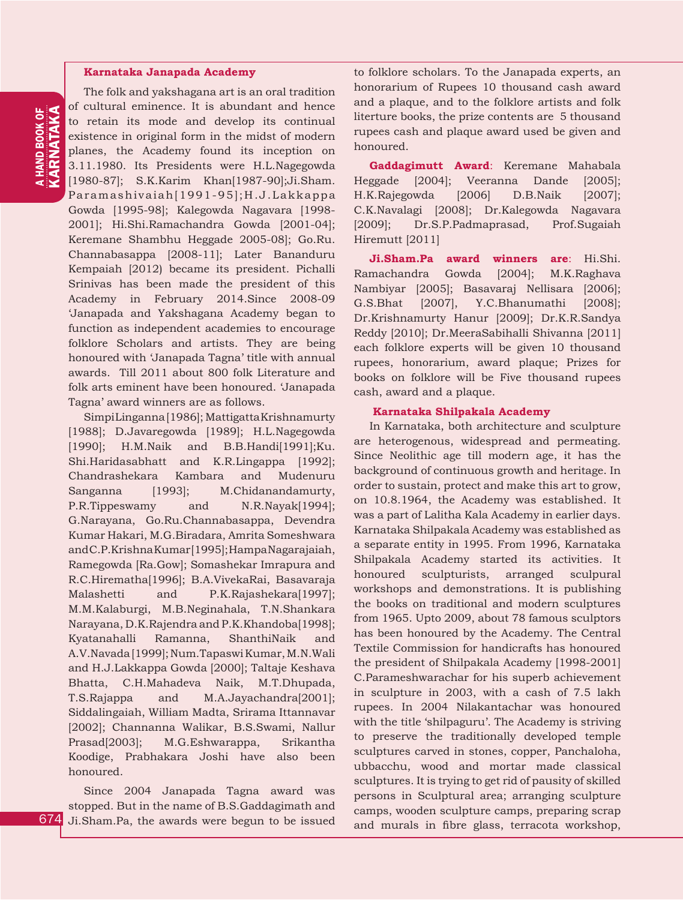### Karnataka Janapada Academy

The folk and yakshagana art is an oral tradition of cultural eminence. It is abundant and hence to retain its mode and develop its continual existence in original form in the midst of modern planes, the Academy found its inception on 3.11.1980. Its Presidents were H.L.Nagegowda [1980-87]; S.K.Karim Khan[1987-90];Ji.Sham. Paramashivaiah[1991-95];H.J.Lakkappa Gowda [1995-98]; Kalegowda Nagavara [1998-2001]; Hi.Shi.Ramachandra Gowda [2001-04]; Keremane Shambhu Heggade 2005-08]; Go.Ru. Channabasappa [2008-11]; Later Bananduru Kempaiah [2012) became its president. Pichalli Srinivas has been made the president of this Academy in February 2014.Since 2008-09 'Janapada and Yakshagana Academy began to function as independent academies to encourage folklore Scholars and artists. They are being honoured with 'Janapada Tagna' title with annual awards. Till 2011 about 800 folk Literature and folk arts eminent have been honoured. 'Janapada Tagna' award winners are as follows.

SimpiLinganna[1986]; MattigattaKrishnamurty [1988]; D.Javaregowda [1989]; H.L.Nagegowda [1990]; H.M.Naik and B.B.Handi[1991];Ku. Shi.Haridasabhatt and K.R.Lingappa [1992]; Chandrashekara Kambara and Mudenuru Sanganna [1993]; M.Chidanandamurty, P.R.Tippeswamy and N.R.Nayak[1994]; G.Narayana, Go.Ru.Channabasappa, Devendra Kumar Hakari, M.G.Biradara, Amrita Someshwara andC.P.KrishnaKumar[1995];HampaNagarajaiah, Ramegowda [Ra.Gow]; Somashekar Imrapura and R.C.Hirematha[1996]; B.A.VivekaRai, Basavaraja Malashetti and P.K.Rajashekara[1997]; M.M.Kalaburgi, M.B.Neginahala, T.N.Shankara Narayana, D.K.Rajendra and P.K.Khandoba[1998]; Kyatanahalli Ramanna, ShanthiNaik and A.V.Navada[1999]; Num.Tapaswi Kumar, M.N.Wali and H.J.Lakkappa Gowda [2000]; Taltaje Keshava Bhatta, C.H.Mahadeva Naik, M.T.Dhupada, T.S.Rajappa and M.A.Jayachandra[2001]; Siddalingaiah, William Madta, Srirama Ittannavar [2002]; Channanna Walikar, B.S.Swami, Nallur Prasad[2003]; M.G.Eshwarappa, Srikantha Koodige, Prabhakara Joshi have also been honoured.

Since 2004 Janapada Tagna award was stopped. But in the name of B.S.Gaddagimath and Ji.Sham.Pa, the awards were begun to be issued to folklore scholars. To the Janapada experts, an honorarium of Rupees 10 thousand cash award and a plaque, and to the folklore artists and folk literture books, the prize contents are 5 thousand rupees cash and plaque award used be given and honoured.

**Gaddagimutt Award**: Keremane Mahabala Heggade [2004]; Veeranna Dande [2005]; H.K.Rajegowda [2006] D.B.Naik [2007]; C.K.Navalagi [2008]; Dr.Kalegowda Nagavara [2009]; Dr.S.P.Padmaprasad, Prof.Sugaiah Hiremutt [2011]

**Ji.Sham.Pa award winners are**: Hi.Shi. Ramachandra Gowda [2004]; M.K.Raghava Nambiyar [2005]; Basavaraj Nellisara [2006]; G.S.Bhat [2007], Y.C.Bhanumathi [2008]; Dr.Krishnamurty Hanur [2009]; Dr.K.R.Sandya Reddy [2010]; Dr.MeeraSabihalli Shivanna [2011] each folklore experts will be given 10 thousand rupees, honorarium, award plaque; Prizes for books on folklore will be Five thousand rupees cash, award and a plaque.

### Karnataka Shilpakala Academy

In Karnataka, both architecture and sculpture are heterogenous, widespread and permeating. Since Neolithic age till modern age, it has the background of continuous growth and heritage. In order to sustain, protect and make this art to grow, on 10.8.1964, the Academy was established. It was a part of Lalitha Kala Academy in earlier days. Karnataka Shilpakala Academy was established as a separate entity in 1995. From 1996, Karnataka Shilpakala Academy started its activities. It honoured sculpturists, arranged sculpural workshops and demonstrations. It is publishing the books on traditional and modern sculptures from 1965. Upto 2009, about 78 famous sculptors has been honoured by the Academy. The Central Textile Commission for handicrafts has honoured the president of Shilpakala Academy [1998-2001] C.Parameshwarachar for his superb achievement in sculpture in 2003, with a cash of 7.5 lakh rupees. In 2004 Nilakantachar was honoured with the title 'shilpaguru'. The Academy is striving to preserve the traditionally developed temple sculptures carved in stones, copper, Panchaloha, ubbacchu, wood and mortar made classical sculptures. It is trying to get rid of pausity of skilled persons in Sculptural area; arranging sculpture camps, wooden sculpture camps, preparing scrap and murals in fibre glass, terracota workshop,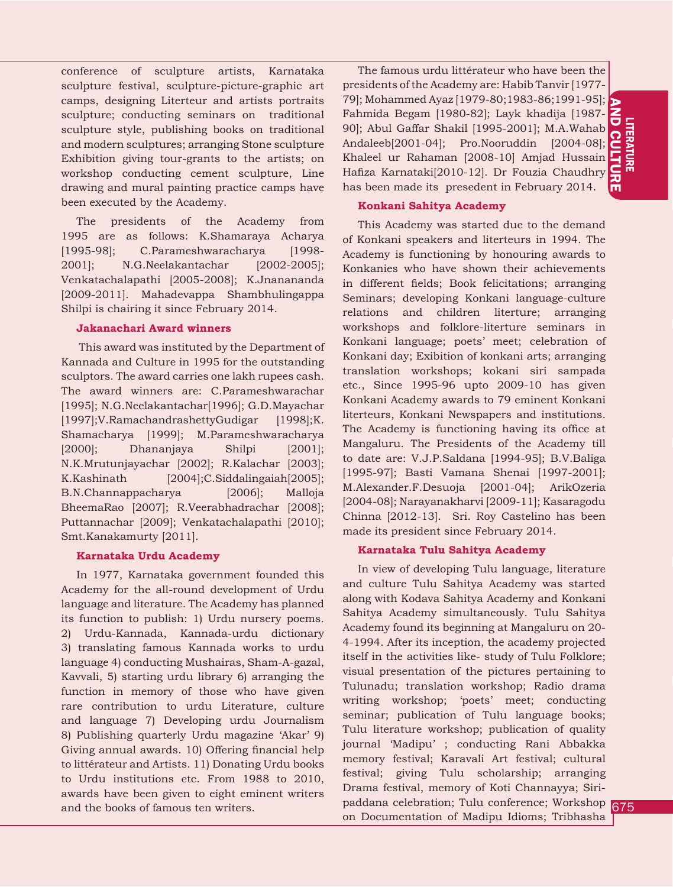conference of sculpture artists, Karnataka sculpture festival, sculpture-picture-graphic art camps, designing Literteur and artists portraits sculpture; conducting seminars on traditional sculpture style, publishing books on traditional and modern sculptures; arranging Stone sculpture Exhibition giving tour-grants to the artists; on workshop conducting cement sculpture, Line drawing and mural painting practice camps have been executed by the Academy.

The presidents of the Academy from 1995 are as follows: K.Shamaraya Acharya [1995-98]; C.Parameshwaracharya [1998-2001]; N.G.Neelakantachar [2002-2005]; Venkatachalapathi [2005-2008]; K.Jnanananda [2009-2011]. Mahadevappa Shambhulingappa Shilpi is chairing it since February 2014.

### Jakanachari Award winners

This award was instituted by the Department of Kannada and Culture in 1995 for the outstanding sculptors. The award carries one lakh rupees cash. The award winners are: C.Parameshwarachar [1995]; N.G.Neelakantachar[1996]; G.D.Mayachar [1997];V.RamachandrashettyGudigar [1998];K. Shamacharya [1999]; M.Parameshwaracharya [2000]; Dhananjaya Shilpi [2001]; N.K.Mrutunjayachar [2002]; R.Kalachar [2003]; K.Kashinath [2004];C.Siddalingaiah[2005]; B.N.Channappacharya [2006]; Malloja BheemaRao [2007]; R.Veerabhadrachar [2008]; Puttannachar [2009]; Venkatachalapathi [2010]; Smt.Kanakamurty [2011].

### Karnataka Urdu Academy

In 1977, Karnataka government founded this Academy for the all-round development of Urdu language and literature. The Academy has planned its function to publish: 1) Urdu nursery poems. 2) Urdu-Kannada, Kannada-urdu dictionary 3) translating famous Kannada works to urdu language 4) conducting Mushairas, Sham-A-gazal, Kavvali, 5) starting urdu library 6) arranging the function in memory of those who have given rare contribution to urdu Literature, culture and language 7) Developing urdu Journalism 8) Publishing quarterly Urdu magazine 'Akar' 9) Giving annual awards. 10) Offering financial help to littérateur and Artists. 11) Donating Urdu books to Urdu institutions etc. From 1988 to 2010, awards have been given to eight eminent writers and the books of famous ten writers.

The famous urdu littérateur who have been the presidents of the Academy are: Habib Tanvir [1977-79]; Mohammed Ayaz [1979-80;1983-86;1991-95]; Fahmida Begam [1980-82]; Layk khadija [1987-90]; Abul Gaffar Shakil [1995-2001]; M.A.Wahab Andaleeb[2001-04]; Pro.Nooruddin [2004-08]; Khaleel ur Rahaman [2008-10] Amjad Hussain Hafiza Karnataki[2010-12]. Dr Fouzia Chaudhry has been made its presedent in February 2014.

### Konkani Sahitya Academy

This Academy was started due to the demand of Konkani speakers and literteurs in 1994. The Academy is functioning by honouring awards to Konkanies who have shown their achievements in different fields; Book felicitations; arranging Seminars; developing Konkani language-culture relations and children literture; arranging workshops and folklore-literture seminars in Konkani language; poets' meet; celebration of Konkani day; Exibition of konkani arts; arranging translation workshops; kokani siri sampada etc., Since 1995-96 upto 2009-10 has given Konkani Academy awards to 79 eminent Konkani literteurs, Konkani Newspapers and institutions. The Academy is functioning having its office at Mangaluru. The Presidents of the Academy till to date are: V.J.P.Saldana [1994-95]; B.V.Baliga [1995-97]; Basti Vamana Shenai [1997-2001]; M.Alexander.F.Desuoja [2001-04]; ArikOzeria [2004-08]; Narayanakharvi [2009-11]; Kasaragodu Chinna [2012-13]. Sri. Roy Castelino has been made its president since February 2014.

### Karnataka Tulu Sahitya Academy

In view of developing Tulu language, literature and culture Tulu Sahitya Academy was started along with Kodava Sahitya Academy and Konkani Sahitya Academy simultaneously. Tulu Sahitya Academy found its beginning at Mangaluru on 20-4-1994. After its inception, the academy projected itself in the activities like- study of Tulu Folklore; visual presentation of the pictures pertaining to Tulunadu; translation workshop; Radio drama writing workshop; 'poets' meet; conducting seminar; publication of Tulu language books; Tulu literature workshop; publication of quality journal 'Madipu' ; conducting Rani Abbakka memory festival; Karavali Art festival; cultural festival; giving Tulu scholarship; arranging Drama festival, memory of Koti Channayya; Siri-paddana celebration; Tulu conference; Workshop on Documentation of Madipu Idioms; Tribhasha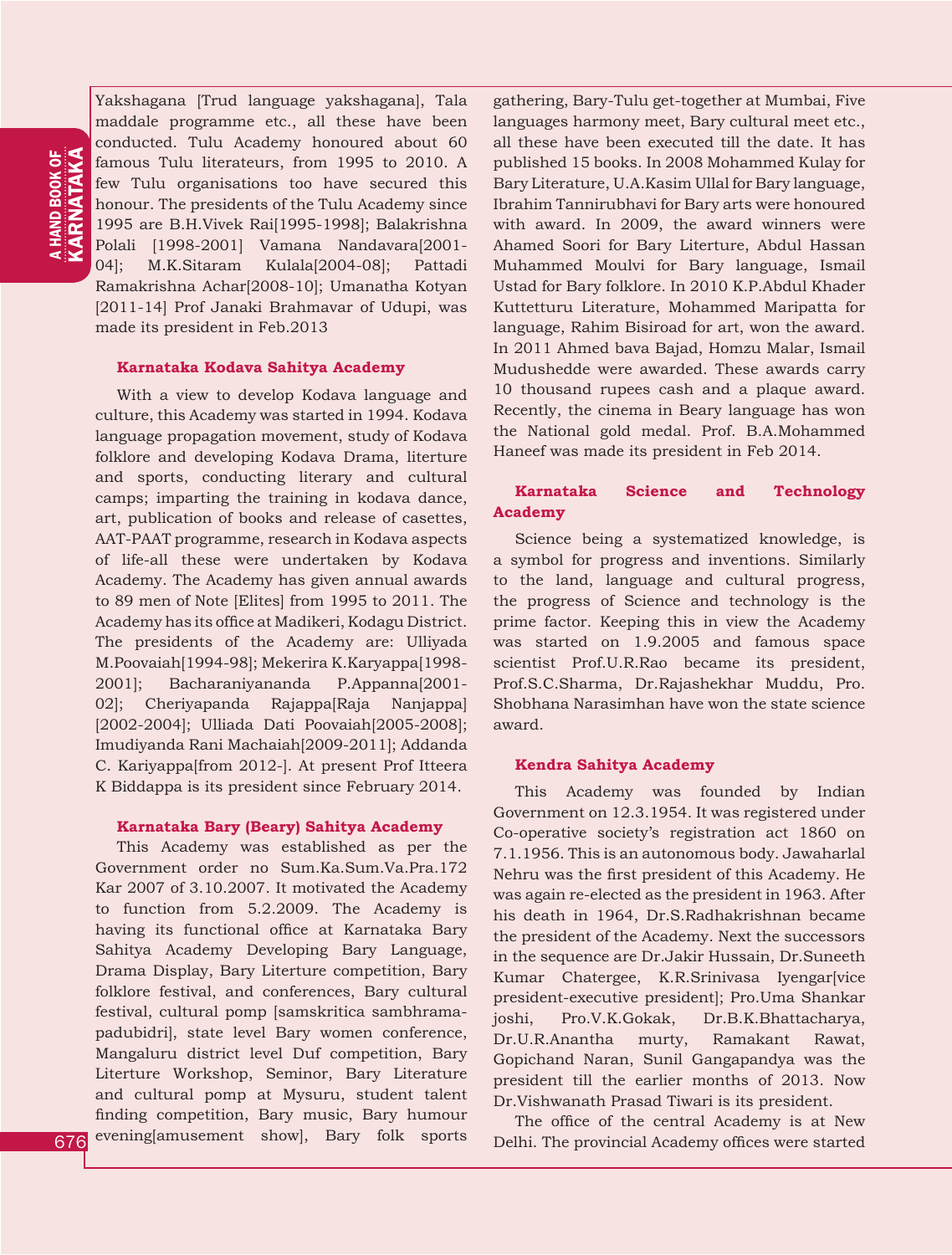Yakshagana [Trud language yakshagana], Tala maddale programme etc., all these have been conducted. Tulu Academy honoured about 60 famous Tulu literateurs, from 1995 to 2010. A few Tulu organisations too have secured this honour. The presidents of the Tulu Academy since 1995 are B.H.Vivek Rai[1995-1998]; Balakrishna Polali [1998-2001] Vamana Nandavara[2001-04]; M.K.Sitaram Kulala[2004-08]; Pattadi Ramakrishna Achar[2008-10]; Umanatha Kotyan [2011-14] Prof Janaki Brahmavar of Udupi, was made its president in Feb.2013

#### Karnataka Kodava Sahitya Academy

With a view to develop Kodava language and culture, this Academy was started in 1994. Kodava language propagation movement, study of Kodava folklore and developing Kodava Drama, literture and sports, conducting literary and cultural camps; imparting the training in kodava dance, art, publication of books and release of casettes, AAT-PAAT programme, research in Kodava aspects of life-all these were undertaken by Kodava Academy. The Academy has given annual awards to 89 men of Note [Elites] from 1995 to 2011. The Academy has its office at Madikeri, Kodagu District. The presidents of the Academy are: Ulliyada M.Poovaiah[1994-98]; Mekerira K.Karyappa[1998-2001]; Bacharaniyananda P.Appanna[2001-02]; Cheriyapanda Rajappa[Raja Nanjappa][2002-2004]; Ulliada Dati Poovaiah[2005-2008]; Imudiyanda Rani Machaiah[2009-2011]; Addanda C. Kariyappa[from 2012-]. At present Prof Itteera K Biddappa is its president since February 2014.

#### Karnataka Bary (Beary) Sahitya Academy

This Academy was established as per the Government order no Sum.Ka.Sum.Va.Pra.172 Kar 2007 of 3.10.2007. It motivated the Academy to function from 5.2.2009. The Academy is having its functional office at Karnataka Bary Sahitya Academy Developing Bary Language, Drama Display, Bary Literture competition, Bary folklore festival, and conferences, Bary cultural festival, cultural pomp [samskritica sambhrama-padubidri], state level Bary women conference, Mangaluru district level Duf competition, Bary Literture Workshop, Seminor, Bary Literature and cultural pomp at Mysuru, student talent finding competition, Bary music, Bary humour evening[amusement show], Bary folk sports gathering, Bary-Tulu get-together at Mumbai, Five languages harmony meet, Bary cultural meet etc., all these have been executed till the date. It has published 15 books. In 2008 Mohammed Kulay for Bary Literature, U.A.Kasim Ullal for Bary language, Ibrahim Tannirubhavi for Bary arts were honoured with award. In 2009, the award winners were Ahamed Soori for Bary Literture, Abdul Hassan Muhammed Moulvi for Bary language, Ismail Ustad for Bary folklore. In 2010 K.P.Abdul Khader Kuttetturu Literature, Mohammed Maripatta for language, Rahim Bisiroad for art, won the award. In 2011 Ahmed bava Bajad, Homzu Malar, Ismail Mudushedde were awarded. These awards carry 10 thousand rupees cash and a plaque award. Recently, the cinema in Beary language has won the National gold medal. Prof. B.A.Mohammed Haneef was made its president in Feb 2014.

#### Karnataka Science and Technology Academy

Science being a systematized knowledge, is a symbol for progress and inventions. Similarly to the land, language and cultural progress, the progress of Science and technology is the prime factor. Keeping this in view the Academy was started on 1.9.2005 and famous space scientist Prof.U.R.Rao became its president, Prof.S.C.Sharma, Dr.Rajashekhar Muddu, Pro. Shobhana Narasimhan have won the state science award.

#### Kendra Sahitya Academy

This Academy was founded by Indian Government on 12.3.1954. It was registered under Co-operative society's registration act 1860 on 7.1.1956. This is an autonomous body. Jawaharlal Nehru was the first president of this Academy. He was again re-elected as the president in 1963. After his death in 1964, Dr.S.Radhakrishnan became the president of the Academy. Next the successors in the sequence are Dr.Jakir Hussain, Dr.Suneeth Kumar Chatergee, K.R.Srinivasa Iyengar[vice president-executive president]; Pro.Uma Shankar joshi, Pro.V.K.Gokak, Dr.B.K.Bhattacharya, Dr.U.R.Anantha murty, Ramakant Rawat, Gopichand Naran, Sunil Gangapandya was the president till the earlier months of 2013. Now Dr.Vishwanath Prasad Tiwari is its president.

The office of the central Academy is at New Delhi. The provincial Academy offices were started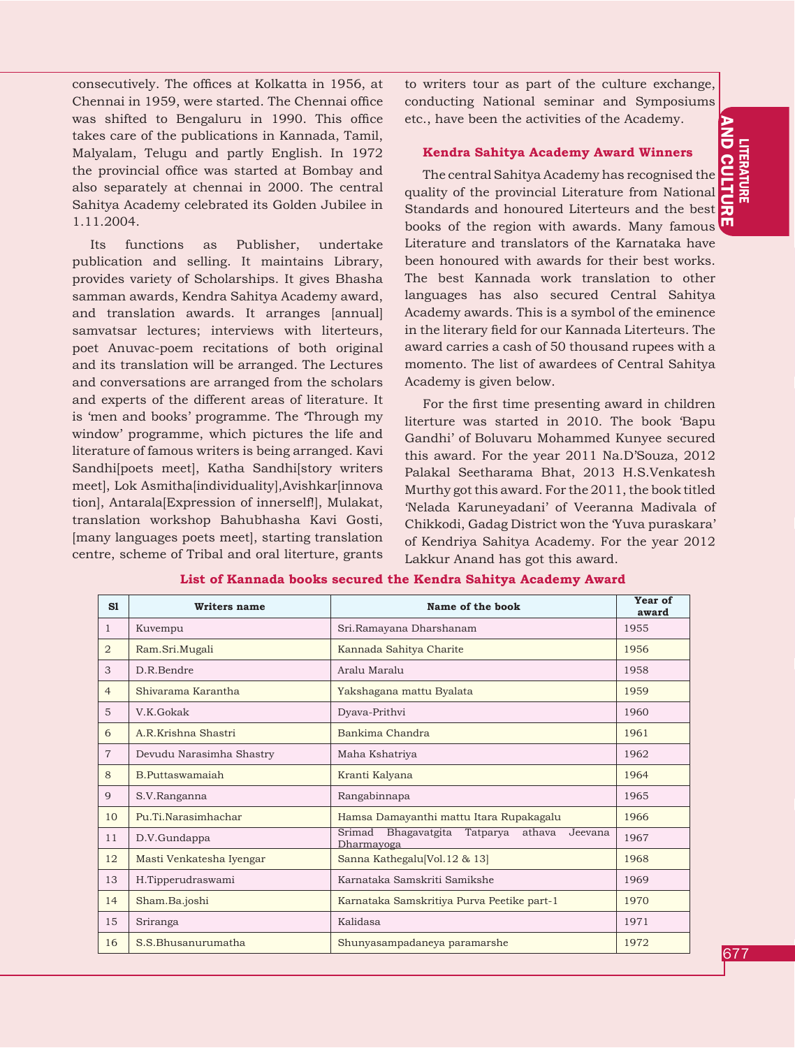consecutively. The offices at Kolkatta in 1956, at Chennai in 1959, were started. The Chennai office was shifted to Bengaluru in 1990. This office takes care of the publications in Kannada, Tamil, Malyalam, Telugu and partly English. In 1972 the provincial office was started at Bombay and also separately at chennai in 2000. The central Sahitya Academy celebrated its Golden Jubilee in 1.11.2004.

Its functions as Publisher, undertake publication and selling. It maintains Library, provides variety of Scholarships. It gives Bhasha samman awards, Kendra Sahitya Academy award, and translation awards. It arranges [annual] samvatsar lectures; interviews with literteurs, poet Anuvac-poem recitations of both original and its translation will be arranged. The Lectures and conversations are arranged from the scholars and experts of the different areas of literature. It is 'men and books' programme. The 'Through my window' programme, which pictures the life and literature of famous writers is being arranged. Kavi Sandhi[poets meet], Katha Sandhi[story writers meet], Lok Asmitha[individuality],Avishkar[innovation], Antarala[Expression of innerself!], Mulakat, translation workshop Bahubhasha Kavi Gosti, [many languages poets meet], starting translation centre, scheme of Tribal and oral literture, grants to writers tour as part of the culture exchange, conducting National seminar and Symposiums etc., have been the activities of the Academy.

### Kendra Sahitya Academy Award Winners

The central Sahitya Academy has recognised the quality of the provincial Literature from National Standards and honoured Literteurs and the best books of the region with awards. Many famous Literature and translators of the Karnataka have been honoured with awards for their best works. The best Kannada work translation to other languages has also secured Central Sahitya Academy awards. This is a symbol of the eminence in the literary field for our Kannada Literteurs. The award carries a cash of 50 thousand rupees with a momento. The list of awardees of Central Sahitya Academy is given below.

For the first time presenting award in children literture was started in 2010. The book 'Bapu Gandhi' of Boluvaru Mohammed Kunyee secured this award. For the year 2011 Na.D'Souza, 2012 Palakal Seetharama Bhat, 2013 H.S.Venkatesh Murthy got this award. For the 2011, the book titled 'Nelada Karuneyadani' of Veeranna Madivala of Chikkodi, Gadag District won the 'Yuva puraskara' of Kendriya Sahitya Academy. For the year 2012 Lakkur Anand has got this award.

### List of Kannada books secured the Kendra Sahitya Academy Award

| Sl | Writers name | Name of the book | Year of award |
|---|---|---|---|
| 1 | Kuvempu | Sri.Ramayana Dharshanam | 1955 |
| 2 | Ram.Sri.Mugali | Kannada Sahitya Charite | 1956 |
| 3 | D.R.Bendre | Aralu Maralu | 1958 |
| 4 | Shivarama Karantha | Yakshagana mattu Byalata | 1959 |
| 5 | V.K.Gokak | Dyava-Prithvi | 1960 |
| 6 | A.R.Krishna Shastri | Bankima Chandra | 1961 |
| 7 | Devudu Narasimha Shastry | Maha Kshatriya | 1962 |
| 8 | B.Puttaswamaiah | Kranti Kalyana | 1964 |
| 9 | S.V.Ranganna | Rangabinnapa | 1965 |
| 10 | Pu.Ti.Narasimhachar | Hamsa Damayanthi mattu Itara Rupakagalu | 1966 |
| 11 | D.V.Gundappa | Srimad Bhagavatgita Tatparya athava Jeevana Dharmayoga | 1967 |
| 12 | Masti Venkatesha Iyengar | Sanna Kathegalu[Vol.12 & 13] | 1968 |
| 13 | H.Tipperudraswami | Karnataka Samskriti Samikshe | 1969 |
| 14 | Sham.Ba.joshi | Karnataka Samskritiya Purva Peetike part-1 | 1970 |
| 15 | Sriranga | Kalidasa | 1971 |
| 16 | S.S.Bhusanurumatha | Shunyasampadaneya paramarshe | 1972 |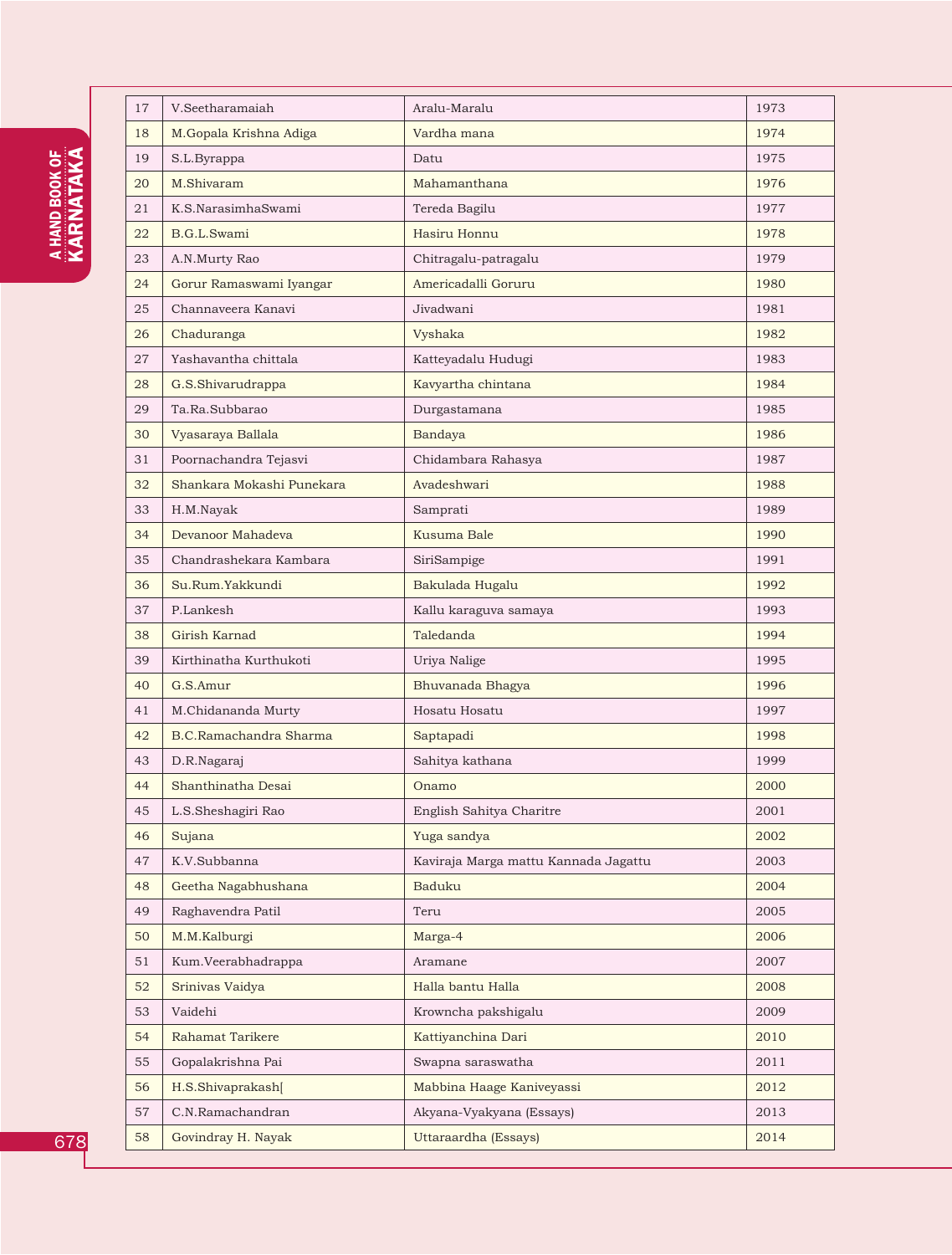| | | | |
|---|---|---|---|
| 17 | V.Seetharamaiah | Aralu-Maralu | 1973 |
| 18 | M.Gopala Krishna Adiga | Vardha mana | 1974 |
| 19 | S.L.Byrappa | Datu | 1975 |
| 20 | M.Shivaram | Mahamanthana | 1976 |
| 21 | K.S.NarasimhaSwami | Tereda Bagilu | 1977 |
| 22 | B.G.L.Swami | Hasiru Honnu | 1978 |
| 23 | A.N.Murty Rao | Chitragalu-patragalu | 1979 |
| 24 | Gorur Ramaswami Iyangar | Americadalli Goruru | 1980 |
| 25 | Channaveera Kanavi | Jivadwani | 1981 |
| 26 | Chaduranga | Vyshaka | 1982 |
| 27 | Yashavantha chittala | Katteyadalu Hudugi | 1983 |
| 28 | G.S.Shivarudrappa | Kavyartha chintana | 1984 |
| 29 | Ta.Ra.Subbarao | Durgastamana | 1985 |
| 30 | Vyasaraya Ballala | Bandaya | 1986 |
| 31 | Poornachandra Tejasvi | Chidambara Rahasya | 1987 |
| 32 | Shankara Mokashi Punekara | Avadeshwari | 1988 |
| 33 | H.M.Nayak | Samprati | 1989 |
| 34 | Devanoor Mahadeva | Kusuma Bale | 1990 |
| 35 | Chandrashekara Kambara | SiriSampige | 1991 |
| 36 | Su.Rum.Yakkundi | Bakulada Hugalu | 1992 |
| 37 | P.Lankesh | Kallu karaguva samaya | 1993 |
| 38 | Girish Karnad | Taledanda | 1994 |
| 39 | Kirthinatha Kurthukoti | Uriya Nalige | 1995 |
| 40 | G.S.Amur | Bhuvanada Bhagya | 1996 |
| 41 | M.Chidananda Murty | Hosatu Hosatu | 1997 |
| 42 | B.C.Ramachandra Sharma | Saptapadi | 1998 |
| 43 | D.R.Nagaraj | Sahitya kathana | 1999 |
| 44 | Shanthinatha Desai | Onamo | 2000 |
| 45 | L.S.Sheshagiri Rao | English Sahitya Charitre | 2001 |
| 46 | Sujana | Yuga sandya | 2002 |
| 47 | K.V.Subbanna | Kaviraja Marga mattu Kannada Jagattu | 2003 |
| 48 | Geetha Nagabhushana | Baduku | 2004 |
| 49 | Raghavendra Patil | Teru | 2005 |
| 50 | M.M.Kalburgi | Marga-4 | 2006 |
| 51 | Kum.Veerabhadrappa | Aramane | 2007 |
| 52 | Srinivas Vaidya | Halla bantu Halla | 2008 |
| 53 | Vaidehi | Krowncha pakshigalu | 2009 |
| 54 | Rahamat Tarikere | Kattiyanchina Dari | 2010 |
| 55 | Gopalakrishna Pai | Swapna saraswatha | 2011 |
| 56 | H.S.Shivaprakash[ | Mabbina Haage Kaniveyassi | 2012 |
| 57 | C.N.Ramachandran | Akyana-Vyakyana (Essays) | 2013 |
| 58 | Govindray H. Nayak | Uttaraardha (Essays) | 2014 |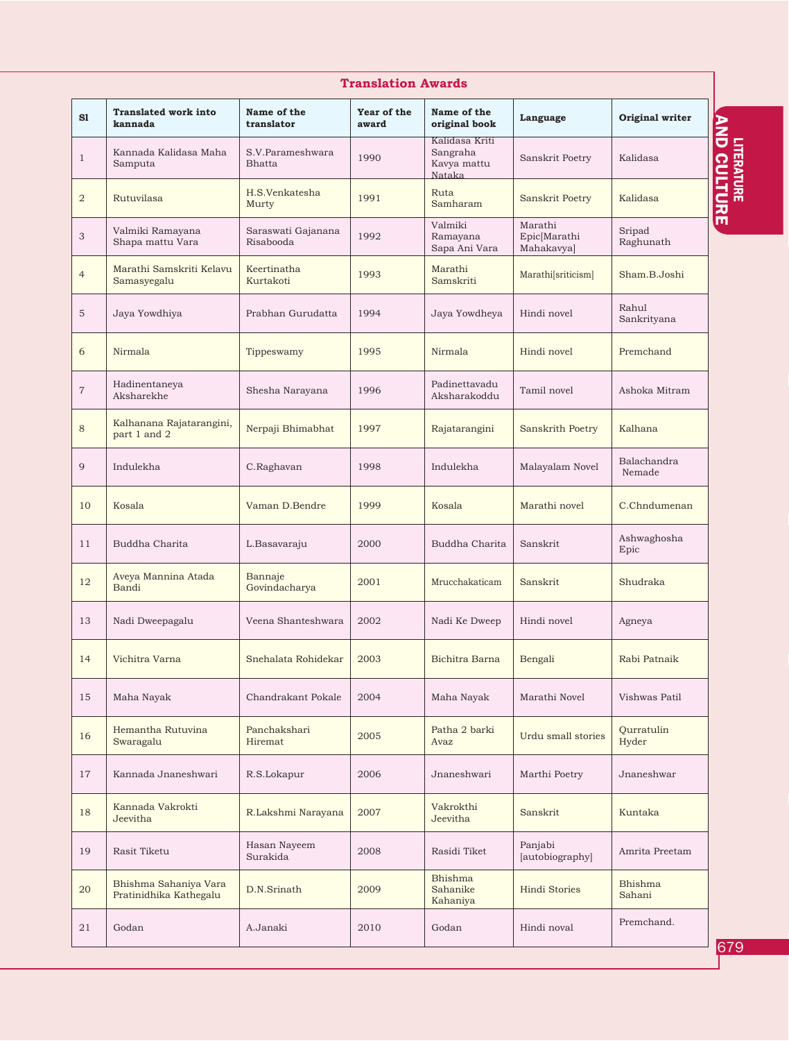## Translation Awards

| Sl | Translated work into kannada | Name of the translator | Year of the award | Name of the original book | Language | Original writer |
|---|---|---|---|---|---|---|
| 1 | Kannada Kalidasa Maha Samputa | S.V.Parameshwara Bhatta | 1990 | Kalidasa Kriti Sangraha Kavya mattu Nataka | Sanskrit Poetry | Kalidasa |
| 2 | Rutuvilasa | H.S.Venkatesha Murty | 1991 | Ruta Samharam | Sanskrit Poetry | Kalidasa |
| 3 | Valmiki Ramayana Shapa mattu Vara | Saraswati Gajanana Risabooda | 1992 | Valmiki Ramayana Sapa Ani Vara | Marathi Epic[Marathi Mahakavya] | Sripad Raghunath |
| 4 | Marathi Samskriti Kelavu Samasyegalu | Keertinatha Kurtakoti | 1993 | Marathi Samskriti | Marathi[sriticism] | Sham.B.Joshi |
| 5 | Jaya Yowdhiya | Prabhan Gurudatta | 1994 | Jaya Yowdheya | Hindi novel | Rahul Sankrityana |
| 6 | Nirmala | Tippeswamy | 1995 | Nirmala | Hindi novel | Premchand |
| 7 | Hadinentaneya Aksharekhe | Shesha Narayana | 1996 | Padinettavadu Aksharakoddu | Tamil novel | Ashoka Mitram |
| 8 | Kalhanana Rajatarangini, part 1 and 2 | Nerpaji Bhimabhat | 1997 | Rajatarangini | Sanskrith Poetry | Kalhana |
| 9 | Indulekha | C.Raghavan | 1998 | Indulekha | Malayalam Novel | Balachandra Nemade |
| 10 | Kosala | Vaman D.Bendre | 1999 | Kosala | Marathi novel | C.Chndumenan |
| 11 | Buddha Charita | L.Basavaraju | 2000 | Buddha Charita | Sanskrit | Ashwaghosha Epic |
| 12 | Aveya Mannina Atada Bandi | Bannaje Govindacharya | 2001 | Mrucchakaticam | Sanskrit | Shudraka |
| 13 | Nadi Dweepagalu | Veena Shanteshwara | 2002 | Nadi Ke Dweep | Hindi novel | Agneya |
| 14 | Vichitra Varna | Snehalata Rohidekar | 2003 | Bichitra Barna | Bengali | Rabi Patnaik |
| 15 | Maha Nayak | Chandrakant Pokale | 2004 | Maha Nayak | Marathi Novel | Vishwas Patil |
| 16 | Hemantha Rutuvina Swaragalu | Panchakshari Hiremat | 2005 | Patha 2 barki Avaz | Urdu small stories | Qurratulin Hyder |
| 17 | Kannada Jnaneshwari | R.S.Lokapur | 2006 | Jnaneshwari | Marthi Poetry | Jnaneshwar |
| 18 | Kannada Vakrokti Jeevitha | R.Lakshmi Narayana | 2007 | Vakrokthi Jeevitha | Sanskrit | Kuntaka |
| 19 | Rasit Tiketu | Hasan Nayeem Surakida | 2008 | Rasidi Tiket | Panjabi [autobiography] | Amrita Preetam |
| 20 | Bhishma Sahaniya Vara Pratinidhika Kathegalu | D.N.Srinath | 2009 | Bhishma Sahanike Kahaniya | Hindi Stories | Bhishma Sahani |
| 21 | Godan | A.Janaki | 2010 | Godan | Hindi noval | Premchand. |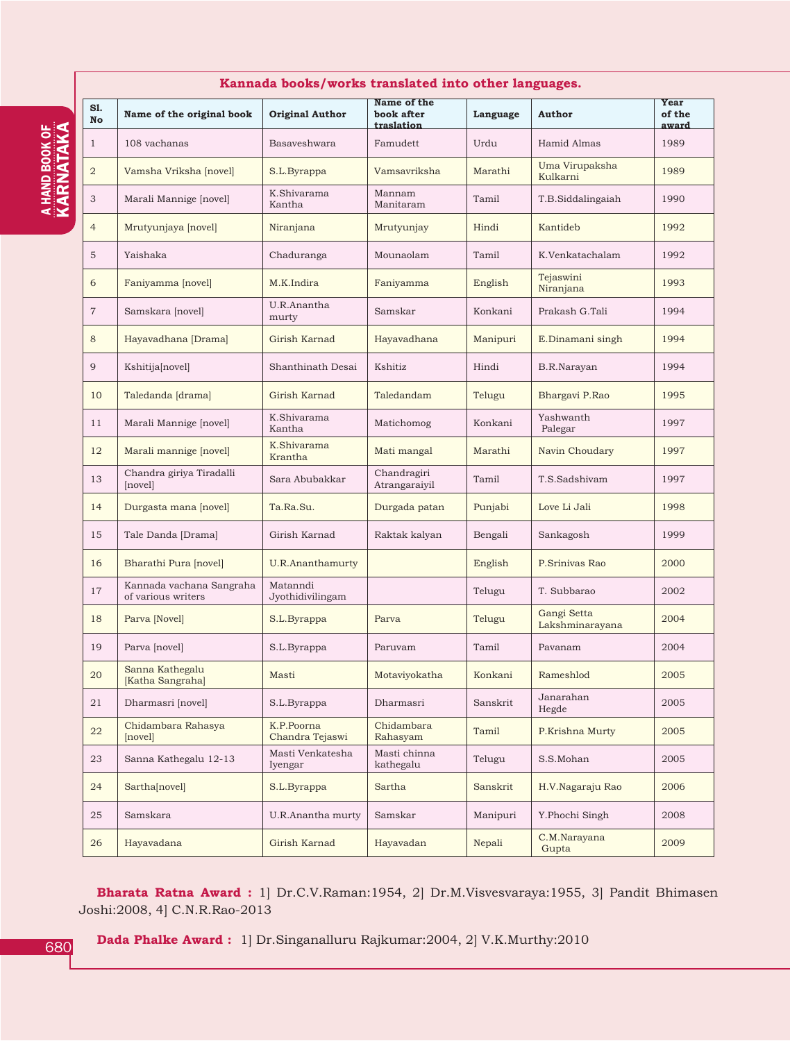## Kannada books/works translated into other languages.

| Sl. No | Name of the original book | Original Author | Name of the book after traslation | Language | Author | Year of the award |
|---|---|---|---|---|---|---|
| 1 | 108 vachanas | Basaveshwara | Famudett | Urdu | Hamid Almas | 1989 |
| 2 | Vamsha Vriksha [novel] | S.L.Byrappa | Vamsavriksha | Marathi | Uma Virupaksha Kulkarni | 1989 |
| 3 | Marali Mannige [novel] | K.Shivarama Kantha | Mannam Manitaram | Tamil | T.B.Siddalingaiah | 1990 |
| 4 | Mrutyunjaya [novel] | Niranjana | Mrutyunjay | Hindi | Kantideb | 1992 |
| 5 | Yaishaka | Chaduranga | Mounaolam | Tamil | K.Venkatachalam | 1992 |
| 6 | Faniyamma [novel] | M.K.Indira | Faniyamma | English | Tejaswini Niranjana | 1993 |
| 7 | Samskara [novel] | U.R.Anantha murty | Samskar | Konkani | Prakash G.Tali | 1994 |
| 8 | Hayavadhana [Drama] | Girish Karnad | Hayavadhana | Manipuri | E.Dinamani singh | 1994 |
| 9 | Kshitija[novel] | Shanthinath Desai | Kshitiz | Hindi | B.R.Narayan | 1994 |
| 10 | Taledanda [drama] | Girish Karnad | Taledandam | Telugu | Bhargavi P.Rao | 1995 |
| 11 | Marali Mannige [novel] | K.Shivarama Kantha | Matichomog | Konkani | Yashwanth Palegar | 1997 |
| 12 | Marali mannige [novel] | K.Shivarama Krantha | Mati mangal | Marathi | Navin Choudary | 1997 |
| 13 | Chandra giriya Tiradalli [novel] | Sara Abubakkar | Chandragiri Atrangaraiyil | Tamil | T.S.Sadshivam | 1997 |
| 14 | Durgasta mana [novel] | Ta.Ra.Su. | Durgada patan | Punjabi | Love Li Jali | 1998 |
| 15 | Tale Danda [Drama] | Girish Karnad | Raktak kalyan | Bengali | Sankagosh | 1999 |
| 16 | Bharathi Pura [novel] | U.R.Ananthamurty | | English | P.Srinivas Rao | 2000 |
| 17 | Kannada vachana Sangraha of various writers | Matanndi Jyothidivilingam | | Telugu | T. Subbarao | 2002 |
| 18 | Parva [Novel] | S.L.Byrappa | Parva | Telugu | Gangi Setta Lakshminarayana | 2004 |
| 19 | Parva [novel] | S.L.Byrappa | Paruvam | Tamil | Pavanam | 2004 |
| 20 | Sanna Kathegalu [Katha Sangraha] | Masti | Motaviyokatha | Konkani | Rameshlod | 2005 |
| 21 | Dharmasri [novel] | S.L.Byrappa | Dharmasri | Sanskrit | Janarahan Hegde | 2005 |
| 22 | Chidambara Rahasya [novel] | K.P.Poorna Chandra Tejaswi | Chidambara Rahasyam | Tamil | P.Krishna Murty | 2005 |
| 23 | Sanna Kathegalu 12-13 | Masti Venkatesha Iyengar | Masti chinna kathegalu | Telugu | S.S.Mohan | 2005 |
| 24 | Sartha[novel] | S.L.Byrappa | Sartha | Sanskrit | H.V.Nagaraju Rao | 2006 |
| 25 | Samskara | U.R.Anantha murty | Samskar | Manipuri | Y.Phochi Singh | 2008 |
| 26 | Hayavadana | Girish Karnad | Hayavadan | Nepali | C.M.Narayana Gupta | 2009 |

**Bharata Ratna Award :** 1] Dr.C.V.Raman:1954, 2] Dr.M.Visvesvaraya:1955, 3] Pandit Bhimasen Joshi:2008, 4] C.N.R.Rao-2013

**Dada Phalke Award :** 1] Dr.Singanalluru Rajkumar:2004, 2] V.K.Murthy:2010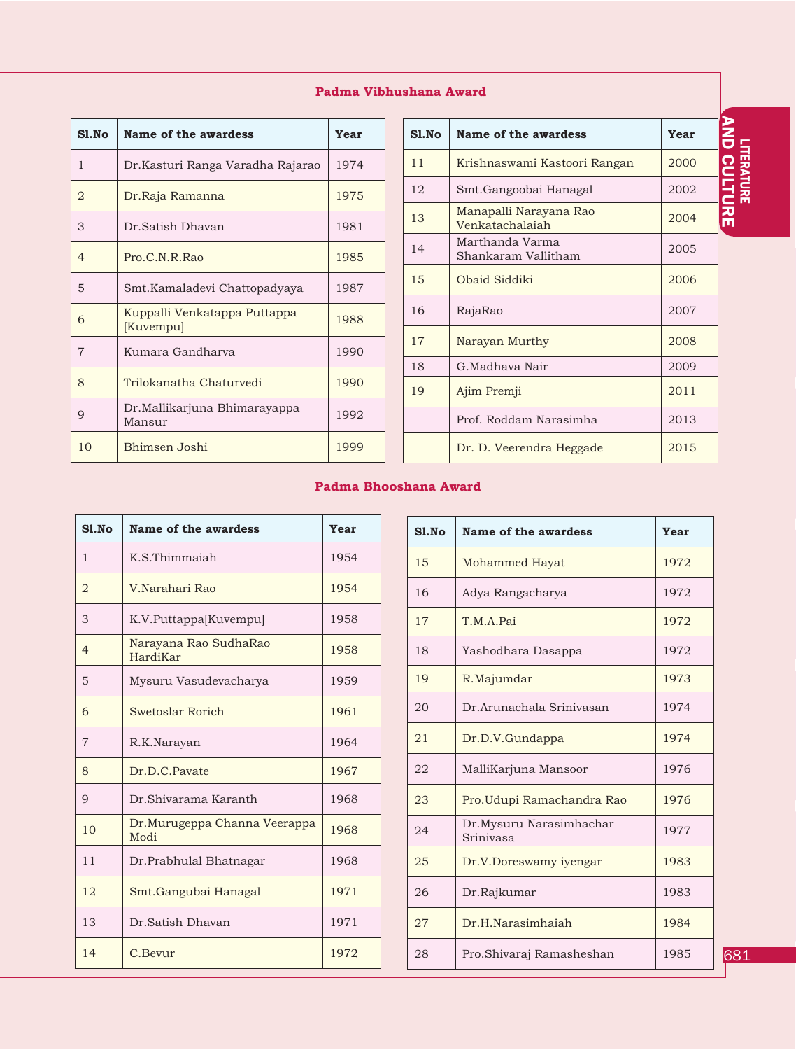### Padma Vibhushana Award

| Sl.No | Name of the awardess | Year |
|---|---|---|
| 1 | Dr.Kasturi Ranga Varadha Rajarao | 1974 |
| 2 | Dr.Raja Ramanna | 1975 |
| 3 | Dr.Satish Dhavan | 1981 |
| 4 | Pro.C.N.R.Rao | 1985 |
| 5 | Smt.Kamaladevi Chattopadyaya | 1987 |
| 6 | Kuppalli Venkatappa Puttappa [Kuvempu] | 1988 |
| 7 | Kumara Gandharva | 1990 |
| 8 | Trilokanatha Chaturvedi | 1990 |
| 9 | Dr.Mallikarjuna Bhimarayappa Mansur | 1992 |
| 10 | Bhimsen Joshi | 1999 |
| 11 | Krishnaswami Kastoori Rangan | 2000 |
| 12 | Smt.Gangoobai Hanagal | 2002 |
| 13 | Manapalli Narayana Rao Venkatachalaiah | 2004 |
| 14 | Marthanda Varma Shankaram Vallitham | 2005 |
| 15 | Obaid Siddiki | 2006 |
| 16 | RajaRao | 2007 |
| 17 | Narayan Murthy | 2008 |
| 18 | G.Madhava Nair | 2009 |
| 19 | Ajim Premji | 2011 |
| | Prof. Roddam Narasimha | 2013 |
| | Dr. D. Veerendra Heggade | 2015 |

### Padma Bhooshana Award

| Sl.No | Name of the awardess | Year |
|---|---|---|
| 1 | K.S.Thimmaiah | 1954 |
| 2 | V.Narahari Rao | 1954 |
| 3 | K.V.Puttappa[Kuvempu] | 1958 |
| 4 | Narayana Rao SudhaRao HardiKar | 1958 |
| 5 | Mysuru Vasudevacharya | 1959 |
| 6 | Swetoslar Rorich | 1961 |
| 7 | R.K.Narayan | 1964 |
| 8 | Dr.D.C.Pavate | 1967 |
| 9 | Dr.Shivarama Karanth | 1968 |
| 10 | Dr.Murugeppa Channa Veerappa Modi | 1968 |
| 11 | Dr.Prabhulal Bhatnagar | 1968 |
| 12 | Smt.Gangubai Hanagal | 1971 |
| 13 | Dr.Satish Dhavan | 1971 |
| 14 | C.Bevur | 1972 |
| 15 | Mohammed Hayat | 1972 |
| 16 | Adya Rangacharya | 1972 |
| 17 | T.M.A.Pai | 1972 |
| 18 | Yashodhara Dasappa | 1972 |
| 19 | R.Majumdar | 1973 |
| 20 | Dr.Arunachala Srinivasan | 1974 |
| 21 | Dr.D.V.Gundappa | 1974 |
| 22 | MalliKarjuna Mansoor | 1976 |
| 23 | Pro.Udupi Ramachandra Rao | 1976 |
| 24 | Dr.Mysuru Narasimhachar Srinivasa | 1977 |
| 25 | Dr.V.Doreswamy iyengar | 1983 |
| 26 | Dr.Rajkumar | 1983 |
| 27 | Dr.H.Narasimhaiah | 1984 |
| 28 | Pro.Shivaraj Ramasheshan | 1985 |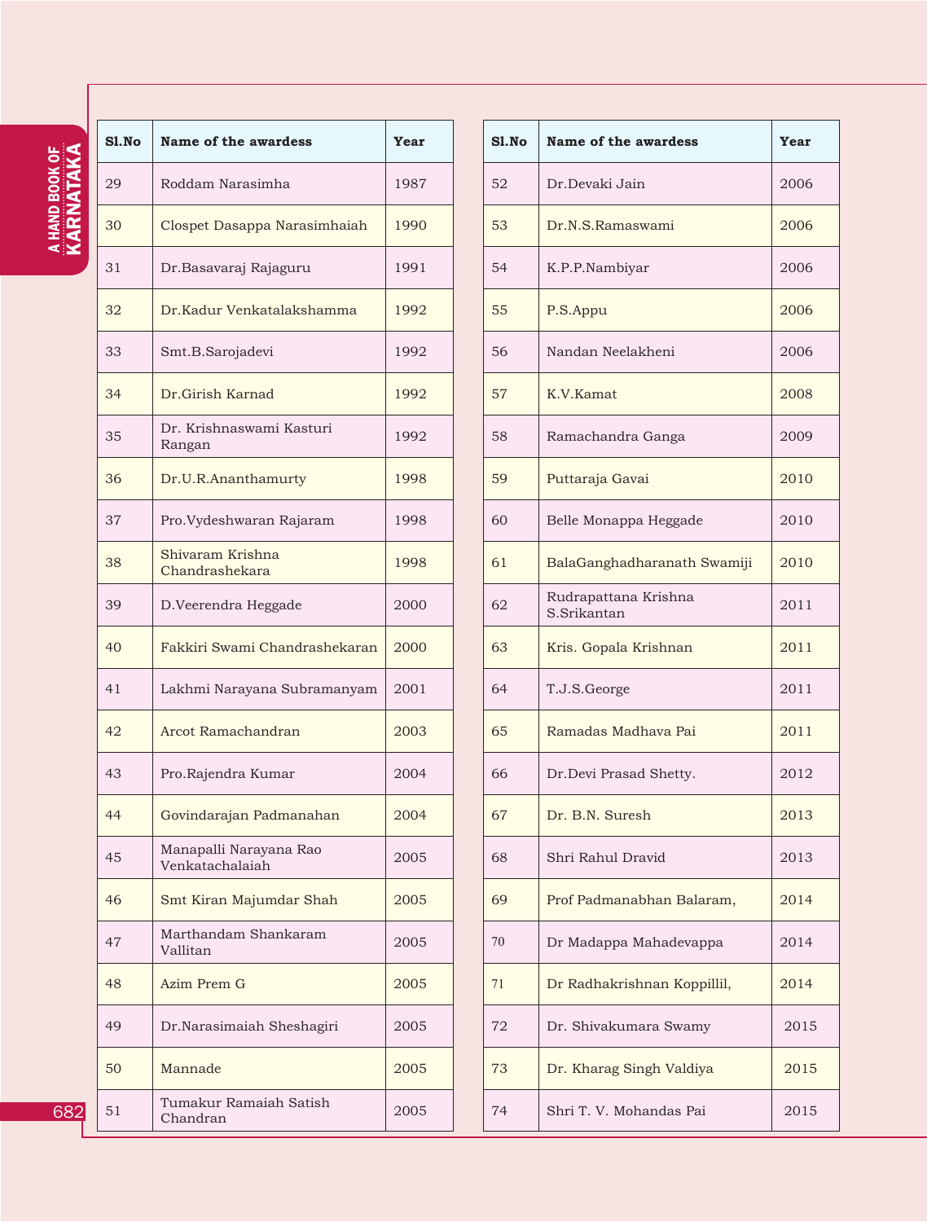| Sl.No | Name of the awardess | Year |
|---|---|---|
| 29 | Roddam Narasimha | 1987 |
| 30 | Clospet Dasappa Narasimhaiah | 1990 |
| 31 | Dr.Basavaraj Rajaguru | 1991 |
| 32 | Dr.Kadur Venkatalakshamma | 1992 |
| 33 | Smt.B.Sarojadevi | 1992 |
| 34 | Dr.Girish Karnad | 1992 |
| 35 | Dr. Krishnaswami Kasturi Rangan | 1992 |
| 36 | Dr.U.R.Ananthamurty | 1998 |
| 37 | Pro.Vydeshwaran Rajaram | 1998 |
| 38 | Shivaram Krishna Chandrashekara | 1998 |
| 39 | D.Veerendra Heggade | 2000 |
| 40 | Fakkiri Swami Chandrashekaran | 2000 |
| 41 | Lakhmi Narayana Subramanyam | 2001 |
| 42 | Arcot Ramachandran | 2003 |
| 43 | Pro.Rajendra Kumar | 2004 |
| 44 | Govindarajan Padmanahan | 2004 |
| 45 | Manapalli Narayana Rao Venkatachalaiah | 2005 |
| 46 | Smt Kiran Majumdar Shah | 2005 |
| 47 | Marthandam Shankaram Vallitan | 2005 |
| 48 | Azim Prem G | 2005 |
| 49 | Dr.Narasimaiah Sheshagiri | 2005 |
| 50 | Mannade | 2005 |
| 51 | Tumakur Ramaiah Satish Chandran | 2005 |
| 52 | Dr.Devaki Jain | 2006 |
| 53 | Dr.N.S.Ramaswami | 2006 |
| 54 | K.P.P.Nambiyar | 2006 |
| 55 | P.S.Appu | 2006 |
| 56 | Nandan Neelakheni | 2006 |
| 57 | K.V.Kamat | 2008 |
| 58 | Ramachandra Ganga | 2009 |
| 59 | Puttaraja Gavai | 2010 |
| 60 | Belle Monappa Heggade | 2010 |
| 61 | BalaGanghadharanath Swamiji | 2010 |
| 62 | Rudrapattana Krishna S.Srikantan | 2011 |
| 63 | Kris. Gopala Krishnan | 2011 |
| 64 | T.J.S.George | 2011 |
| 65 | Ramadas Madhava Pai | 2011 |
| 66 | Dr.Devi Prasad Shetty. | 2012 |
| 67 | Dr. B.N. Suresh | 2013 |
| 68 | Shri Rahul Dravid | 2013 |
| 69 | Prof Padmanabhan Balaram, | 2014 |
| 70 | Dr Madappa Mahadevappa | 2014 |
| 71 | Dr Radhakrishnan Koppillil, | 2014 |
| 72 | Dr. Shivakumara Swamy | 2015 |
| 73 | Dr. Kharag Singh Valdiya | 2015 |
| 74 | Shri T. V. Mohandas Pai | 2015 |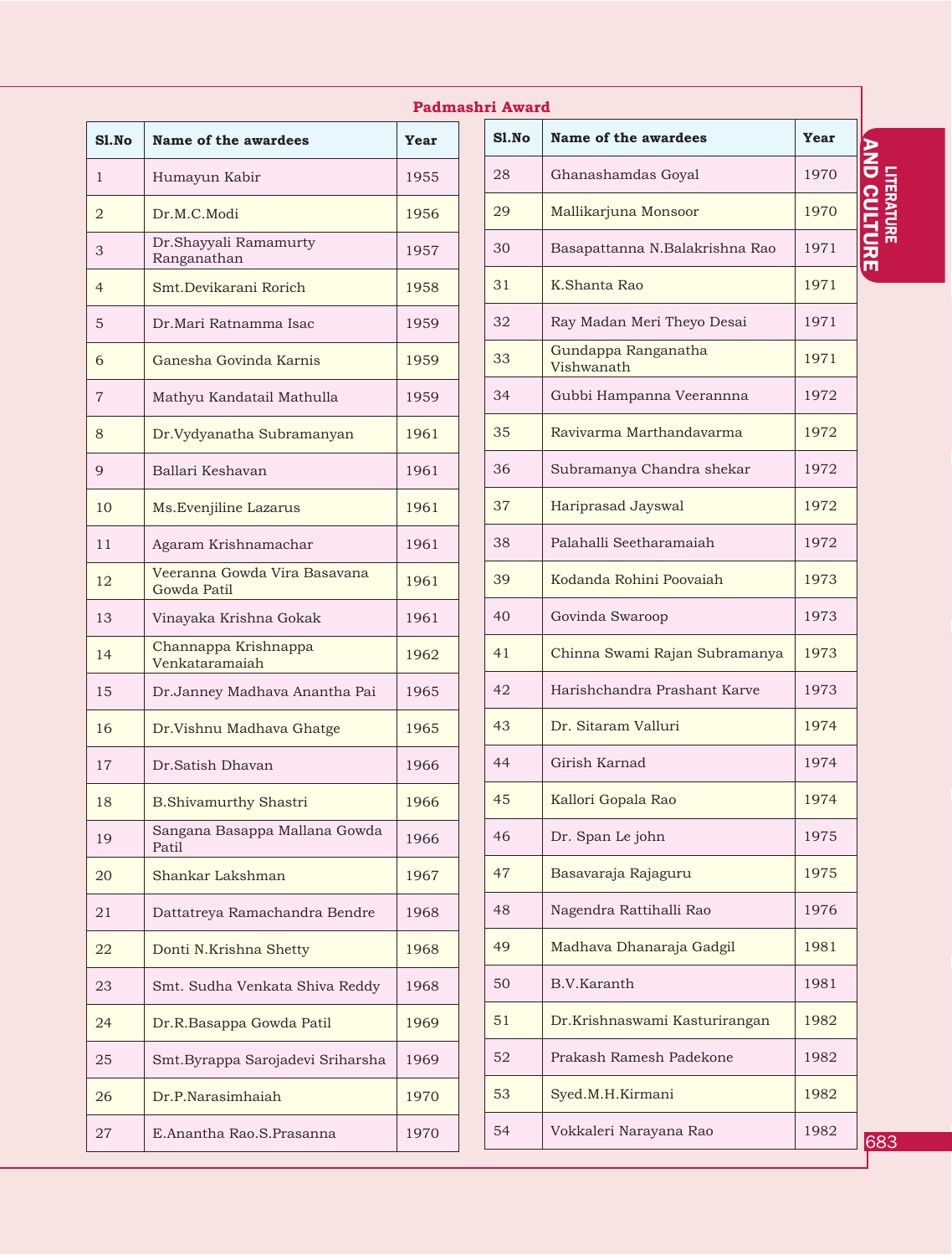## Padmashri Award

| Sl.No | Name of the awardees | Year |
|---|---|---|
| 1 | Humayun Kabir | 1955 |
| 2 | Dr.M.C.Modi | 1956 |
| 3 | Dr.Shayyali Ramamurty Ranganathan | 1957 |
| 4 | Smt.Devikarani Rorich | 1958 |
| 5 | Dr.Mari Ratnamma Isac | 1959 |
| 6 | Ganesha Govinda Karnis | 1959 |
| 7 | Mathyu Kandatail Mathulla | 1959 |
| 8 | Dr.Vydyanatha Subramanyan | 1961 |
| 9 | Ballari Keshavan | 1961 |
| 10 | Ms.Evenjiline Lazarus | 1961 |
| 11 | Agaram Krishnamachar | 1961 |
| 12 | Veeranna Gowda Vira Basavana Gowda Patil | 1961 |
| 13 | Vinayaka Krishna Gokak | 1961 |
| 14 | Channappa Krishnappa Venkataramaiah | 1962 |
| 15 | Dr.Janney Madhava Anantha Pai | 1965 |
| 16 | Dr.Vishnu Madhava Ghatge | 1965 |
| 17 | Dr.Satish Dhavan | 1966 |
| 18 | B.Shivamurthy Shastri | 1966 |
| 19 | Sangana Basappa Mallana Gowda Patil | 1966 |
| 20 | Shankar Lakshman | 1967 |
| 21 | Dattatreya Ramachandra Bendre | 1968 |
| 22 | Donti N.Krishna Shetty | 1968 |
| 23 | Smt. Sudha Venkata Shiva Reddy | 1968 |
| 24 | Dr.R.Basappa Gowda Patil | 1969 |
| 25 | Smt.Byrappa Sarojadevi Sriharsha | 1969 |
| 26 | Dr.P.Narasimhaiah | 1970 |
| 27 | E.Anantha Rao.S.Prasanna | 1970 |
| 28 | Ghanashamdas Goyal | 1970 |
| 29 | Mallikarjuna Monsoor | 1970 |
| 30 | Basapattanna N.Balakrishna Rao | 1971 |
| 31 | K.Shanta Rao | 1971 |
| 32 | Ray Madan Meri Theyo Desai | 1971 |
| 33 | Gundappa Ranganatha Vishwanath | 1971 |
| 34 | Gubbi Hampanna Veerannna | 1972 |
| 35 | Ravivarma Marthandavarma | 1972 |
| 36 | Subramanya Chandra shekar | 1972 |
| 37 | Hariprasad Jayswal | 1972 |
| 38 | Palahalli Seetharamaiah | 1972 |
| 39 | Kodanda Rohini Poovaiah | 1973 |
| 40 | Govinda Swaroop | 1973 |
| 41 | Chinna Swami Rajan Subramanya | 1973 |
| 42 | Harishchandra Prashant Karve | 1973 |
| 43 | Dr. Sitaram Valluri | 1974 |
| 44 | Girish Karnad | 1974 |
| 45 | Kallori Gopala Rao | 1974 |
| 46 | Dr. Span Le john | 1975 |
| 47 | Basavaraja Rajaguru | 1975 |
| 48 | Nagendra Rattihalli Rao | 1976 |
| 49 | Madhava Dhanaraja Gadgil | 1981 |
| 50 | B.V.Karanth | 1981 |
| 51 | Dr.Krishnaswami Kasturirangan | 1982 |
| 52 | Prakash Ramesh Padekone | 1982 |
| 53 | Syed.M.H.Kirmani | 1982 |
| 54 | Vokkaleri Narayana Rao | 1982 |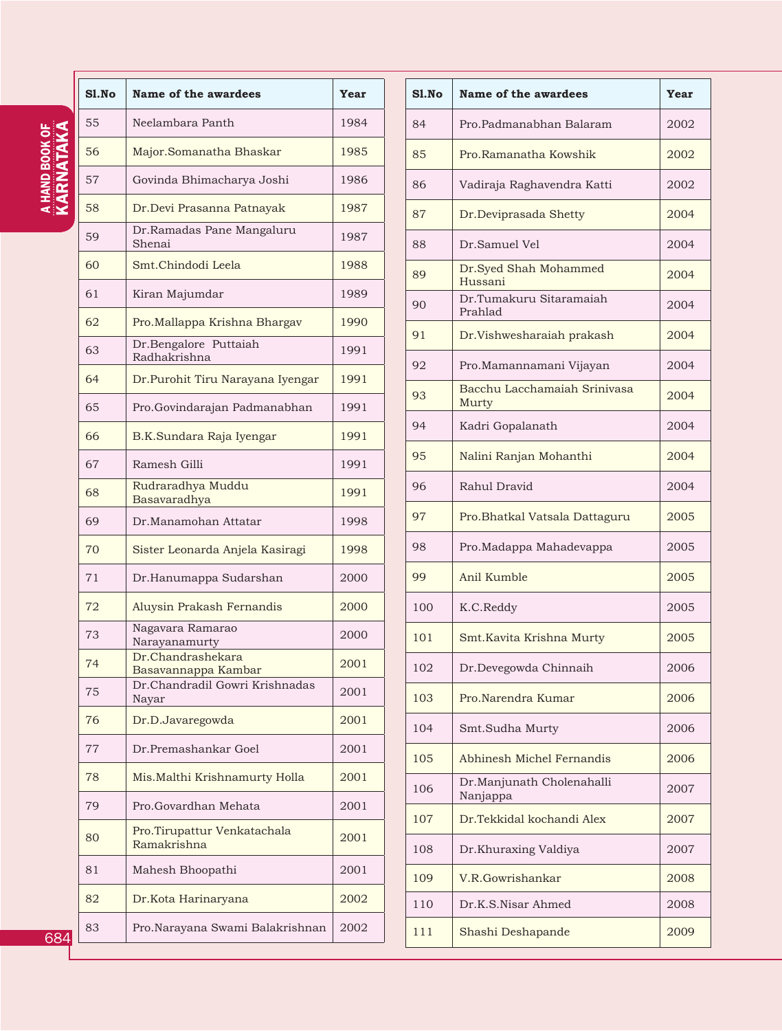| Sl.No | Name of the awardees | Year |
|---|---|---|
| 55 | Neelambara Panth | 1984 |
| 56 | Major.Somanatha Bhaskar | 1985 |
| 57 | Govinda Bhimacharya Joshi | 1986 |
| 58 | Dr.Devi Prasanna Patnayak | 1987 |
| 59 | Dr.Ramadas Pane Mangaluru Shenai | 1987 |
| 60 | Smt.Chindodi Leela | 1988 |
| 61 | Kiran Majumdar | 1989 |
| 62 | Pro.Mallappa Krishna Bhargav | 1990 |
| 63 | Dr.Bengalore Puttaiah Radhakrishna | 1991 |
| 64 | Dr.Purohit Tiru Narayana Iyengar | 1991 |
| 65 | Pro.Govindarajan Padmanabhan | 1991 |
| 66 | B.K.Sundara Raja Iyengar | 1991 |
| 67 | Ramesh Gilli | 1991 |
| 68 | Rudraradhya Muddu Basavaradhya | 1991 |
| 69 | Dr.Manamohan Attatar | 1998 |
| 70 | Sister Leonarda Anjela Kasiragi | 1998 |
| 71 | Dr.Hanumappa Sudarshan | 2000 |
| 72 | Aluysin Prakash Fernandis | 2000 |
| 73 | Nagavara Ramarao Narayanamurty | 2000 |
| 74 | Dr.Chandrashekara Basavannappa Kambar | 2001 |
| 75 | Dr.Chandradil Gowri Krishnadas Nayar | 2001 |
| 76 | Dr.D.Javaregowda | 2001 |
| 77 | Dr.Premashankar Goel | 2001 |
| 78 | Mis.Malthi Krishnamurty Holla | 2001 |
| 79 | Pro.Govardhan Mehata | 2001 |
| 80 | Pro.Tirupattur Venkatachala Ramakrishna | 2001 |
| 81 | Mahesh Bhoopathi | 2001 |
| 82 | Dr.Kota Harinaryana | 2002 |
| 83 | Pro.Narayana Swami Balakrishnan | 2002 |
| 84 | Pro.Padmanabhan Balaram | 2002 |
| 85 | Pro.Ramanatha Kowshik | 2002 |
| 86 | Vadiraja Raghavendra Katti | 2002 |
| 87 | Dr.Deviprasada Shetty | 2004 |
| 88 | Dr.Samuel Vel | 2004 |
| 89 | Dr.Syed Shah Mohammed Hussani | 2004 |
| 90 | Dr.Tumakuru Sitaramaiah Prahlad | 2004 |
| 91 | Dr.Vishwesharaiah prakash | 2004 |
| 92 | Pro.Mamannamani Vijayan | 2004 |
| 93 | Bacchu Lacchamaiah Srinivasa Murty | 2004 |
| 94 | Kadri Gopalanath | 2004 |
| 95 | Nalini Ranjan Mohanthi | 2004 |
| 96 | Rahul Dravid | 2004 |
| 97 | Pro.Bhatkal Vatsala Dattaguru | 2005 |
| 98 | Pro.Madappa Mahadevappa | 2005 |
| 99 | Anil Kumble | 2005 |
| 100 | K.C.Reddy | 2005 |
| 101 | Smt.Kavita Krishna Murty | 2005 |
| 102 | Dr.Devegowda Chinnaih | 2006 |
| 103 | Pro.Narendra Kumar | 2006 |
| 104 | Smt.Sudha Murty | 2006 |
| 105 | Abhinesh Michel Fernandis | 2006 |
| 106 | Dr.Manjunath Cholenahalli Nanjappa | 2007 |
| 107 | Dr.Tekkidal kochandi Alex | 2007 |
| 108 | Dr.Khuraxing Valdiya | 2007 |
| 109 | V.R.Gowrishankar | 2008 |
| 110 | Dr.K.S.Nisar Ahmed | 2008 |
| 111 | Shashi Deshapande | 2009 |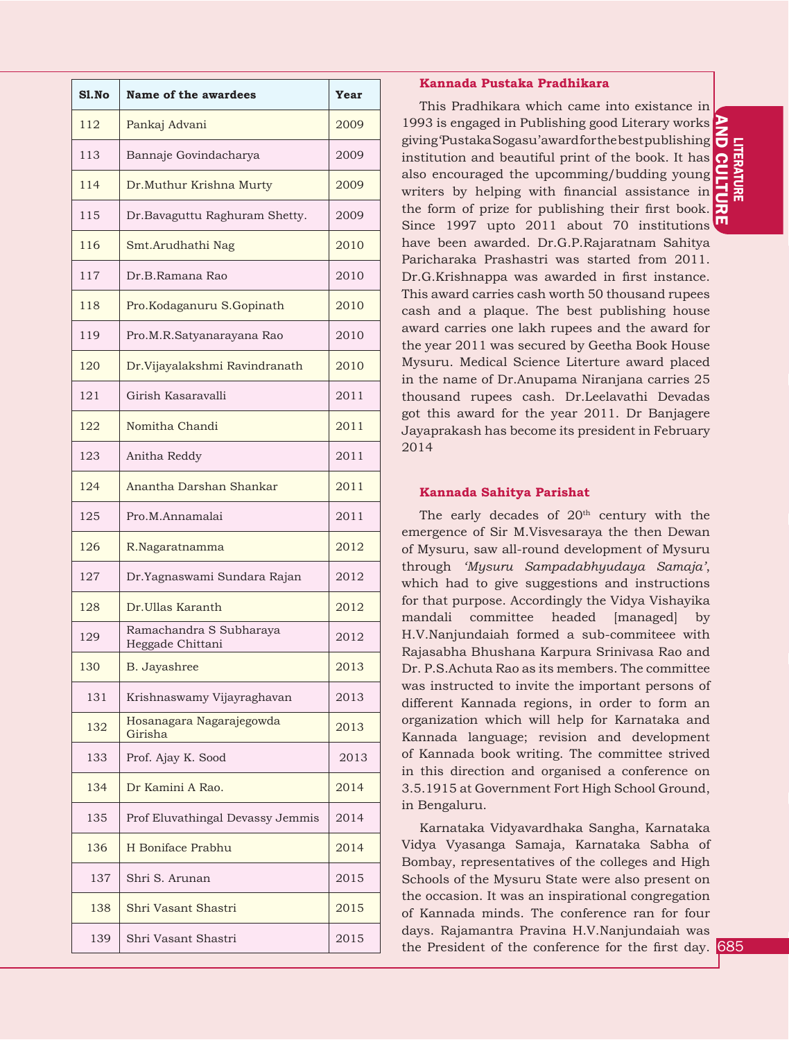| Sl.No | Name of the awardees | Year |
|---|---|---|
| 112 | Pankaj Advani | 2009 |
| 113 | Bannaje Govindacharya | 2009 |
| 114 | Dr.Muthur Krishna Murty | 2009 |
| 115 | Dr.Bavaguttu Raghuram Shetty. | 2009 |
| 116 | Smt.Arudhathi Nag | 2010 |
| 117 | Dr.B.Ramana Rao | 2010 |
| 118 | Pro.Kodaganuru S.Gopinath | 2010 |
| 119 | Pro.M.R.Satyanarayana Rao | 2010 |
| 120 | Dr.Vijayalakshmi Ravindranath | 2010 |
| 121 | Girish Kasaravalli | 2011 |
| 122 | Nomitha Chandi | 2011 |
| 123 | Anitha Reddy | 2011 |
| 124 | Anantha Darshan Shankar | 2011 |
| 125 | Pro.M.Annamalai | 2011 |
| 126 | R.Nagaratnamma | 2012 |
| 127 | Dr.Yagnaswami Sundara Rajan | 2012 |
| 128 | Dr.Ullas Karanth | 2012 |
| 129 | Ramachandra S Subharaya Heggade Chittani | 2012 |
| 130 | B. Jayashree | 2013 |
| 131 | Krishnaswamy Vijayraghavan | 2013 |
| 132 | Hosanagara Nagarajegowda Girisha | 2013 |
| 133 | Prof. Ajay K. Sood | 2013 |
| 134 | Dr Kamini A Rao. | 2014 |
| 135 | Prof Eluvathingal Devassy Jemmis | 2014 |
| 136 | H Boniface Prabhu | 2014 |
| 137 | Shri S. Arunan | 2015 |
| 138 | Shri Vasant Shastri | 2015 |
| 139 | Shri Vasant Shastri | 2015 |

### Kannada Pustaka Pradhikara

This Pradhikara which came into existance in 1993 is engaged in Publishing good Literary works giving 'Pustaka Sogasu' award for the best publishing institution and beautiful print of the book. It has also encouraged the upcomming/budding young writers by helping with financial assistance in the form of prize for publishing their first book. Since 1997 upto 2011 about 70 institutions have been awarded. Dr.G.P.Rajaratnam Sahitya Paricharaka Prashastri was started from 2011. Dr.G.Krishnappa was awarded in first instance. This award carries cash worth 50 thousand rupees cash and a plaque. The best publishing house award carries one lakh rupees and the award for the year 2011 was secured by Geetha Book House Mysuru. Medical Science Literture award placed in the name of Dr.Anupama Niranjana carries 25 thousand rupees cash. Dr.Leelavathi Devadas got this award for the year 2011. Dr Banjagere Jayaprakash has become its president in February 2014

### Kannada Sahitya Parishat

The early decades of 20th century with the emergence of Sir M.Visvesaraya the then Dewan of Mysuru, saw all-round development of Mysuru through *'Mysuru Sampadabhyudaya Samaja'*, which had to give suggestions and instructions for that purpose. Accordingly the Vidya Vishayika mandali committee headed [managed] by H.V.Nanjundaiah formed a sub-commiteee with Rajasabha Bhushana Karpura Srinivasa Rao and Dr. P.S.Achuta Rao as its members. The committee was instructed to invite the important persons of different Kannada regions, in order to form an organization which will help for Karnataka and Kannada language; revision and development of Kannada book writing. The committee strived in this direction and organised a conference on 3.5.1915 at Government Fort High School Ground, in Bengaluru.

Karnataka Vidyavardhaka Sangha, Karnataka Vidya Vyasanga Samaja, Karnataka Sabha of Bombay, representatives of the colleges and High Schools of the Mysuru State were also present on the occasion. It was an inspirational congregation of Kannada minds. The conference ran for four days. Rajamantra Pravina H.V.Nanjundaiah was the President of the conference for the first day.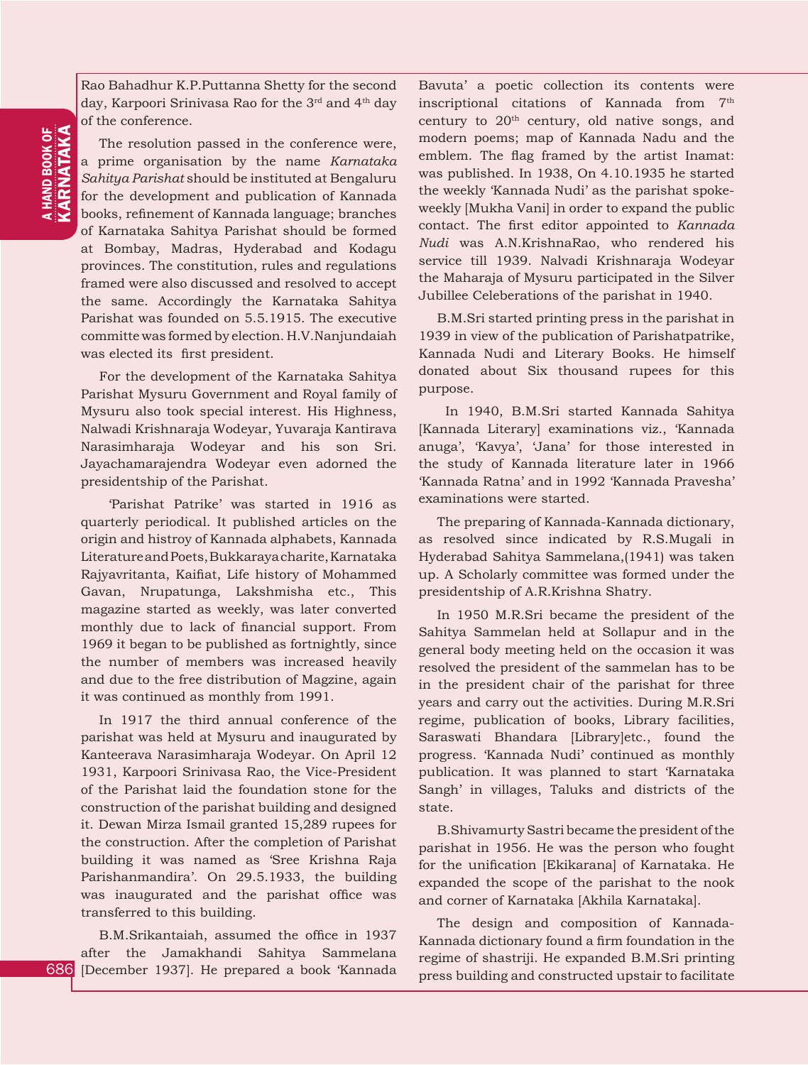Rao Bahadhur K.P.Puttanna Shetty for the second day, Karpoori Srinivasa Rao for the 3rd and 4th day of the conference.

The resolution passed in the conference were, a prime organisation by the name *Karnataka Sahitya Parishat* should be instituted at Bengaluru for the development and publication of Kannada books, refinement of Kannada language; branches of Karnataka Sahitya Parishat should be formed at Bombay, Madras, Hyderabad and Kodagu provinces. The constitution, rules and regulations framed were also discussed and resolved to accept the same. Accordingly the Karnataka Sahitya Parishat was founded on 5.5.1915. The executive committe was formed by election. H.V.Nanjundaiah was elected its first president.

For the development of the Karnataka Sahitya Parishat Mysuru Government and Royal family of Mysuru also took special interest. His Highness, Nalwadi Krishnaraja Wodeyar, Yuvaraja Kantirava Narasimharaja Wodeyar and his son Sri. Jayachamarajendra Wodeyar even adorned the presidentship of the Parishat.

'Parishat Patrike' was started in 1916 as quarterly periodical. It published articles on the origin and histroy of Kannada alphabets, Kannada Literature and Poets, Bukkaraya charite, Karnataka Rajyavritanta, Kaifiat, Life history of Mohammed Gavan, Nrupatunga, Lakshmisha etc., This magazine started as weekly, was later converted monthly due to lack of financial support. From 1969 it began to be published as fortnightly, since the number of members was increased heavily and due to the free distribution of Magzine, again it was continued as monthly from 1991.

In 1917 the third annual conference of the parishat was held at Mysuru and inaugurated by Kanteerava Narasimharaja Wodeyar. On April 12 1931, Karpoori Srinivasa Rao, the Vice-President of the Parishat laid the foundation stone for the construction of the parishat building and designed it. Dewan Mirza Ismail granted 15,289 rupees for the construction. After the completion of Parishat building it was named as 'Sree Krishna Raja Parishanmandira'. On 29.5.1933, the building was inaugurated and the parishat office was transferred to this building.

B.M.Srikantaiah, assumed the office in 1937 after the Jamakhandi Sahitya Sammelana [December 1937]. He prepared a book 'Kannada Bavuta' a poetic collection its contents were inscriptional citations of Kannada from 7th century to 20th century, old native songs, and modern poems; map of Kannada Nadu and the emblem. The flag framed by the artist Inamat: was published. In 1938, On 4.10.1935 he started the weekly 'Kannada Nudi' as the parishat spoke-weekly [Mukha Vani] in order to expand the public contact. The first editor appointed to *Kannada Nudi* was A.N.KrishnaRao, who rendered his service till 1939. Nalvadi Krishnaraja Wodeyar the Maharaja of Mysuru participated in the Silver Jubillee Celeberations of the parishat in 1940.

B.M.Sri started printing press in the parishat in 1939 in view of the publication of Parishatpatrike, Kannada Nudi and Literary Books. He himself donated about Six thousand rupees for this purpose.

In 1940, B.M.Sri started Kannada Sahitya [Kannada Literary] examinations viz., 'Kannada anuga', 'Kavya', 'Jana' for those interested in the study of Kannada literature later in 1966 'Kannada Ratna' and in 1992 'Kannada Pravesha' examinations were started.

The preparing of Kannada-Kannada dictionary, as resolved since indicated by R.S.Mugali in Hyderabad Sahitya Sammelana,(1941) was taken up. A Scholarly committee was formed under the presidentship of A.R.Krishna Shatry.

In 1950 M.R.Sri became the president of the Sahitya Sammelan held at Sollapur and in the general body meeting held on the occasion it was resolved the president of the sammelan has to be in the president chair of the parishat for three years and carry out the activities. During M.R.Sri regime, publication of books, Library facilities, Saraswati Bhandara [Library]etc., found the progress. 'Kannada Nudi' continued as monthly publication. It was planned to start 'Karnataka Sangh' in villages, Taluks and districts of the state.

B.Shivamurty Sastri became the president of the parishat in 1956. He was the person who fought for the unification [Ekikarana] of Karnataka. He expanded the scope of the parishat to the nook and corner of Karnataka [Akhila Karnataka].

The design and composition of Kannada-Kannada dictionary found a firm foundation in the regime of shastriji. He expanded B.M.Sri printing press building and constructed upstair to facilitate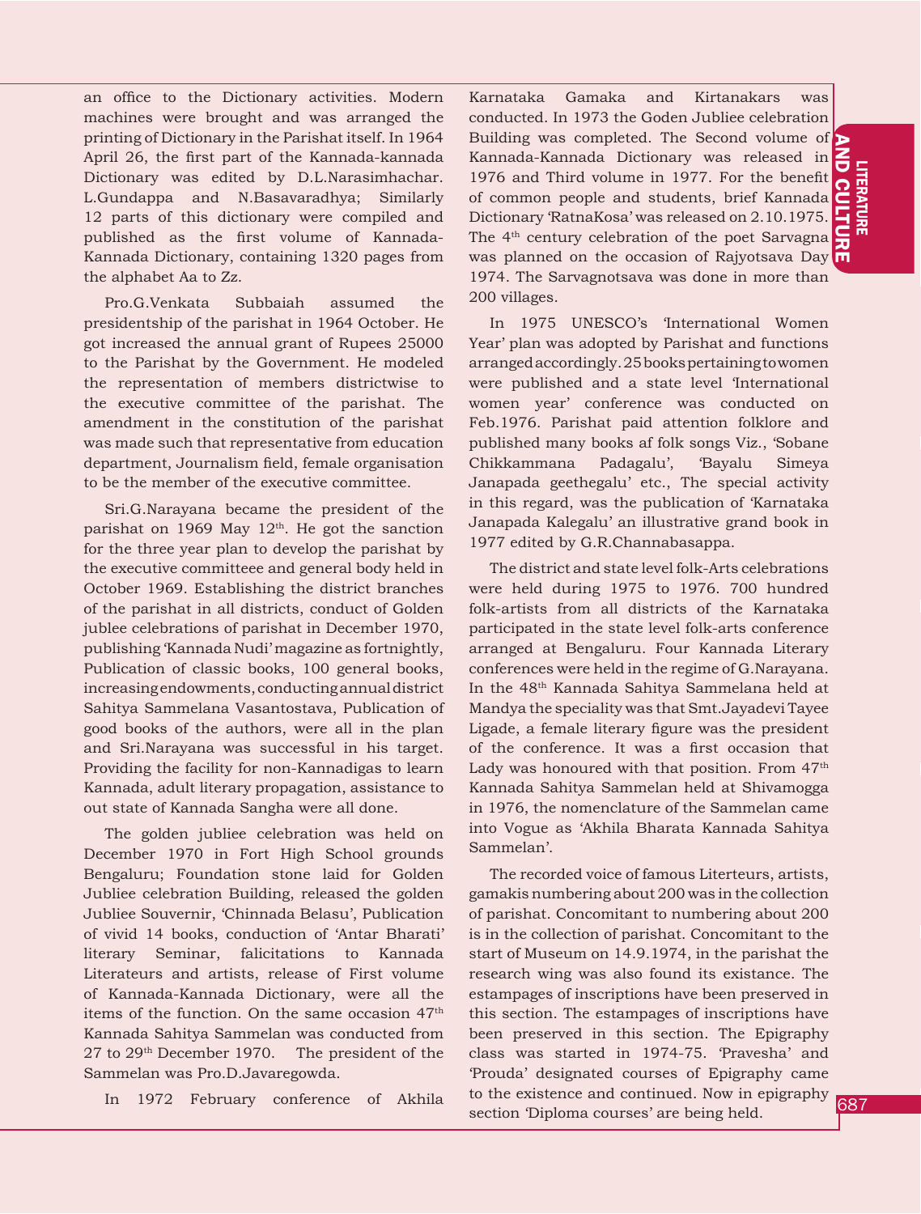an office to the Dictionary activities. Modern machines were brought and was arranged the printing of Dictionary in the Parishat itself. In 1964 April 26, the first part of the Kannada-kannada Dictionary was edited by D.L.Narasimhachar. L.Gundappa and N.Basavaradhya; Similarly 12 parts of this dictionary were compiled and published as the first volume of Kannada-Kannada Dictionary, containing 1320 pages from the alphabet Aa to Zz.

Pro.G.Venkata Subbaiah assumed the presidentship of the parishat in 1964 October. He got increased the annual grant of Rupees 25000 to the Parishat by the Government. He modeled the representation of members districtwise to the executive committee of the parishat. The amendment in the constitution of the parishat was made such that representative from education department, Journalism field, female organisation to be the member of the executive committee.

Sri.G.Narayana became the president of the parishat on 1969 May 12th. He got the sanction for the three year plan to develop the parishat by the executive committeee and general body held in October 1969. Establishing the district branches of the parishat in all districts, conduct of Golden jublee celebrations of parishat in December 1970, publishing 'Kannada Nudi' magazine as fortnightly, Publication of classic books, 100 general books, increasing endowments, conducting annual district Sahitya Sammelana Vasantostava, Publication of good books of the authors, were all in the plan and Sri.Narayana was successful in his target. Providing the facility for non-Kannadigas to learn Kannada, adult literary propagation, assistance to out state of Kannada Sangha were all done.

The golden jubliee celebration was held on December 1970 in Fort High School grounds Bengaluru; Foundation stone laid for Golden Jubliee celebration Building, released the golden Jubliee Souvernir, 'Chinnada Belasu', Publication of vivid 14 books, conduction of 'Antar Bharati' literary Seminar, falicitations to Kannada Literateurs and artists, release of First volume of Kannada-Kannada Dictionary, were all the items of the function. On the same occasion 47th Kannada Sahitya Sammelan was conducted from 27 to 29th December 1970. The president of the Sammelan was Pro.D.Javaregowda.

In 1972 February conference of Akhila Karnataka Gamaka and Kirtanakars was conducted. In 1973 the Goden Jubliee celebration Building was completed. The Second volume of Kannada-Kannada Dictionary was released in 1976 and Third volume in 1977. For the benefit of common people and students, brief Kannada Dictionary 'RatnaKosa' was released on 2.10.1975. The 4th century celebration of the poet Sarvagna was planned on the occasion of Rajyotsava Day 1974. The Sarvagnotsava was done in more than 200 villages.

In 1975 UNESCO's 'International Women Year' plan was adopted by Parishat and functions arranged accordingly. 25 books pertaining to women were published and a state level 'International women year' conference was conducted on Feb.1976. Parishat paid attention folklore and published many books af folk songs Viz., 'Sobane Chikkammana Padagalu', 'Bayalu Simeya Janapada geethegalu' etc., The special activity in this regard, was the publication of 'Karnataka Janapada Kalegalu' an illustrative grand book in 1977 edited by G.R.Channabasappa.

The district and state level folk-Arts celebrations were held during 1975 to 1976. 700 hundred folk-artists from all districts of the Karnataka participated in the state level folk-arts conference arranged at Bengaluru. Four Kannada Literary conferences were held in the regime of G.Narayana. In the 48th Kannada Sahitya Sammelana held at Mandya the speciality was that Smt.Jayadevi Tayee Ligade, a female literary figure was the president of the conference. It was a first occasion that Lady was honoured with that position. From 47th Kannada Sahitya Sammelan held at Shivamogga in 1976, the nomenclature of the Sammelan came into Vogue as 'Akhila Bharata Kannada Sahitya Sammelan'.

The recorded voice of famous Literteurs, artists, gamakis numbering about 200 was in the collection of parishat. Concomitant to numbering about 200 is in the collection of parishat. Concomitant to the start of Museum on 14.9.1974, in the parishat the research wing was also found its existance. The estampages of inscriptions have been preserved in this section. The estampages of inscriptions have been preserved in this section. The Epigraphy class was started in 1974-75. 'Pravesha' and 'Prouda' designated courses of Epigraphy came to the existence and continued. Now in epigraphy section 'Diploma courses' are being held.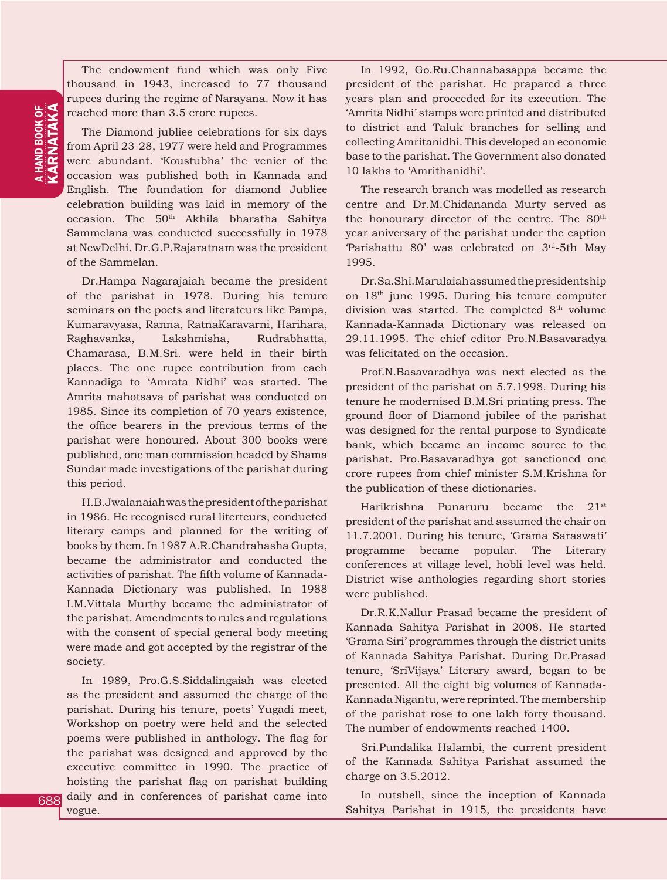The endowment fund which was only Five thousand in 1943, increased to 77 thousand rupees during the regime of Narayana. Now it has reached more than 3.5 crore rupees.

The Diamond jubliee celebrations for six days from April 23-28, 1977 were held and Programmes were abundant. 'Koustubha' the venier of the occasion was published both in Kannada and English. The foundation for diamond Jubliee celebration building was laid in memory of the occasion. The 50th Akhila bharatha Sahitya Sammelana was conducted successfully in 1978 at NewDelhi. Dr.G.P.Rajaratnam was the president of the Sammelan.

Dr.Hampa Nagarajaiah became the president of the parishat in 1978. During his tenure seminars on the poets and literateurs like Pampa, Kumaravyasa, Ranna, RatnaKaravarni, Harihara, Raghavanka, Lakshmisha, Rudrabhatta, Chamarasa, B.M.Sri. were held in their birth places. The one rupee contribution from each Kannadiga to 'Amrata Nidhi' was started. The Amrita mahotsava of parishat was conducted on 1985. Since its completion of 70 years existence, the office bearers in the previous terms of the parishat were honoured. About 300 books were published, one man commission headed by Shama Sundar made investigations of the parishat during this period.

H.B.Jwalanaiah was the president of the parishat in 1986. He recognised rural literteurs, conducted literary camps and planned for the writing of books by them. In 1987 A.R.Chandrahasha Gupta, became the administrator and conducted the activities of parishat. The fifth volume of Kannada-Kannada Dictionary was published. In 1988 I.M.Vittala Murthy became the administrator of the parishat. Amendments to rules and regulations with the consent of special general body meeting were made and got accepted by the registrar of the society.

In 1989, Pro.G.S.Siddalingaiah was elected as the president and assumed the charge of the parishat. During his tenure, poets' Yugadi meet, Workshop on poetry were held and the selected poems were published in anthology. The flag for the parishat was designed and approved by the executive committee in 1990. The practice of hoisting the parishat flag on parishat building daily and in conferences of parishat came into vogue.

In 1992, Go.Ru.Channabasappa became the president of the parishat. He prapared a three years plan and proceeded for its execution. The 'Amrita Nidhi' stamps were printed and distributed to district and Taluk branches for selling and collecting Amritanidhi. This developed an economic base to the parishat. The Government also donated 10 lakhs to 'Amrithanidhi'.

The research branch was modelled as research centre and Dr.M.Chidananda Murty served as the honourary director of the centre. The 80th year aniversary of the parishat under the caption 'Parishattu 80' was celebrated on 3rd-5th May 1995.

Dr.Sa.Shi.Marulaiah assumed the presidentship on 18th june 1995. During his tenure computer division was started. The completed 8th volume Kannada-Kannada Dictionary was released on 29.11.1995. The chief editor Pro.N.Basavaradya was felicitated on the occasion.

Prof.N.Basavaradhya was next elected as the president of the parishat on 5.7.1998. During his tenure he modernised B.M.Sri printing press. The ground floor of Diamond jubilee of the parishat was designed for the rental purpose to Syndicate bank, which became an income source to the parishat. Pro.Basavaradhya got sanctioned one crore rupees from chief minister S.M.Krishna for the publication of these dictionaries.

Harikrishna Punaruru became the 21st president of the parishat and assumed the chair on 11.7.2001. During his tenure, 'Grama Saraswati' programme became popular. The Literary conferences at village level, hobli level was held. District wise anthologies regarding short stories were published.

Dr.R.K.Nallur Prasad became the president of Kannada Sahitya Parishat in 2008. He started 'Grama Siri' programmes through the district units of Kannada Sahitya Parishat. During Dr.Prasad tenure, 'SriVijaya' Literary award, began to be presented. All the eight big volumes of Kannada-Kannada Nigantu, were reprinted. The membership of the parishat rose to one lakh forty thousand. The number of endowments reached 1400.

Sri.Pundalika Halambi, the current president of the Kannada Sahitya Parishat assumed the charge on 3.5.2012.

In nutshell, since the inception of Kannada Sahitya Parishat in 1915, the presidents have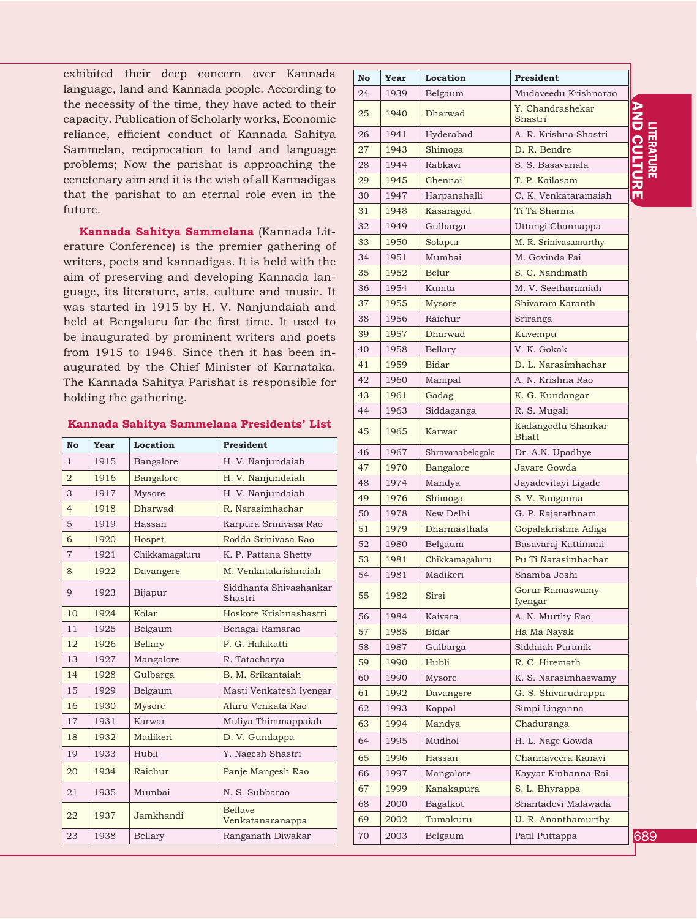exhibited their deep concern over Kannada language, land and Kannada people. According to the necessity of the time, they have acted to their capacity. Publication of Scholarly works, Economic reliance, efficient conduct of Kannada Sahitya Sammelan, reciprocation to land and language problems; Now the parishat is approaching the cenetenary aim and it is the wish of all Kannadigas that the parishat to an eternal role even in the future.

**Kannada Sahitya Sammelana** (Kannada Literature Conference) is the premier gathering of writers, poets and kannadigas. It is held with the aim of preserving and developing Kannada language, its literature, arts, culture and music. It was started in 1915 by H. V. Nanjundaiah and held at Bengaluru for the first time. It used to be inaugurated by prominent writers and poets from 1915 to 1948. Since then it has been inaugurated by the Chief Minister of Karnataka. The Kannada Sahitya Parishat is responsible for holding the gathering.

**Kannada Sahitya Sammelana Presidents' List**

| No | Year | Location | President |
|---|---|---|---|
| 1 | 1915 | Bangalore | H. V. Nanjundaiah |
| 2 | 1916 | Bangalore | H. V. Nanjundaiah |
| 3 | 1917 | Mysore | H. V. Nanjundaiah |
| 4 | 1918 | Dharwad | R. Narasimhachar |
| 5 | 1919 | Hassan | Karpura Srinivasa Rao |
| 6 | 1920 | Hospet | Rodda Srinivasa Rao |
| 7 | 1921 | Chikkamagaluru | K. P. Pattana Shetty |
| 8 | 1922 | Davangere | M. Venkatakrishnaiah |
| 9 | 1923 | Bijapur | Siddhanta Shivashankar Shastri |
| 10 | 1924 | Kolar | Hoskote Krishnashastri |
| 11 | 1925 | Belgaum | Benagal Ramarao |
| 12 | 1926 | Bellary | P. G. Halakatti |
| 13 | 1927 | Mangalore | R. Tatacharya |
| 14 | 1928 | Gulbarga | B. M. Srikantaiah |
| 15 | 1929 | Belgaum | Masti Venkatesh Iyengar |
| 16 | 1930 | Mysore | Aluru Venkata Rao |
| 17 | 1931 | Karwar | Muliya Thimmappaiah |
| 18 | 1932 | Madikeri | D. V. Gundappa |
| 19 | 1933 | Hubli | Y. Nagesh Shastri |
| 20 | 1934 | Raichur | Panje Mangesh Rao |
| 21 | 1935 | Mumbai | N. S. Subbarao |
| 22 | 1937 | Jamkhandi | Bellave Venkatanaranappa |
| 23 | 1938 | Bellary | Ranganath Diwakar |
| 24 | 1939 | Belgaum | Mudaveedu Krishnarao |
| 25 | 1940 | Dharwad | Y. Chandrashekar Shastri |
| 26 | 1941 | Hyderabad | A. R. Krishna Shastri |
| 27 | 1943 | Shimoga | D. R. Bendre |
| 28 | 1944 | Rabkavi | S. S. Basavanala |
| 29 | 1945 | Chennai | T. P. Kailasam |
| 30 | 1947 | Harpanahalli | C. K. Venkataramaiah |
| 31 | 1948 | Kasaragod | Ti Ta Sharma |
| 32 | 1949 | Gulbarga | Uttangi Channappa |
| 33 | 1950 | Solapur | M. R. Srinivasamurthy |
| 34 | 1951 | Mumbai | M. Govinda Pai |
| 35 | 1952 | Belur | S. C. Nandimath |
| 36 | 1954 | Kumta | M. V. Seetharamiah |
| 37 | 1955 | Mysore | Shivaram Karanth |
| 38 | 1956 | Raichur | Sriranga |
| 39 | 1957 | Dharwad | Kuvempu |
| 40 | 1958 | Bellary | V. K. Gokak |
| 41 | 1959 | Bidar | D. L. Narasimhachar |
| 42 | 1960 | Manipal | A. N. Krishna Rao |
| 43 | 1961 | Gadag | K. G. Kundangar |
| 44 | 1963 | Siddaganga | R. S. Mugali |
| 45 | 1965 | Karwar | Kadangodlu Shankar Bhatt |
| 46 | 1967 | Shravanabelagola | Dr. A.N. Upadhye |
| 47 | 1970 | Bangalore | Javare Gowda |
| 48 | 1974 | Mandya | Jayadevitayi Ligade |
| 49 | 1976 | Shimoga | S. V. Ranganna |
| 50 | 1978 | New Delhi | G. P. Rajarathnam |
| 51 | 1979 | Dharmasthala | Gopalakrishna Adiga |
| 52 | 1980 | Belgaum | Basavaraj Kattimani |
| 53 | 1981 | Chikkamagaluru | Pu Ti Narasimhachar |
| 54 | 1981 | Madikeri | Shamba Joshi |
| 55 | 1982 | Sirsi | Gorur Ramaswamy Iyengar |
| 56 | 1984 | Kaivara | A. N. Murthy Rao |
| 57 | 1985 | Bidar | Ha Ma Nayak |
| 58 | 1987 | Gulbarga | Siddaiah Puranik |
| 59 | 1990 | Hubli | R. C. Hiremath |
| 60 | 1990 | Mysore | K. S. Narasimhaswamy |
| 61 | 1992 | Davangere | G. S. Shivarudrappa |
| 62 | 1993 | Koppal | Simpi Linganna |
| 63 | 1994 | Mandya | Chaduranga |
| 64 | 1995 | Mudhol | H. L. Nage Gowda |
| 65 | 1996 | Hassan | Channaveera Kanavi |
| 66 | 1997 | Mangalore | Kayyar Kinhanna Rai |
| 67 | 1999 | Kanakapura | S. L. Bhyrappa |
| 68 | 2000 | Bagalkot | Shantadevi Malawada |
| 69 | 2002 | Tumakuru | U. R. Ananthamurthy |
| 70 | 2003 | Belgaum | Patil Puttappa |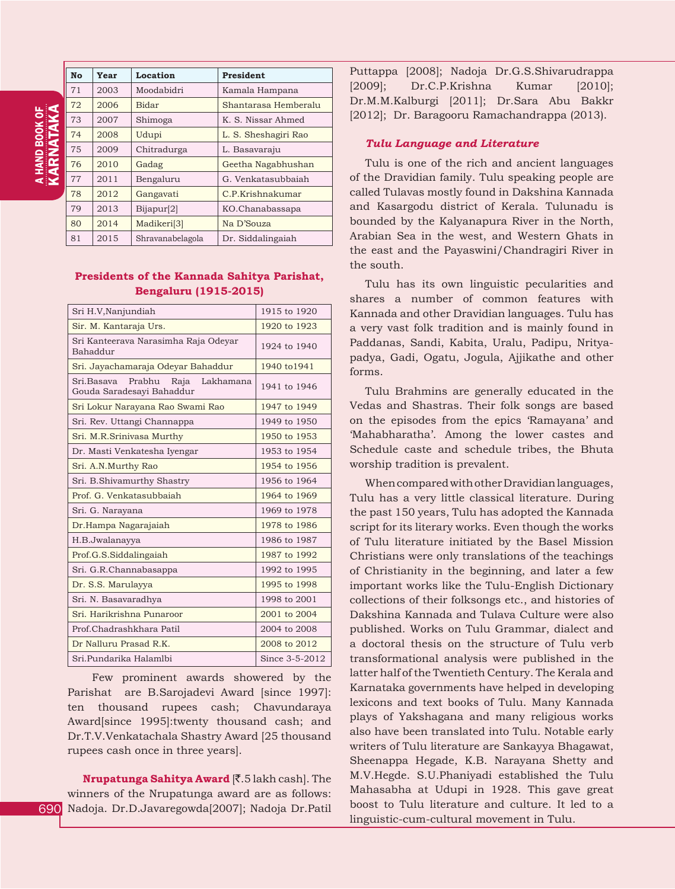| No | Year | Location | President |
|---|---|---|---|
| 71 | 2003 | Moodabidri | Kamala Hampana |
| 72 | 2006 | Bidar | Shantarasa Hemberalu |
| 73 | 2007 | Shimoga | K. S. Nissar Ahmed |
| 74 | 2008 | Udupi | L. S. Sheshagiri Rao |
| 75 | 2009 | Chitradurga | L. Basavaraju |
| 76 | 2010 | Gadag | Geetha Nagabhushan |
| 77 | 2011 | Bengaluru | G. Venkatasubbaiah |
| 78 | 2012 | Gangavati | C.P.Krishnakumar |
| 79 | 2013 | Bijapur[2] | KO.Chanabassapa |
| 80 | 2014 | Madikeri[3] | Na D'Souza |
| 81 | 2015 | Shravanabelagola | Dr. Siddalingaiah |

### Presidents of the Kannada Sahitya Parishat, Bengaluru (1915-2015)

| | |
|---|---|
| Sri H.V,Nanjundiah | 1915 to 1920 |
| Sir. M. Kantaraja Urs. | 1920 to 1923 |
| Sri Kanteerava Narasimha Raja Odeyar Bahaddur | 1924 to 1940 |
| Sri. Jayachamaraja Odeyar Bahaddur | 1940 to1941 |
| Sri.Basava Prabhu Raja Lakhamana Gouda Saradesayi Bahaddur | 1941 to 1946 |
| Sri Lokur Narayana Rao Swami Rao | 1947 to 1949 |
| Sri. Rev. Uttangi Channappa | 1949 to 1950 |
| Sri. M.R.Srinivasa Murthy | 1950 to 1953 |
| Dr. Masti Venkatesha Iyengar | 1953 to 1954 |
| Sri. A.N.Murthy Rao | 1954 to 1956 |
| Sri. B.Shivamurthy Shastry | 1956 to 1964 |
| Prof. G. Venkatasubbaiah | 1964 to 1969 |
| Sri. G. Narayana | 1969 to 1978 |
| Dr.Hampa Nagarajaiah | 1978 to 1986 |
| H.B.Jwalanayya | 1986 to 1987 |
| Prof.G.S.Siddalingaiah | 1987 to 1992 |
| Sri. G.R.Channabasappa | 1992 to 1995 |
| Dr. S.S. Marulayya | 1995 to 1998 |
| Sri. N. Basavaradhya | 1998 to 2001 |
| Sri. Harikrishna Punaroor | 2001 to 2004 |
| Prof.Chadrashkhara Patil | 2004 to 2008 |
| Dr Nalluru Prasad R.K. | 2008 to 2012 |
| Sri.Pundarika Halamlbi | Since 3-5-2012 |

Few prominent awards showered by the Parishat are B.Sarojadevi Award [since 1997]: ten thousand rupees cash; Chavundaraya Award[since 1995]:twenty thousand cash; and Dr.T.V.Venkatachala Shastry Award [25 thousand rupees cash once in three years].

**Nrupatunga Sahitya Award** [₹.5 lakh cash]. The winners of the Nrupatunga award are as follows: Nadoja. Dr.D.Javaregowda[2007]; Nadoja Dr.Patil Puttappa [2008]; Nadoja Dr.G.S.Shivarudrappa [2009]; Dr.C.P.Krishna Kumar [2010]; Dr.M.M.Kalburgi [2011]; Dr.Sara Abu Bakkr [2012]; Dr. Baragooru Ramachandrappa (2013).

### *Tulu Language and Literature*

Tulu is one of the rich and ancient languages of the Dravidian family. Tulu speaking people are called Tulavas mostly found in Dakshina Kannada and Kasargodu district of Kerala. Tulunadu is bounded by the Kalyanapura River in the North, Arabian Sea in the west, and Western Ghats in the east and the Payaswini/Chandragiri River in the south.

Tulu has its own linguistic pecularities and shares a number of common features with Kannada and other Dravidian languages. Tulu has a very vast folk tradition and is mainly found in Paddanas, Sandi, Kabita, Uralu, Padipu, Nritya-padya, Gadi, Ogatu, Jogula, Ajjikathe and other forms.

Tulu Brahmins are generally educated in the Vedas and Shastras. Their folk songs are based on the episodes from the epics 'Ramayana' and 'Mahabharatha'. Among the lower castes and Schedule caste and schedule tribes, the Bhuta worship tradition is prevalent.

When compared with other Dravidian languages, Tulu has a very little classical literature. During the past 150 years, Tulu has adopted the Kannada script for its literary works. Even though the works of Tulu literature initiated by the Basel Mission Christians were only translations of the teachings of Christianity in the beginning, and later a few important works like the Tulu-English Dictionary collections of their folksongs etc., and histories of Dakshina Kannada and Tulava Culture were also published. Works on Tulu Grammar, dialect and a doctoral thesis on the structure of Tulu verb transformational analysis were published in the latter half of the Twentieth Century. The Kerala and Karnataka governments have helped in developing lexicons and text books of Tulu. Many Kannada plays of Yakshagana and many religious works also have been translated into Tulu. Notable early writers of Tulu literature are Sankayya Bhagawat, Sheenappa Hegade, K.B. Narayana Shetty and M.V.Hegde. S.U.Phaniyadi established the Tulu Mahasabha at Udupi in 1928. This gave great boost to Tulu literature and culture. It led to a linguistic-cum-cultural movement in Tulu.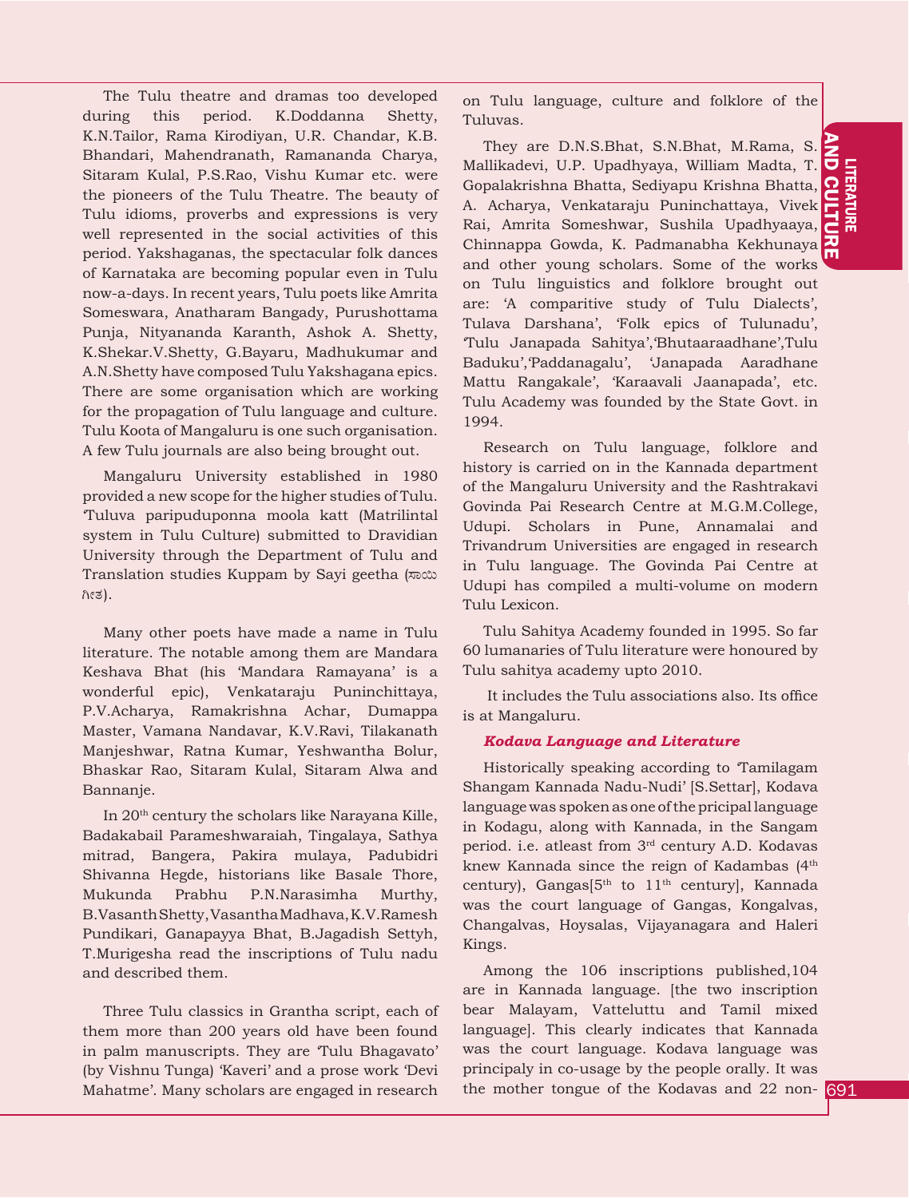The Tulu theatre and dramas too developed during this period. K.Doddanna Shetty, K.N.Tailor, Rama Kirodiyan, U.R. Chandar, K.B. Bhandari, Mahendranath, Ramananda Charya, Sitaram Kulal, P.S.Rao, Vishu Kumar etc. were the pioneers of the Tulu Theatre. The beauty of Tulu idioms, proverbs and expressions is very well represented in the social activities of this period. Yakshaganas, the spectacular folk dances of Karnataka are becoming popular even in Tulu now-a-days. In recent years, Tulu poets like Amrita Someswara, Anatharam Bangady, Purushottama Punja, Nityananda Karanth, Ashok A. Shetty, K.Shekar.V.Shetty, G.Bayaru, Madhukumar and A.N.Shetty have composed Tulu Yakshagana epics. There are some organisation which are working for the propagation of Tulu language and culture. Tulu Koota of Mangaluru is one such organisation. A few Tulu journals are also being brought out.

Mangaluru University established in 1980 provided a new scope for the higher studies of Tulu. 'Tuluva paripuduponna moola katt (Matrilintal system in Tulu Culture) submitted to Dravidian University through the Department of Tulu and Translation studies Kuppam by Sayi geetha (ಸಾಯಿ ಗೀತ).

Many other poets have made a name in Tulu literature. The notable among them are Mandara Keshava Bhat (his 'Mandara Ramayana' is a wonderful epic), Venkataraju Puninchittaya, P.V.Acharya, Ramakrishna Achar, Dumappa Master, Vamana Nandavar, K.V.Ravi, Tilakanath Manjeshwar, Ratna Kumar, Yeshwantha Bolur, Bhaskar Rao, Sitaram Kulal, Sitaram Alwa and Bannanje.

In 20th century the scholars like Narayana Kille, Badakabail Parameshwaraiah, Tingalaya, Sathya mitrad, Bangera, Pakira mulaya, Padubidri Shivanna Hegde, historians like Basale Thore, Mukunda Prabhu P.N.Narasimha Murthy, B.Vasanth Shetty, Vasantha Madhava, K.V.Ramesh Pundikari, Ganapayya Bhat, B.Jagadish Settyh, T.Murigesha read the inscriptions of Tulu nadu and described them.

Three Tulu classics in Grantha script, each of them more than 200 years old have been found in palm manuscripts. They are 'Tulu Bhagavato' (by Vishnu Tunga) 'Kaveri' and a prose work 'Devi Mahatme'. Many scholars are engaged in research on Tulu language, culture and folklore of the Tuluvas.

They are D.N.S.Bhat, S.N.Bhat, M.Rama, S. Mallikadevi, U.P. Upadhyaya, William Madta, T. Gopalakrishna Bhatta, Sediyapu Krishna Bhatta, A. Acharya, Venkataraju Puninchattaya, Vivek Rai, Amrita Someshwar, Sushila Upadhyaaya, Chinnappa Gowda, K. Padmanabha Kekhunaya and other young scholars. Some of the works on Tulu linguistics and folklore brought out are: 'A comparitive study of Tulu Dialects', Tulava Darshana', 'Folk epics of Tulunadu', 'Tulu Janapada Sahitya','Bhutaaraadhane',Tulu Baduku','Paddanagalu', 'Janapada Aaradhane Mattu Rangakale', 'Karaavali Jaanapada', etc. Tulu Academy was founded by the State Govt. in 1994.

Research on Tulu language, folklore and history is carried on in the Kannada department of the Mangaluru University and the Rashtrakavi Govinda Pai Research Centre at M.G.M.College, Udupi. Scholars in Pune, Annamalai and Trivandrum Universities are engaged in research in Tulu language. The Govinda Pai Centre at Udupi has compiled a multi-volume on modern Tulu Lexicon.

Tulu Sahitya Academy founded in 1995. So far 60 lumanaries of Tulu literature were honoured by Tulu sahitya academy upto 2010.

It includes the Tulu associations also. Its office is at Mangaluru.

### *Kodava Language and Literature*

Historically speaking according to 'Tamilagam Shangam Kannada Nadu-Nudi' [S.Settar], Kodava language was spoken as one of the pricipal language in Kodagu, along with Kannada, in the Sangam period. i.e. atleast from 3rd century A.D. Kodavas knew Kannada since the reign of Kadambas (4th century), Gangas[5th to 11th century], Kannada was the court language of Gangas, Kongalvas, Changalvas, Hoysalas, Vijayanagara and Haleri Kings.

Among the 106 inscriptions published,104 are in Kannada language. [the two inscription bear Malayam, Vatteluttu and Tamil mixed language]. This clearly indicates that Kannada was the court language. Kodava language was principaly in co-usage by the people orally. It was the mother tongue of the Kodavas and 22 non-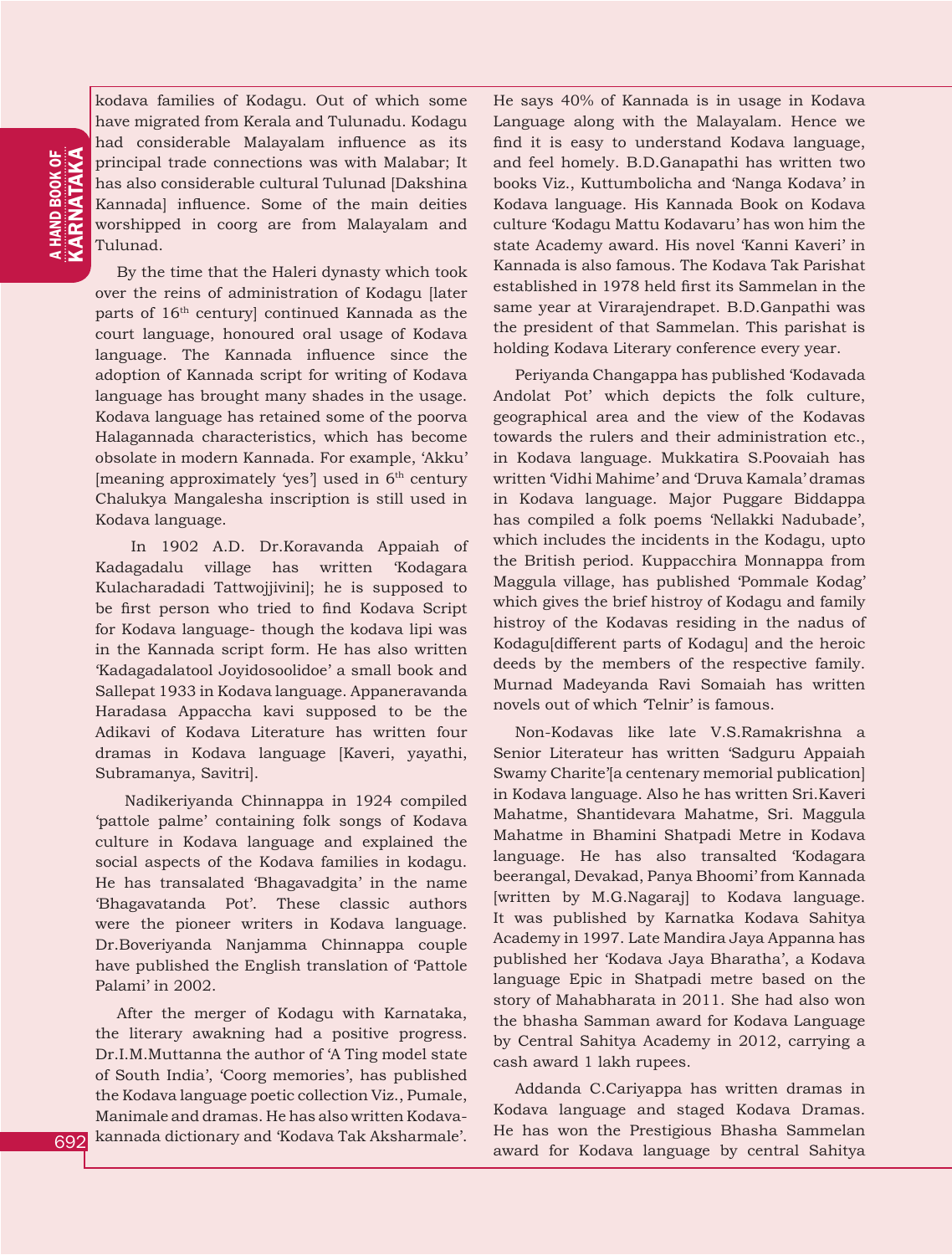kodava families of Kodagu. Out of which some have migrated from Kerala and Tulunadu. Kodagu had considerable Malayalam influence as its principal trade connections was with Malabar; It has also considerable cultural Tulunad [Dakshina Kannada] influence. Some of the main deities worshipped in coorg are from Malayalam and Tulunad.

By the time that the Haleri dynasty which took over the reins of administration of Kodagu [later parts of 16th century] continued Kannada as the court language, honoured oral usage of Kodava language. The Kannada influence since the adoption of Kannada script for writing of Kodava language has brought many shades in the usage. Kodava language has retained some of the poorva Halagannada characteristics, which has become obsolate in modern Kannada. For example, 'Akku' [meaning approximately 'yes'] used in 6th century Chalukya Mangalesha inscription is still used in Kodava language.

In 1902 A.D. Dr.Koravanda Appaiah of Kadagadalu village has written 'Kodagara Kulacharadadi Tattwojjivini]; he is supposed to be first person who tried to find Kodava Script for Kodava language- though the kodava lipi was in the Kannada script form. He has also written 'Kadagadalatool Joyidosoolidoe' a small book and Sallepat 1933 in Kodava language. Appaneravanda Haradasa Appaccha kavi supposed to be the Adikavi of Kodava Literature has written four dramas in Kodava language [Kaveri, yayathi, Subramanya, Savitri].

Nadikeriyanda Chinnappa in 1924 compiled 'pattole palme' containing folk songs of Kodava culture in Kodava language and explained the social aspects of the Kodava families in kodagu. He has transalated 'Bhagavadgita' in the name 'Bhagavatanda Pot'. These classic authors were the pioneer writers in Kodava language. Dr.Boveriyanda Nanjamma Chinnappa couple have published the English translation of 'Pattole Palami' in 2002.

After the merger of Kodagu with Karnataka, the literary awakning had a positive progress. Dr.I.M.Muttanna the author of 'A Ting model state of South India', 'Coorg memories', has published the Kodava language poetic collection Viz., Pumale, Manimale and dramas. He has also written Kodava-kannada dictionary and 'Kodava Tak Aksharmale'. He says 40% of Kannada is in usage in Kodava Language along with the Malayalam. Hence we find it is easy to understand Kodava language, and feel homely. B.D.Ganapathi has written two books Viz., Kuttumbolicha and 'Nanga Kodava' in Kodava language. His Kannada Book on Kodava culture 'Kodagu Mattu Kodavaru' has won him the state Academy award. His novel 'Kanni Kaveri' in Kannada is also famous. The Kodava Tak Parishat established in 1978 held first its Sammelan in the same year at Virarajendrapet. B.D.Ganpathi was the president of that Sammelan. This parishat is holding Kodava Literary conference every year.

Periyanda Changappa has published 'Kodavada Andolat Pot' which depicts the folk culture, geographical area and the view of the Kodavas towards the rulers and their administration etc., in Kodava language. Mukkatira S.Poovaiah has written 'Vidhi Mahime' and 'Druva Kamala' dramas in Kodava language. Major Puggare Biddappa has compiled a folk poems 'Nellakki Nadubade', which includes the incidents in the Kodagu, upto the British period. Kuppacchira Monnappa from Maggula village, has published 'Pommale Kodag' which gives the brief histroy of Kodagu and family histroy of the Kodavas residing in the nadus of Kodagu[different parts of Kodagu] and the heroic deeds by the members of the respective family. Murnad Madeyanda Ravi Somaiah has written novels out of which 'Telnir' is famous.

Non-Kodavas like late V.S.Ramakrishna a Senior Literateur has written 'Sadguru Appaiah Swamy Charite'[a centenary memorial publication] in Kodava language. Also he has written Sri.Kaveri Mahatme, Shantidevara Mahatme, Sri. Maggula Mahatme in Bhamini Shatpadi Metre in Kodava language. He has also transalted 'Kodagara beerangal, Devakad, Panya Bhoomi' from Kannada [written by M.G.Nagaraj] to Kodava language. It was published by Karnatka Kodava Sahitya Academy in 1997. Late Mandira Jaya Appanna has published her 'Kodava Jaya Bharatha', a Kodava language Epic in Shatpadi metre based on the story of Mahabharata in 2011. She had also won the bhasha Samman award for Kodava Language by Central Sahitya Academy in 2012, carrying a cash award 1 lakh rupees.

Addanda C.Cariyappa has written dramas in Kodava language and staged Kodava Dramas. He has won the Prestigious Bhasha Sammelan award for Kodava language by central Sahitya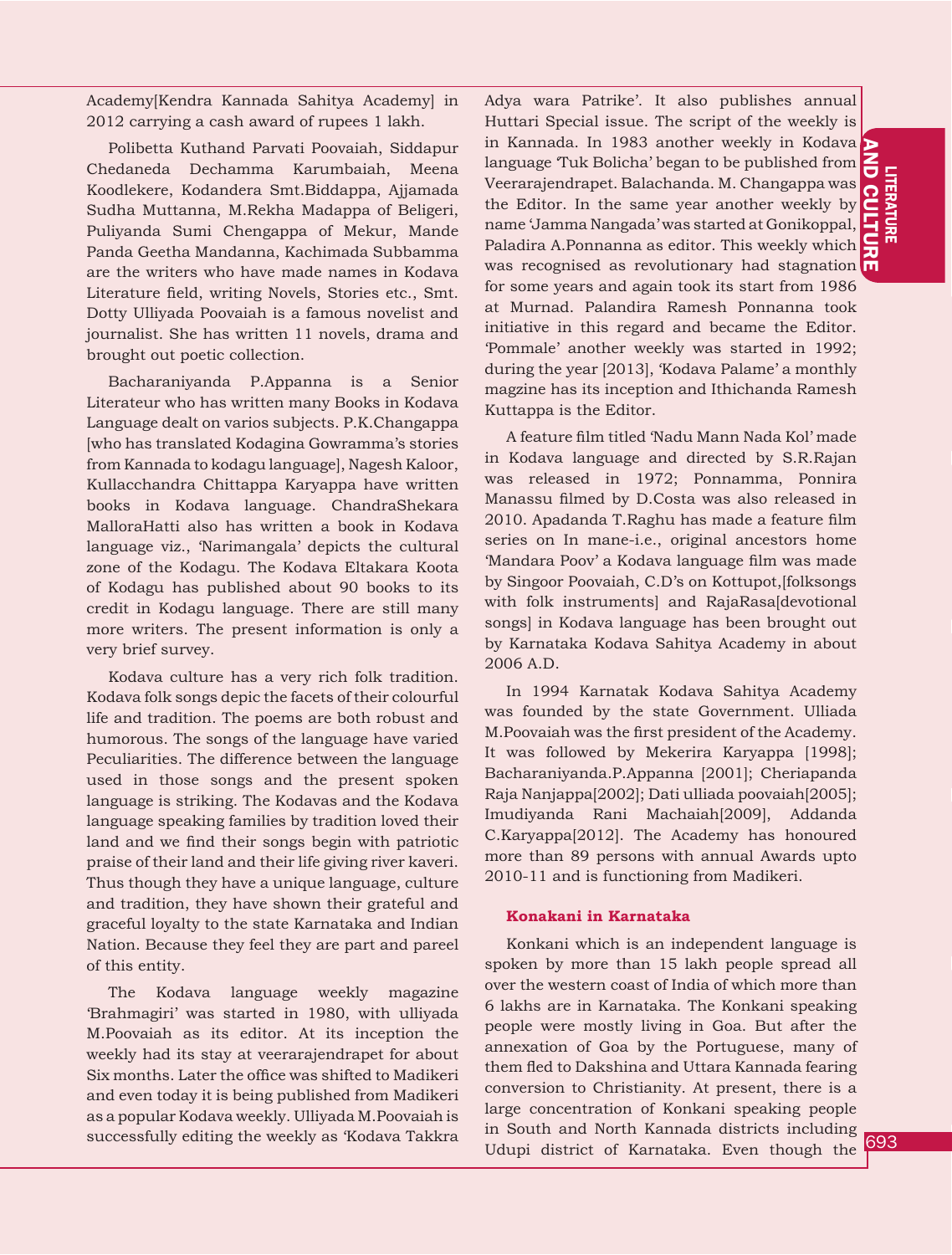Academy[Kendra Kannada Sahitya Academy] in 2012 carrying a cash award of rupees 1 lakh.

Polibetta Kuthand Parvati Poovaiah, Siddapur Chedaneda Dechamma Karumbaiah, Meena Koodlekere, Kodandera Smt.Biddappa, Ajjamada Sudha Muttanna, M.Rekha Madappa of Beligeri, Puliyanda Sumi Chengappa of Mekur, Mande Panda Geetha Mandanna, Kachimada Subbamma are the writers who have made names in Kodava Literature field, writing Novels, Stories etc., Smt. Dotty Ulliyada Poovaiah is a famous novelist and journalist. She has written 11 novels, drama and brought out poetic collection.

Bacharaniyanda P.Appanna is a Senior Literateur who has written many Books in Kodava Language dealt on varios subjects. P.K.Changappa [who has translated Kodagina Gowramma's stories from Kannada to kodagu language], Nagesh Kaloor, Kullacchandra Chittappa Karyappa have written books in Kodava language. ChandraShekara MalloraHatti also has written a book in Kodava language viz., 'Narimangala' depicts the cultural zone of the Kodagu. The Kodava Eltakara Koota of Kodagu has published about 90 books to its credit in Kodagu language. There are still many more writers. The present information is only a very brief survey.

Kodava culture has a very rich folk tradition. Kodava folk songs depic the facets of their colourful life and tradition. The poems are both robust and humorous. The songs of the language have varied Peculiarities. The difference between the language used in those songs and the present spoken language is striking. The Kodavas and the Kodava language speaking families by tradition loved their land and we find their songs begin with patriotic praise of their land and their life giving river kaveri. Thus though they have a unique language, culture and tradition, they have shown their grateful and graceful loyalty to the state Karnataka and Indian Nation. Because they feel they are part and pareel of this entity.

The Kodava language weekly magazine 'Brahmagiri' was started in 1980, with ulliyada M.Poovaiah as its editor. At its inception the weekly had its stay at veerarajendrapet for about Six months. Later the office was shifted to Madikeri and even today it is being published from Madikeri as a popular Kodava weekly. Ulliyada M.Poovaiah is successfully editing the weekly as 'Kodava Takkra Adya wara Patrike'. It also publishes annual Huttari Special issue. The script of the weekly is in Kannada. In 1983 another weekly in Kodava language 'Tuk Bolicha' began to be published from Veerarajendrapet. Balachanda. M. Changappa was the Editor. In the same year another weekly by name 'Jamma Nangada' was started at Gonikoppal, Paladira A.Ponnanna as editor. This weekly which was recognised as revolutionary had stagnation for some years and again took its start from 1986 at Murnad. Palandira Ramesh Ponnanna took initiative in this regard and became the Editor. 'Pommale' another weekly was started in 1992; during the year [2013], 'Kodava Palame' a monthly magzine has its inception and Ithichanda Ramesh Kuttappa is the Editor.

A feature film titled 'Nadu Mann Nada Kol' made in Kodava language and directed by S.R.Rajan was released in 1972; Ponnamma, Ponnira Manassu filmed by D.Costa was also released in 2010. Apadanda T.Raghu has made a feature film series on In mane-i.e., original ancestors home 'Mandara Poov' a Kodava language film was made by Singoor Poovaiah, C.D's on Kottupot,[folksongs with folk instruments] and RajaRasa[devotional songs] in Kodava language has been brought out by Karnataka Kodava Sahitya Academy in about 2006 A.D.

In 1994 Karnatak Kodava Sahitya Academy was founded by the state Government. Ulliada M.Poovaiah was the first president of the Academy. It was followed by Mekerira Karyappa [1998]; Bacharaniyanda.P.Appanna [2001]; Cheriapanda Raja Nanjappa[2002]; Dati ulliada poovaiah[2005]; Imudiyanda Rani Machaiah[2009], Addanda C.Karyappa[2012]. The Academy has honoured more than 89 persons with annual Awards upto 2010-11 and is functioning from Madikeri.

### Konakani in Karnataka

Konkani which is an independent language is spoken by more than 15 lakh people spread all over the western coast of India of which more than 6 lakhs are in Karnataka. The Konkani speaking people were mostly living in Goa. But after the annexation of Goa by the Portuguese, many of them fled to Dakshina and Uttara Kannada fearing conversion to Christianity. At present, there is a large concentration of Konkani speaking people in South and North Kannada districts including Udupi district of Karnataka. Even though the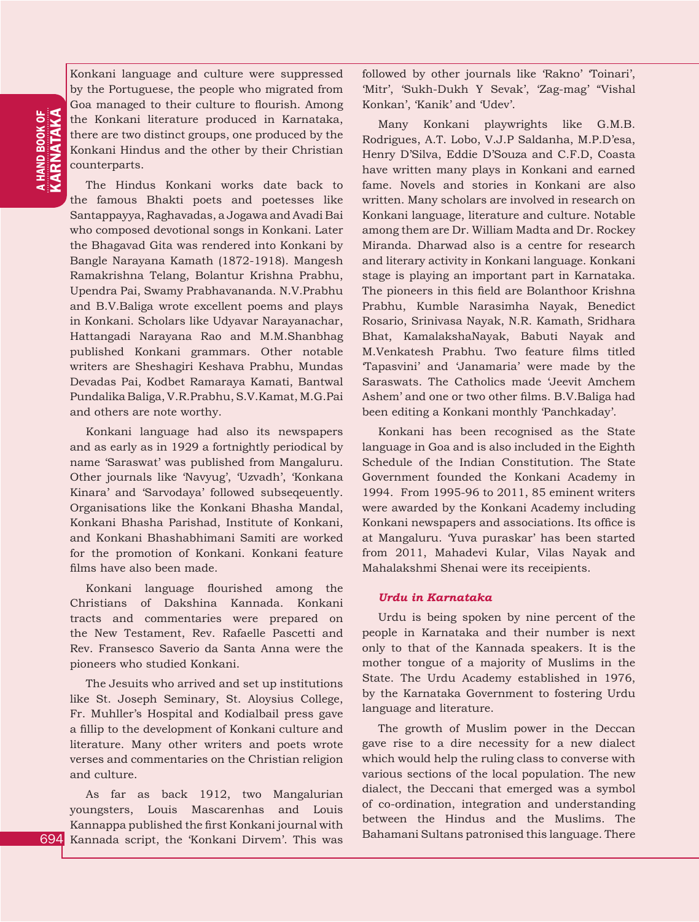Konkani language and culture were suppressed by the Portuguese, the people who migrated from Goa managed to their culture to flourish. Among the Konkani literature produced in Karnataka, there are two distinct groups, one produced by the Konkani Hindus and the other by their Christian counterparts.

The Hindus Konkani works date back to the famous Bhakti poets and poetesses like Santappayya, Raghavadas, a Jogawa and Avadi Bai who composed devotional songs in Konkani. Later the Bhagavad Gita was rendered into Konkani by Bangle Narayana Kamath (1872-1918). Mangesh Ramakrishna Telang, Bolantur Krishna Prabhu, Upendra Pai, Swamy Prabhavananda. N.V.Prabhu and B.V.Baliga wrote excellent poems and plays in Konkani. Scholars like Udyavar Narayanachar, Hattangadi Narayana Rao and M.M.Shanbhag published Konkani grammars. Other notable writers are Sheshagiri Keshava Prabhu, Mundas Devadas Pai, Kodbet Ramaraya Kamati, Bantwal Pundalika Baliga, V.R.Prabhu, S.V.Kamat, M.G.Pai and others are note worthy.

Konkani language had also its newspapers and as early as in 1929 a fortnightly periodical by name 'Saraswat' was published from Mangaluru. Other journals like 'Navyug', 'Uzvadh', 'Konkana Kinara' and 'Sarvodaya' followed subseqeuently. Organisations like the Konkani Bhasha Mandal, Konkani Bhasha Parishad, Institute of Konkani, and Konkani Bhashabhimani Samiti are worked for the promotion of Konkani. Konkani feature films have also been made.

Konkani language flourished among the Christians of Dakshina Kannada. Konkani tracts and commentaries were prepared on the New Testament, Rev. Rafaelle Pascetti and Rev. Fransesco Saverio da Santa Anna were the pioneers who studied Konkani.

The Jesuits who arrived and set up institutions like St. Joseph Seminary, St. Aloysius College, Fr. Muhller's Hospital and Kodialbail press gave a fillip to the development of Konkani culture and literature. Many other writers and poets wrote verses and commentaries on the Christian religion and culture.

As far as back 1912, two Mangalurian youngsters, Louis Mascarenhas and Louis Kannappa published the first Konkani journal with Kannada script, the 'Konkani Dirvem'. This was followed by other journals like 'Rakno' 'Toinari', 'Mitr', 'Sukh-Dukh Y Sevak', 'Zag-mag' "Vishal Konkan', 'Kanik' and 'Udev'.

Many Konkani playwrights like G.M.B. Rodrigues, A.T. Lobo, V.J.P Saldanha, M.P.D'esa, Henry D'Silva, Eddie D'Souza and C.F.D, Coasta have written many plays in Konkani and earned fame. Novels and stories in Konkani are also written. Many scholars are involved in research on Konkani language, literature and culture. Notable among them are Dr. William Madta and Dr. Rockey Miranda. Dharwad also is a centre for research and literary activity in Konkani language. Konkani stage is playing an important part in Karnataka. The pioneers in this field are Bolanthoor Krishna Prabhu, Kumble Narasimha Nayak, Benedict Rosario, Srinivasa Nayak, N.R. Kamath, Sridhara Bhat, KamalakshaNayak, Babuti Nayak and M.Venkatesh Prabhu. Two feature films titled 'Tapasvini' and 'Janamaria' were made by the Saraswats. The Catholics made 'Jeevit Amchem Ashem' and one or two other films. B.V.Baliga had been editing a Konkani monthly 'Panchkaday'.

Konkani has been recognised as the State language in Goa and is also included in the Eighth Schedule of the Indian Constitution. The State Government founded the Konkani Academy in 1994. From 1995-96 to 2011, 85 eminent writers were awarded by the Konkani Academy including Konkani newspapers and associations. Its office is at Mangaluru. 'Yuva puraskar' has been started from 2011, Mahadevi Kular, Vilas Nayak and Mahalakshmi Shenai were its receipients.

### *Urdu in Karnataka*

Urdu is being spoken by nine percent of the people in Karnataka and their number is next only to that of the Kannada speakers. It is the mother tongue of a majority of Muslims in the State. The Urdu Academy established in 1976, by the Karnataka Government to fostering Urdu language and literature.

The growth of Muslim power in the Deccan gave rise to a dire necessity for a new dialect which would help the ruling class to converse with various sections of the local population. The new dialect, the Deccani that emerged was a symbol of co-ordination, integration and understanding between the Hindus and the Muslims. The Bahamani Sultans patronised this language. There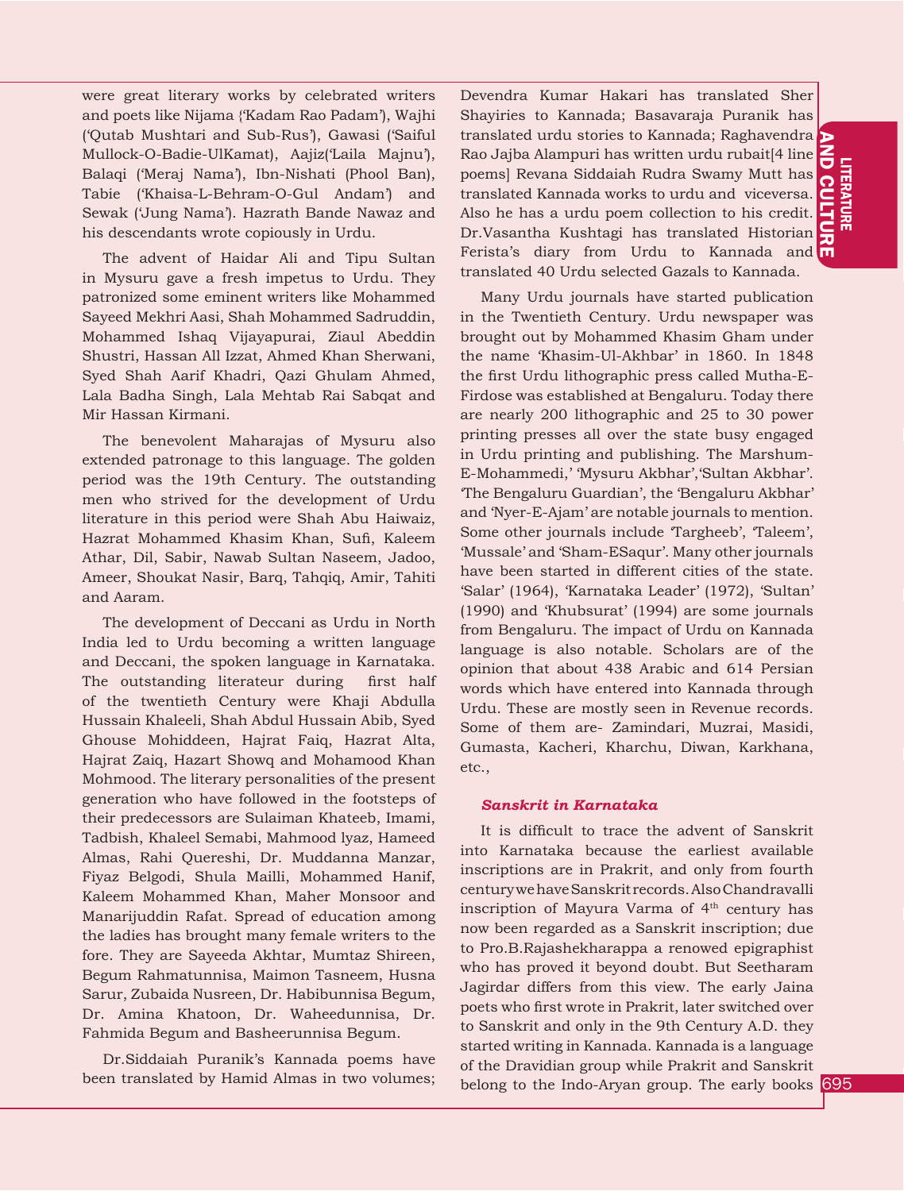were great literary works by celebrated writers and poets like Nijama {'Kadam Rao Padam'), Wajhi ('Qutab Mushtari and Sub-Rus'), Gawasi ('Saiful Mullock-O-Badie-UlKamat), Aajiz('Laila Majnu'), Balaqi ('Meraj Nama'), Ibn-Nishati (Phool Ban), Tabie ('Khaisa-L-Behram-O-Gul Andam') and Sewak ('Jung Nama'). Hazrath Bande Nawaz and his descendants wrote copiously in Urdu.

The advent of Haidar Ali and Tipu Sultan in Mysuru gave a fresh impetus to Urdu. They patronized some eminent writers like Mohammed Sayeed Mekhri Aasi, Shah Mohammed Sadruddin, Mohammed Ishaq Vijayapurai, Ziaul Abeddin Shustri, Hassan All Izzat, Ahmed Khan Sherwani, Syed Shah Aarif Khadri, Qazi Ghulam Ahmed, Lala Badha Singh, Lala Mehtab Rai Sabqat and Mir Hassan Kirmani.

The benevolent Maharajas of Mysuru also extended patronage to this language. The golden period was the 19th Century. The outstanding men who strived for the development of Urdu literature in this period were Shah Abu Haiwaiz, Hazrat Mohammed Khasim Khan, Sufi, Kaleem Athar, Dil, Sabir, Nawab Sultan Naseem, Jadoo, Ameer, Shoukat Nasir, Barq, Tahqiq, Amir, Tahiti and Aaram.

The development of Deccani as Urdu in North India led to Urdu becoming a written language and Deccani, the spoken language in Karnataka. The outstanding literateur during first half of the twentieth Century were Khaji Abdulla Hussain Khaleeli, Shah Abdul Hussain Abib, Syed Ghouse Mohiddeen, Hajrat Faiq, Hazrat Alta, Hajrat Zaiq, Hazart Showq and Mohamood Khan Mohmood. The literary personalities of the present generation who have followed in the footsteps of their predecessors are Sulaiman Khateeb, Imami, Tadbish, Khaleel Semabi, Mahmood lyaz, Hameed Almas, Rahi Quereshi, Dr. Muddanna Manzar, Fiyaz Belgodi, Shula Mailli, Mohammed Hanif, Kaleem Mohammed Khan, Maher Monsoor and Manarijuddin Rafat. Spread of education among the ladies has brought many female writers to the fore. They are Sayeeda Akhtar, Mumtaz Shireen, Begum Rahmatunnisa, Maimon Tasneem, Husna Sarur, Zubaida Nusreen, Dr. Habibunnisa Begum, Dr. Amina Khatoon, Dr. Waheedunnisa, Dr. Fahmida Begum and Basheerunnisa Begum.

Dr.Siddaiah Puranik's Kannada poems have been translated by Hamid Almas in two volumes; Devendra Kumar Hakari has translated Sher Shayiries to Kannada; Basavaraja Puranik has translated urdu stories to Kannada; Raghavendra Rao Jajba Alampuri has written urdu rubait[4 line poems] Revana Siddaiah Rudra Swamy Mutt has translated Kannada works to urdu and viceversa. Also he has a urdu poem collection to his credit. Dr.Vasantha Kushtagi has translated Historian Ferista's diary from Urdu to Kannada and translated 40 Urdu selected Gazals to Kannada.

Many Urdu journals have started publication in the Twentieth Century. Urdu newspaper was brought out by Mohammed Khasim Gham under the name 'Khasim-Ul-Akhbar' in 1860. In 1848 the first Urdu lithographic press called Mutha-E-Firdose was established at Bengaluru. Today there are nearly 200 lithographic and 25 to 30 power printing presses all over the state busy engaged in Urdu printing and publishing. The Marshum-E-Mohammedi,' 'Mysuru Akbhar','Sultan Akbhar'. 'The Bengaluru Guardian', the 'Bengaluru Akbhar' and 'Nyer-E-Ajam' are notable journals to mention. Some other journals include 'Targheeb', 'Taleem', 'Mussale' and 'Sham-ESaqur'. Many other journals have been started in different cities of the state. 'Salar' (1964), 'Karnataka Leader' (1972), 'Sultan' (1990) and 'Khubsurat' (1994) are some journals from Bengaluru. The impact of Urdu on Kannada language is also notable. Scholars are of the opinion that about 438 Arabic and 614 Persian words which have entered into Kannada through Urdu. These are mostly seen in Revenue records. Some of them are- Zamindari, Muzrai, Masidi, Gumasta, Kacheri, Kharchu, Diwan, Karkhana, etc.,

### *Sanskrit in Karnataka*

It is difficult to trace the advent of Sanskrit into Karnataka because the earliest available inscriptions are in Prakrit, and only from fourth century we have Sanskrit records. Also Chandravalli inscription of Mayura Varma of 4th century has now been regarded as a Sanskrit inscription; due to Pro.B.Rajashekharappa a renowned epigraphist who has proved it beyond doubt. But Seetharam Jagirdar differs from this view. The early Jaina poets who first wrote in Prakrit, later switched over to Sanskrit and only in the 9th Century A.D. they started writing in Kannada. Kannada is a language of the Dravidian group while Prakrit and Sanskrit belong to the Indo-Aryan group. The early books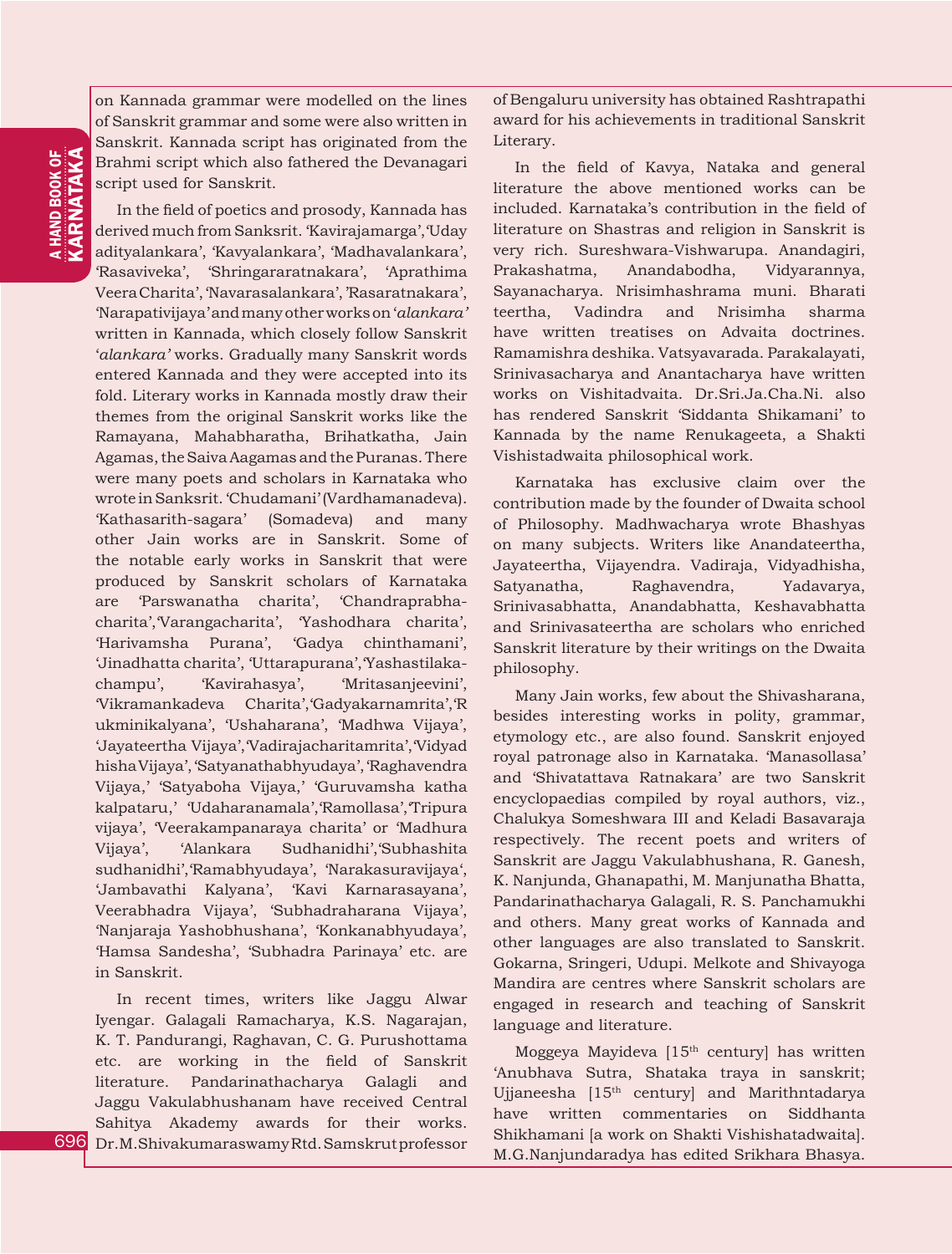on Kannada grammar were modelled on the lines of Sanskrit grammar and some were also written in Sanskrit. Kannada script has originated from the Brahmi script which also fathered the Devanagari script used for Sanskrit.

In the field of poetics and prosody, Kannada has derived much from Sanksrit. 'Kavirajamarga', 'Uday adityalankara', 'Kavyalankara', 'Madhavalankara', 'Rasaviveka', 'Shringararatnakara', 'Aprathima Veera Charita', 'Navarasalankara', 'Rasaratnakara', 'Narapativijaya' and many other works on '*alankara*' written in Kannada, which closely follow Sanskrit '*alankara*' works. Gradually many Sanskrit words entered Kannada and they were accepted into its fold. Literary works in Kannada mostly draw their themes from the original Sanskrit works like the Ramayana, Mahabharatha, Brihatkatha, Jain Agamas, the Saiva Aagamas and the Puranas. There were many poets and scholars in Karnataka who wrote in Sanksrit. 'Chudamani' (Vardhamanadeva). 'Kathasarith-sagara' (Somadeva) and many other Jain works are in Sanskrit. Some of the notable early works in Sanskrit that were produced by Sanskrit scholars of Karnataka are 'Parswanatha charita', 'Chandraprabha-charita', 'Varangacharita', 'Yashodhara charita', 'Harivamsha Purana', 'Gadya chinthamani', 'Jinadhatta charita', 'Uttarapurana', 'Yashastilaka-champu', 'Kavirahasya', 'Mritasanjeevini', 'Vikramankadeva Charita', 'Gadyakarnamrita', 'Rukminikalyana', 'Ushaharana', 'Madhwa Vijaya', 'Jayateertha Vijaya', 'Vadirajacharitamrita', 'Vidyadhisha Vijaya', 'Satyanathabhyudaya', 'Raghavendra Vijaya,' 'Satyaboha Vijaya,' 'Guruvamsha katha kalpataru,' 'Udaharanamala', 'Ramollasa', 'Tripura vijaya', 'Veerakampanaraya charita' or 'Madhura Vijaya', 'Alankara Sudhanidhi', 'Subhashita sudhanidhi', 'Ramabhyudaya', 'Narakasuravijaya', 'Jambavathi Kalyana', 'Kavi Karnarasayana', Veerabhadra Vijaya', 'Subhadraharana Vijaya', 'Nanjaraja Yashobhushana', 'Konkanabhyudaya', 'Hamsa Sandesha', 'Subhadra Parinaya' etc. are in Sanskrit.

In recent times, writers like Jaggu Alwar Iyengar. Galagali Ramacharya, K.S. Nagarajan, K. T. Pandurangi, Raghavan, C. G. Purushottama etc. are working in the field of Sanskrit literature. Pandarinathacharya Galagli and Jaggu Vakulabhushanam have received Central Sahitya Akademy awards for their works. Dr.M.Shivakumaraswamy Rtd. Samskrut professor of Bengaluru university has obtained Rashtrapathi award for his achievements in traditional Sanskrit Literary.

In the field of Kavya, Nataka and general literature the above mentioned works can be included. Karnataka's contribution in the field of literature on Shastras and religion in Sanskrit is very rich. Sureshwara-Vishwarupa. Anandagiri, Prakashatma, Anandabodha, Vidyarannya, Sayanacharya. Nrisimhashrama muni. Bharati teertha, Vadindra and Nrisimha sharma have written treatises on Advaita doctrines. Ramamishra deshika. Vatsyavarada. Parakalayati, Srinivasacharya and Anantacharya have written works on Vishitadvaita. Dr.Sri.Ja.Cha.Ni. also has rendered Sanskrit 'Siddanta Shikamani' to Kannada by the name Renukageeta, a Shakti Vishistadwaita philosophical work.

Karnataka has exclusive claim over the contribution made by the founder of Dwaita school of Philosophy. Madhwacharya wrote Bhashyas on many subjects. Writers like Anandateertha, Jayateertha, Vijayendra. Vadiraja, Vidyadhisha, Satyanatha, Raghavendra, Yadavarya, Srinivasabhatta, Anandabhatta, Keshavabhatta and Srinivasateertha are scholars who enriched Sanskrit literature by their writings on the Dwaita philosophy.

Many Jain works, few about the Shivasharana, besides interesting works in polity, grammar, etymology etc., are also found. Sanskrit enjoyed royal patronage also in Karnataka. 'Manasollasa' and 'Shivatattava Ratnakara' are two Sanskrit encyclopaedias compiled by royal authors, viz., Chalukya Someshwara III and Keladi Basavaraja respectively. The recent poets and writers of Sanskrit are Jaggu Vakulabhushana, R. Ganesh, K. Nanjunda, Ghanapathi, M. Manjunatha Bhatta, Pandarinathacharya Galagali, R. S. Panchamukhi and others. Many great works of Kannada and other languages are also translated to Sanskrit. Gokarna, Sringeri, Udupi. Melkote and Shivayoga Mandira are centres where Sanskrit scholars are engaged in research and teaching of Sanskrit language and literature.

Moggeya Mayideva [15th century] has written 'Anubhava Sutra, Shataka traya in sanskrit; Ujjaneesha [15th century] and Marithntadarya have written commentaries on Siddhanta Shikhamani [a work on Shakti Vishishatadwaita]. M.G.Nanjundaradya has edited Srikhara Bhasya.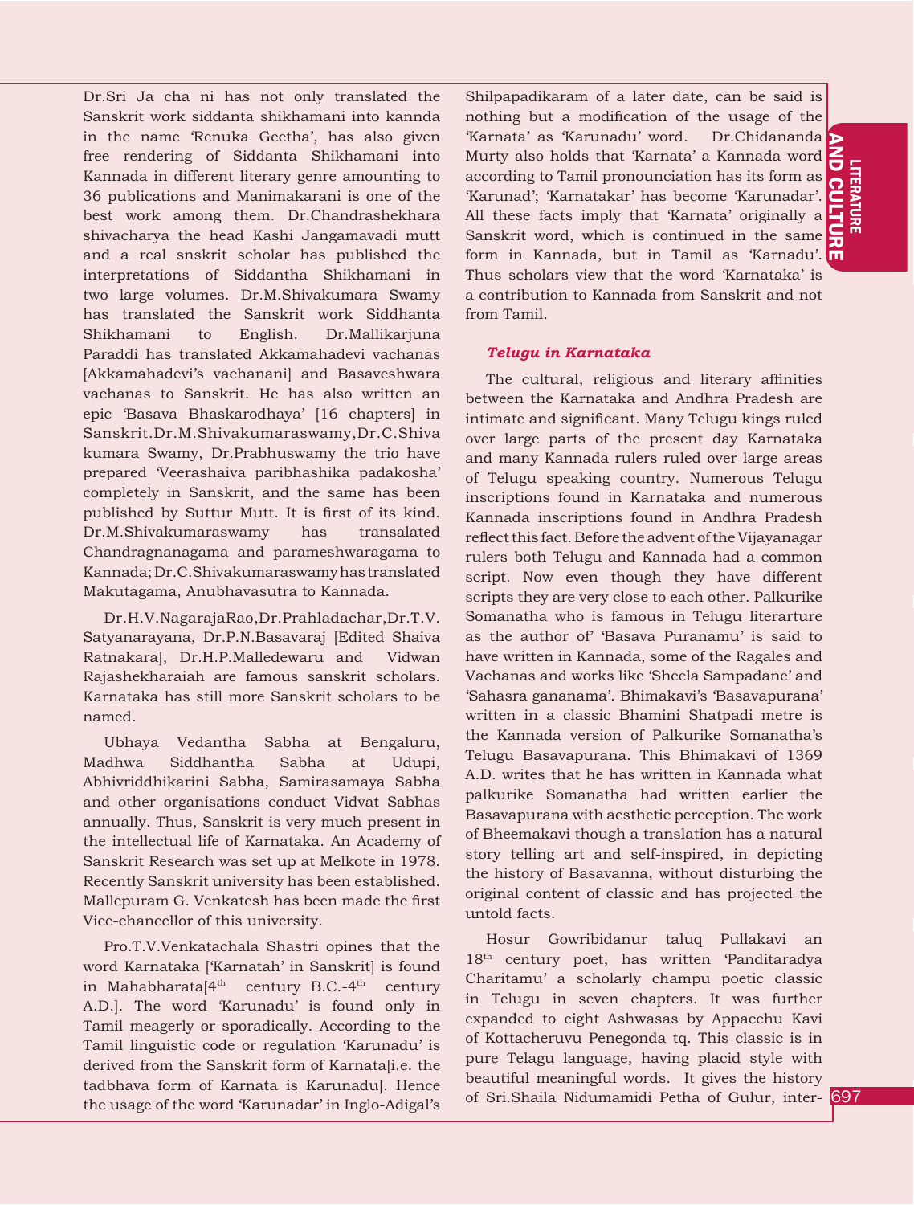Dr.Sri Ja cha ni has not only translated the Sanskrit work siddanta shikhamani into kannda in the name 'Renuka Geetha', has also given free rendering of Siddanta Shikhamani into Kannada in different literary genre amounting to 36 publications and Manimakarani is one of the best work among them. Dr.Chandrashekhara shivacharya the head Kashi Jangamavadi mutt and a real snskrit scholar has published the interpretations of Siddantha Shikhamani in two large volumes. Dr.M.Shivakumara Swamy has translated the Sanskrit work Siddhanta Shikhamani to English. Dr.Mallikarjuna Paraddi has translated Akkamahadevi vachanas [Akkamahadevi's vachanani] and Basaveshwara vachanas to Sanskrit. He has also written an epic 'Basava Bhaskarodhaya' [16 chapters] in Sanskrit.Dr.M.Shivakumaraswamy,Dr.C.Shiva kumara Swamy, Dr.Prabhuswamy the trio have prepared 'Veerashaiva paribhashika padakosha' completely in Sanskrit, and the same has been published by Suttur Mutt. It is first of its kind. Dr.M.Shivakumaraswamy has transalated Chandragnanagama and parameshwaragama to Kannada; Dr.C.Shivakumaraswamy has translated Makutagama, Anubhavasutra to Kannada.

Dr.H.V.NagarajaRao,Dr.Prahladachar,Dr.T.V. Satyanarayana, Dr.P.N.Basavaraj [Edited Shaiva Ratnakara], Dr.H.P.Malledewaru and Vidwan Rajashekharaiah are famous sanskrit scholars. Karnataka has still more Sanskrit scholars to be named.

Ubhaya Vedantha Sabha at Bengaluru, Madhwa Siddhantha Sabha at Udupi, Abhivriddhikarini Sabha, Samirasamaya Sabha and other organisations conduct Vidvat Sabhas annually. Thus, Sanskrit is very much present in the intellectual life of Karnataka. An Academy of Sanskrit Research was set up at Melkote in 1978. Recently Sanskrit university has been established. Mallepuram G. Venkatesh has been made the first Vice-chancellor of this university.

Pro.T.V.Venkatachala Shastri opines that the word Karnataka ['Karnatah' in Sanskrit] is found in Mahabharata[4th century B.C.-4th century A.D.]. The word 'Karunadu' is found only in Tamil meagerly or sporadically. According to the Tamil linguistic code or regulation 'Karunadu' is derived from the Sanskrit form of Karnata[i.e. the tadbhava form of Karnata is Karunadu]. Hence the usage of the word 'Karunadar' in Inglo-Adigal's Shilpapadikaram of a later date, can be said is nothing but a modification of the usage of the 'Karnata' as 'Karunadu' word. Dr.Chidananda Murty also holds that 'Karnata' a Kannada word according to Tamil pronounciation has its form as 'Karunad'; 'Karnatakar' has become 'Karunadar'. All these facts imply that 'Karnata' originally a Sanskrit word, which is continued in the same form in Kannada, but in Tamil as 'Karnadu'. Thus scholars view that the word 'Karnataka' is a contribution to Kannada from Sanskrit and not from Tamil.

### *Telugu in Karnataka*

The cultural, religious and literary affinities between the Karnataka and Andhra Pradesh are intimate and significant. Many Telugu kings ruled over large parts of the present day Karnataka and many Kannada rulers ruled over large areas of Telugu speaking country. Numerous Telugu inscriptions found in Karnataka and numerous Kannada inscriptions found in Andhra Pradesh reflect this fact. Before the advent of the Vijayanagar rulers both Telugu and Kannada had a common script. Now even though they have different scripts they are very close to each other. Palkurike Somanatha who is famous in Telugu literarture as the author of' 'Basava Puranamu' is said to have written in Kannada, some of the Ragales and Vachanas and works like 'Sheela Sampadane' and 'Sahasra gananama'. Bhimakavi's 'Basavapurana' written in a classic Bhamini Shatpadi metre is the Kannada version of Palkurike Somanatha's Telugu Basavapurana. This Bhimakavi of 1369 A.D. writes that he has written in Kannada what palkurike Somanatha had written earlier the Basavapurana with aesthetic perception. The work of Bheemakavi though a translation has a natural story telling art and self-inspired, in depicting the history of Basavanna, without disturbing the original content of classic and has projected the untold facts.

Hosur Gowribidanur taluq Pullakavi an 18th century poet, has written 'Panditaradya Charitamu' a scholarly champu poetic classic in Telugu in seven chapters. It was further expanded to eight Ashwasas by Appacchu Kavi of Kottacheruvu Penegonda tq. This classic is in pure Telagu language, having placid style with beautiful meaningful words. It gives the history of Sri.Shaila Nidumamidi Petha of Gulur, inter-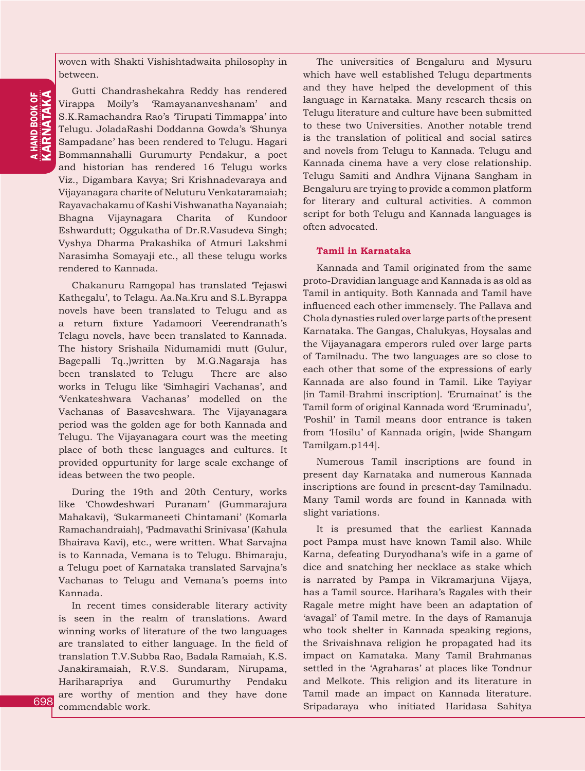woven with Shakti Vishishtadwaita philosophy in between.

Gutti Chandrashekahra Reddy has rendered Virappa Moily's 'Ramayananveshanam' and S.K.Ramachandra Rao's 'Tirupati Timmappa' into Telugu. JoladaRashi Doddanna Gowda's 'Shunya Sampadane' has been rendered to Telugu. Hagari Bommannahalli Gurumurty Pendakur, a poet and historian has rendered 16 Telugu works Viz., Digambara Kavya; Sri Krishnadevaraya and Vijayanagara charite of Neluturu Venkataramaiah; Rayavachakamu of Kashi Vishwanatha Nayanaiah; Bhagna Vijaynagara Charita of Kundoor Eshwardutt; Oggukatha of Dr.R.Vasudeva Singh; Vyshya Dharma Prakashika of Atmuri Lakshmi Narasimha Somayaji etc., all these telugu works rendered to Kannada.

Chakanuru Ramgopal has translated 'Tejaswi Kathegalu', to Telagu. Aa.Na.Kru and S.L.Byrappa novels have been translated to Telugu and as a return fixture Yadamoori Veerendranath's Telagu novels, have been translated to Kannada. The history Srishaila Nidumamidi mutt (Gulur, Bagepalli Tq.,)written by M.G.Nagaraja has been translated to Telugu There are also works in Telugu like 'Simhagiri Vachanas', and 'Venkateshwara Vachanas' modelled on the Vachanas of Basaveshwara. The Vijayanagara period was the golden age for both Kannada and Telugu. The Vijayanagara court was the meeting place of both these languages and cultures. It provided oppurtunity for large scale exchange of ideas between the two people.

During the 19th and 20th Century, works like 'Chowdeshwari Puranam' (Gummarajura Mahakavi), 'Sukarmaneeti Chintamani' (Komarla Ramachandraiah), 'Padmavathi Srinivasa' (Kahula Bhairava Kavi), etc., were written. What Sarvajna is to Kannada, Vemana is to Telugu. Bhimaraju, a Telugu poet of Karnataka translated Sarvajna's Vachanas to Telugu and Vemana's poems into Kannada.

In recent times considerable literary activity is seen in the realm of translations. Award winning works of literature of the two languages are translated to either language. In the field of translation T.V.Subba Rao, Badala Ramaiah, K.S. Janakiramaiah, R.V.S. Sundaram, Nirupama, Hariharapriya and Gurumurthy Pendaku are worthy of mention and they have done commendable work.

The universities of Bengaluru and Mysuru which have well established Telugu departments and they have helped the development of this language in Karnataka. Many research thesis on Telugu literature and culture have been submitted to these two Universities. Another notable trend is the translation of political and social satires and novels from Telugu to Kannada. Telugu and Kannada cinema have a very close relationship. Telugu Samiti and Andhra Vijnana Sangham in Bengaluru are trying to provide a common platform for literary and cultural activities. A common script for both Telugu and Kannada languages is often advocated.

### Tamil in Karnataka

Kannada and Tamil originated from the same proto-Dravidian language and Kannada is as old as Tamil in antiquity. Both Kannada and Tamil have influenced each other immensely. The Pallava and Chola dynasties ruled over large parts of the present Karnataka. The Gangas, Chalukyas, Hoysalas and the Vijayanagara emperors ruled over large parts of Tamilnadu. The two languages are so close to each other that some of the expressions of early Kannada are also found in Tamil. Like Tayiyar [in Tamil-Brahmi inscription]. 'Erumainat' is the Tamil form of original Kannada word 'Eruminadu', 'Poshil' in Tamil means door entrance is taken from 'Hosilu' of Kannada origin, [wide Shangam Tamilgam.p144].

Numerous Tamil inscriptions are found in present day Karnataka and numerous Kannada inscriptions are found in present-day Tamilnadu. Many Tamil words are found in Kannada with slight variations.

It is presumed that the earliest Kannada poet Pampa must have known Tamil also. While Karna, defeating Duryodhana's wife in a game of dice and snatching her necklace as stake which is narrated by Pampa in Vikramarjuna Vijaya, has a Tamil source. Harihara's Ragales with their Ragale metre might have been an adaptation of 'avagal' of Tamil metre. In the days of Ramanuja who took shelter in Kannada speaking regions, the Srivaishnava religion he propagated had its impact on Kamataka. Many Tamil Brahmanas settled in the 'Agraharas' at places like Tondnur and Melkote. This religion and its literature in Tamil made an impact on Kannada literature. Sripadaraya who initiated Haridasa Sahitya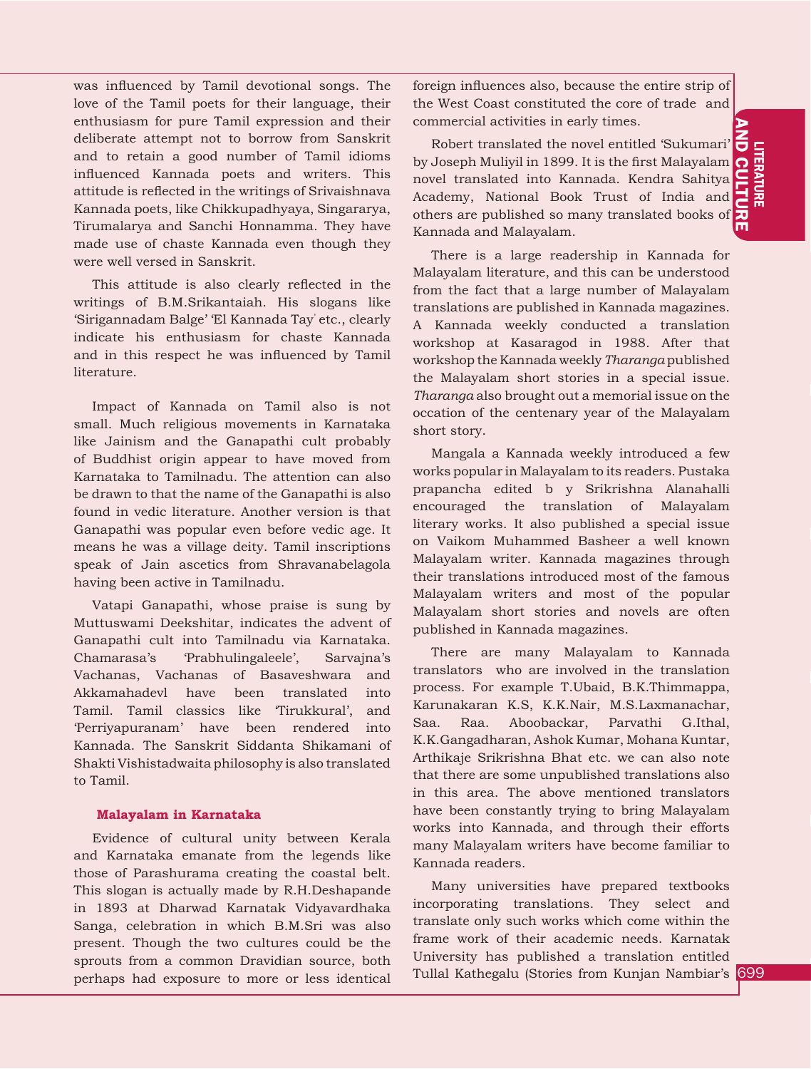was influenced by Tamil devotional songs. The love of the Tamil poets for their language, their enthusiasm for pure Tamil expression and their deliberate attempt not to borrow from Sanskrit and to retain a good number of Tamil idioms influenced Kannada poets and writers. This attitude is reflected in the writings of Srivaishnava Kannada poets, like Chikkupadhyaya, Singararya, Tirumalarya and Sanchi Honnamma. They have made use of chaste Kannada even though they were well versed in Sanskrit.

This attitude is also clearly reflected in the writings of B.M.Srikantaiah. His slogans like 'Sirigannadam Balge' 'El Kannada Tay' etc., clearly indicate his enthusiasm for chaste Kannada and in this respect he was influenced by Tamil literature.

Impact of Kannada on Tamil also is not small. Much religious movements in Karnataka like Jainism and the Ganapathi cult probably of Buddhist origin appear to have moved from Karnataka to Tamilnadu. The attention can also be drawn to that the name of the Ganapathi is also found in vedic literature. Another version is that Ganapathi was popular even before vedic age. It means he was a village deity. Tamil inscriptions speak of Jain ascetics from Shravanabelagola having been active in Tamilnadu.

Vatapi Ganapathi, whose praise is sung by Muttuswami Deekshitar, indicates the advent of Ganapathi cult into Tamilnadu via Karnataka. Chamarasa's 'Prabhulingaleele', Sarvajna's Vachanas, Vachanas of Basaveshwara and Akkamahadevl have been translated into Tamil. Tamil classics like 'Tirukkural', and 'Perriyapuranam' have been rendered into Kannada. The Sanskrit Siddanta Shikamani of Shakti Vishistadwaita philosophy is also translated to Tamil.

### Malayalam in Karnataka

Evidence of cultural unity between Kerala and Karnataka emanate from the legends like those of Parashurama creating the coastal belt. This slogan is actually made by R.H.Deshapande in 1893 at Dharwad Karnatak Vidyavardhaka Sanga, celebration in which B.M.Sri was also present. Though the two cultures could be the sprouts from a common Dravidian source, both perhaps had exposure to more or less identical foreign influences also, because the entire strip of the West Coast constituted the core of trade and commercial activities in early times.

Robert translated the novel entitled 'Sukumari' by Joseph Muliyil in 1899. It is the first Malayalam novel translated into Kannada. Kendra Sahitya Academy, National Book Trust of India and others are published so many translated books of Kannada and Malayalam.

There is a large readership in Kannada for Malayalam literature, and this can be understood from the fact that a large number of Malayalam translations are published in Kannada magazines. A Kannada weekly conducted a translation workshop at Kasaragod in 1988. After that workshop the Kannada weekly *Tharanga* published the Malayalam short stories in a special issue. *Tharanga* also brought out a memorial issue on the occation of the centenary year of the Malayalam short story.

Mangala a Kannada weekly introduced a few works popular in Malayalam to its readers. Pustaka prapancha edited b y Srikrishna Alanahalli encouraged the translation of Malayalam literary works. It also published a special issue on Vaikom Muhammed Basheer a well known Malayalam writer. Kannada magazines through their translations introduced most of the famous Malayalam writers and most of the popular Malayalam short stories and novels are often published in Kannada magazines.

There are many Malayalam to Kannada translators who are involved in the translation process. For example T.Ubaid, B.K.Thimmappa, Karunakaran K.S, K.K.Nair, M.S.Laxmanachar, Saa. Raa. Aboobackar, Parvathi G.Ithal, K.K.Gangadharan, Ashok Kumar, Mohana Kuntar, Arthikaje Srikrishna Bhat etc. we can also note that there are some unpublished translations also in this area. The above mentioned translators have been constantly trying to bring Malayalam works into Kannada, and through their efforts many Malayalam writers have become familiar to Kannada readers.

Many universities have prepared textbooks incorporating translations. They select and translate only such works which come within the frame work of their academic needs. Karnatak University has published a translation entitled Tullal Kathegalu (Stories from Kunjan Nambiar's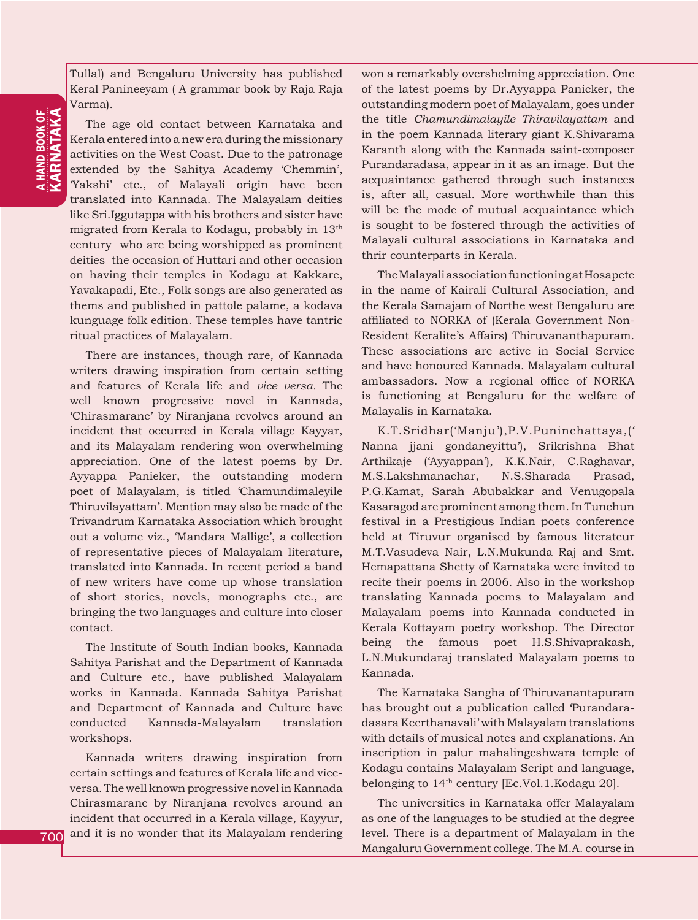Tullal) and Bengaluru University has published Keral Panineeyam ( A grammar book by Raja Raja Varma).

The age old contact between Karnataka and Kerala entered into a new era during the missionary activities on the West Coast. Due to the patronage extended by the Sahitya Academy 'Chemmin', 'Yakshi' etc., of Malayali origin have been translated into Kannada. The Malayalam deities like Sri.Iggutappa with his brothers and sister have migrated from Kerala to Kodagu, probably in 13th century who are being worshipped as prominent deities the occasion of Huttari and other occasion on having their temples in Kodagu at Kakkare, Yavakapadi, Etc., Folk songs are also generated as thems and published in pattole palame, a kodava kunguage folk edition. These temples have tantric ritual practices of Malayalam.

There are instances, though rare, of Kannada writers drawing inspiration from certain setting and features of Kerala life and *vice versa.* The well known progressive novel in Kannada, 'Chirasmarane' by Niranjana revolves around an incident that occurred in Kerala village Kayyar, and its Malayalam rendering won overwhelming appreciation. One of the latest poems by Dr. Ayyappa Panieker, the outstanding modern poet of Malayalam, is titled 'Chamundimaleyile Thiruvilayattam'. Mention may also be made of the Trivandrum Karnataka Association which brought out a volume viz., 'Mandara Mallige', a collection of representative pieces of Malayalam literature, translated into Kannada. In recent period a band of new writers have come up whose translation of short stories, novels, monographs etc., are bringing the two languages and culture into closer contact.

The Institute of South Indian books, Kannada Sahitya Parishat and the Department of Kannada and Culture etc., have published Malayalam works in Kannada. Kannada Sahitya Parishat and Department of Kannada and Culture have conducted Kannada-Malayalam translation workshops.

Kannada writers drawing inspiration from certain settings and features of Kerala life and vice-versa. The well known progressive novel in Kannada Chirasmarane by Niranjana revolves around an incident that occurred in a Kerala village, Kayyur, and it is no wonder that its Malayalam rendering won a remarkably overshelming appreciation. One of the latest poems by Dr.Ayyappa Panicker, the outstanding modern poet of Malayalam, goes under the title *Chamundimalayile Thiravilayattam* and in the poem Kannada literary giant K.Shivarama Karanth along with the Kannada saint-composer Purandaradasa, appear in it as an image. But the acquaintance gathered through such instances is, after all, casual. More worthwhile than this will be the mode of mutual acquaintance which is sought to be fostered through the activities of Malayali cultural associations in Karnataka and thrir counterparts in Kerala.

The Malayali association functioning at Hosapete in the name of Kairali Cultural Association, and the Kerala Samajam of Northe west Bengaluru are affiliated to NORKA of (Kerala Government Non-Resident Keralite's Affairs) Thiruvananthapuram. These associations are active in Social Service and have honoured Kannada. Malayalam cultural ambassadors. Now a regional office of NORKA is functioning at Bengaluru for the welfare of Malayalis in Karnataka.

K.T.Sridhar('Manju'),P.V.Puninchattaya,(' Nanna jjani gondaneyittu'), Srikrishna Bhat Arthikaje ('Ayyappan'), K.K.Nair, C.Raghavar, M.S.Lakshmanachar, N.S.Sharada Prasad, P.G.Kamat, Sarah Abubakkar and Venugopala Kasaragod are prominent among them. In Tunchun festival in a Prestigious Indian poets conference held at Tiruvur organised by famous litereteur M.T.Vasudeva Nair, L.N.Mukunda Raj and Smt. Hemapattana Shetty of Karnataka were invited to recite their poems in 2006. Also in the workshop translating Kannada poems to Malayalam and Malayalam poems into Kannada conducted in Kerala Kottayam poetry workshop. The Director being the famous poet H.S.Shivaprakash, L.N.Mukundaraj translated Malayalam poems to Kannada.

The Karnataka Sangha of Thiruvanantapuram has brought out a publication called 'Purandara-dasara Keerthanavali' with Malayalam translations with details of musical notes and explanations. An inscription in palur mahalingeshwara temple of Kodagu contains Malayalam Script and language, belonging to 14th century [Ec.Vol.1.Kodagu 20].

The universities in Karnataka offer Malayalam as one of the languages to be studied at the degree level. There is a department of Malayalam in the Mangaluru Government college. The M.A. course in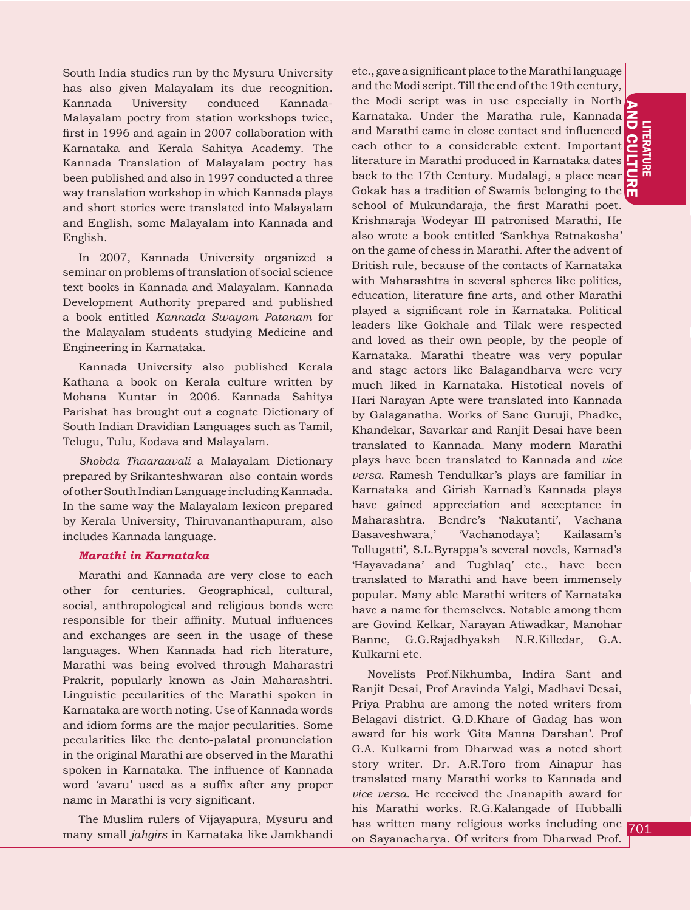South India studies run by the Mysuru University has also given Malayalam its due recognition. Kannada University conduced Kannada-Malayalam poetry from station workshops twice, first in 1996 and again in 2007 collaboration with Karnataka and Kerala Sahitya Academy. The Kannada Translation of Malayalam poetry has been published and also in 1997 conducted a three way translation workshop in which Kannada plays and short stories were translated into Malayalam and English, some Malayalam into Kannada and English.

In 2007, Kannada University organized a seminar on problems of translation of social science text books in Kannada and Malayalam. Kannada Development Authority prepared and published a book entitled *Kannada Swayam Patanam* for the Malayalam students studying Medicine and Engineering in Karnataka.

Kannada University also published Kerala Kathana a book on Kerala culture written by Mohana Kuntar in 2006. Kannada Sahitya Parishat has brought out a cognate Dictionary of South Indian Dravidian Languages such as Tamil, Telugu, Tulu, Kodava and Malayalam.

*Shobda Thaaraavali* a Malayalam Dictionary prepared by Srikanteshwaran also contain words of other South Indian Language including Kannada. In the same way the Malayalam lexicon prepared by Kerala University, Thiruvananthapuram, also includes Kannada language.

### *Marathi in Karnataka*

Marathi and Kannada are very close to each other for centuries. Geographical, cultural, social, anthropological and religious bonds were responsible for their affinity. Mutual influences and exchanges are seen in the usage of these languages. When Kannada had rich literature, Marathi was being evolved through Maharastri Prakrit, popularly known as Jain Maharashtri. Linguistic pecularities of the Marathi spoken in Karnataka are worth noting. Use of Kannada words and idiom forms are the major pecularities. Some pecularities like the dento-palatal pronunciation in the original Marathi are observed in the Marathi spoken in Karnataka. The influence of Kannada word 'avaru' used as a suffix after any proper name in Marathi is very significant.

The Muslim rulers of Vijayapura, Mysuru and many small *jahgirs* in Karnataka like Jamkhandi etc., gave a significant place to the Marathi language and the Modi script. Till the end of the 19th century, the Modi script was in use especially in North Karnataka. Under the Maratha rule, Kannada and Marathi came in close contact and influenced each other to a considerable extent. Important literature in Marathi produced in Karnataka dates back to the 17th Century. Mudalagi, a place near Gokak has a tradition of Swamis belonging to the school of Mukundaraja, the first Marathi poet. Krishnaraja Wodeyar III patronised Marathi, He also wrote a book entitled 'Sankhya Ratnakosha' on the game of chess in Marathi. After the advent of British rule, because of the contacts of Karnataka with Maharashtra in several spheres like politics, education, literature fine arts, and other Marathi played a significant role in Karnataka. Political leaders like Gokhale and Tilak were respected and loved as their own people, by the people of Karnataka. Marathi theatre was very popular and stage actors like Balagandharva were very much liked in Karnataka. Histotical novels of Hari Narayan Apte were translated into Kannada by Galaganatha. Works of Sane Guruji, Phadke, Khandekar, Savarkar and Ranjit Desai have been translated to Kannada. Many modern Marathi plays have been translated to Kannada and *vice versa*. Ramesh Tendulkar's plays are familiar in Karnataka and Girish Karnad's Kannada plays have gained appreciation and acceptance in Maharashtra. Bendre's 'Nakutanti', Vachana Basaveshwara,' 'Vachanodaya'; Kailasam's Tollugatti', S.L.Byrappa's several novels, Karnad's 'Hayavadana' and Tughlaq' etc., have been translated to Marathi and have been immensely popular. Many able Marathi writers of Karnataka have a name for themselves. Notable among them are Govind Kelkar, Narayan Atiwadkar, Manohar Banne, G.G.Rajadhyaksh N.R.Killedar, G.A. Kulkarni etc.

Novelists Prof.Nikhumba, Indira Sant and Ranjit Desai, Prof Aravinda Yalgi, Madhavi Desai, Priya Prabhu are among the noted writers from Belagavi district. G.D.Khare of Gadag has won award for his work 'Gita Manna Darshan'. Prof G.A. Kulkarni from Dharwad was a noted short story writer. Dr. A.R.Toro from Ainapur has translated many Marathi works to Kannada and *vice versa*. He received the Jnanapith award for his Marathi works. R.G.Kalangade of Hubballi has written many religious works including one on Sayanacharya. Of writers from Dharwad Prof.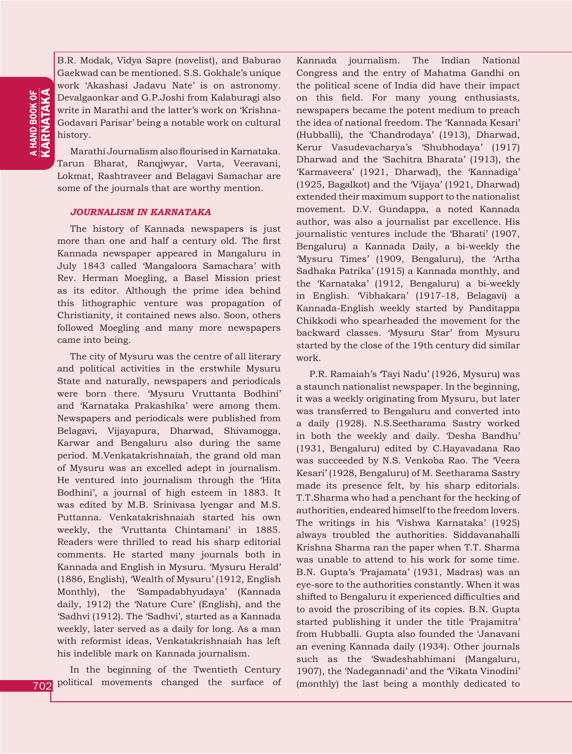B.R. Modak, Vidya Sapre (novelist), and Baburao Gaekwad can be mentioned. S.S. Gokhale's unique work 'Akashasi Jadavu Nate' is on astronomy. Devalgaonkar and G.P.Joshi from Kalaburagi also write in Marathi and the latter's work on 'Krishna-Godavari Parisar' being a notable work on cultural history.

Marathi Journalism also flourised in Karnataka. Tarun Bharat, Ranqjwyar, Varta, Veeravani, Lokmat, Rashtraveer and Belagavi Samachar are some of the journals that are worthy mention.

### *JOURNALISM IN KARNATAKA*

The history of Kannada newspapers is just more than one and half a century old. The first Kannada newspaper appeared in Mangaluru in July 1843 called 'Mangaloora Samachara' with Rev. Herman Moegling, a Basel Mission priest as its editor. Although the prime idea behind this lithographic venture was propagation of Christianity, it contained news also. Soon, others followed Moegling and many more newspapers came into being.

The city of Mysuru was the centre of all literary and political activities in the erstwhile Mysuru State and naturally, newspapers and periodicals were born there. 'Mysuru Vruttanta Bodhini' and 'Karnataka Prakashika' were among them. Newspapers and periodicals were published from Belagavi, Vijayapura, Dharwad, Shivamogga, Karwar and Bengaluru also during the same period. M.Venkatakrishnaiah, the grand old man of Mysuru was an excelled adept in journalism. He ventured into journalism through the 'Hita Bodhini', a journal of high esteem in 1883. It was edited by M.B. Srinivasa lyengar and M.S. Puttanna. Venkatakrishnaiah started his own weekly, the 'Vruttanta Chintamani' in 1885. Readers were thrilled to read his sharp editorial comments. He started many journals both in Kannada and English in Mysuru. 'Mysuru Herald' (1886, English), 'Wealth of Mysuru' (1912, English Monthly), the 'Sampadabhyudaya' (Kannada daily, 1912) the 'Nature Cure' (English), and the 'Sadhvi (1912). The 'Sadhvi', started as a Kannada weekly, later served as a daily for long. As a man with reformist ideas, Venkatakrishnaiah has left his indelible mark on Kannada journalism.

In the beginning of the Twentieth Century political movements changed the surface of Kannada journalism. The Indian National Congress and the entry of Mahatma Gandhi on the political scene of India did have their impact on this field. For many young enthusiasts, newspapers became the potent medium to preach the idea of national freedom. The 'Kannada Kesari' (Hubballi), the 'Chandrodaya' (1913), Dharwad, Kerur Vasudevacharya's 'Shubhodaya' (1917) Dharwad and the 'Sachitra Bharata' (1913), the 'Karmaveera' (1921, Dharwad), the 'Kannadiga' (1925, Bagalkot) and the 'Vijaya' (1921, Dharwad) extended their maximum support to the nationalist movement. D.V. Gundappa, a noted Kannada author, was also a journalist par excellence. His journalistic ventures include the 'Bharati' (1907, Bengaluru) a Kannada Daily, a bi-weekly the 'Mysuru Times' (1909, Bengaluru), the 'Artha Sadhaka Patrika' (1915) a Kannada monthly, and the 'Karnataka' (1912, Bengaluru) a bi-weekly in English. 'Vibhakara' (1917-18, Belagavi) a Kannada-English weekly started by Panditappa Chikkodi who spearheaded the movement for the backward classes. 'Mysuru Star' from Mysuru started by the close of the 19th century did similar work.

P.R. Ramaiah's 'Tayi Nadu' (1926, Mysuru) was a staunch nationalist newspaper. In the beginning, it was a weekly originating from Mysuru, but later was transferred to Bengaluru and converted into a daily (1928). N.S.Seetharama Sastry worked in both the weekly and daily. 'Desha Bandhu' (1931, Bengaluru) edited by C.Hayavadana Rao was succeeded by N.S. Venkoba Rao. The 'Veera Kesari' (1928, Bengaluru) of M. Seetharama Sastry made its presence felt, by his sharp editorials. T.T.Sharma who had a penchant for the hecking of authorities, endeared himself to the freedom lovers. The writings in his 'Vishwa Karnataka' (1925) always troubled the authorities. Siddavanahalli Krishna Sharma ran the paper when T.T. Sharma was unable to attend to his work for some time. B.N. Gupta's 'Prajamata' (1931, Madras) was an eye-sore to the authorities constantly. When it was shifted to Bengaluru it experienced difficulties and to avoid the proscribing of its copies. B.N. Gupta started publishing it under the title 'Prajamitra' from Hubballi. Gupta also founded the 'Janavani an evening Kannada daily (1934). Other journals such as the 'Swadeshabhimani (Mangaluru, 1907), the 'Nadegannadi' and the 'Vikata Vinodini' (monthly) the last being a monthly dedicated to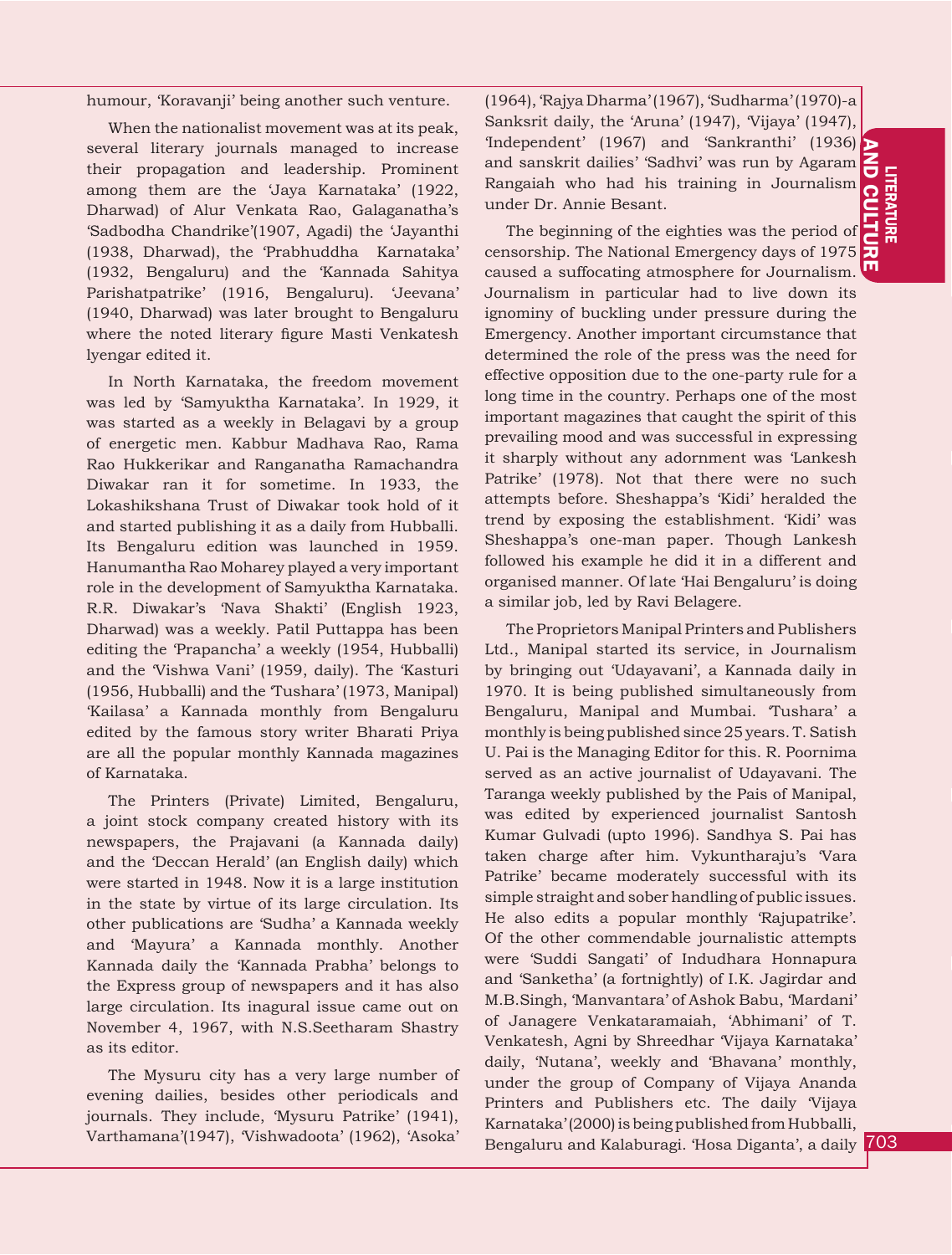humour, 'Koravanji' being another such venture.

When the nationalist movement was at its peak, several literary journals managed to increase their propagation and leadership. Prominent among them are the 'Jaya Karnataka' (1922, Dharwad) of Alur Venkata Rao, Galaganatha's 'Sadbodha Chandrike'(1907, Agadi) the 'Jayanthi (1938, Dharwad), the 'Prabhuddha Karnataka' (1932, Bengaluru) and the 'Kannada Sahitya Parishatpatrike' (1916, Bengaluru). 'Jeevana' (1940, Dharwad) was later brought to Bengaluru where the noted literary figure Masti Venkatesh lyengar edited it.

In North Karnataka, the freedom movement was led by 'Samyuktha Karnataka'. In 1929, it was started as a weekly in Belagavi by a group of energetic men. Kabbur Madhava Rao, Rama Rao Hukkerikar and Ranganatha Ramachandra Diwakar ran it for sometime. In 1933, the Lokashikshana Trust of Diwakar took hold of it and started publishing it as a daily from Hubballi. Its Bengaluru edition was launched in 1959. Hanumantha Rao Moharey played a very important role in the development of Samyuktha Karnataka. R.R. Diwakar's 'Nava Shakti' (English 1923, Dharwad) was a weekly. Patil Puttappa has been editing the 'Prapancha' a weekly (1954, Hubballi) and the 'Vishwa Vani' (1959, daily). The 'Kasturi (1956, Hubballi) and the 'Tushara' (1973, Manipal) 'Kailasa' a Kannada monthly from Bengaluru edited by the famous story writer Bharati Priya are all the popular monthly Kannada magazines of Karnataka.

The Printers (Private) Limited, Bengaluru, a joint stock company created history with its newspapers, the Prajavani (a Kannada daily) and the 'Deccan Herald' (an English daily) which were started in 1948. Now it is a large institution in the state by virtue of its large circulation. Its other publications are 'Sudha' a Kannada weekly and 'Mayura' a Kannada monthly. Another Kannada daily the 'Kannada Prabha' belongs to the Express group of newspapers and it has also large circulation. Its inagural issue came out on November 4, 1967, with N.S.Seetharam Shastry as its editor.

The Mysuru city has a very large number of evening dailies, besides other periodicals and journals. They include, 'Mysuru Patrike' (1941), Varthamana'(1947), 'Vishwadoota' (1962), 'Asoka' (1964), 'Rajya Dharma' (1967), 'Sudharma' (1970)-a Sanksrit daily, the 'Aruna' (1947), 'Vijaya' (1947), 'Independent' (1967) and 'Sankranthi' (1936) and sanskrit dailies' 'Sadhvi' was run by Agaram Rangaiah who had his training in Journalism under Dr. Annie Besant.

The beginning of the eighties was the period of censorship. The National Emergency days of 1975 caused a suffocating atmosphere for Journalism. Journalism in particular had to live down its ignominy of buckling under pressure during the Emergency. Another important circumstance that determined the role of the press was the need for effective opposition due to the one-party rule for a long time in the country. Perhaps one of the most important magazines that caught the spirit of this prevailing mood and was successful in expressing it sharply without any adornment was 'Lankesh Patrike' (1978). Not that there were no such attempts before. Sheshappa's 'Kidi' heralded the trend by exposing the establishment. 'Kidi' was Sheshappa's one-man paper. Though Lankesh followed his example he did it in a different and organised manner. Of late 'Hai Bengaluru' is doing a similar job, led by Ravi Belagere.

The Proprietors Manipal Printers and Publishers Ltd., Manipal started its service, in Journalism by bringing out 'Udayavani', a Kannada daily in 1970. It is being published simultaneously from Bengaluru, Manipal and Mumbai. 'Tushara' a monthly is being published since 25 years. T. Satish U. Pai is the Managing Editor for this. R. Poornima served as an active journalist of Udayavani. The Taranga weekly published by the Pais of Manipal, was edited by experienced journalist Santosh Kumar Gulvadi (upto 1996). Sandhya S. Pai has taken charge after him. Vykuntharaju's 'Vara Patrike' became moderately successful with its simple straight and sober handling of public issues. He also edits a popular monthly 'Rajupatrike'. Of the other commendable journalistic attempts were 'Suddi Sangati' of Indudhara Honnapura and 'Sanketha' (a fortnightly) of I.K. Jagirdar and M.B.Singh, 'Manvantara' of Ashok Babu, 'Mardani' of Janagere Venkataramaiah, 'Abhimani' of T. Venkatesh, Agni by Shreedhar 'Vijaya Karnataka' daily, 'Nutana', weekly and 'Bhavana' monthly, under the group of Company of Vijaya Ananda Printers and Publishers etc. The daily 'Vijaya Karnataka' (2000) is being published from Hubballi, Bengaluru and Kalaburagi. 'Hosa Diganta', a daily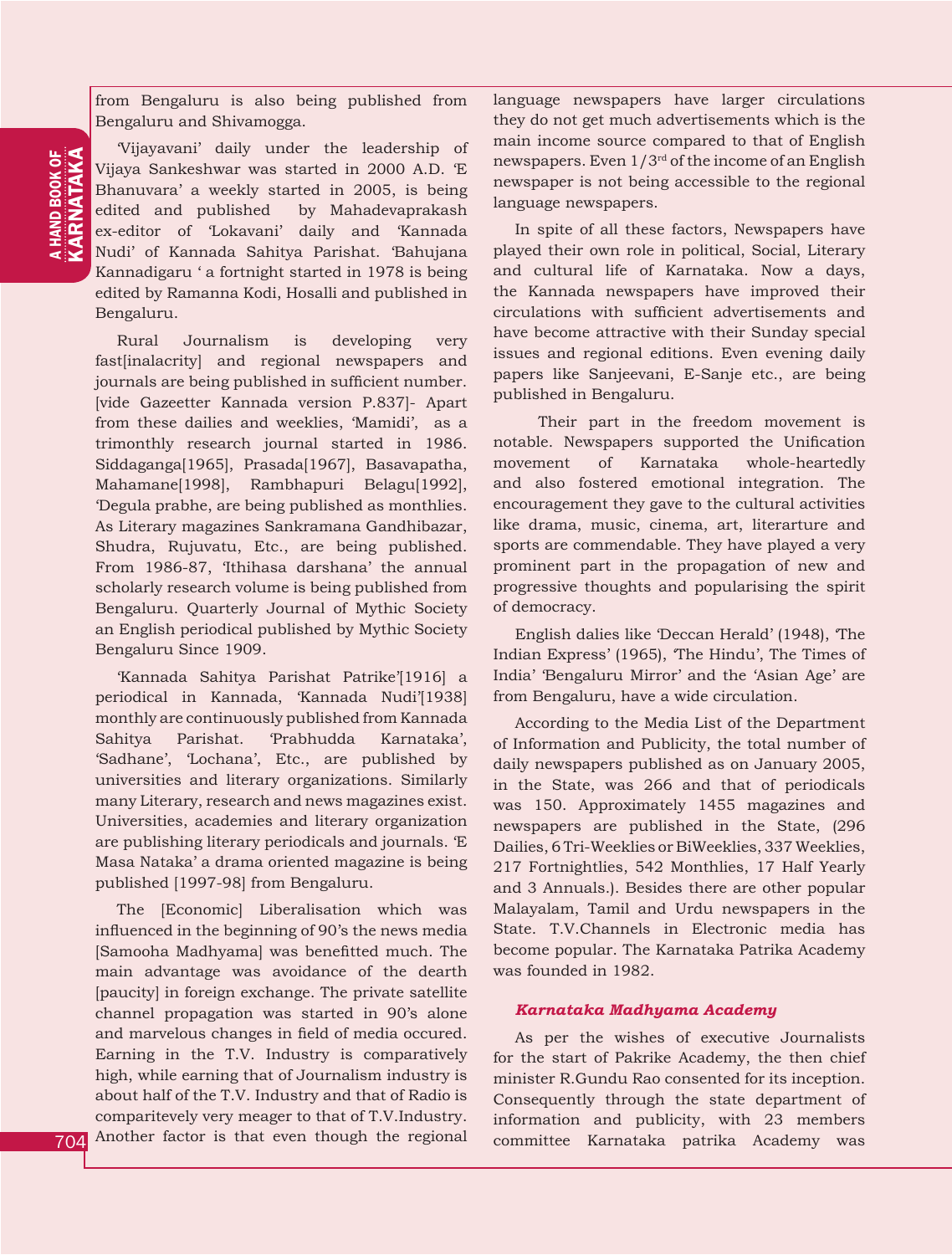from Bengaluru is also being published from Bengaluru and Shivamogga.

'Vijayavani' daily under the leadership of Vijaya Sankeshwar was started in 2000 A.D. 'E Bhanuvara' a weekly started in 2005, is being edited and published by Mahadevaprakash ex-editor of 'Lokavani' daily and 'Kannada Nudi' of Kannada Sahitya Parishat. 'Bahujana Kannadigaru ' a fortnight started in 1978 is being edited by Ramanna Kodi, Hosalli and published in Bengaluru.

Rural Journalism is developing very fast[inalacrity] and regional newspapers and journals are being published in sufficient number. [vide Gazeetter Kannada version P.837]- Apart from these dailies and weeklies, 'Mamidi', as a trimonthly research journal started in 1986. Siddaganga[1965], Prasada[1967], Basavapatha, Mahamane[1998], Rambhapuri Belagu[1992], 'Degula prabhe, are being published as monthlies. As Literary magazines Sankramana Gandhibazar, Shudra, Rujuvatu, Etc., are being published. From 1986-87, 'Ithihasa darshana' the annual scholarly research volume is being published from Bengaluru. Quarterly Journal of Mythic Society an English periodical published by Mythic Society Bengaluru Since 1909.

'Kannada Sahitya Parishat Patrike'[1916] a periodical in Kannada, 'Kannada Nudi'[1938] monthly are continuously published from Kannada Sahitya Parishat. 'Prabhudda Karnataka', 'Sadhane', 'Lochana', Etc., are published by universities and literary organizations. Similarly many Literary, research and news magazines exist. Universities, academies and literary organization are publishing literary periodicals and journals. 'E Masa Nataka' a drama oriented magazine is being published [1997-98] from Bengaluru.

The [Economic] Liberalisation which was influenced in the beginning of 90's the news media [Samooha Madhyama] was benefitted much. The main advantage was avoidance of the dearth [paucity] in foreign exchange. The private satellite channel propagation was started in 90's alone and marvelous changes in field of media occured. Earning in the T.V. Industry is comparatively high, while earning that of Journalism industry is about half of the T.V. Industry and that of Radio is comparitevely very meager to that of T.V.Industry. Another factor is that even though the regional language newspapers have larger circulations they do not get much advertisements which is the main income source compared to that of English newspapers. Even 1/3rd of the income of an English newspaper is not being accessible to the regional language newspapers.

In spite of all these factors, Newspapers have played their own role in political, Social, Literary and cultural life of Karnataka. Now a days, the Kannada newspapers have improved their circulations with sufficient advertisements and have become attractive with their Sunday special issues and regional editions. Even evening daily papers like Sanjeevani, E-Sanje etc., are being published in Bengaluru.

Their part in the freedom movement is notable. Newspapers supported the Unification movement of Karnataka whole-heartedly and also fostered emotional integration. The encouragement they gave to the cultural activities like drama, music, cinema, art, literarture and sports are commendable. They have played a very prominent part in the propagation of new and progressive thoughts and popularising the spirit of democracy.

English dalies like 'Deccan Herald' (1948), 'The Indian Express' (1965), 'The Hindu', The Times of India' 'Bengaluru Mirror' and the 'Asian Age' are from Bengaluru, have a wide circulation.

According to the Media List of the Department of Information and Publicity, the total number of daily newspapers published as on January 2005, in the State, was 266 and that of periodicals was 150. Approximately 1455 magazines and newspapers are published in the State, (296 Dailies, 6 Tri-Weeklies or BiWeeklies, 337 Weeklies, 217 Fortnightlies, 542 Monthlies, 17 Half Yearly and 3 Annuals.). Besides there are other popular Malayalam, Tamil and Urdu newspapers in the State. T.V.Channels in Electronic media has become popular. The Karnataka Patrika Academy was founded in 1982.

### *Karnataka Madhyama Academy*

As per the wishes of executive Journalists for the start of Pakrike Academy, the then chief minister R.Gundu Rao consented for its inception. Consequently through the state department of information and publicity, with 23 members committee Karnataka patrika Academy was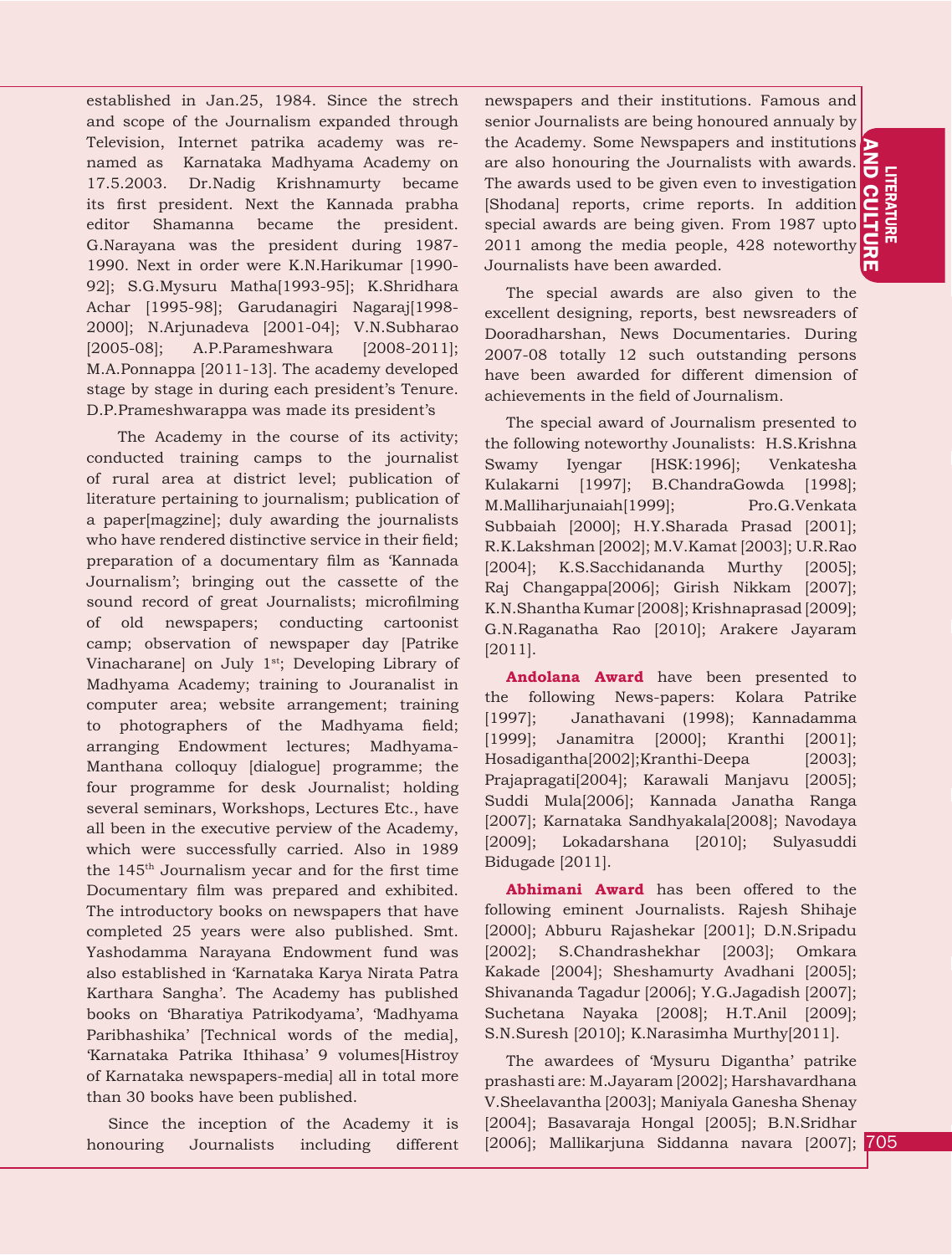established in Jan.25, 1984. Since the strech and scope of the Journalism expanded through Television, Internet patrika academy was re-named as Karnataka Madhyama Academy on 17.5.2003. Dr.Nadig Krishnamurty became its first president. Next the Kannada prabha editor Shamanna became the president. G.Narayana was the president during 1987-1990. Next in order were K.N.Harikumar [1990-92]; S.G.Mysuru Matha[1993-95]; K.Shridhara Achar [1995-98]; Garudanagiri Nagaraj[1998-2000]; N.Arjunadeva [2001-04]; V.N.Subharao [2005-08]; A.P.Parameshwara [2008-2011]; M.A.Ponnappa [2011-13]. The academy developed stage by stage in during each president's Tenure. D.P.Prameshwarappa was made its president's

The Academy in the course of its activity; conducted training camps to the journalist of rural area at district level; publication of literature pertaining to journalism; publication of a paper[magzine]; duly awarding the journalists who have rendered distinctive service in their field; preparation of a documentary film as 'Kannada Journalism'; bringing out the cassette of the sound record of great Journalists; microfilming of old newspapers; conducting cartoonist camp; observation of newspaper day [Patrike Vinacharane] on July 1st; Developing Library of Madhyama Academy; training to Jouranalist in computer area; website arrangement; training to photographers of the Madhyama field; arranging Endowment lectures; Madhyama-Manthana colloquy [dialogue] programme; the four programme for desk Journalist; holding several seminars, Workshops, Lectures Etc., have all been in the executive perview of the Academy, which were successfully carried. Also in 1989 the 145th Journalism yecar and for the first time Documentary film was prepared and exhibited. The introductory books on newspapers that have completed 25 years were also published. Smt. Yashodamma Narayana Endowment fund was also established in 'Karnataka Karya Nirata Patra Karthara Sangha'. The Academy has published books on 'Bharatiya Patrikodyama', 'Madhyama Paribhashika' [Technical words of the media], 'Karnataka Patrika Ithihasa' 9 volumes[Histroy of Karnataka newspapers-media] all in total more than 30 books have been published.

Since the inception of the Academy it is honouring Journalists including different newspapers and their institutions. Famous and senior Journalists are being honoured annualy by the Academy. Some Newspapers and institutions are also honouring the Journalists with awards. The awards used to be given even to investigation [Shodana] reports, crime reports. In addition special awards are being given. From 1987 upto 2011 among the media people, 428 noteworthy Journalists have been awarded.

The special awards are also given to the excellent designing, reports, best newsreaders of Dooradharshan, News Documentaries. During 2007-08 totally 12 such outstanding persons have been awarded for different dimension of achievements in the field of Journalism.

The special award of Journalism presented to the following noteworthy Jounalists: H.S.Krishna Swamy Iyengar [HSK:1996]; Venkatesha Kulakarni [1997]; B.ChandraGowda [1998]; M.Malliharjunaiah[1999]; Pro.G.Venkata Subbaiah [2000]; H.Y.Sharada Prasad [2001]; R.K.Lakshman [2002]; M.V.Kamat [2003]; U.R.Rao [2004]; K.S.Sacchidananda Murthy [2005]; Raj Changappa[2006]; Girish Nikkam [2007]; K.N.Shantha Kumar [2008]; Krishnaprasad [2009]; G.N.Raganatha Rao [2010]; Arakere Jayaram [2011].

**Andolana Award** have been presented to the following News-papers: Kolara Patrike [1997]; Janathavani (1998); Kannadamma [1999]; Janamitra [2000]; Kranthi [2001]; Hosadigantha[2002];Kranthi-Deepa [2003]; Prajapragati[2004]; Karawali Manjavu [2005]; Suddi Mula[2006]; Kannada Janatha Ranga [2007]; Karnataka Sandhyakala[2008]; Navodaya [2009]; Lokadarshana [2010]; Sulyasuddi Bidugade [2011].

**Abhimani Award** has been offered to the following eminent Journalists. Rajesh Shihaje [2000]; Abburu Rajashekar [2001]; D.N.Sripadu [2002]; S.Chandrashekhar [2003]; Omkara Kakade [2004]; Sheshamurty Avadhani [2005]; Shivananda Tagadur [2006]; Y.G.Jagadish [2007]; Suchetana Nayaka [2008]; H.T.Anil [2009]; S.N.Suresh [2010]; K.Narasimha Murthy[2011].

The awardees of 'Mysuru Digantha' patrike prashasti are: M.Jayaram [2002]; Harshavardhana V.Sheelavantha [2003]; Maniyala Ganesha Shenay [2004]; Basavaraja Hongal [2005]; B.N.Sridhar [2006]; Mallikarjuna Siddanna navara [2007];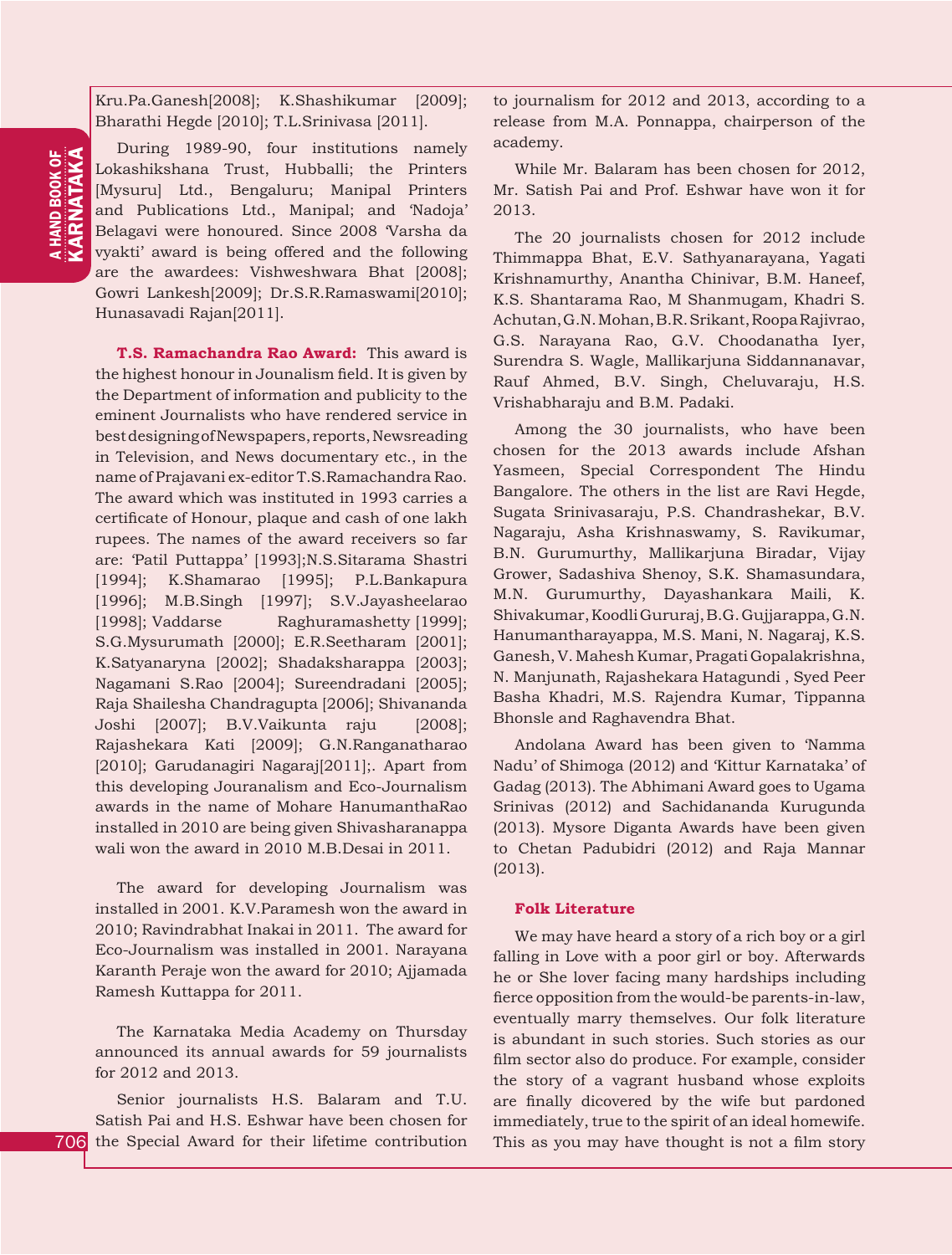Kru.Pa.Ganesh[2008]; K.Shashikumar [2009]; Bharathi Hegde [2010]; T.L.Srinivasa [2011].

During 1989-90, four institutions namely Lokashikshana Trust, Hubballi; the Printers [Mysuru] Ltd., Bengaluru; Manipal Printers and Publications Ltd., Manipal; and 'Nadoja' Belagavi were honoured. Since 2008 'Varsha da vyakti' award is being offered and the following are the awardees: Vishweshwara Bhat [2008]; Gowri Lankesh[2009]; Dr.S.R.Ramaswami[2010]; Hunasavadi Rajan[2011].

**T.S. Ramachandra Rao Award:** This award is the highest honour in Jounalism field. It is given by the Department of information and publicity to the eminent Journalists who have rendered service in best designing of Newspapers, reports, Newsreading in Television, and News documentary etc., in the name of Prajavani ex-editor T.S.Ramachandra Rao. The award which was instituted in 1993 carries a certificate of Honour, plaque and cash of one lakh rupees. The names of the award receivers so far are: 'Patil Puttappa' [1993];N.S.Sitarama Shastri [1994]; K.Shamarao [1995]; P.L.Bankapura [1996]; M.B.Singh [1997]; S.V.Jayasheelarao [1998]; Vaddarse Raghuramashetty [1999]; S.G.Mysurumath [2000]; E.R.Seetharam [2001]; K.Satyanaryna [2002]; Shadaksharappa [2003]; Nagamani S.Rao [2004]; Sureendradani [2005]; Raja Shailesha Chandragupta [2006]; Shivananda Joshi [2007]; B.V.Vaikunta raju [2008]; Rajashekara Kati [2009]; G.N.Ranganatharao [2010]; Garudanagiri Nagaraj[2011];. Apart from this developing Jouranalism and Eco-Journalism awards in the name of Mohare HanumanthaRao installed in 2010 are being given Shivasharanappa wali won the award in 2010 M.B.Desai in 2011.

The award for developing Journalism was installed in 2001. K.V.Paramesh won the award in 2010; Ravindrabhat Inakai in 2011. The award for Eco-Journalism was installed in 2001. Narayana Karanth Peraje won the award for 2010; Ajjamada Ramesh Kuttappa for 2011.

The Karnataka Media Academy on Thursday announced its annual awards for 59 journalists for 2012 and 2013.

Senior journalists H.S. Balaram and T.U. Satish Pai and H.S. Eshwar have been chosen for the Special Award for their lifetime contribution to journalism for 2012 and 2013, according to a release from M.A. Ponnappa, chairperson of the academy.

While Mr. Balaram has been chosen for 2012, Mr. Satish Pai and Prof. Eshwar have won it for 2013.

The 20 journalists chosen for 2012 include Thimmappa Bhat, E.V. Sathyanarayana, Yagati Krishnamurthy, Anantha Chinivar, B.M. Haneef, K.S. Shantarama Rao, M Shanmugam, Khadri S. Achutan, G.N. Mohan, B.R. Srikant, Roopa Rajivrao, G.S. Narayana Rao, G.V. Choodanatha Iyer, Surendra S. Wagle, Mallikarjuna Siddannanavar, Rauf Ahmed, B.V. Singh, Cheluvaraju, H.S. Vrishabharaju and B.M. Padaki.

Among the 30 journalists, who have been chosen for the 2013 awards include Afshan Yasmeen, Special Correspondent The Hindu Bangalore. The others in the list are Ravi Hegde, Sugata Srinivasaraju, P.S. Chandrashekar, B.V. Nagaraju, Asha Krishnaswamy, S. Ravikumar, B.N. Gurumurthy, Mallikarjuna Biradar, Vijay Grower, Sadashiva Shenoy, S.K. Shamasundara, M.N. Gurumurthy, Dayashankara Maili, K. Shivakumar, Koodli Gururaj, B.G. Gujjarappa, G.N. Hanumantharayappa, M.S. Mani, N. Nagaraj, K.S. Ganesh, V. Mahesh Kumar, Pragati Gopalakrishna, N. Manjunath, Rajashekara Hatagundi , Syed Peer Basha Khadri, M.S. Rajendra Kumar, Tippanna Bhonsle and Raghavendra Bhat.

Andolana Award has been given to 'Namma Nadu' of Shimoga (2012) and 'Kittur Karnataka' of Gadag (2013). The Abhimani Award goes to Ugama Srinivas (2012) and Sachidananda Kurugunda (2013). Mysore Diganta Awards have been given to Chetan Padubidri (2012) and Raja Mannar (2013).

**Folk Literature**

We may have heard a story of a rich boy or a girl falling in Love with a poor girl or boy. Afterwards he or She lover facing many hardships including fierce opposition from the would-be parents-in-law, eventually marry themselves. Our folk literature is abundant in such stories. Such stories as our film sector also do produce. For example, consider the story of a vagrant husband whose exploits are finally dicovered by the wife but pardoned immediately, true to the spirit of an ideal homewife. This as you may have thought is not a film story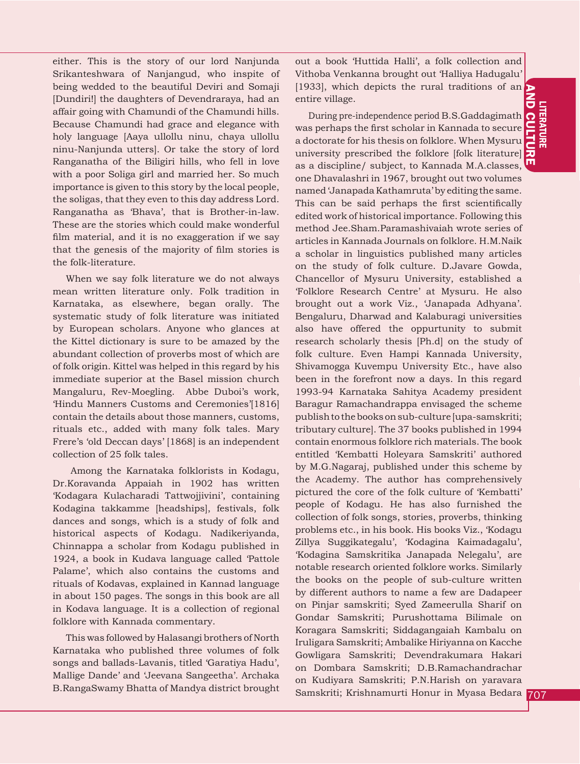either. This is the story of our lord Nanjunda Srikanteshwara of Nanjangud, who inspite of being wedded to the beautiful Deviri and Somaji [Dundiri!] the daughters of Devendraraya, had an affair going with Chamundi of the Chamundi hills. Because Chamundi had grace and elegance with holy language [Aaya ullollu ninu, chaya ullollu ninu-Nanjunda utters]. Or take the story of lord Ranganatha of the Biligiri hills, who fell in love with a poor Soliga girl and married her. So much importance is given to this story by the local people, the soligas, that they even to this day address Lord. Ranganatha as 'Bhava', that is Brother-in-law. These are the stories which could make wonderful film material, and it is no exaggeration if we say that the genesis of the majority of film stories is the folk-literature.

When we say folk literature we do not always mean written literature only. Folk tradition in Karnataka, as elsewhere, began orally. The systematic study of folk literature was initiated by European scholars. Anyone who glances at the Kittel dictionary is sure to be amazed by the abundant collection of proverbs most of which are of folk origin. Kittel was helped in this regard by his immediate superior at the Basel mission church Mangaluru, Rev-Moegling. Abbe Duboi's work, 'Hindu Manners Customs and Ceremonies'[1816] contain the details about those manners, customs, rituals etc., added with many folk tales. Mary Frere's 'old Deccan days' [1868] is an independent collection of 25 folk tales.

Among the Karnataka folklorists in Kodagu, Dr.Koravanda Appaiah in 1902 has written 'Kodagara Kulacharadi Tattwojjivini', containing Kodagina takkamme [headships], festivals, folk dances and songs, which is a study of folk and historical aspects of Kodagu. Nadikeriyanda, Chinnappa a scholar from Kodagu published in 1924, a book in Kudava language called 'Pattole Palame', which also contains the customs and rituals of Kodavas, explained in Kannad language in about 150 pages. The songs in this book are all in Kodava language. It is a collection of regional folklore with Kannada commentary.

This was followed by Halasangi brothers of North Karnataka who published three volumes of folk songs and ballads-Lavanis, titled 'Garatiya Hadu', Mallige Dande' and 'Jeevana Sangeetha'. Archaka B.RangaSwamy Bhatta of Mandya district brought out a book 'Huttida Halli', a folk collection and Vithoba Venkanna brought out 'Halliya Hadugalu' [1933], which depicts the rural traditions of an entire village.

During pre-independence period B.S.Gaddagimath was perhaps the first scholar in Kannada to secure a doctorate for his thesis on folklore. When Mysuru university prescribed the folklore [folk literature] as a discipline/ subject, to Kannada M.A.classes, one Dhavalashri in 1967, brought out two volumes named 'Janapada Kathamruta' by editing the same. This can be said perhaps the first scientifically edited work of historical importance. Following this method Jee.Sham.Paramashivaiah wrote series of articles in Kannada Journals on folklore. H.M.Naik a scholar in linguistics published many articles on the study of folk culture. D.Javare Gowda, Chancellor of Mysuru University, established a 'Folklore Research Centre' at Mysuru. He also brought out a work Viz., 'Janapada Adhyana'. Bengaluru, Dharwad and Kalaburagi universities also have offered the oppurtunity to submit research scholarly thesis [Ph.d] on the study of folk culture. Even Hampi Kannada University, Shivamogga Kuvempu University Etc., have also been in the forefront now a days. In this regard 1993-94 Karnataka Sahitya Academy president Baragur Ramachandrappa envisaged the scheme publish to the books on sub-culture [upa-samskriti; tributary culture]. The 37 books published in 1994 contain enormous folklore rich materials. The book entitled 'Kembatti Holeyara Samskriti' authored by M.G.Nagaraj, published under this scheme by the Academy. The author has comprehensively pictured the core of the folk culture of 'Kembatti' people of Kodagu. He has also furnished the collection of folk songs, stories, proverbs, thinking problems etc., in his book. His books Viz., 'Kodagu Zillya Suggikategalu', 'Kodagina Kaimadagalu', 'Kodagina Samskritika Janapada Nelegalu', are notable research oriented folklore works. Similarly the books on the people of sub-culture written by different authors to name a few are Dadapeer on Pinjar samskriti; Syed Zameerulla Sharif on Gondar Samskriti; Purushottama Bilimale on Koragara Samskriti; Siddagangaiah Kambalu on Iruligara Samskriti; Ambalike Hiriyanna on Kacche Gowligara Samskriti; Devendrakumara Hakari on Dombara Samskriti; D.B.Ramachandrachar on Kudiyara Samskriti; P.N.Harish on yaravara Samskriti; Krishnamurti Honur in Myasa Bedara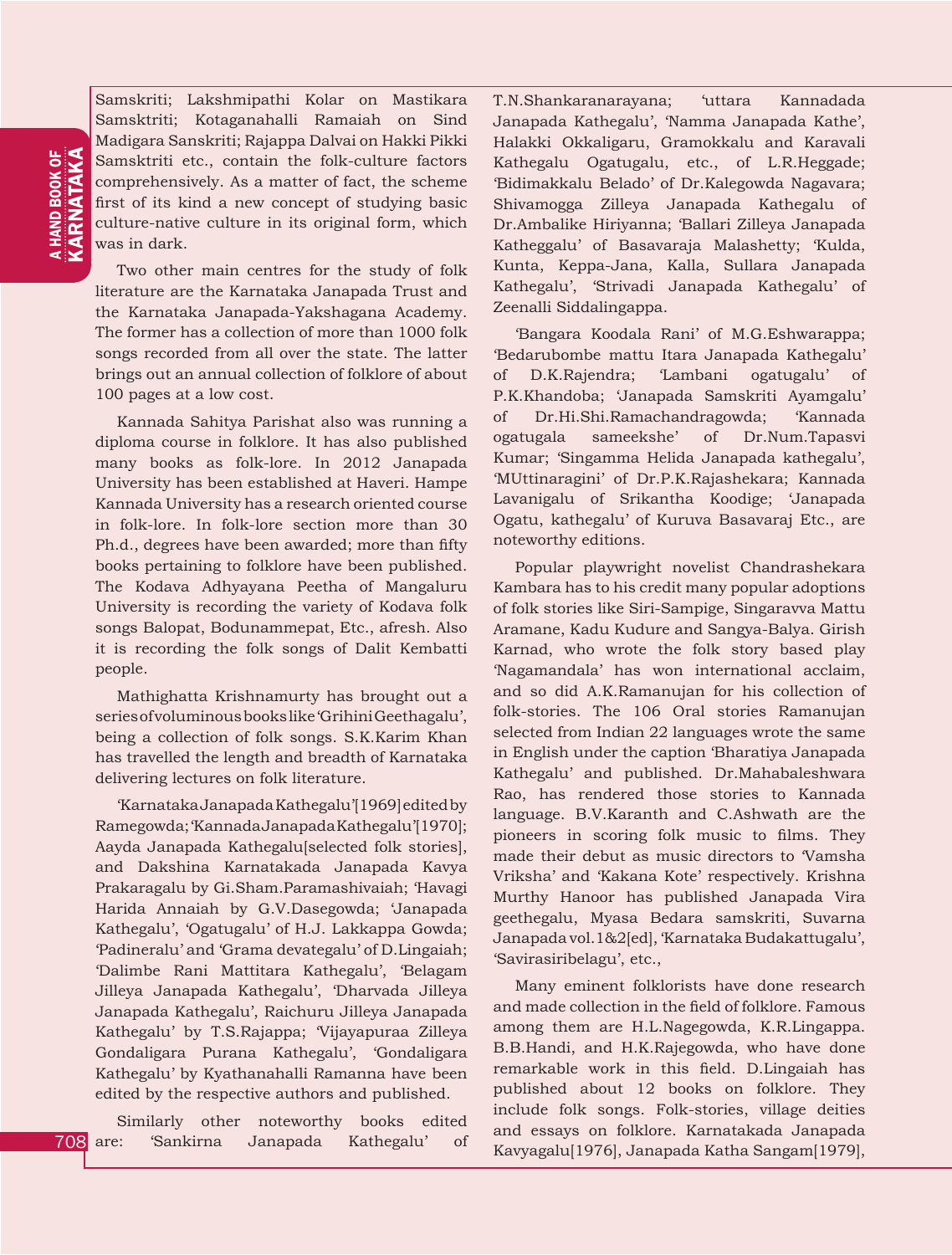Samskriti; Lakshmipathi Kolar on Mastikara Samsktriti; Kotaganahalli Ramaiah on Sind Madigara Sanskriti; Rajappa Dalvai on Hakki Pikki Samsktriti etc., contain the folk-culture factors comprehensively. As a matter of fact, the scheme first of its kind a new concept of studying basic culture-native culture in its original form, which was in dark.

Two other main centres for the study of folk literature are the Karnataka Janapada Trust and the Karnataka Janapada-Yakshagana Academy. The former has a collection of more than 1000 folk songs recorded from all over the state. The latter brings out an annual collection of folklore of about 100 pages at a low cost.

Kannada Sahitya Parishat also was running a diploma course in folklore. It has also published many books as folk-lore. In 2012 Janapada University has been established at Haveri. Hampe Kannada University has a research oriented course in folk-lore. In folk-lore section more than 30 Ph.d., degrees have been awarded; more than fifty books pertaining to folklore have been published. The Kodava Adhyayana Peetha of Mangaluru University is recording the variety of Kodava folk songs Balopat, Bodunammepat, Etc., afresh. Also it is recording the folk songs of Dalit Kembatti people.

Mathighatta Krishnamurty has brought out a series of voluminous books like 'Grihini Geethagalu', being a collection of folk songs. S.K.Karim Khan has travelled the length and breadth of Karnataka delivering lectures on folk literature.

'Karnataka Janapada Kathegalu'[1969] edited by Ramegowda; 'Kannada Janapada Kathegalu'[1970]; Aayda Janapada Kathegalu[selected folk stories], and Dakshina Karnatakada Janapada Kavya Prakaragalu by Gi.Sham.Paramashivaiah; 'Havagi Harida Annaiah by G.V.Dasegowda; 'Janapada Kathegalu', 'Ogatugalu' of H.J. Lakkappa Gowda; 'Padineralu' and 'Grama devategalu' of D.Lingaiah; 'Dalimbe Rani Mattitara Kathegalu', 'Belagam Jilleya Janapada Kathegalu', 'Dharvada Jilleya Janapada Kathegalu', Raichuru Jilleya Janapada Kathegalu' by T.S.Rajappa; 'Vijayapuraa Zilleya Gondaligara Purana Kathegalu', 'Gondaligara Kathegalu' by Kyathanahalli Ramanna have been edited by the respective authors and published.

Similarly other noteworthy books edited are: 'Sankirna Janapada Kathegalu' of T.N.Shankaranarayana; 'uttara Kannadada Janapada Kathegalu', 'Namma Janapada Kathe', Halakki Okkaligaru, Gramokkalu and Karavali Kathegalu Ogatugalu, etc., of L.R.Heggade; 'Bidimakkalu Belado' of Dr.Kalegowda Nagavara; Shivamogga Zilleya Janapada Kathegalu of Dr.Ambalike Hiriyanna; 'Ballari Zilleya Janapada Katheggalu' of Basavaraja Malashetty; 'Kulda, Kunta, Keppa-Jana, Kalla, Sullara Janapada Kathegalu', 'Strivadi Janapada Kathegalu' of Zeenalli Siddalingappa.

'Bangara Koodala Rani' of M.G.Eshwarappa; 'Bedarubombe mattu Itara Janapada Kathegalu' of D.K.Rajendra; 'Lambani ogatugalu' of P.K.Khandoba; 'Janapada Samskriti Ayamgalu' of Dr.Hi.Shi.Ramachandragowda; 'Kannada ogatugala sameekshe' of Dr.Num.Tapasvi Kumar; 'Singamma Helida Janapada kathegalu', 'MUttinaragini' of Dr.P.K.Rajashekara; Kannada Lavanigalu of Srikantha Koodige; 'Janapada Ogatu, kathegalu' of Kuruva Basavaraj Etc., are noteworthy editions.

Popular playwright novelist Chandrashekara Kambara has to his credit many popular adoptions of folk stories like Siri-Sampige, Singaravva Mattu Aramane, Kadu Kudure and Sangya-Balya. Girish Karnad, who wrote the folk story based play 'Nagamandala' has won international acclaim, and so did A.K.Ramanujan for his collection of folk-stories. The 106 Oral stories Ramanujan selected from Indian 22 languages wrote the same in English under the caption 'Bharatiya Janapada Kathegalu' and published. Dr.Mahabaleshwara Rao, has rendered those stories to Kannada language. B.V.Karanth and C.Ashwath are the pioneers in scoring folk music to films. They made their debut as music directors to 'Vamsha Vriksha' and 'Kakana Kote' respectively. Krishna Murthy Hanoor has published Janapada Vira geethegalu, Myasa Bedara samskriti, Suvarna Janapada vol.1&2[ed], 'Karnataka Budakattugalu', 'Savirasiribelagu', etc.,

Many eminent folklorists have done research and made collection in the field of folklore. Famous among them are H.L.Nagegowda, K.R.Lingappa. B.B.Handi, and H.K.Rajegowda, who have done remarkable work in this field. D.Lingaiah has published about 12 books on folklore. They include folk songs. Folk-stories, village deities and essays on folklore. Karnatakada Janapada Kavyagalu[1976], Janapada Katha Sangam[1979],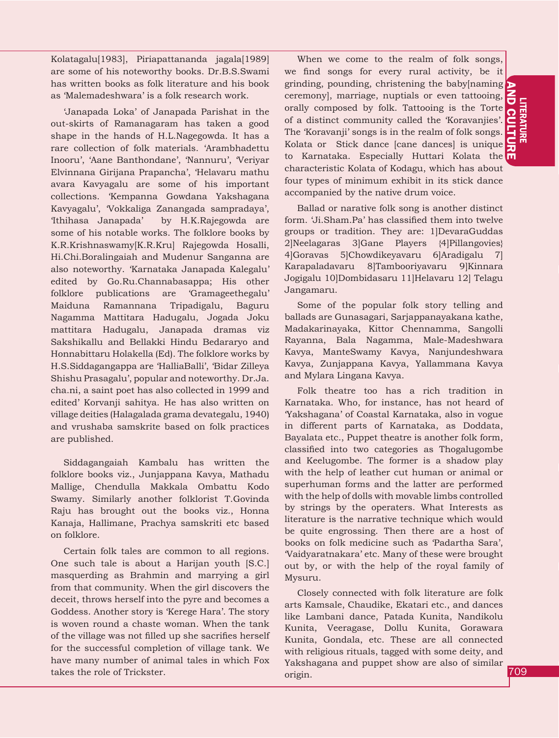Kolatagalu[1983], Piriapattananda jagala[1989] are some of his noteworthy books. Dr.B.S.Swami has written books as folk literature and his book as 'Malemadeshwara' is a folk research work.

'Janapada Loka' of Janapada Parishat in the out-skirts of Ramanagaram has taken a good shape in the hands of H.L.Nagegowda. It has a rare collection of folk materials. 'Arambhadettu Inooru', 'Aane Banthondane', 'Nannuru', 'Veriyar Elvinnana Girijana Prapancha', 'Helavaru mathu avara Kavyagalu are some of his important collections. 'Kempanna Gowdana Yakshagana Kavyagalu', 'Vokkaliga Zanangada sampradaya', 'Ithihasa Janapada' by H.K.Rajegowda are some of his notable works. The folklore books by K.R.Krishnaswamy[K.R.Kru] Rajegowda Hosalli, Hi.Chi.Boralingaiah and Mudenur Sanganna are also noteworthy. 'Karnataka Janapada Kalegalu' edited by Go.Ru.Channabasappa; His other folklore publications are 'Gramageethegalu' Maiduna Ramannana Tripadigalu, Baguru Nagamma Mattitara Hadugalu, Jogada Joku mattitara Hadugalu, Janapada dramas viz Sakshikallu and Bellakki Hindu Bedararyo and Honnabittaru Holakella (Ed). The folklore works by H.S.Siddagangappa are 'HalliaBalli', 'Bidar Zilleya Shishu Prasagalu', popular and noteworthy. Dr.Ja. cha.ni, a saint poet has also collected in 1999 and edited' Korvanji sahitya. He has also written on village deities (Halagalada grama devategalu, 1940) and vrushaba samskrite based on folk practices are published.

Siddagangaiah Kambalu has written the folklore books viz., Junjappana Kavya, Mathadu Mallige, Chendulla Makkala Ombattu Kodo Swamy. Similarly another folklorist T.Govinda Raju has brought out the books viz., Honna Kanaja, Hallimane, Prachya samskriti etc based on folklore.

Certain folk tales are common to all regions. One such tale is about a Harijan youth [S.C.] masquerding as Brahmin and marrying a girl from that community. When the girl discovers the deceit, throws herself into the pyre and becomes a Goddess. Another story is 'Kerege Hara'. The story is woven round a chaste woman. When the tank of the village was not filled up she sacrifies herself for the successful completion of village tank. We have many number of animal tales in which Fox takes the role of Trickster.

When we come to the realm of folk songs, we find songs for every rural activity, be it grinding, pounding, christening the baby[naming ceremony], marriage, nuptials or even tattooing, orally composed by folk. Tattooing is the Torte of a distinct community called the 'Koravanjies'. The 'Koravanji' songs is in the realm of folk songs. Kolata or Stick dance [cane dances] is unique to Karnataka. Especially Huttari Kolata the characteristic Kolata of Kodagu, which has about four types of minimum exhibit in its stick dance accompanied by the native drum voice.

Ballad or narative folk song is another distinct form. 'Ji.Sham.Pa' has classified them into twelve groups or tradition. They are: 1]DevaraGuddas 2]Neelagaras 3]Gane Players {4]Pillangovies} 4]Goravas 5]Chowdikeyavaru 6]Aradigalu 7] Karapaladavaru 8]Tambooriyavaru 9]Kinnara Jogigalu 10]Dombidasaru 11]Helavaru 12] Telagu Jangamaru.

Some of the popular folk story telling and ballads are Gunasagari, Sarjappanayakana kathe, Madakarinayaka, Kittor Chennamma, Sangolli Rayanna, Bala Nagamma, Male-Madeshwara Kavya, ManteSwamy Kavya, Nanjundeshwara Kavya, Zunjappana Kavya, Yallammana Kavya and Mylara Lingana Kavya.

Folk theatre too has a rich tradition in Karnataka. Who, for instance, has not heard of 'Yakshagana' of Coastal Karnataka, also in vogue in different parts of Karnataka, as Doddata, Bayalata etc., Puppet theatre is another folk form, classified into two categories as Thogalugombe and Keelugombe. The former is a shadow play with the help of leather cut human or animal or superhuman forms and the latter are performed with the help of dolls with movable limbs controlled by strings by the operaters. What Interests as literature is the narrative technique which would be quite engrossing. Then there are a host of books on folk medicine such as 'Padartha Sara', 'Vaidyaratnakara' etc. Many of these were brought out by, or with the help of the royal family of Mysuru.

Closely connected with folk literature are folk arts Kamsale, Chaudike, Ekatari etc., and dances like Lambani dance, Patada Kunita, Nandikolu Kunita, Veeragase, Dollu Kunita, Gorawara Kunita, Gondala, etc. These are all connected with religious rituals, tagged with some deity, and Yakshagana and puppet show are also of similar origin.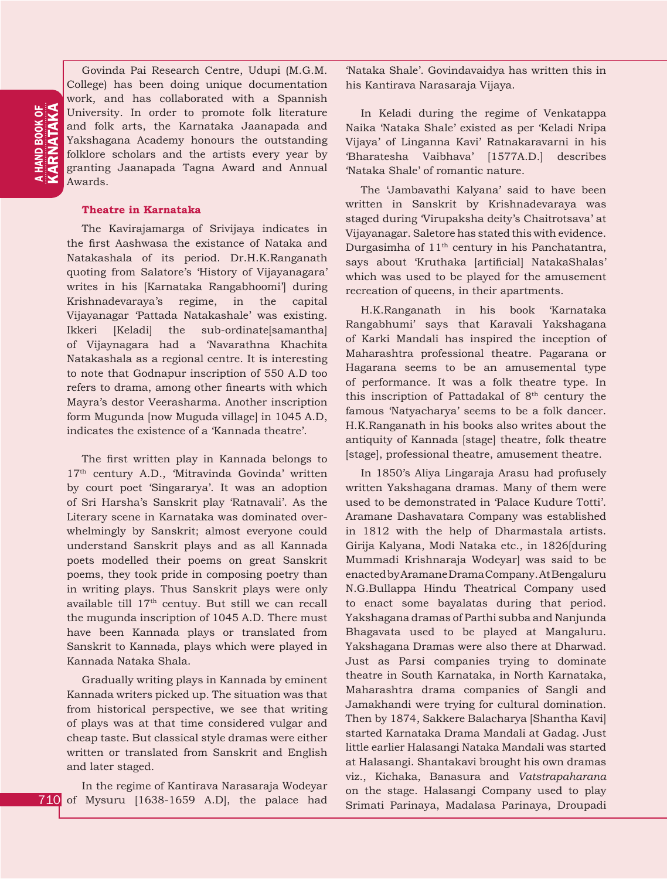Govinda Pai Research Centre, Udupi (M.G.M. College) has been doing unique documentation work, and has collaborated with a Spannish University. In order to promote folk literature and folk arts, the Karnataka Jaanapada and Yakshagana Academy honours the outstanding folklore scholars and the artists every year by granting Jaanapada Tagna Award and Annual Awards.

### Theatre in Karnataka

The Kavirajamarga of Srivijaya indicates in the first Aashwasa the existance of Nataka and Natakashala of its period. Dr.H.K.Ranganath quoting from Salatore's 'History of Vijayanagara' writes in his [Karnataka Rangabhoomi'] during Krishnadevaraya's regime, in the capital Vijayanagar 'Pattada Natakashale' was existing. Ikkeri [Keladi] the sub-ordinate[samantha] of Vijaynagara had a 'Navarathna Khachita Natakashala as a regional centre. It is interesting to note that Godnapur inscription of 550 A.D too refers to drama, among other finearts with which Mayra's destor Veerasharma. Another inscription form Mugunda [now Muguda village] in 1045 A.D, indicates the existence of a 'Kannada theatre'.

The first written play in Kannada belongs to 17th century A.D., 'Mitravinda Govinda' written by court poet 'Singararya'. It was an adoption of Sri Harsha's Sanskrit play 'Ratnavali'. As the Literary scene in Karnataka was dominated over-whelmingly by Sanskrit; almost everyone could understand Sanskrit plays and as all Kannada poets modelled their poems on great Sanskrit poems, they took pride in composing poetry than in writing plays. Thus Sanskrit plays were only available till 17th centuy. But still we can recall the mugunda inscription of 1045 A.D. There must have been Kannada plays or translated from Sanskrit to Kannada, plays which were played in Kannada Nataka Shala.

Gradually writing plays in Kannada by eminent Kannada writers picked up. The situation was that from historical perspective, we see that writing of plays was at that time considered vulgar and cheap taste. But classical style dramas were either written or translated from Sanskrit and English and later staged.

In the regime of Kantirava Narasaraja Wodeyar of Mysuru [1638-1659 A.D], the palace had 'Nataka Shale'. Govindavaidya has written this in his Kantirava Narasaraja Vijaya.

In Keladi during the regime of Venkatappa Naika 'Nataka Shale' existed as per 'Keladi Nripa Vijaya' of Linganna Kavi' Ratnakaravarni in his 'Bharatesha Vaibhava' [1577A.D.] describes 'Nataka Shale' of romantic nature.

The 'Jambavathi Kalyana' said to have been written in Sanskrit by Krishnadevaraya was staged during 'Virupaksha deity's Chaitrotsava' at Vijayanagar. Saletore has stated this with evidence. Durgasimha of 11th century in his Panchatantra, says about 'Kruthaka [artificial] NatakaShalas' which was used to be played for the amusement recreation of queens, in their apartments.

H.K.Ranganath in his book 'Karnataka Rangabhumi' says that Karavali Yakshagana of Karki Mandali has inspired the inception of Maharashtra professional theatre. Pagarana or Hagarana seems to be an amusemental type of performance. It was a folk theatre type. In this inscription of Pattadakal of 8th century the famous 'Natyacharya' seems to be a folk dancer. H.K.Ranganath in his books also writes about the antiquity of Kannada [stage] theatre, folk theatre [stage], professional theatre, amusement theatre.

In 1850's Aliya Lingaraja Arasu had profusely written Yakshagana dramas. Many of them were used to be demonstrated in 'Palace Kudure Totti'. Aramane Dashavatara Company was established in 1812 with the help of Dharmastala artists. Girija Kalyana, Modi Nataka etc., in 1826[during Mummadi Krishnaraja Wodeyar] was said to be enacted by Aramane Drama Company. At Bengaluru N.G.Bullappa Hindu Theatrical Company used to enact some bayalatas during that period. Yakshagana dramas of Parthi subba and Nanjunda Bhagavata used to be played at Mangaluru. Yakshagana Dramas were also there at Dharwad. Just as Parsi companies trying to dominate theatre in South Karnataka, in North Karnataka, Maharashtra drama companies of Sangli and Jamakhandi were trying for cultural domination. Then by 1874, Sakkere Balacharya [Shantha Kavi] started Karnataka Drama Mandali at Gadag. Just little earlier Halasangi Nataka Mandali was started at Halasangi. Shantakavi brought his own dramas viz., Kichaka, Banasura and *Vatstrapaharana* on the stage. Halasangi Company used to play Srimati Parinaya, Madalasa Parinaya, Droupadi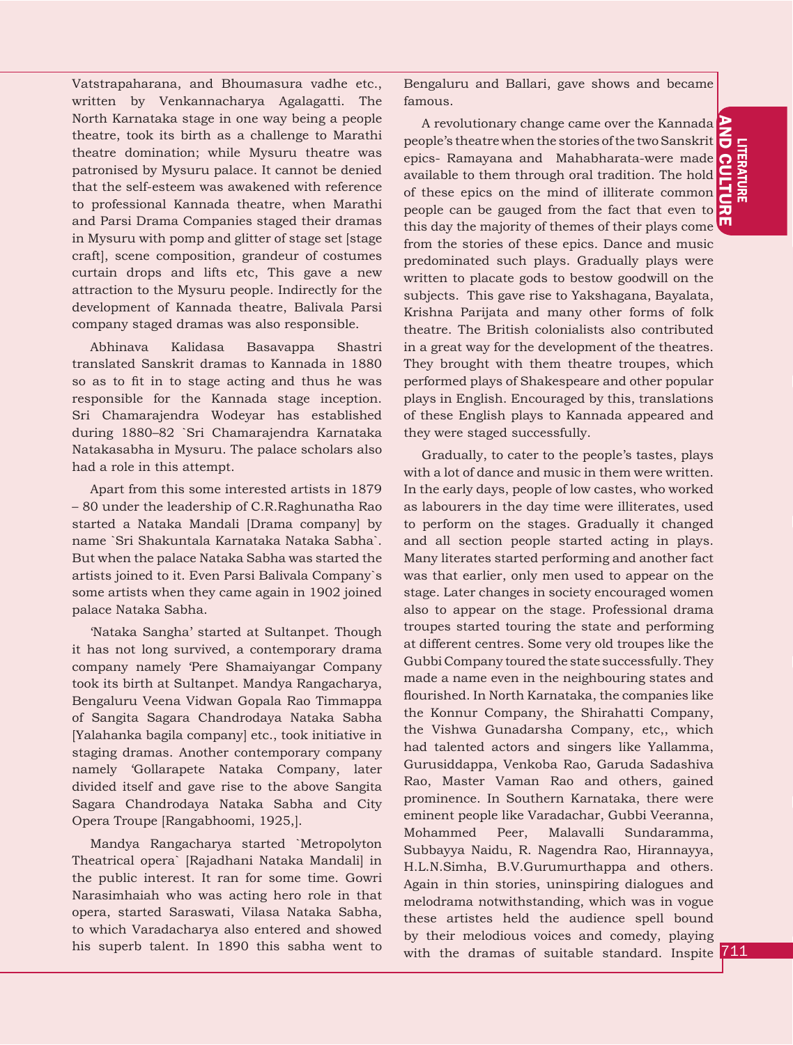Vatstrapaharana, and Bhoumasura vadhe etc., written by Venkannacharya Agalagatti. The North Karnataka stage in one way being a people theatre, took its birth as a challenge to Marathi theatre domination; while Mysuru theatre was patronised by Mysuru palace. It cannot be denied that the self-esteem was awakened with reference to professional Kannada theatre, when Marathi and Parsi Drama Companies staged their dramas in Mysuru with pomp and glitter of stage set [stage craft], scene composition, grandeur of costumes curtain drops and lifts etc, This gave a new attraction to the Mysuru people. Indirectly for the development of Kannada theatre, Balivala Parsi company staged dramas was also responsible.

Abhinava Kalidasa Basavappa Shastri translated Sanskrit dramas to Kannada in 1880 so as to fit in to stage acting and thus he was responsible for the Kannada stage inception. Sri Chamarajendra Wodeyar has established during 1880–82 `Sri Chamarajendra Karnataka Natakasabha in Mysuru. The palace scholars also had a role in this attempt.

Apart from this some interested artists in 1879 – 80 under the leadership of C.R.Raghunatha Rao started a Nataka Mandali [Drama company] by name `Sri Shakuntala Karnataka Nataka Sabha`. But when the palace Nataka Sabha was started the artists joined to it. Even Parsi Balivala Company`s some artists when they came again in 1902 joined palace Nataka Sabha.

'Nataka Sangha' started at Sultanpet. Though it has not long survived, a contemporary drama company namely 'Pere Shamaiyangar Company took its birth at Sultanpet. Mandya Rangacharya, Bengaluru Veena Vidwan Gopala Rao Timmappa of Sangita Sagara Chandrodaya Nataka Sabha [Yalahanka bagila company] etc., took initiative in staging dramas. Another contemporary company namely 'Gollarapete Nataka Company, later divided itself and gave rise to the above Sangita Sagara Chandrodaya Nataka Sabha and City Opera Troupe [Rangabhoomi, 1925,].

Mandya Rangacharya started `Metropolyton Theatrical opera` [Rajadhani Nataka Mandali] in the public interest. It ran for some time. Gowri Narasimhaiah who was acting hero role in that opera, started Saraswati, Vilasa Nataka Sabha, to which Varadacharya also entered and showed his superb talent. In 1890 this sabha went to Bengaluru and Ballari, gave shows and became famous.

A revolutionary change came over the Kannada people's theatre when the stories of the two Sanskrit epics- Ramayana and Mahabharata-were made available to them through oral tradition. The hold of these epics on the mind of illiterate common people can be gauged from the fact that even to this day the majority of themes of their plays come from the stories of these epics. Dance and music predominated such plays. Gradually plays were written to placate gods to bestow goodwill on the subjects. This gave rise to Yakshagana, Bayalata, Krishna Parijata and many other forms of folk theatre. The British colonialists also contributed in a great way for the development of the theatres. They brought with them theatre troupes, which performed plays of Shakespeare and other popular plays in English. Encouraged by this, translations of these English plays to Kannada appeared and they were staged successfully.

Gradually, to cater to the people's tastes, plays with a lot of dance and music in them were written. In the early days, people of low castes, who worked as labourers in the day time were illiterates, used to perform on the stages. Gradually it changed and all section people started acting in plays. Many literates started performing and another fact was that earlier, only men used to appear on the stage. Later changes in society encouraged women also to appear on the stage. Professional drama troupes started touring the state and performing at different centres. Some very old troupes like the Gubbi Company toured the state successfully. They made a name even in the neighbouring states and flourished. In North Karnataka, the companies like the Konnur Company, the Shirahatti Company, the Vishwa Gunadarsha Company, etc,, which had talented actors and singers like Yallamma, Gurusiddappa, Venkoba Rao, Garuda Sadashiva Rao, Master Vaman Rao and others, gained prominence. In Southern Karnataka, there were eminent people like Varadachar, Gubbi Veeranna, Mohammed Peer, Malavalli Sundaramma, Subbayya Naidu, R. Nagendra Rao, Hirannayya, H.L.N.Simha, B.V.Gurumurthappa and others. Again in thin stories, uninspiring dialogues and melodrama notwithstanding, which was in vogue these artistes held the audience spell bound by their melodious voices and comedy, playing with the dramas of suitable standard. Inspite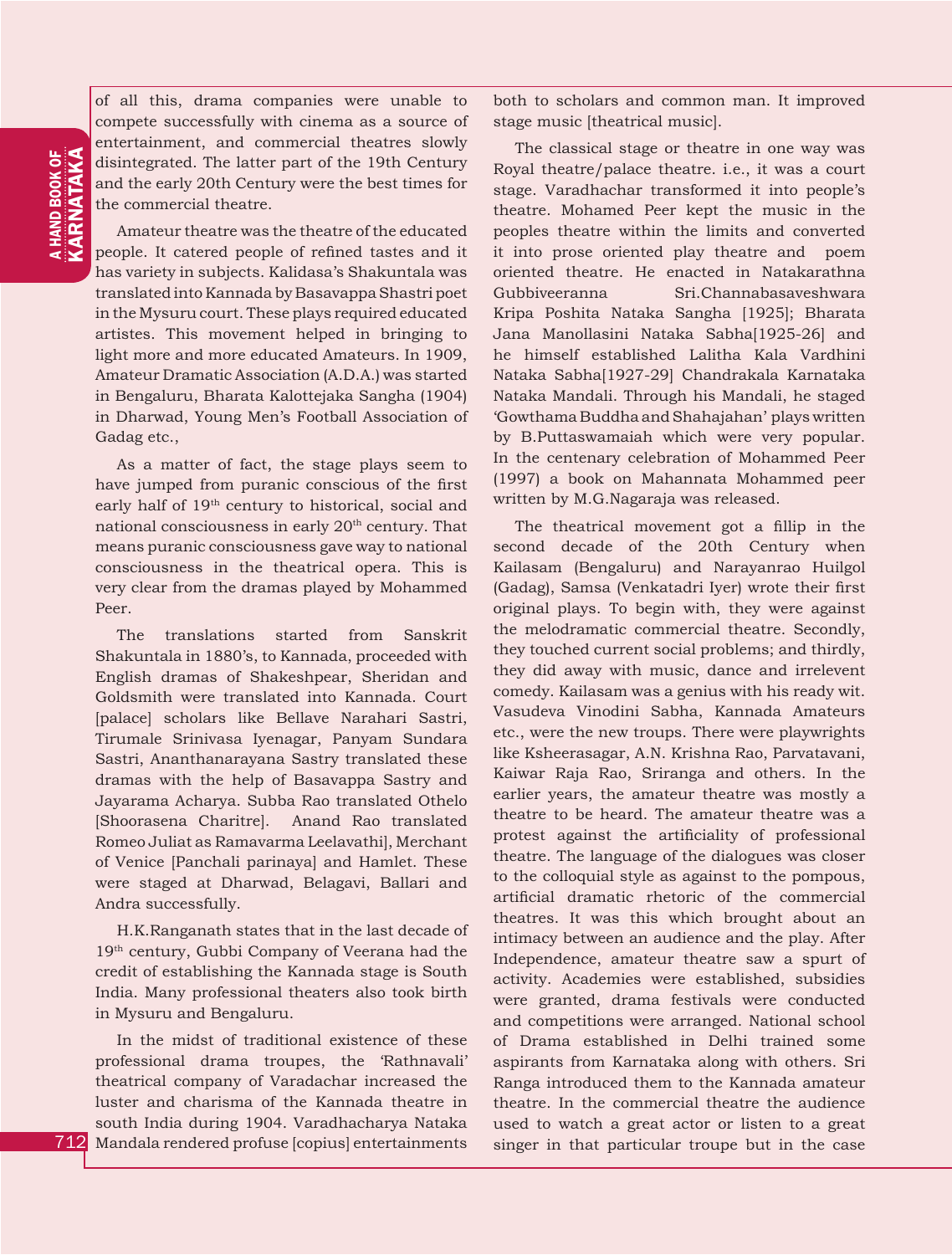of all this, drama companies were unable to compete successfully with cinema as a source of entertainment, and commercial theatres slowly disintegrated. The latter part of the 19th Century and the early 20th Century were the best times for the commercial theatre.

Amateur theatre was the theatre of the educated people. It catered people of refined tastes and it has variety in subjects. Kalidasa's Shakuntala was translated into Kannada by Basavappa Shastri poet in the Mysuru court. These plays required educated artistes. This movement helped in bringing to light more and more educated Amateurs. In 1909, Amateur Dramatic Association (A.D.A.) was started in Bengaluru, Bharata Kalottejaka Sangha (1904) in Dharwad, Young Men's Football Association of Gadag etc.,

As a matter of fact, the stage plays seem to have jumped from puranic conscious of the first early half of 19th century to historical, social and national consciousness in early 20th century. That means puranic consciousness gave way to national consciousness in the theatrical opera. This is very clear from the dramas played by Mohammed Peer.

The translations started from Sanskrit Shakuntala in 1880's, to Kannada, proceeded with English dramas of Shakeshpear, Sheridan and Goldsmith were translated into Kannada. Court [palace] scholars like Bellave Narahari Sastri, Tirumale Srinivasa Iyenagar, Panyam Sundara Sastri, Ananthanarayana Sastry translated these dramas with the help of Basavappa Sastry and Jayarama Acharya. Subba Rao translated Othelo [Shoorasena Charitre]. Anand Rao translated Romeo Juliat as Ramavarma Leelavathi], Merchant of Venice [Panchali parinaya] and Hamlet. These were staged at Dharwad, Belagavi, Ballari and Andra successfully.

H.K.Ranganath states that in the last decade of 19th century, Gubbi Company of Veerana had the credit of establishing the Kannada stage is South India. Many professional theaters also took birth in Mysuru and Bengaluru.

In the midst of traditional existence of these professional drama troupes, the 'Rathnavali' theatrical company of Varadachar increased the luster and charisma of the Kannada theatre in south India during 1904. Varadhacharya Nataka Mandala rendered profuse [copius] entertainments both to scholars and common man. It improved stage music [theatrical music].

The classical stage or theatre in one way was Royal theatre/palace theatre. i.e., it was a court stage. Varadhachar transformed it into people's theatre. Mohamed Peer kept the music in the peoples theatre within the limits and converted it into prose oriented play theatre and poem oriented theatre. He enacted in Natakarathna Gubbiveeranna Sri.Channabasaveshwara Kripa Poshita Nataka Sangha [1925]; Bharata Jana Manollasini Nataka Sabha[1925-26] and he himself established Lalitha Kala Vardhini Nataka Sabha[1927-29] Chandrakala Karnataka Nataka Mandali. Through his Mandali, he staged 'Gowthama Buddha and Shahajahan' plays written by B.Puttaswamaiah which were very popular. In the centenary celebration of Mohammed Peer (1997) a book on Mahannata Mohammed peer written by M.G.Nagaraja was released.

The theatrical movement got a fillip in the second decade of the 20th Century when Kailasam (Bengaluru) and Narayanrao Huilgol (Gadag), Samsa (Venkatadri Iyer) wrote their first original plays. To begin with, they were against the melodramatic commercial theatre. Secondly, they touched current social problems; and thirdly, they did away with music, dance and irrelevent comedy. Kailasam was a genius with his ready wit. Vasudeva Vinodini Sabha, Kannada Amateurs etc., were the new troups. There were playwrights like Ksheerasagar, A.N. Krishna Rao, Parvatavani, Kaiwar Raja Rao, Sriranga and others. In the earlier years, the amateur theatre was mostly a theatre to be heard. The amateur theatre was a protest against the artificiality of professional theatre. The language of the dialogues was closer to the colloquial style as against to the pompous, artificial dramatic rhetoric of the commercial theatres. It was this which brought about an intimacy between an audience and the play. After Independence, amateur theatre saw a spurt of activity. Academies were established, subsidies were granted, drama festivals were conducted and competitions were arranged. National school of Drama established in Delhi trained some aspirants from Karnataka along with others. Sri Ranga introduced them to the Kannada amateur theatre. In the commercial theatre the audience used to watch a great actor or listen to a great singer in that particular troupe but in the case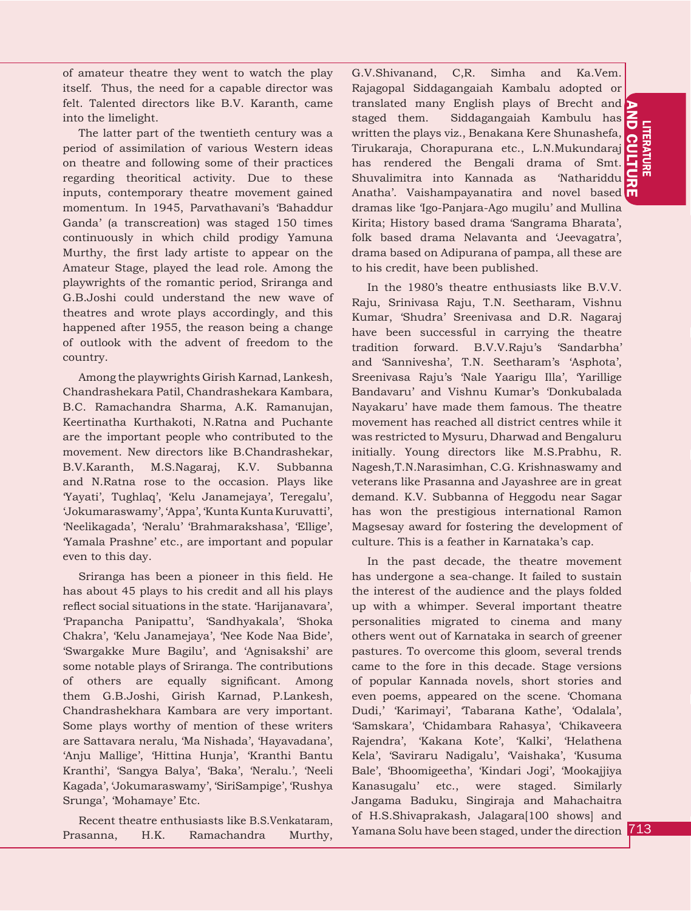of amateur theatre they went to watch the play itself. Thus, the need for a capable director was felt. Talented directors like B.V. Karanth, came into the limelight.

The latter part of the twentieth century was a period of assimilation of various Western ideas on theatre and following some of their practices regarding theoritical activity. Due to these inputs, contemporary theatre movement gained momentum. In 1945, Parvathavani's 'Bahaddur Ganda' (a transcreation) was staged 150 times continuously in which child prodigy Yamuna Murthy, the first lady artiste to appear on the Amateur Stage, played the lead role. Among the playwrights of the romantic period, Sriranga and G.B.Joshi could understand the new wave of theatres and wrote plays accordingly, and this happened after 1955, the reason being a change of outlook with the advent of freedom to the country.

Among the playwrights Girish Karnad, Lankesh, Chandrashekara Patil, Chandrashekara Kambara, B.C. Ramachandra Sharma, A.K. Ramanujan, Keertinatha Kurthakoti, N.Ratna and Puchante are the important people who contributed to the movement. New directors like B.Chandrashekar, B.V.Karanth, M.S.Nagaraj, K.V. Subbanna and N.Ratna rose to the occasion. Plays like 'Yayati', Tughlaq', 'Kelu Janamejaya', 'Teregalu', 'Jokumaraswamy', 'Appa', 'Kunta Kunta Kuruvatti', 'Neelikagada', 'Neralu' 'Brahmarakshasa', 'Ellige', 'Yamala Prashne' etc., are important and popular even to this day.

Sriranga has been a pioneer in this field. He has about 45 plays to his credit and all his plays reflect social situations in the state. 'Harijanavara', 'Prapancha Panipattu', 'Sandhyakala', 'Shoka Chakra', 'Kelu Janamejaya', 'Nee Kode Naa Bide', 'Swargakke Mure Bagilu', and 'Agnisakshi' are some notable plays of Sriranga. The contributions of others are equally significant. Among them G.B.Joshi, Girish Karnad, P.Lankesh, Chandrashekhara Kambara are very important. Some plays worthy of mention of these writers are Sattavara neralu, 'Ma Nishada', 'Hayavadana', 'Anju Mallige', 'Hittina Hunja', 'Kranthi Bantu Kranthi', 'Sangya Balya', 'Baka', 'Neralu.', 'Neeli Kagada', 'Jokumaraswamy', 'SiriSampige', 'Rushya Srunga', 'Mohamaye' Etc.

Recent theatre enthusiasts like B.S.Venkataram, Prasanna, H.K. Ramachandra Murthy, G.V.Shivanand, C,R. Simha and Ka.Vem. Rajagopal Siddagangaiah Kambalu adopted or translated many English plays of Brecht and staged them. Siddagangaiah Kambulu has written the plays viz., Benakana Kere Shunashefa, Tirukaraja, Chorapurana etc., L.N.Mukundaraj has rendered the Bengali drama of Smt. Shuvalimitra into Kannada as 'Nathariddu Anatha'. Vaishampayanatira and novel based dramas like 'Igo-Panjara-Ago mugilu' and Mullina Kirita; History based drama 'Sangrama Bharata', folk based drama Nelavanta and 'Jeevagatra', drama based on Adipurana of pampa, all these are to his credit, have been published.

In the 1980's theatre enthusiasts like B.V.V. Raju, Srinivasa Raju, T.N. Seetharam, Vishnu Kumar, 'Shudra' Sreenivasa and D.R. Nagaraj have been successful in carrying the theatre tradition forward. B.V.V.Raju's 'Sandarbha' and 'Sannivesha', T.N. Seetharam's 'Asphota', Sreenivasa Raju's 'Nale Yaarigu Illa', 'Yarillige Bandavaru' and Vishnu Kumar's 'Donkubalada Nayakaru' have made them famous. The theatre movement has reached all district centres while it was restricted to Mysuru, Dharwad and Bengaluru initially. Young directors like M.S.Prabhu, R. Nagesh,T.N.Narasimhan, C.G. Krishnaswamy and veterans like Prasanna and Jayashree are in great demand. K.V. Subbanna of Heggodu near Sagar has won the prestigious international Ramon Magsesay award for fostering the development of culture. This is a feather in Karnataka's cap.

In the past decade, the theatre movement has undergone a sea-change. It failed to sustain the interest of the audience and the plays folded up with a whimper. Several important theatre personalities migrated to cinema and many others went out of Karnataka in search of greener pastures. To overcome this gloom, several trends came to the fore in this decade. Stage versions of popular Kannada novels, short stories and even poems, appeared on the scene. 'Chomana Dudi,' 'Karimayi', 'Tabarana Kathe', 'Odalala', 'Samskara', 'Chidambara Rahasya', 'Chikaveera Rajendra', 'Kakana Kote', 'Kalki', 'Helathena Kela', 'Saviraru Nadigalu', 'Vaishaka', 'Kusuma Bale', 'Bhoomigeetha', 'Kindari Jogi', 'Mookajjiya Kanasugalu' etc., were staged. Similarly Jangama Baduku, Singiraja and Mahachaitra of H.S.Shivaprakash, Jalagara[100 shows] and Yamana Solu have been staged, under the direction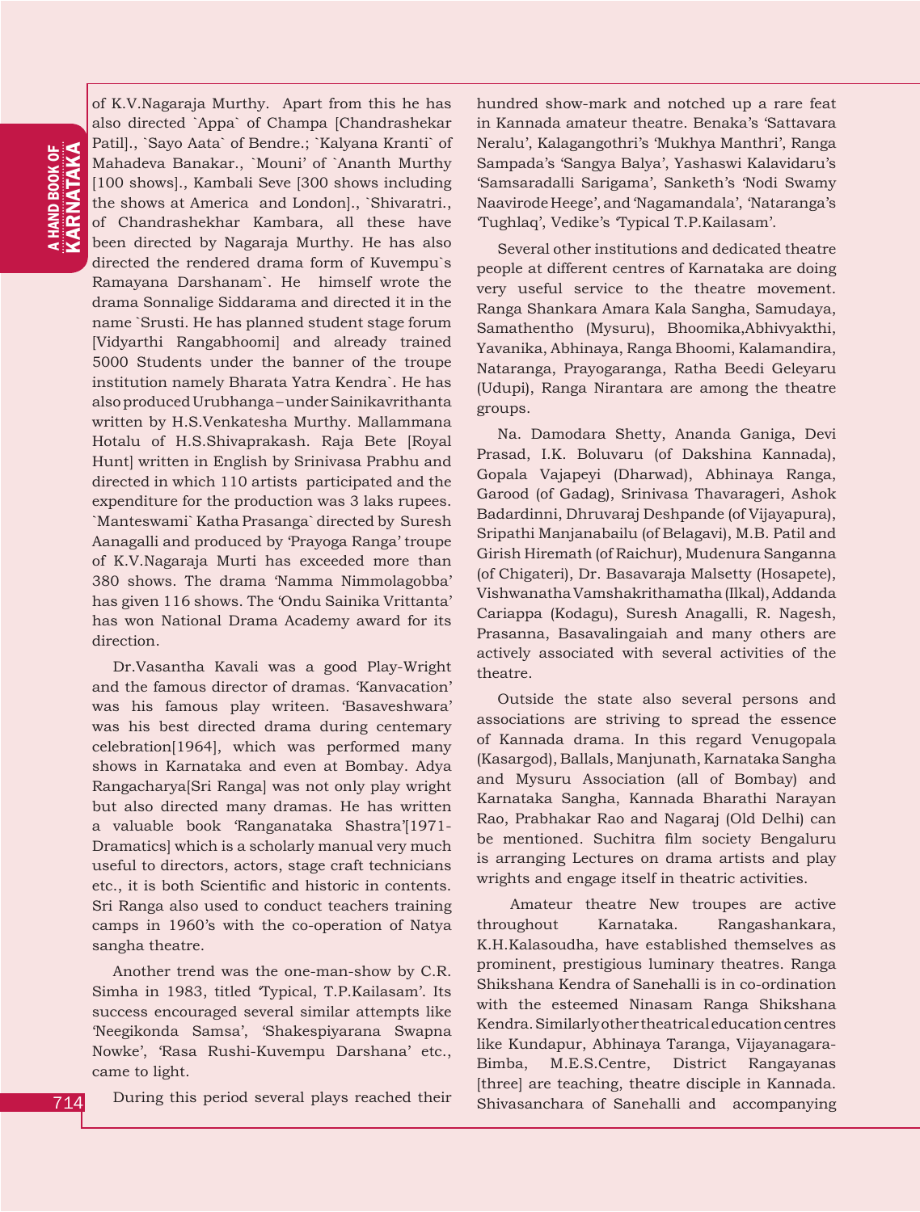of K.V.Nagaraja Murthy. Apart from this he has also directed `Appa` of Champa [Chandrashekar Patil]., `Sayo Aata` of Bendre.; `Kalyana Kranti` of Mahadeva Banakar., `Mouni' of `Ananth Murthy [100 shows]., Kambali Seve [300 shows including the shows at America and London]., `Shivaratri., of Chandrashekhar Kambara, all these have been directed by Nagaraja Murthy. He has also directed the rendered drama form of Kuvempu`s Ramayana Darshanam`. He himself wrote the drama Sonnalige Siddarama and directed it in the name `Srusti. He has planned student stage forum [Vidyarthi Rangabhoomi] and already trained 5000 Students under the banner of the troupe institution namely Bharata Yatra Kendra`. He has also produced Urubhanga – under Sainikavrithanta written by H.S.Venkatesha Murthy. Mallammana Hotalu of H.S.Shivaprakash. Raja Bete [Royal Hunt] written in English by Srinivasa Prabhu and directed in which 110 artists participated and the expenditure for the production was 3 laks rupees. `Manteswami` Katha Prasanga` directed by Suresh Aanagalli and produced by 'Prayoga Ranga' troupe of K.V.Nagaraja Murti has exceeded more than 380 shows. The drama 'Namma Nimmolagobba' has given 116 shows. The 'Ondu Sainika Vrittanta' has won National Drama Academy award for its direction.

Dr.Vasantha Kavali was a good Play-Wright and the famous director of dramas. 'Kanvacation' was his famous play writeen. 'Basaveshwara' was his best directed drama during centemary celebration[1964], which was performed many shows in Karnataka and even at Bombay. Adya Rangacharya[Sri Ranga] was not only play wright but also directed many dramas. He has written a valuable book 'Ranganataka Shastra'[1971-Dramatics] which is a scholarly manual very much useful to directors, actors, stage craft technicians etc., it is both Scientific and historic in contents. Sri Ranga also used to conduct teachers training camps in 1960's with the co-operation of Natya sangha theatre.

Another trend was the one-man-show by C.R. Simha in 1983, titled 'Typical, T.P.Kailasam'. Its success encouraged several similar attempts like 'Neegikonda Samsa', 'Shakespiyarana Swapna Nowke', 'Rasa Rushi-Kuvempu Darshana' etc., came to light.

During this period several plays reached their hundred show-mark and notched up a rare feat in Kannada amateur theatre. Benaka's 'Sattavara Neralu', Kalagangothri's 'Mukhya Manthri', Ranga Sampada's 'Sangya Balya', Yashaswi Kalavidaru's 'Samsaradalli Sarigama', Sanketh's 'Nodi Swamy Naavirode Heege', and 'Nagamandala', 'Nataranga's 'Tughlaq', Vedike's 'Typical T.P.Kailasam'.

Several other institutions and dedicated theatre people at different centres of Karnataka are doing very useful service to the theatre movement. Ranga Shankara Amara Kala Sangha, Samudaya, Samathentho (Mysuru), Bhoomika,Abhivyakthi, Yavanika, Abhinaya, Ranga Bhoomi, Kalamandira, Nataranga, Prayogaranga, Ratha Beedi Geleyaru (Udupi), Ranga Nirantara are among the theatre groups.

Na. Damodara Shetty, Ananda Ganiga, Devi Prasad, I.K. Boluvaru (of Dakshina Kannada), Gopala Vajapeyi (Dharwad), Abhinaya Ranga, Garood (of Gadag), Srinivasa Thavarageri, Ashok Badardinni, Dhruvaraj Deshpande (of Vijayapura), Sripathi Manjanabailu (of Belagavi), M.B. Patil and Girish Hiremath (of Raichur), Mudenura Sanganna (of Chigateri), Dr. Basavaraja Malsetty (Hosapete), Vishwanatha Vamshakrithamatha (Ilkal), Addanda Cariappa (Kodagu), Suresh Anagalli, R. Nagesh, Prasanna, Basavalingaiah and many others are actively associated with several activities of the theatre.

Outside the state also several persons and associations are striving to spread the essence of Kannada drama. In this regard Venugopala (Kasargod), Ballals, Manjunath, Karnataka Sangha and Mysuru Association (all of Bombay) and Karnataka Sangha, Kannada Bharathi Narayan Rao, Prabhakar Rao and Nagaraj (Old Delhi) can be mentioned. Suchitra film society Bengaluru is arranging Lectures on drama artists and play wrights and engage itself in theatric activities.

Amateur theatre New troupes are active throughout Karnataka. Rangashankara, K.H.Kalasoudha, have established themselves as prominent, prestigious luminary theatres. Ranga Shikshana Kendra of Sanehalli is in co-ordination with the esteemed Ninasam Ranga Shikshana Kendra. Similarly other theatrical education centres like Kundapur, Abhinaya Taranga, Vijayanagara-Bimba, M.E.S.Centre, District Rangayanas [three] are teaching, theatre disciple in Kannada. Shivasanchara of Sanehalli and accompanying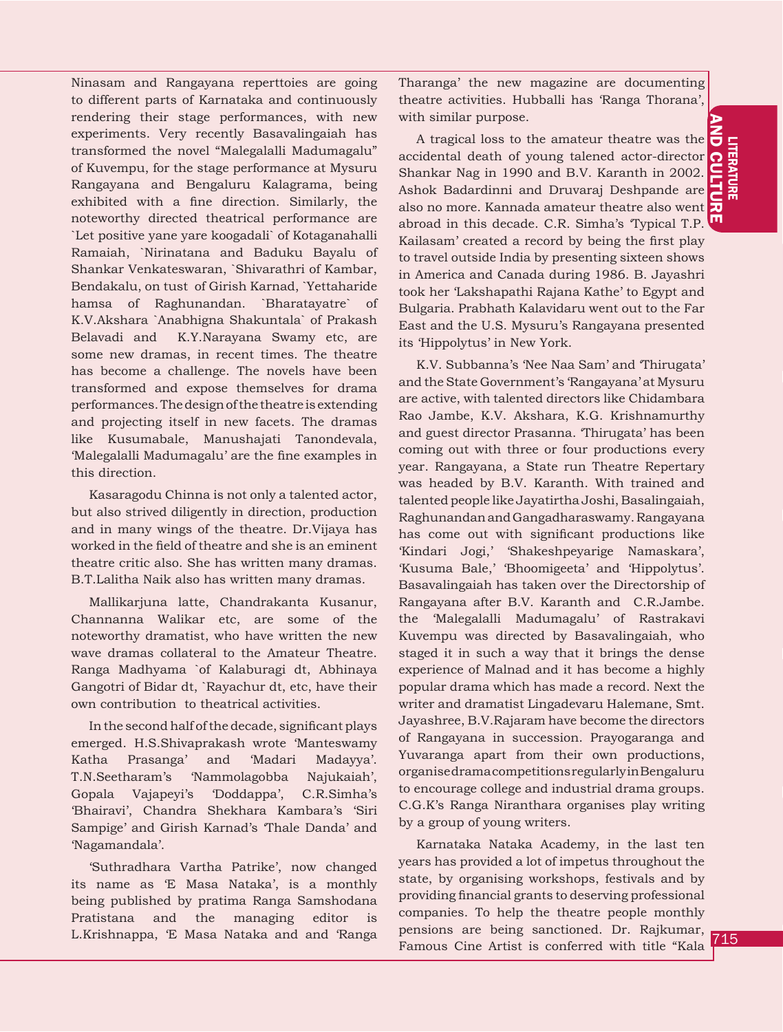Ninasam and Rangayana reperttoies are going to different parts of Karnataka and continuously rendering their stage performances, with new experiments. Very recently Basavalingaiah has transformed the novel "Malegalalli Madumagalu" of Kuvempu, for the stage performance at Mysuru Rangayana and Bengaluru Kalagrama, being exhibited with a fine direction. Similarly, the noteworthy directed theatrical performance are `Let positive yane yare koogadali` of Kotaganahalli Ramaiah, `Nirinatana and Baduku Bayalu of Shankar Venkateswaran, `Shivarathri of Kambar, Bendakalu, on tust of Girish Karnad, `Yettaharide hamsa of Raghunandan. `Bharatayatre` of K.V.Akshara `Anabhigna Shakuntala` of Prakash Belavadi and K.Y.Narayana Swamy etc, are some new dramas, in recent times. The theatre has become a challenge. The novels have been transformed and expose themselves for drama performances. The design of the theatre is extending and projecting itself in new facets. The dramas like Kusumabale, Manushajati Tanondevala, 'Malegalalli Madumagalu' are the fine examples in this direction.

Kasaragodu Chinna is not only a talented actor, but also strived diligently in direction, production and in many wings of the theatre. Dr.Vijaya has worked in the field of theatre and she is an eminent theatre critic also. She has written many dramas. B.T.Lalitha Naik also has written many dramas.

Mallikarjuna latte, Chandrakanta Kusanur, Channanna Walikar etc, are some of the noteworthy dramatist, who have written the new wave dramas collateral to the Amateur Theatre. Ranga Madhyama `of Kalaburagi dt, Abhinaya Gangotri of Bidar dt, `Rayachur dt, etc, have their own contribution to theatrical activities.

In the second half of the decade, significant plays emerged. H.S.Shivaprakash wrote 'Manteswamy Katha Prasanga' and 'Madari Madayya'. T.N.Seetharam's 'Nammolagobba Najukaiah', Gopala Vajapeyi's 'Doddappa', C.R.Simha's 'Bhairavi', Chandra Shekhara Kambara's 'Siri Sampige' and Girish Karnad's 'Thale Danda' and 'Nagamandala'.

'Suthradhara Vartha Patrike', now changed its name as 'E Masa Nataka', is a monthly being published by pratima Ranga Samshodana Pratistana and the managing editor is L.Krishnappa, 'E Masa Nataka and and 'Ranga Tharanga' the new magazine are documenting theatre activities. Hubballi has 'Ranga Thorana', with similar purpose.

A tragical loss to the amateur theatre was the accidental death of young talened actor-director Shankar Nag in 1990 and B.V. Karanth in 2002. Ashok Badardinni and Druvaraj Deshpande are also no more. Kannada amateur theatre also went abroad in this decade. C.R. Simha's 'Typical T.P. Kailasam' created a record by being the first play to travel outside India by presenting sixteen shows in America and Canada during 1986. B. Jayashri took her 'Lakshapathi Rajana Kathe' to Egypt and Bulgaria. Prabhath Kalavidaru went out to the Far East and the U.S. Mysuru's Rangayana presented its 'Hippolytus' in New York.

K.V. Subbanna's 'Nee Naa Sam' and 'Thirugata' and the State Government's 'Rangayana' at Mysuru are active, with talented directors like Chidambara Rao Jambe, K.V. Akshara, K.G. Krishnamurthy and guest director Prasanna. 'Thirugata' has been coming out with three or four productions every year. Rangayana, a State run Theatre Repertary was headed by B.V. Karanth. With trained and talented people like Jayatirtha Joshi, Basalingaiah, Raghunandan and Gangadharaswamy. Rangayana has come out with significant productions like 'Kindari Jogi,' 'Shakeshpeyarige Namaskara', 'Kusuma Bale,' 'Bhoomigeeta' and 'Hippolytus'. Basavalingaiah has taken over the Directorship of Rangayana after B.V. Karanth and C.R.Jambe. the 'Malegalalli Madumagalu' of Rastrakavi Kuvempu was directed by Basavalingaiah, who staged it in such a way that it brings the dense experience of Malnad and it has become a highly popular drama which has made a record. Next the writer and dramatist Lingadevaru Halemane, Smt. Jayashree, B.V.Rajaram have become the directors of Rangayana in succession. Prayogaranga and Yuvaranga apart from their own productions, organise drama competitions regularly in Bengaluru to encourage college and industrial drama groups. C.G.K's Ranga Niranthara organises play writing by a group of young writers.

Karnataka Nataka Academy, in the last ten years has provided a lot of impetus throughout the state, by organising workshops, festivals and by providing financial grants to deserving professional companies. To help the theatre people monthly pensions are being sanctioned. Dr. Rajkumar, Famous Cine Artist is conferred with title "Kala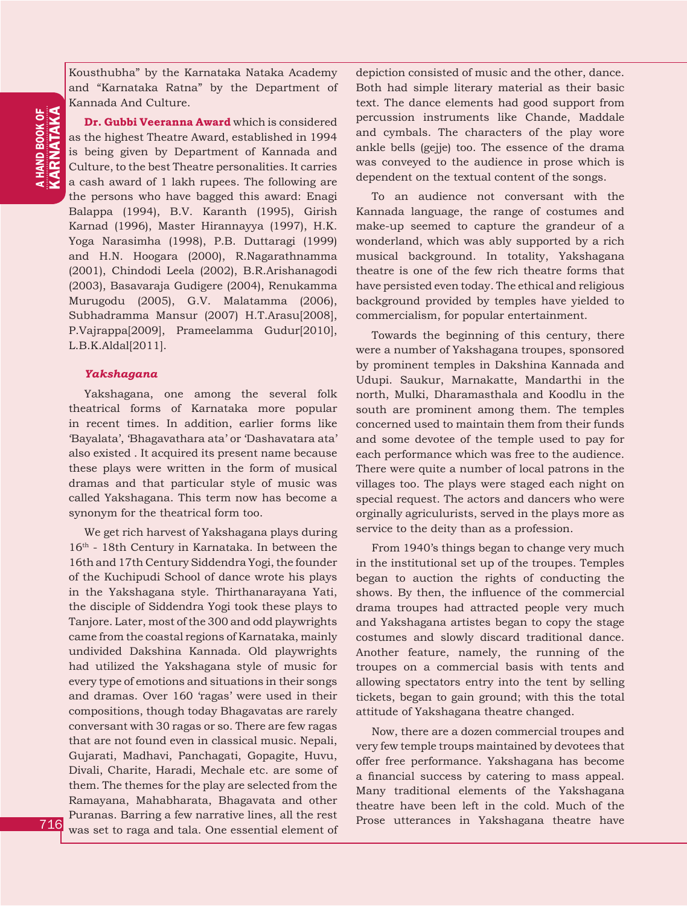Kousthubha" by the Karnataka Nataka Academy and "Karnataka Ratna" by the Department of Kannada And Culture.

**Dr. Gubbi Veeranna Award** which is considered as the highest Theatre Award, established in 1994 is being given by Department of Kannada and Culture, to the best Theatre personalities. It carries a cash award of 1 lakh rupees. The following are the persons who have bagged this award: Enagi Balappa (1994), B.V. Karanth (1995), Girish Karnad (1996), Master Hirannayya (1997), H.K. Yoga Narasimha (1998), P.B. Duttaragi (1999) and H.N. Hoogara (2000), R.Nagarathnamma (2001), Chindodi Leela (2002), B.R.Arishanagodi (2003), Basavaraja Gudigere (2004), Renukamma Murugodu (2005), G.V. Malatamma (2006), Subhadramma Mansur (2007) H.T.Arasu[2008], P.Vajrappa[2009], Prameelamma Gudur[2010], L.B.K.Aldal[2011].

### *Yakshagana*

Yakshagana, one among the several folk theatrical forms of Karnataka more popular in recent times. In addition, earlier forms like 'Bayalata', 'Bhagavathara ata' or 'Dashavatara ata' also existed . It acquired its present name because these plays were written in the form of musical dramas and that particular style of music was called Yakshagana. This term now has become a synonym for the theatrical form too.

We get rich harvest of Yakshagana plays during 16th - 18th Century in Karnataka. In between the 16th and 17th Century Siddendra Yogi, the founder of the Kuchipudi School of dance wrote his plays in the Yakshagana style. Thirthanarayana Yati, the disciple of Siddendra Yogi took these plays to Tanjore. Later, most of the 300 and odd playwrights came from the coastal regions of Karnataka, mainly undivided Dakshina Kannada. Old playwrights had utilized the Yakshagana style of music for every type of emotions and situations in their songs and dramas. Over 160 'ragas' were used in their compositions, though today Bhagavatas are rarely conversant with 30 ragas or so. There are few ragas that are not found even in classical music. Nepali, Gujarati, Madhavi, Panchagati, Gopagite, Huvu, Divali, Charite, Haradi, Mechale etc. are some of them. The themes for the play are selected from the Ramayana, Mahabharata, Bhagavata and other Puranas. Barring a few narrative lines, all the rest was set to raga and tala. One essential element of depiction consisted of music and the other, dance. Both had simple literary material as their basic text. The dance elements had good support from percussion instruments like Chande, Maddale and cymbals. The characters of the play wore ankle bells (gejje) too. The essence of the drama was conveyed to the audience in prose which is dependent on the textual content of the songs.

To an audience not conversant with the Kannada language, the range of costumes and make-up seemed to capture the grandeur of a wonderland, which was ably supported by a rich musical background. In totality, Yakshagana theatre is one of the few rich theatre forms that have persisted even today. The ethical and religious background provided by temples have yielded to commercialism, for popular entertainment.

Towards the beginning of this century, there were a number of Yakshagana troupes, sponsored by prominent temples in Dakshina Kannada and Udupi. Saukur, Marnakatte, Mandarthi in the north, Mulki, Dharamasthala and Koodlu in the south are prominent among them. The temples concerned used to maintain them from their funds and some devotee of the temple used to pay for each performance which was free to the audience. There were quite a number of local patrons in the villages too. The plays were staged each night on special request. The actors and dancers who were orginally agriculurists, served in the plays more as service to the deity than as a profession.

From 1940's things began to change very much in the institutional set up of the troupes. Temples began to auction the rights of conducting the shows. By then, the influence of the commercial drama troupes had attracted people very much and Yakshagana artistes began to copy the stage costumes and slowly discard traditional dance. Another feature, namely, the running of the troupes on a commercial basis with tents and allowing spectators entry into the tent by selling tickets, began to gain ground; with this the total attitude of Yakshagana theatre changed.

Now, there are a dozen commercial troupes and very few temple troups maintained by devotees that offer free performance. Yakshagana has become a financial success by catering to mass appeal. Many traditional elements of the Yakshagana theatre have been left in the cold. Much of the Prose utterances in Yakshagana theatre have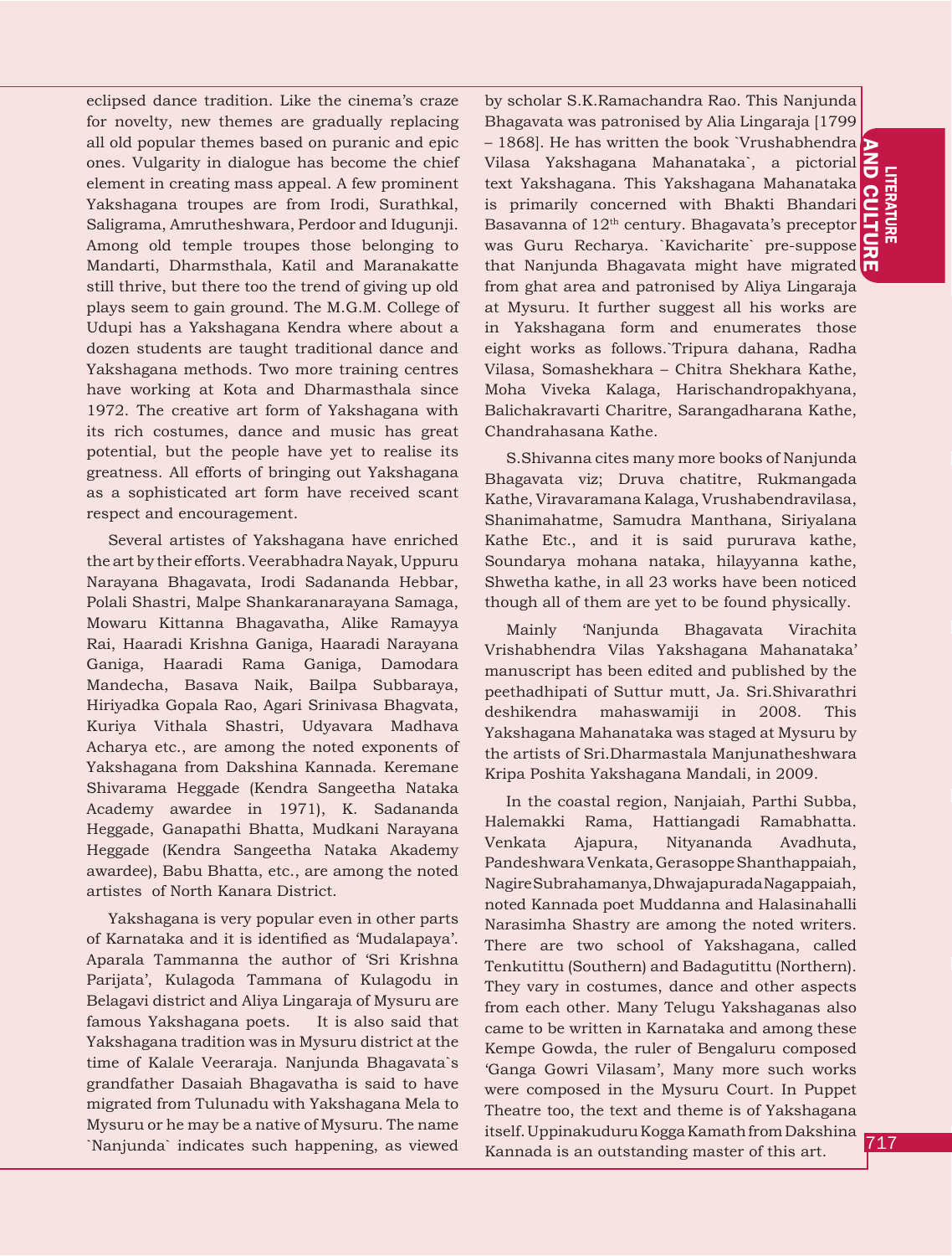eclipsed dance tradition. Like the cinema's craze for novelty, new themes are gradually replacing all old popular themes based on puranic and epic ones. Vulgarity in dialogue has become the chief element in creating mass appeal. A few prominent Yakshagana troupes are from Irodi, Surathkal, Saligrama, Amrutheshwara, Perdoor and Idugunji. Among old temple troupes those belonging to Mandarti, Dharmsthala, Katil and Maranakatte still thrive, but there too the trend of giving up old plays seem to gain ground. The M.G.M. College of Udupi has a Yakshagana Kendra where about a dozen students are taught traditional dance and Yakshagana methods. Two more training centres have working at Kota and Dharmasthala since 1972. The creative art form of Yakshagana with its rich costumes, dance and music has great potential, but the people have yet to realise its greatness. All efforts of bringing out Yakshagana as a sophisticated art form have received scant respect and encouragement.

Several artistes of Yakshagana have enriched the art by their efforts. Veerabhadra Nayak, Uppuru Narayana Bhagavata, Irodi Sadananda Hebbar, Polali Shastri, Malpe Shankaranarayana Samaga, Mowaru Kittanna Bhagavatha, Alike Ramayya Rai, Haaradi Krishna Ganiga, Haaradi Narayana Ganiga, Haaradi Rama Ganiga, Damodara Mandecha, Basava Naik, Bailpa Subbaraya, Hiriyadka Gopala Rao, Agari Srinivasa Bhagvata, Kuriya Vithala Shastri, Udyavara Madhava Acharya etc., are among the noted exponents of Yakshagana from Dakshina Kannada. Keremane Shivarama Heggade (Kendra Sangeetha Nataka Academy awardee in 1971), K. Sadananda Heggade, Ganapathi Bhatta, Mudkani Narayana Heggade (Kendra Sangeetha Nataka Akademy awardee), Babu Bhatta, etc., are among the noted artistes of North Kanara District.

Yakshagana is very popular even in other parts of Karnataka and it is identified as 'Mudalapaya'. Aparala Tammanna the author of 'Sri Krishna Parijata', Kulagoda Tammana of Kulagodu in Belagavi district and Aliya Lingaraja of Mysuru are famous Yakshagana poets. It is also said that Yakshagana tradition was in Mysuru district at the time of Kalale Veeraraja. Nanjunda Bhagavata`s grandfather Dasaiah Bhagavatha is said to have migrated from Tulunadu with Yakshagana Mela to Mysuru or he may be a native of Mysuru. The name `Nanjunda` indicates such happening, as viewed by scholar S.K.Ramachandra Rao. This Nanjunda Bhagavata was patronised by Alia Lingaraja [1799 – 1868]. He has written the book `Vrushabhendra Vilasa Yakshagana Mahanataka`, a pictorial text Yakshagana. This Yakshagana Mahanataka is primarily concerned with Bhakti Bhandari Basavanna of 12th century. Bhagavata's preceptor was Guru Recharya. `Kavicharite` pre-suppose that Nanjunda Bhagavata might have migrated from ghat area and patronised by Aliya Lingaraja at Mysuru. It further suggest all his works are in Yakshagana form and enumerates those eight works as follows.`Tripura dahana, Radha Vilasa, Somashekhara – Chitra Shekhara Kathe, Moha Viveka Kalaga, Harischandropakhyana, Balichakravarti Charitre, Sarangadharana Kathe, Chandrahasana Kathe.

S.Shivanna cites many more books of Nanjunda Bhagavata viz; Druva chatitre, Rukmangada Kathe, Viravaramana Kalaga, Vrushabendravilasa, Shanimahatme, Samudra Manthana, Siriyalana Kathe Etc., and it is said pururava kathe, Soundarya mohana nataka, hilayyanna kathe, Shwetha kathe, in all 23 works have been noticed though all of them are yet to be found physically.

Mainly 'Nanjunda Bhagavata Virachita Vrishabhendra Vilas Yakshagana Mahanataka' manuscript has been edited and published by the peethadhipati of Suttur mutt, Ja. Sri.Shivarathri deshikendra mahaswamiji in 2008. This Yakshagana Mahanataka was staged at Mysuru by the artists of Sri.Dharmastala Manjunatheshwara Kripa Poshita Yakshagana Mandali, in 2009.

In the coastal region, Nanjaiah, Parthi Subba, Halemakki Rama, Hattiangadi Ramabhatta. Venkata Ajapura, Nityananda Avadhuta, Pandeshwara Venkata, Gerasoppe Shanthappaiah, Nagire Subrahamanya, Dhwajapurada Nagappaiah, noted Kannada poet Muddanna and Halasinahalli Narasimha Shastry are among the noted writers. There are two school of Yakshagana, called Tenkutittu (Southern) and Badagutittu (Northern). They vary in costumes, dance and other aspects from each other. Many Telugu Yakshaganas also came to be written in Karnataka and among these Kempe Gowda, the ruler of Bengaluru composed 'Ganga Gowri Vilasam', Many more such works were composed in the Mysuru Court. In Puppet Theatre too, the text and theme is of Yakshagana itself. Uppinakuduru Kogga Kamath from Dakshina Kannada is an outstanding master of this art.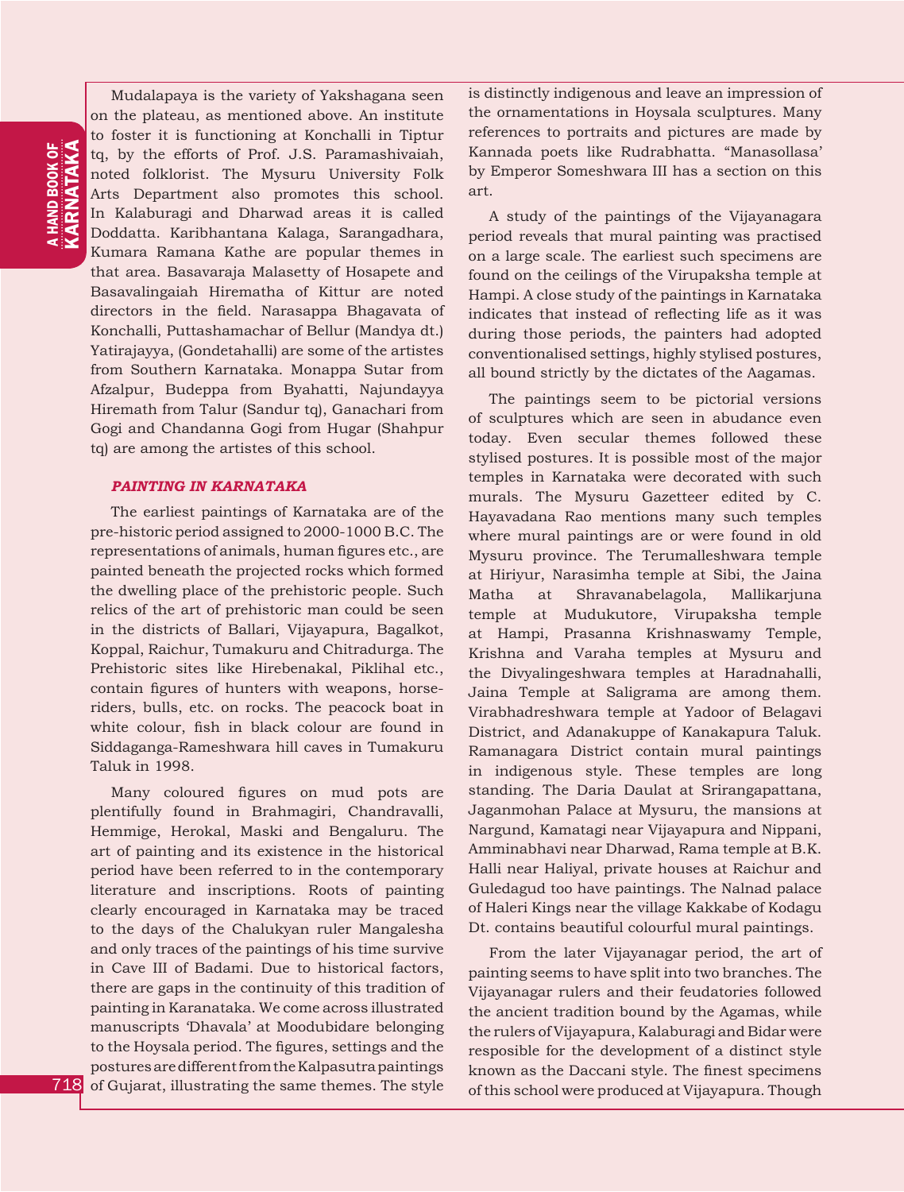Mudalapaya is the variety of Yakshagana seen on the plateau, as mentioned above. An institute to foster it is functioning at Konchalli in Tiptur tq, by the efforts of Prof. J.S. Paramashivaiah, noted folklorist. The Mysuru University Folk Arts Department also promotes this school. In Kalaburagi and Dharwad areas it is called Doddatta. Karibhantana Kalaga, Sarangadhara, Kumara Ramana Kathe are popular themes in that area. Basavaraja Malasetty of Hosapete and Basavalingaiah Hirematha of Kittur are noted directors in the field. Narasappa Bhagavata of Konchalli, Puttashamachar of Bellur (Mandya dt.) Yatirajayya, (Gondetahalli) are some of the artistes from Southern Karnataka. Monappa Sutar from Afzalpur, Budeppa from Byahatti, Najundayya Hiremath from Talur (Sandur tq), Ganachari from Gogi and Chandanna Gogi from Hugar (Shahpur tq) are among the artistes of this school.

### *PAINTING IN KARNATAKA*

The earliest paintings of Karnataka are of the pre-historic period assigned to 2000-1000 B.C. The representations of animals, human figures etc., are painted beneath the projected rocks which formed the dwelling place of the prehistoric people. Such relics of the art of prehistoric man could be seen in the districts of Ballari, Vijayapura, Bagalkot, Koppal, Raichur, Tumakuru and Chitradurga. The Prehistoric sites like Hirebenakal, Piklihal etc., contain figures of hunters with weapons, horse-riders, bulls, etc. on rocks. The peacock boat in white colour, fish in black colour are found in Siddaganga-Rameshwara hill caves in Tumakuru Taluk in 1998.

Many coloured figures on mud pots are plentifully found in Brahmagiri, Chandravalli, Hemmige, Herokal, Maski and Bengaluru. The art of painting and its existence in the historical period have been referred to in the contemporary literature and inscriptions. Roots of painting clearly encouraged in Karnataka may be traced to the days of the Chalukyan ruler Mangalesha and only traces of the paintings of his time survive in Cave III of Badami. Due to historical factors, there are gaps in the continuity of this tradition of painting in Karanataka. We come across illustrated manuscripts 'Dhavala' at Moodubidare belonging to the Hoysala period. The figures, settings and the postures are different from the Kalpasutra paintings of Gujarat, illustrating the same themes. The style is distinctly indigenous and leave an impression of the ornamentations in Hoysala sculptures. Many references to portraits and pictures are made by Kannada poets like Rudrabhatta. "Manasollasa' by Emperor Someshwara III has a section on this art.

A study of the paintings of the Vijayanagara period reveals that mural painting was practised on a large scale. The earliest such specimens are found on the ceilings of the Virupaksha temple at Hampi. A close study of the paintings in Karnataka indicates that instead of reflecting life as it was during those periods, the painters had adopted conventionalised settings, highly stylised postures, all bound strictly by the dictates of the Aagamas.

The paintings seem to be pictorial versions of sculptures which are seen in abudance even today. Even secular themes followed these stylised postures. It is possible most of the major temples in Karnataka were decorated with such murals. The Mysuru Gazetteer edited by C. Hayavadana Rao mentions many such temples where mural paintings are or were found in old Mysuru province. The Terumalleshwara temple at Hiriyur, Narasimha temple at Sibi, the Jaina Matha at Shravanabelagola, Mallikarjuna temple at Mudukutore, Virupaksha temple at Hampi, Prasanna Krishnaswamy Temple, Krishna and Varaha temples at Mysuru and the Divyalingeshwara temples at Haradnahalli, Jaina Temple at Saligrama are among them. Virabhadreshwara temple at Yadoor of Belagavi District, and Adanakuppe of Kanakapura Taluk. Ramanagara District contain mural paintings in indigenous style. These temples are long standing. The Daria Daulat at Srirangapattana, Jaganmohan Palace at Mysuru, the mansions at Nargund, Kamatagi near Vijayapura and Nippani, Amminabhavi near Dharwad, Rama temple at B.K. Halli near Haliyal, private houses at Raichur and Guledagud too have paintings. The Nalnad palace of Haleri Kings near the village Kakkabe of Kodagu Dt. contains beautiful colourful mural paintings.

From the later Vijayanagar period, the art of painting seems to have split into two branches. The Vijayanagar rulers and their feudatories followed the ancient tradition bound by the Agamas, while the rulers of Vijayapura, Kalaburagi and Bidar were resposible for the development of a distinct style known as the Daccani style. The finest specimens of this school were produced at Vijayapura. Though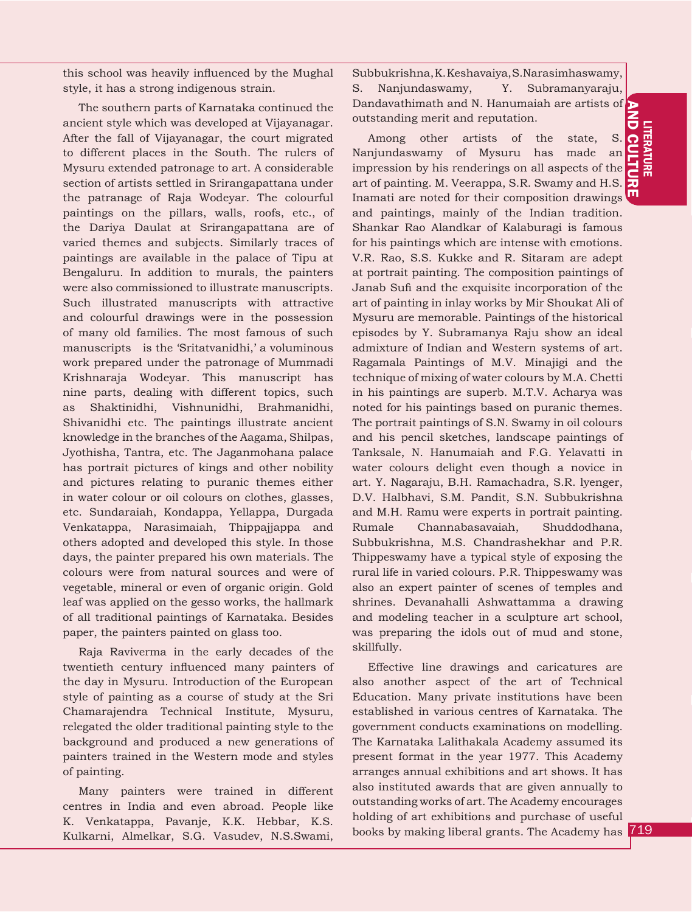this school was heavily influenced by the Mughal style, it has a strong indigenous strain.

The southern parts of Karnataka continued the ancient style which was developed at Vijayanagar. After the fall of Vijayanagar, the court migrated to different places in the South. The rulers of Mysuru extended patronage to art. A considerable section of artists settled in Srirangapattana under the patranage of Raja Wodeyar. The colourful paintings on the pillars, walls, roofs, etc., of the Dariya Daulat at Srirangapattana are of varied themes and subjects. Similarly traces of paintings are available in the palace of Tipu at Bengaluru. In addition to murals, the painters were also commissioned to illustrate manuscripts. Such illustrated manuscripts with attractive and colourful drawings were in the possession of many old families. The most famous of such manuscripts is the 'Sritatvanidhi,' a voluminous work prepared under the patronage of Mummadi Krishnaraja Wodeyar. This manuscript has nine parts, dealing with different topics, such as Shaktinidhi, Vishnunidhi, Brahmanidhi, Shivanidhi etc. The paintings illustrate ancient knowledge in the branches of the Aagama, Shilpas, Jyothisha, Tantra, etc. The Jaganmohana palace has portrait pictures of kings and other nobility and pictures relating to puranic themes either in water colour or oil colours on clothes, glasses, etc. Sundaraiah, Kondappa, Yellappa, Durgada Venkatappa, Narasimaiah, Thippajjappa and others adopted and developed this style. In those days, the painter prepared his own materials. The colours were from natural sources and were of vegetable, mineral or even of organic origin. Gold leaf was applied on the gesso works, the hallmark of all traditional paintings of Karnataka. Besides paper, the painters painted on glass too.

Raja Raviverma in the early decades of the twentieth century influenced many painters of the day in Mysuru. Introduction of the European style of painting as a course of study at the Sri Chamarajendra Technical Institute, Mysuru, relegated the older traditional painting style to the background and produced a new generations of painters trained in the Western mode and styles of painting.

Many painters were trained in different centres in India and even abroad. People like K. Venkatappa, Pavanje, K.K. Hebbar, K.S. Kulkarni, Almelkar, S.G. Vasudev, N.S.Swami, Subbukrishna, K. Keshavaiya, S.Narasimhaswamy, S. Nanjundaswamy, Y. Subramanyaraju, Dandavathimath and N. Hanumaiah are artists of outstanding merit and reputation.

Among other artists of the state, S. Nanjundaswamy of Mysuru has made an impression by his renderings on all aspects of the art of painting. M. Veerappa, S.R. Swamy and H.S. Inamati are noted for their composition drawings and paintings, mainly of the Indian tradition. Shankar Rao Alandkar of Kalaburagi is famous for his paintings which are intense with emotions. V.R. Rao, S.S. Kukke and R. Sitaram are adept at portrait painting. The composition paintings of Janab Sufi and the exquisite incorporation of the art of painting in inlay works by Mir Shoukat Ali of Mysuru are memorable. Paintings of the historical episodes by Y. Subramanya Raju show an ideal admixture of Indian and Western systems of art. Ragamala Paintings of M.V. Minajigi and the technique of mixing of water colours by M.A. Chetti in his paintings are superb. M.T.V. Acharya was noted for his paintings based on puranic themes. The portrait paintings of S.N. Swamy in oil colours and his pencil sketches, landscape paintings of Tanksale, N. Hanumaiah and F.G. Yelavatti in water colours delight even though a novice in art. Y. Nagaraju, B.H. Ramachadra, S.R. lyenger, D.V. Halbhavi, S.M. Pandit, S.N. Subbukrishna and M.H. Ramu were experts in portrait painting. Rumale Channabasavaiah, Shuddodhana, Subbukrishna, M.S. Chandrashekhar and P.R. Thippeswamy have a typical style of exposing the rural life in varied colours. P.R. Thippeswamy was also an expert painter of scenes of temples and shrines. Devanahalli Ashwattamma a drawing and modeling teacher in a sculpture art school, was preparing the idols out of mud and stone, skillfully.

Effective line drawings and caricatures are also another aspect of the art of Technical Education. Many private institutions have been established in various centres of Karnataka. The government conducts examinations on modelling. The Karnataka Lalithakala Academy assumed its present format in the year 1977. This Academy arranges annual exhibitions and art shows. It has also instituted awards that are given annually to outstanding works of art. The Academy encourages holding of art exhibitions and purchase of useful books by making liberal grants. The Academy has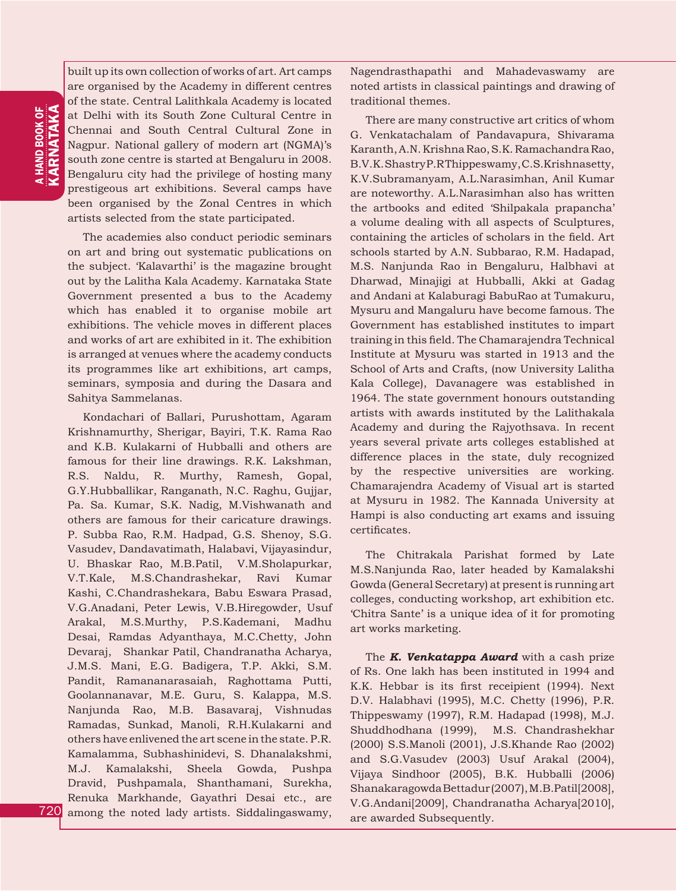built up its own collection of works of art. Art camps are organised by the Academy in different centres of the state. Central Lalithkala Academy is located at Delhi with its South Zone Cultural Centre in Chennai and South Central Cultural Zone in Nagpur. National gallery of modern art (NGMA)'s south zone centre is started at Bengaluru in 2008. Bengaluru city had the privilege of hosting many prestigeous art exhibitions. Several camps have been organised by the Zonal Centres in which artists selected from the state participated.

The academies also conduct periodic seminars on art and bring out systematic publications on the subject. 'Kalavarthi' is the magazine brought out by the Lalitha Kala Academy. Karnataka State Government presented a bus to the Academy which has enabled it to organise mobile art exhibitions. The vehicle moves in different places and works of art are exhibited in it. The exhibition is arranged at venues where the academy conducts its programmes like art exhibitions, art camps, seminars, symposia and during the Dasara and Sahitya Sammelanas.

Kondachari of Ballari, Purushottam, Agaram Krishnamurthy, Sherigar, Bayiri, T.K. Rama Rao and K.B. Kulakarni of Hubballi and others are famous for their line drawings. R.K. Lakshman, R.S. Naldu, R. Murthy, Ramesh, Gopal, G.Y.Hubballikar, Ranganath, N.C. Raghu, Gujjar, Pa. Sa. Kumar, S.K. Nadig, M.Vishwanath and others are famous for their caricature drawings. P. Subba Rao, R.M. Hadpad, G.S. Shenoy, S.G. Vasudev, Dandavatimath, Halabavi, Vijayasindur, U. Bhaskar Rao, M.B.Patil, V.M.Sholapurkar, V.T.Kale, M.S.Chandrashekar, Ravi Kumar Kashi, C.Chandrashekara, Babu Eswara Prasad, V.G.Anadani, Peter Lewis, V.B.Hiregowder, Usuf Arakal, M.S.Murthy, P.S.Kademani, Madhu Desai, Ramdas Adyanthaya, M.C.Chetty, John Devaraj, Shankar Patil, Chandranatha Acharya, J.M.S. Mani, E.G. Badigera, T.P. Akki, S.M. Pandit, Ramananarasaiah, Raghottama Putti, Goolannanavar, M.E. Guru, S. Kalappa, M.S. Nanjunda Rao, M.B. Basavaraj, Vishnudas Ramadas, Sunkad, Manoli, R.H.Kulakarni and others have enlivened the art scene in the state. P.R. Kamalamma, Subhashinidevi, S. Dhanalakshmi, M.J. Kamalakshi, Sheela Gowda, Pushpa Dravid, Pushpamala, Shanthamani, Surekha, Renuka Markhande, Gayathri Desai etc., are among the noted lady artists. Siddalingaswamy, Nagendrasthapathi and Mahadevaswamy are noted artists in classical paintings and drawing of traditional themes.

There are many constructive art critics of whom G. Venkatachalam of Pandavapura, Shivarama Karanth, A.N. Krishna Rao, S.K. Ramachandra Rao, B.V.K. Shastry P.R Thippeswamy, C.S.Krishnasetty, K.V.Subramanyam, A.L.Narasimhan, Anil Kumar are noteworthy. A.L.Narasimhan also has written the artbooks and edited 'Shilpakala prapancha' a volume dealing with all aspects of Sculptures, containing the articles of scholars in the field. Art schools started by A.N. Subbarao, R.M. Hadapad, M.S. Nanjunda Rao in Bengaluru, Halbhavi at Dharwad, Minajigi at Hubballi, Akki at Gadag and Andani at Kalaburagi BabuRao at Tumakuru, Mysuru and Mangaluru have become famous. The Government has established institutes to impart training in this field. The Chamarajendra Technical Institute at Mysuru was started in 1913 and the School of Arts and Crafts, (now University Lalitha Kala College), Davanagere was established in 1964. The state government honours outstanding artists with awards instituted by the Lalithakala Academy and during the Rajyothsava. In recent years several private arts colleges established at difference places in the state, duly recognized by the respective universities are working. Chamarajendra Academy of Visual art is started at Mysuru in 1982. The Kannada University at Hampi is also conducting art exams and issuing certificates.

The Chitrakala Parishat formed by Late M.S.Nanjunda Rao, later headed by Kamalakshi Gowda (General Secretary) at present is running art colleges, conducting workshop, art exhibition etc. 'Chitra Sante' is a unique idea of it for promoting art works marketing.

The ***K. Venkatappa Award*** with a cash prize of Rs. One lakh has been instituted in 1994 and K.K. Hebbar is its first receipient (1994). Next D.V. Halabhavi (1995), M.C. Chetty (1996), P.R. Thippeswamy (1997), R.M. Hadapad (1998), M.J. Shuddhodhana (1999), M.S. Chandrashekhar (2000) S.S.Manoli (2001), J.S.Khande Rao (2002) and S.G.Vasudev (2003) Usuf Arakal (2004), Vijaya Sindhoor (2005), B.K. Hubballi (2006) Shanakaragowda Bettadur (2007), M.B.Patil[2008], V.G.Andani[2009], Chandranatha Acharya[2010], are awarded Subsequently.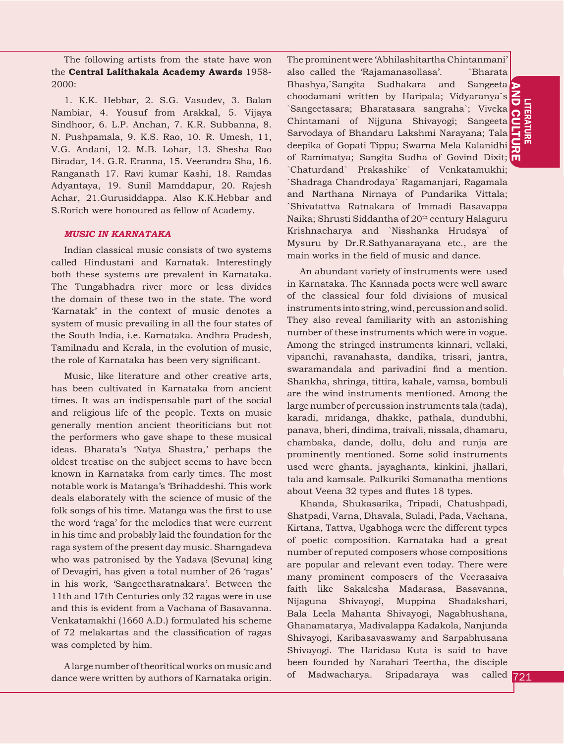The following artists from the state have won the **Central Lalithakala Academy Awards** 1958-2000:

1. K.K. Hebbar, 2. S.G. Vasudev, 3. Balan Nambiar, 4. Yousuf from Arakkal, 5. Vijaya Sindhoor, 6. L.P. Anchan, 7. K.R. Subbanna, 8. N. Pushpamala, 9. K.S. Rao, 10. R. Umesh, 11, V.G. Andani, 12. M.B. Lohar, 13. Shesha Rao Biradar, 14. G.R. Eranna, 15. Veerandra Sha, 16. Ranganath 17. Ravi kumar Kashi, 18. Ramdas Adyantaya, 19. Sunil Mamddapur, 20. Rajesh Achar, 21.Gurusiddappa. Also K.K.Hebbar and S.Rorich were honoured as fellow of Academy.

### *MUSIC IN KARNATAKA*

Indian classical music consists of two systems called Hindustani and Karnatak. Interestingly both these systems are prevalent in Karnataka. The Tungabhadra river more or less divides the domain of these two in the state. The word 'Karnatak' in the context of music denotes a system of music prevailing in all the four states of the South India, i.e. Karnataka. Andhra Pradesh, Tamilnadu and Kerala, in the evolution of music, the role of Karnataka has been very significant.

Music, like literature and other creative arts, has been cultivated in Karnataka from ancient times. It was an indispensable part of the social and religious life of the people. Texts on music generally mention ancient theoriticians but not the performers who gave shape to these musical ideas. Bharata's 'Natya Shastra,' perhaps the oldest treatise on the subject seems to have been known in Karnataka from early times. The most notable work is Matanga's 'Brihaddeshi. This work deals elaborately with the science of music of the folk songs of his time. Matanga was the first to use the word 'raga' for the melodies that were current in his time and probably laid the foundation for the raga system of the present day music. Sharngadeva who was patronised by the Yadava (Sevuna) king of Devagiri, has given a total number of 26 'ragas' in his work, 'Sangeetharatnakara'. Between the 11th and 17th Centuries only 32 ragas were in use and this is evident from a Vachana of Basavanna. Venkatamakhi (1660 A.D.) formulated his scheme of 72 melakartas and the classification of ragas was completed by him.

A large number of theoritical works on music and dance were written by authors of Karnataka origin. The prominent were 'Abhilashitartha Chintanmani' also called the 'Rajamanasollasa'. `Bharata Bhashya,`Sangita Sudhakara and Sangeeta choodamani written by Haripala; Vidyaranya`s `Sangeetasara; Bharatasara sangraha`; Viveka Chintamani of Nijguna Shivayogi; Sangeeta Sarvodaya of Bhandaru Lakshmi Narayana; Tala deepika of Gopati Tippu; Swarna Mela Kalanidhi of Ramimatya; Sangita Sudha of Govind Dixit; `Chaturdand` Prakashike` of Venkatamukhi; `Shadraga Chandrodaya` Ragamanjari, Ragamala and Narthana Nirnaya of Pundarika Vittala; `Shivatattva Ratnakara of Immadi Basavappa Naika; Shrusti Siddantha of 20th century Halaguru Krishnacharya and `Nisshanka Hrudaya` of Mysuru by Dr.R.Sathyanarayana etc., are the main works in the field of music and dance.

An abundant variety of instruments were used in Karnataka. The Kannada poets were well aware of the classical four fold divisions of musical instruments into string, wind, percussion and solid. They also reveal familiarity with an astonishing number of these instruments which were in vogue. Among the stringed instruments kinnari, vellaki, vipanchi, ravanahasta, dandika, trisari, jantra, swaramandala and parivadini find a mention. Shankha, shringa, tittira, kahale, vamsa, bombuli are the wind instruments mentioned. Among the large number of percussion instruments tala (tada), karadi, mridanga, dhakke, pathala, dundubhi, panava, bheri, dindima, traivali, nissala, dhamaru, chambaka, dande, dollu, dolu and runja are prominently mentioned. Some solid instruments used were ghanta, jayaghanta, kinkini, jhallari, tala and kamsale. Palkuriki Somanatha mentions about Veena 32 types and flutes 18 types.

Khanda, Shukasarika, Tripadi, Chatushpadi, Shatpadi, Varna, Dhavala, Suladi, Pada, Vachana, Kirtana, Tattva, Ugabhoga were the different types of poetic composition. Karnataka had a great number of reputed composers whose compositions are popular and relevant even today. There were many prominent composers of the Veerasaiva faith like Sakalesha Madarasa, Basavanna, Nijaguna Shivayogi, Muppina Shadakshari, Bala Leela Mahanta Shivayogi, Nagabhushana, Ghanamatarya, Madivalappa Kadakola, Nanjunda Shivayogi, Karibasavaswamy and Sarpabhusana Shivayogi. The Haridasa Kuta is said to have been founded by Narahari Teertha, the disciple of Madwacharya. Sripadaraya was called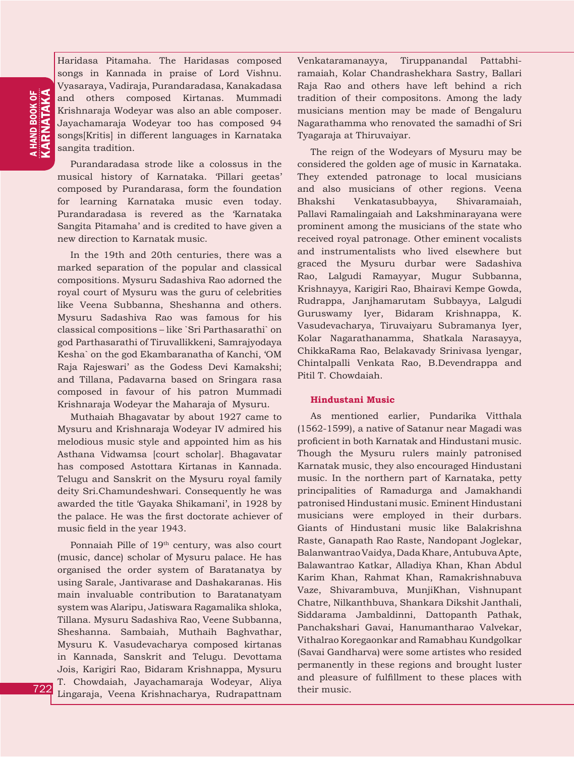Haridasa Pitamaha. The Haridasas composed songs in Kannada in praise of Lord Vishnu. Vyasaraya, Vadiraja, Purandaradasa, Kanakadasa and others composed Kirtanas. Mummadi Krishnaraja Wodeyar was also an able composer. Jayachamaraja Wodeyar too has composed 94 songs[Kritis] in different languages in Karnataka sangita tradition.

Purandaradasa strode like a colossus in the musical history of Karnataka. 'Pillari geetas' composed by Purandarasa, form the foundation for learning Karnataka music even today. Purandaradasa is revered as the 'Karnataka Sangita Pitamaha' and is credited to have given a new direction to Karnatak music.

In the 19th and 20th centuries, there was a marked separation of the popular and classical compositions. Mysuru Sadashiva Rao adorned the royal court of Mysuru was the guru of celebrities like Veena Subbanna, Sheshanna and others. Mysuru Sadashiva Rao was famous for his classical compositions – like `Sri Parthasarathi` on god Parthasarathi of Tiruvallikkeni, Samrajyodaya Kesha` on the god Ekambaranatha of Kanchi, 'OM Raja Rajeswari' as the Godess Devi Kamakshi; and Tillana, Padavarna based on Sringara rasa composed in favour of his patron Mummadi Krishnaraja Wodeyar the Maharaja of Mysuru.

Muthaiah Bhagavatar by about 1927 came to Mysuru and Krishnaraja Wodeyar IV admired his melodious music style and appointed him as his Asthana Vidwamsa [court scholar]. Bhagavatar has composed Astottara Kirtanas in Kannada. Telugu and Sanskrit on the Mysuru royal family deity Sri.Chamundeshwari. Consequently he was awarded the title 'Gayaka Shikamani', in 1928 by the palace. He was the first doctorate achiever of music field in the year 1943.

Ponnaiah Pille of 19th century, was also court (music, dance) scholar of Mysuru palace. He has organised the order system of Baratanatya by using Sarale, Jantivarase and Dashakaranas. His main invaluable contribution to Baratanatyam system was Alaripu, Jatiswara Ragamalika shloka, Tillana. Mysuru Sadashiva Rao, Veene Subbanna, Sheshanna. Sambaiah, Muthaih Baghvathar, Mysuru K. Vasudevacharya composed kirtanas in Kannada, Sanskrit and Telugu. Devottama Jois, Karigiri Rao, Bidaram Krishnappa, Mysuru T. Chowdaiah, Jayachamaraja Wodeyar, Aliya Lingaraja, Veena Krishnacharya, Rudrapattnam Venkataramanayya, Tiruppanandal Pattabhiramaiah, Kolar Chandrashekhara Sastry, Ballari Raja Rao and others have left behind a rich tradition of their compositons. Among the lady musicians mention may be made of Bengaluru Nagarathamma who renovated the samadhi of Sri Tyagaraja at Thiruvaiyar.

The reign of the Wodeyars of Mysuru may be considered the golden age of music in Karnataka. They extended patronage to local musicians and also musicians of other regions. Veena Bhakshi Venkatasubbayya, Shivaramaiah, Pallavi Ramalingaiah and Lakshminarayana were prominent among the musicians of the state who received royal patronage. Other eminent vocalists and instrumentalists who lived elsewhere but graced the Mysuru durbar were Sadashiva Rao, Lalgudi Ramayyar, Mugur Subbanna, Krishnayya, Karigiri Rao, Bhairavi Kempe Gowda, Rudrappa, Janjhamarutam Subbayya, Lalgudi Guruswamy Iyer, Bidaram Krishnappa, K. Vasudevacharya, Tiruvaiyaru Subramanya Iyer, Kolar Nagarathanamma, Shatkala Narasayya, ChikkaRama Rao, Belakavady Srinivasa lyengar, Chintalpalli Venkata Rao, B.Devendrappa and Pitil T. Chowdaiah.

### Hindustani Music

As mentioned earlier, Pundarika Vitthala (1562-1599), a native of Satanur near Magadi was proficient in both Karnatak and Hindustani music. Though the Mysuru rulers mainly patronised Karnatak music, they also encouraged Hindustani music. In the northern part of Karnataka, petty principalities of Ramadurga and Jamakhandi patronised Hindustani music. Eminent Hindustani musicians were employed in their durbars. Giants of Hindustani music like Balakrishna Raste, Ganapath Rao Raste, Nandopant Joglekar, Balanwantrao Vaidya, Dada Khare, Antubuva Apte, Balawantrao Katkar, Alladiya Khan, Khan Abdul Karim Khan, Rahmat Khan, Ramakrishnabuva Vaze, Shivarambuva, MunjiKhan, Vishnupant Chatre, Nilkanthbuva, Shankara Dikshit Janthali, Siddarama Jambaldinni, Dattopanth Pathak, Panchakshari Gavai, Hanumantharao Valvekar, Vithalrao Koregaonkar and Ramabhau Kundgolkar (Savai Gandharva) were some artistes who resided permanently in these regions and brought luster and pleasure of fulfillment to these places with their music.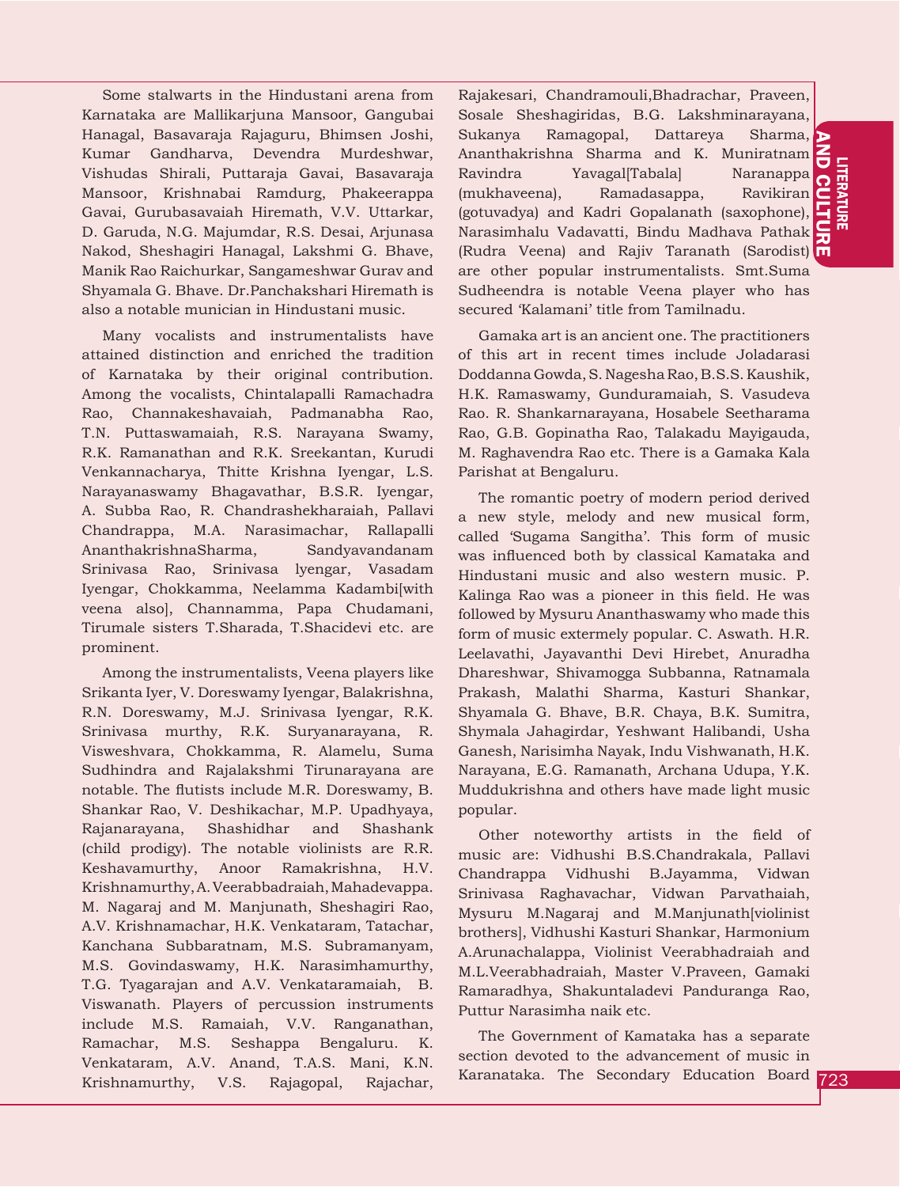Some stalwarts in the Hindustani arena from Karnataka are Mallikarjuna Mansoor, Gangubai Hanagal, Basavaraja Rajaguru, Bhimsen Joshi, Kumar Gandharva, Devendra Murdeshwar, Vishudas Shirali, Puttaraja Gavai, Basavaraja Mansoor, Krishnabai Ramdurg, Phakeerappa Gavai, Gurubasavaiah Hiremath, V.V. Uttarkar, D. Garuda, N.G. Majumdar, R.S. Desai, Arjunasa Nakod, Sheshagiri Hanagal, Lakshmi G. Bhave, Manik Rao Raichurkar, Sangameshwar Gurav and Shyamala G. Bhave. Dr.Panchakshari Hiremath is also a notable munician in Hindustani music.

Many vocalists and instrumentalists have attained distinction and enriched the tradition of Karnataka by their original contribution. Among the vocalists, Chintalapalli Ramachadra Rao, Channakeshavaiah, Padmanabha Rao, T.N. Puttaswamaiah, R.S. Narayana Swamy, R.K. Ramanathan and R.K. Sreekantan, Kurudi Venkannacharya, Thitte Krishna Iyengar, L.S. Narayanaswamy Bhagavathar, B.S.R. Iyengar, A. Subba Rao, R. Chandrashekharaiah, Pallavi Chandrappa, M.A. Narasimachar, Rallapalli AnanthakrishnaSharma, Sandyavandanam Srinivasa Rao, Srinivasa lyengar, Vasadam Iyengar, Chokkamma, Neelamma Kadambi[with veena also], Channamma, Papa Chudamani, Tirumale sisters T.Sharada, T.Shacidevi etc. are prominent.

Among the instrumentalists, Veena players like Srikanta Iyer, V. Doreswamy Iyengar, Balakrishna, R.N. Doreswamy, M.J. Srinivasa Iyengar, R.K. Srinivasa murthy, R.K. Suryanarayana, R. Visweshvara, Chokkamma, R. Alamelu, Suma Sudhindra and Rajalakshmi Tirunarayana are notable. The flutists include M.R. Doreswamy, B. Shankar Rao, V. Deshikachar, M.P. Upadhyaya, Rajanarayana, Shashidhar and Shashank (child prodigy). The notable violinists are R.R. Keshavamurthy, Anoor Ramakrishna, H.V. Krishnamurthy, A. Veerabbadraiah, Mahadevappa. M. Nagaraj and M. Manjunath, Sheshagiri Rao, A.V. Krishnamachar, H.K. Venkataram, Tatachar, Kanchana Subbaratnam, M.S. Subramanyam, M.S. Govindaswamy, H.K. Narasimhamurthy, T.G. Tyagarajan and A.V. Venkataramaiah, B. Viswanath. Players of percussion instruments include M.S. Ramaiah, V.V. Ranganathan, Ramachar, M.S. Seshappa Bengaluru. K. Venkataram, A.V. Anand, T.A.S. Mani, K.N. Krishnamurthy, V.S. Rajagopal, Rajachar, Rajakesari, Chandramouli,Bhadrachar, Praveen, Sosale Sheshagiridas, B.G. Lakshminarayana, Sukanya Ramagopal, Dattareya Sharma, Ananthakrishna Sharma and K. Muniratnam Ravindra Yavagal[Tabala] Naranappa (mukhaveena), Ramadasappa, Ravikiran (gotuvadya) and Kadri Gopalanath (saxophone), Narasimhalu Vadavatti, Bindu Madhava Pathak (Rudra Veena) and Rajiv Taranath (Sarodist) are other popular instrumentalists. Smt.Suma Sudheendra is notable Veena player who has secured 'Kalamani' title from Tamilnadu.

Gamaka art is an ancient one. The practitioners of this art in recent times include Joladarasi Doddanna Gowda, S. Nagesha Rao, B.S.S. Kaushik, H.K. Ramaswamy, Gunduramaiah, S. Vasudeva Rao. R. Shankarnarayana, Hosabele Seetharama Rao, G.B. Gopinatha Rao, Talakadu Mayigauda, M. Raghavendra Rao etc. There is a Gamaka Kala Parishat at Bengaluru.

The romantic poetry of modern period derived a new style, melody and new musical form, called 'Sugama Sangitha'. This form of music was influenced both by classical Kamataka and Hindustani music and also western music. P. Kalinga Rao was a pioneer in this field. He was followed by Mysuru Ananthaswamy who made this form of music extermely popular. C. Aswath. H.R. Leelavathi, Jayavanthi Devi Hirebet, Anuradha Dhareshwar, Shivamogga Subbanna, Ratnamala Prakash, Malathi Sharma, Kasturi Shankar, Shyamala G. Bhave, B.R. Chaya, B.K. Sumitra, Shymala Jahagirdar, Yeshwant Halibandi, Usha Ganesh, Narisimha Nayak, Indu Vishwanath, H.K. Narayana, E.G. Ramanath, Archana Udupa, Y.K. Muddukrishna and others have made light music popular.

Other noteworthy artists in the field of music are: Vidhushi B.S.Chandrakala, Pallavi Chandrappa Vidhushi B.Jayamma, Vidwan Srinivasa Raghavachar, Vidwan Parvathaiah, Mysuru M.Nagaraj and M.Manjunath[violinist brothers], Vidhushi Kasturi Shankar, Harmonium A.Arunachalappa, Violinist Veerabhadraiah and M.L.Veerabhadraiah, Master V.Praveen, Gamaki Ramaradhya, Shakuntaladevi Panduranga Rao, Puttur Narasimha naik etc.

The Government of Kamataka has a separate section devoted to the advancement of music in Karanataka. The Secondary Education Board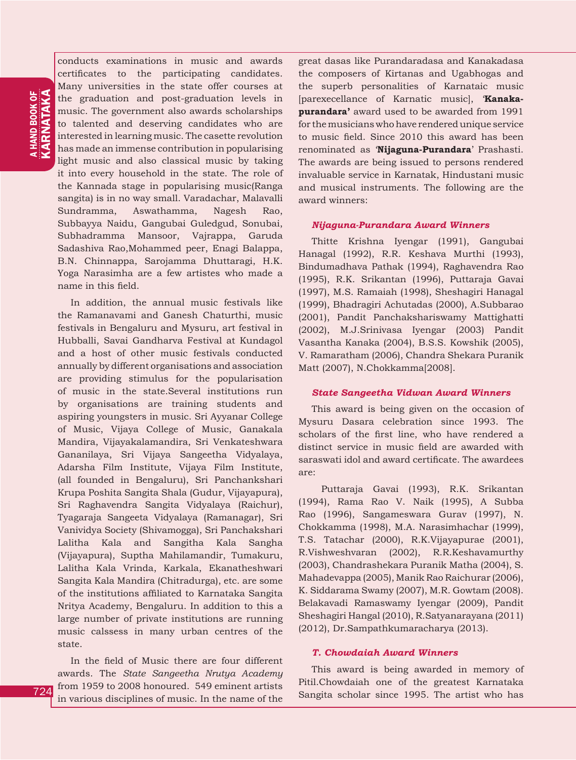conducts examinations in music and awards certificates to the participating candidates. Many universities in the state offer courses at the graduation and post-graduation levels in music. The government also awards scholarships to talented and deserving candidates who are interested in learning music. The casette revolution has made an immense contribution in popularising light music and also classical music by taking it into every household in the state. The role of the Kannada stage in popularising music(Ranga sangita) is in no way small. Varadachar, Malavalli Sundramma, Aswathamma, Nagesh Rao, Subbayya Naidu, Gangubai Guledgud, Sonubai, Subhadramma Mansoor, Vajrappa, Garuda Sadashiva Rao,Mohammed peer, Enagi Balappa, B.N. Chinnappa, Sarojamma Dhuttaragi, H.K. Yoga Narasimha are a few artistes who made a name in this field.

In addition, the annual music festivals like the Ramanavami and Ganesh Chaturthi, music festivals in Bengaluru and Mysuru, art festival in Hubballi, Savai Gandharva Festival at Kundagol and a host of other music festivals conducted annually by different organisations and association are providing stimulus for the popularisation of music in the state.Several institutions run by organisations are training students and aspiring youngsters in music. Sri Ayyanar College of Music, Vijaya College of Music, Ganakala Mandira, Vijayakalamandira, Sri Venkateshwara Gananilaya, Sri Vijaya Sangeetha Vidyalaya, Adarsha Film Institute, Vijaya Film Institute, (all founded in Bengaluru), Sri Panchankshari Krupa Poshita Sangita Shala (Gudur, Vijayapura), Sri Raghavendra Sangita Vidyalaya (Raichur), Tyagaraja Sangeeta Vidyalaya (Ramanagar), Sri Vanividya Society (Shivamogga), Sri Panchakshari Lalitha Kala and Sangitha Kala Sangha (Vijayapura), Suptha Mahilamandir, Tumakuru, Lalitha Kala Vrinda, Karkala, Ekanatheshwari Sangita Kala Mandira (Chitradurga), etc. are some of the institutions affiliated to Karnataka Sangita Nritya Academy, Bengaluru. In addition to this a large number of private institutions are running music calssess in many urban centres of the state.

In the field of Music there are four different awards. The *State Sangeetha Nrutya Academy* from 1959 to 2008 honoured. 549 eminent artists in various disciplines of music. In the name of the great dasas like Purandaradasa and Kanakadasa the composers of Kirtanas and Ugabhogas and the superb personalities of Karnataic music [parexecellance of Karnatic music], '**Kanaka-purandara'** award used to be awarded from 1991 for the musicians who have rendered unique service to music field. Since 2010 this award has been renominated as '**Nijaguna-Purandara**' Prashasti. The awards are being issued to persons rendered invaluable service in Karnatak, Hindustani music and musical instruments. The following are the award winners:

### *Nijaguna-Purandara Award Winners*

Thitte Krishna Iyengar (1991), Gangubai Hanagal (1992), R.R. Keshava Murthi (1993), Bindumadhava Pathak (1994), Raghavendra Rao (1995), R.K. Srikantan (1996), Puttaraja Gavai (1997), M.S. Ramaiah (1998), Sheshagiri Hanagal (1999), Bhadragiri Achutadas (2000), A.Subbarao (2001), Pandit Panchakshariswamy Mattighatti (2002), M.J.Srinivasa Iyengar (2003) Pandit Vasantha Kanaka (2004), B.S.S. Kowshik (2005), V. Ramaratham (2006), Chandra Shekara Puranik Matt (2007), N.Chokkamma[2008].

### *State Sangeetha Vidwan Award Winners*

This award is being given on the occasion of Mysuru Dasara celebration since 1993. The scholars of the first line, who have rendered a distinct service in music field are awarded with saraswati idol and award certificate. The awardees are:

Puttaraja Gavai (1993), R.K. Srikantan (1994), Rama Rao V. Naik (1995), A Subba Rao (1996), Sangameswara Gurav (1997), N. Chokkamma (1998), M.A. Narasimhachar (1999), T.S. Tatachar (2000), R.K.Vijayapurae (2001), R.Vishweshvaran (2002), R.R.Keshavamurthy (2003), Chandrashekara Puranik Matha (2004), S. Mahadevappa (2005), Manik Rao Raichurar (2006), K. Siddarama Swamy (2007), M.R. Gowtam (2008). Belakavadi Ramaswamy Iyengar (2009), Pandit Sheshagiri Hangal (2010), R.Satyanarayana (2011) (2012), Dr.Sampathkumaracharya (2013).

### *T. Chowdaiah Award Winners*

This award is being awarded in memory of Pitil.Chowdaiah one of the greatest Karnataka Sangita scholar since 1995. The artist who has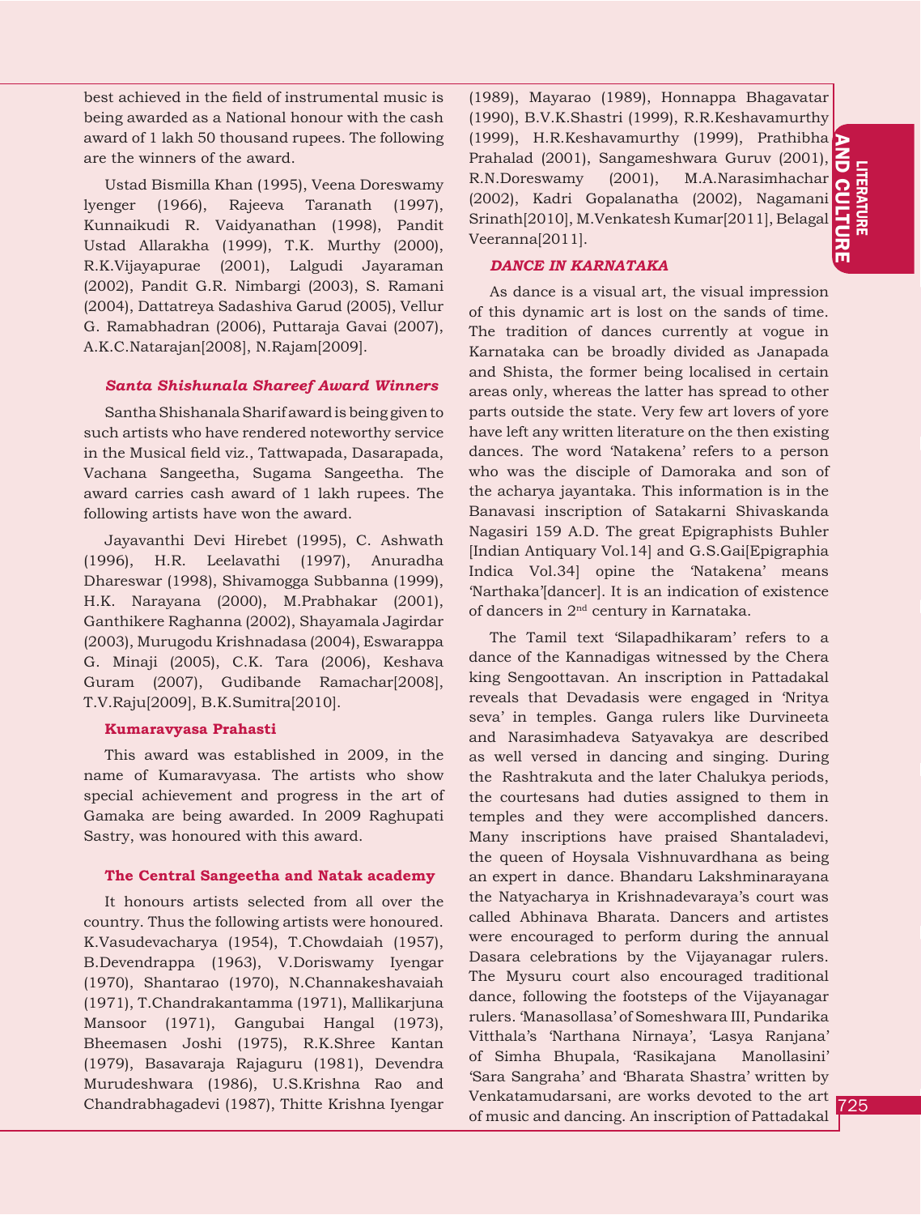best achieved in the field of instrumental music is being awarded as a National honour with the cash award of 1 lakh 50 thousand rupees. The following are the winners of the award.

Ustad Bismilla Khan (1995), Veena Doreswamy Iyenger (1966), Rajeeva Taranath (1997), Kunnaikudi R. Vaidyanathan (1998), Pandit Ustad Allarakha (1999), T.K. Murthy (2000), R.K.Vijayapurae (2001), Lalgudi Jayaraman (2002), Pandit G.R. Nimbargi (2003), S. Ramani (2004), Dattatreya Sadashiva Garud (2005), Vellur G. Ramabhadran (2006), Puttaraja Gavai (2007), A.K.C.Natarajan[2008], N.Rajam[2009].

### *Santa Shishunala Shareef Award Winners*

Santha Shishanala Sharif award is being given to such artists who have rendered noteworthy service in the Musical field viz., Tattwapada, Dasarapada, Vachana Sangeetha, Sugama Sangeetha. The award carries cash award of 1 lakh rupees. The following artists have won the award.

Jayavanthi Devi Hirebet (1995), C. Ashwath (1996), H.R. Leelavathi (1997), Anuradha Dhareswar (1998), Shivamogga Subbanna (1999), H.K. Narayana (2000), M.Prabhakar (2001), Ganthikere Raghanna (2002), Shayamala Jagirdar (2003), Murugodu Krishnadasa (2004), Eswarappa G. Minaji (2005), C.K. Tara (2006), Keshava Guram (2007), Gudibande Ramachar[2008], T.V.Raju[2009], B.K.Sumitra[2010].

### Kumaravyasa Prahasti

This award was established in 2009, in the name of Kumaravyasa. The artists who show special achievement and progress in the art of Gamaka are being awarded. In 2009 Raghupati Sastry, was honoured with this award.

### The Central Sangeetha and Natak academy

It honours artists selected from all over the country. Thus the following artists were honoured. K.Vasudevacharya (1954), T.Chowdaiah (1957), B.Devendrappa (1963), V.Doriswamy Iyengar (1970), Shantarao (1970), N.Channakeshavaiah (1971), T.Chandrakantamma (1971), Mallikarjuna Mansoor (1971), Gangubai Hangal (1973), Bheemasen Joshi (1975), R.K.Shree Kantan (1979), Basavaraja Rajaguru (1981), Devendra Murudeshwara (1986), U.S.Krishna Rao and Chandrabhagadevi (1987), Thitte Krishna Iyengar (1989), Mayarao (1989), Honnappa Bhagavatar (1990), B.V.K.Shastri (1999), R.R.Keshavamurthy (1999), H.R.Keshavamurthy (1999), Prathibha Prahalad (2001), Sangameshwara Guruv (2001), R.N.Doreswamy (2001), M.A.Narasimhachar (2002), Kadri Gopalanatha (2002), Nagamani Srinath[2010], M.Venkatesh Kumar[2011], Belagal Veeranna[2011].

### *DANCE IN KARNATAKA*

As dance is a visual art, the visual impression of this dynamic art is lost on the sands of time. The tradition of dances currently at vogue in Karnataka can be broadly divided as Janapada and Shista, the former being localised in certain areas only, whereas the latter has spread to other parts outside the state. Very few art lovers of yore have left any written literature on the then existing dances. The word 'Natakena' refers to a person who was the disciple of Damoraka and son of the acharya jayantaka. This information is in the Banavasi inscription of Satakarni Shivaskanda Nagasiri 159 A.D. The great Epigraphists Buhler [Indian Antiquary Vol.14] and G.S.Gai[Epigraphia Indica Vol.34] opine the 'Natakena' means 'Narthaka'[dancer]. It is an indication of existence of dancers in 2nd century in Karnataka.

The Tamil text 'Silapadhikaram' refers to a dance of the Kannadigas witnessed by the Chera king Sengoottavan. An inscription in Pattadakal reveals that Devadasis were engaged in 'Nritya seva' in temples. Ganga rulers like Durvineeta and Narasimhadeva Satyavakya are described as well versed in dancing and singing. During the Rashtrakuta and the later Chalukya periods, the courtesans had duties assigned to them in temples and they were accomplished dancers. Many inscriptions have praised Shantaladevi, the queen of Hoysala Vishnuvardhana as being an expert in dance. Bhandaru Lakshminarayana the Natyacharya in Krishnadevaraya's court was called Abhinava Bharata. Dancers and artistes were encouraged to perform during the annual Dasara celebrations by the Vijayanagar rulers. The Mysuru court also encouraged traditional dance, following the footsteps of the Vijayanagar rulers. 'Manasollasa' of Someshwara III, Pundarika Vitthala's 'Narthana Nirnaya', 'Lasya Ranjana' of Simha Bhupala, 'Rasikajana Manollasini' 'Sara Sangraha' and 'Bharata Shastra' written by Venkatamudarsani, are works devoted to the art of music and dancing. An inscription of Pattadakal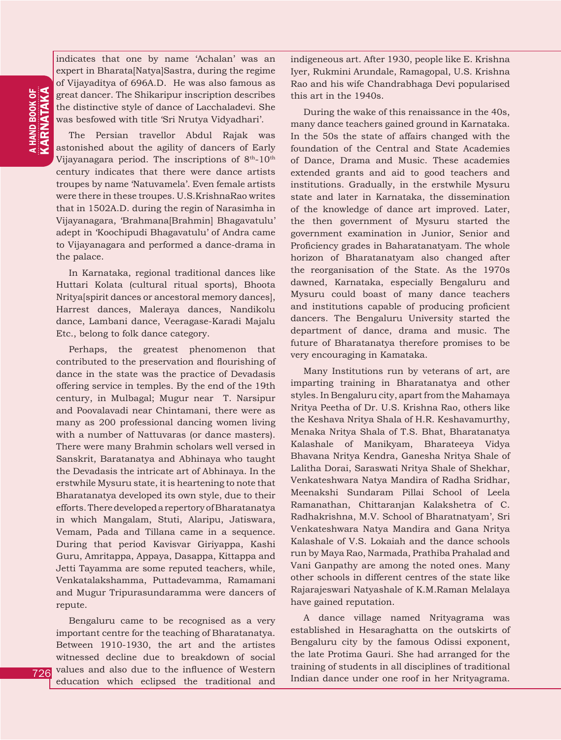indicates that one by name 'Achalan' was an expert in Bharata[Natya]Sastra, during the regime of Vijayaditya of 696A.D. He was also famous as great dancer. The Shikaripur inscription describes the distinctive style of dance of Lacchaladevi. She was besfowed with title 'Sri Nrutya Vidyadhari'.

The Persian travellor Abdul Rajak was astonished about the agility of dancers of Early Vijayanagara period. The inscriptions of 8th-10th century indicates that there were dance artists troupes by name 'Natuvamela'. Even female artists were there in these troupes. U.S.KrishnaRao writes that in 1502A.D. during the regin of Narasimha in Vijayanagara, 'Brahmana[Brahmin] Bhagavatulu' adept in 'Koochipudi Bhagavatulu' of Andra came to Vijayanagara and performed a dance-drama in the palace.

In Karnataka, regional traditional dances like Huttari Kolata (cultural ritual sports), Bhoota Nritya[spirit dances or ancestoral memory dances], Harrest dances, Maleraya dances, Nandikolu dance, Lambani dance, Veeragase-Karadi Majalu Etc., belong to folk dance category.

Perhaps, the greatest phenomenon that contributed to the preservation and flourishing of dance in the state was the practice of Devadasis offering service in temples. By the end of the 19th century, in Mulbagal; Mugur near T. Narsipur and Poovalavadi near Chintamani, there were as many as 200 professional dancing women living with a number of Nattuvaras (or dance masters). There were many Brahmin scholars well versed in Sanskrit, Baratanatya and Abhinaya who taught the Devadasis the intricate art of Abhinaya. In the erstwhile Mysuru state, it is heartening to note that Bharatanatya developed its own style, due to their efforts. There developed a repertory of Bharatanatya in which Mangalam, Stuti, Alaripu, Jatiswara, Vemam, Pada and Tillana came in a sequence. During that period Kavisvar Giriyappa, Kashi Guru, Amritappa, Appaya, Dasappa, Kittappa and Jetti Tayamma are some reputed teachers, while, Venkatalakshamma, Puttadevamma, Ramamani and Mugur Tripurasundaramma were dancers of repute.

Bengaluru came to be recognised as a very important centre for the teaching of Bharatanatya. Between 1910-1930, the art and the artistes witnessed decline due to breakdown of social values and also due to the influence of Western education which eclipsed the traditional and indigeneous art. After 1930, people like E. Krishna Iyer, Rukmini Arundale, Ramagopal, U.S. Krishna Rao and his wife Chandrabhaga Devi popularised this art in the 1940s.

During the wake of this renaissance in the 40s, many dance teachers gained ground in Karnataka. In the 50s the state of affairs changed with the foundation of the Central and State Academies of Dance, Drama and Music. These academies extended grants and aid to good teachers and institutions. Gradually, in the erstwhile Mysuru state and later in Karnataka, the dissemination of the knowledge of dance art improved. Later, the then government of Mysuru started the government examination in Junior, Senior and Proficiency grades in Baharatanatyam. The whole horizon of Bharatanatyam also changed after the reorganisation of the State. As the 1970s dawned, Karnataka, especially Bengaluru and Mysuru could boast of many dance teachers and institutions capable of producing proficient dancers. The Bengaluru University started the department of dance, drama and music. The future of Bharatanatya therefore promises to be very encouraging in Kamataka.

Many Institutions run by veterans of art, are imparting training in Bharatanatya and other styles. In Bengaluru city, apart from the Mahamaya Nritya Peetha of Dr. U.S. Krishna Rao, others like the Keshava Nritya Shala of H.R. Keshavamurthy, Menaka Nritya Shala of T.S. Bhat, Bharatanatya Kalashale of Manikyam, Bharateeya Vidya Bhavana Nritya Kendra, Ganesha Nritya Shale of Lalitha Dorai, Saraswati Nritya Shale of Shekhar, Venkateshwara Natya Mandira of Radha Sridhar, Meenakshi Sundaram Pillai School of Leela Ramanathan, Chittaranjan Kalakshetra of C. Radhakrishna, M.V. School of Bharatnatyam', Sri Venkateshwara Natya Mandira and Gana Nritya Kalashale of V.S. Lokaiah and the dance schools run by Maya Rao, Narmada, Prathiba Prahalad and Vani Ganpathy are among the noted ones. Many other schools in different centres of the state like Rajarajeswari Natyashale of K.M.Raman Melalaya have gained reputation.

A dance village named Nrityagrama was established in Hesaraghatta on the outskirts of Bengaluru city by the famous Odissi exponent, the late Protima Gauri. She had arranged for the training of students in all disciplines of traditional Indian dance under one roof in her Nrityagrama.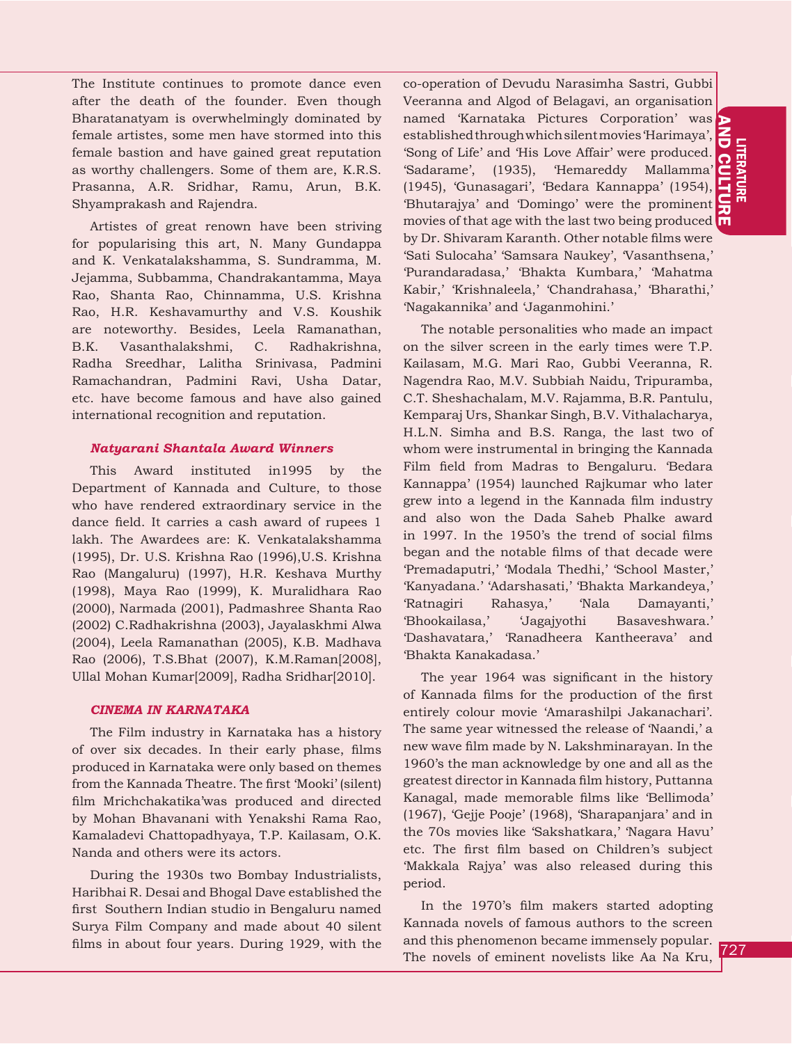The Institute continues to promote dance even after the death of the founder. Even though Bharatanatyam is overwhelmingly dominated by female artistes, some men have stormed into this female bastion and have gained great reputation as worthy challengers. Some of them are, K.R.S. Prasanna, A.R. Sridhar, Ramu, Arun, B.K. Shyamprakash and Rajendra.

Artistes of great renown have been striving for popularising this art, N. Many Gundappa and K. Venkatalakshamma, S. Sundramma, M. Jejamma, Subbamma, Chandrakantamma, Maya Rao, Shanta Rao, Chinnamma, U.S. Krishna Rao, H.R. Keshavamurthy and V.S. Koushik are noteworthy. Besides, Leela Ramanathan, B.K. Vasanthalakshmi, C. Radhakrishna, Radha Sreedhar, Lalitha Srinivasa, Padmini Ramachandran, Padmini Ravi, Usha Datar, etc. have become famous and have also gained international recognition and reputation.

### *Natyarani Shantala Award Winners*

This Award instituted in1995 by the Department of Kannada and Culture, to those who have rendered extraordinary service in the dance field. It carries a cash award of rupees 1 lakh. The Awardees are: K. Venkatalakshamma (1995), Dr. U.S. Krishna Rao (1996),U.S. Krishna Rao (Mangaluru) (1997), H.R. Keshava Murthy (1998), Maya Rao (1999), K. Muralidhara Rao (2000), Narmada (2001), Padmashree Shanta Rao (2002) C.Radhakrishna (2003), Jayalaskhmi Alwa (2004), Leela Ramanathan (2005), K.B. Madhava Rao (2006), T.S.Bhat (2007), K.M.Raman[2008], Ullal Mohan Kumar[2009], Radha Sridhar[2010].

## *CINEMA IN KARNATAKA*

The Film industry in Karnataka has a history of over six decades. In their early phase, films produced in Karnataka were only based on themes from the Kannada Theatre. The first 'Mooki' (silent) film Mrichchakatika'was produced and directed by Mohan Bhavanani with Yenakshi Rama Rao, Kamaladevi Chattopadhyaya, T.P. Kailasam, O.K. Nanda and others were its actors.

During the 1930s two Bombay Industrialists, Haribhai R. Desai and Bhogal Dave established the first Southern Indian studio in Bengaluru named Surya Film Company and made about 40 silent films in about four years. During 1929, with the co-operation of Devudu Narasimha Sastri, Gubbi Veeranna and Algod of Belagavi, an organisation named 'Karnataka Pictures Corporation' was established through which silent movies 'Harimaya', 'Song of Life' and 'His Love Affair' were produced. 'Sadarame', (1935), 'Hemareddy Mallamma' (1945), 'Gunasagari', 'Bedara Kannappa' (1954), 'Bhutarajya' and 'Domingo' were the prominent movies of that age with the last two being produced by Dr. Shivaram Karanth. Other notable films were 'Sati Sulocaha' 'Samsara Naukey', 'Vasanthsena,' 'Purandaradasa,' 'Bhakta Kumbara,' 'Mahatma Kabir,' 'Krishnaleela,' 'Chandrahasa,' 'Bharathi,' 'Nagakannika' and 'Jaganmohini.'

The notable personalities who made an impact on the silver screen in the early times were T.P. Kailasam, M.G. Mari Rao, Gubbi Veeranna, R. Nagendra Rao, M.V. Subbiah Naidu, Tripuramba, C.T. Sheshachalam, M.V. Rajamma, B.R. Pantulu, Kemparaj Urs, Shankar Singh, B.V. Vithalacharya, H.L.N. Simha and B.S. Ranga, the last two of whom were instrumental in bringing the Kannada Film field from Madras to Bengaluru. 'Bedara Kannappa' (1954) launched Rajkumar who later grew into a legend in the Kannada film industry and also won the Dada Saheb Phalke award in 1997. In the 1950's the trend of social films began and the notable films of that decade were 'Premadaputri,' 'Modala Thedhi,' 'School Master,' 'Kanyadana.' 'Adarshasati,' 'Bhakta Markandeya,' 'Ratnagiri Rahasya,' 'Nala Damayanti,' 'Bhookailasa,' 'Jagajyothi Basaveshwara.' 'Dashavatara,' 'Ranadheera Kantheerava' and 'Bhakta Kanakadasa.'

The year 1964 was significant in the history of Kannada films for the production of the first entirely colour movie 'Amarashilpi Jakanachari'. The same year witnessed the release of 'Naandi,' a new wave film made by N. Lakshminarayan. In the 1960's the man acknowledge by one and all as the greatest director in Kannada film history, Puttanna Kanagal, made memorable films like 'Bellimoda' (1967), 'Gejje Pooje' (1968), 'Sharapanjara' and in the 70s movies like 'Sakshatkara,' 'Nagara Havu' etc. The first film based on Children's subject 'Makkala Rajya' was also released during this period.

In the 1970's film makers started adopting Kannada novels of famous authors to the screen and this phenomenon became immensely popular. The novels of eminent novelists like Aa Na Kru,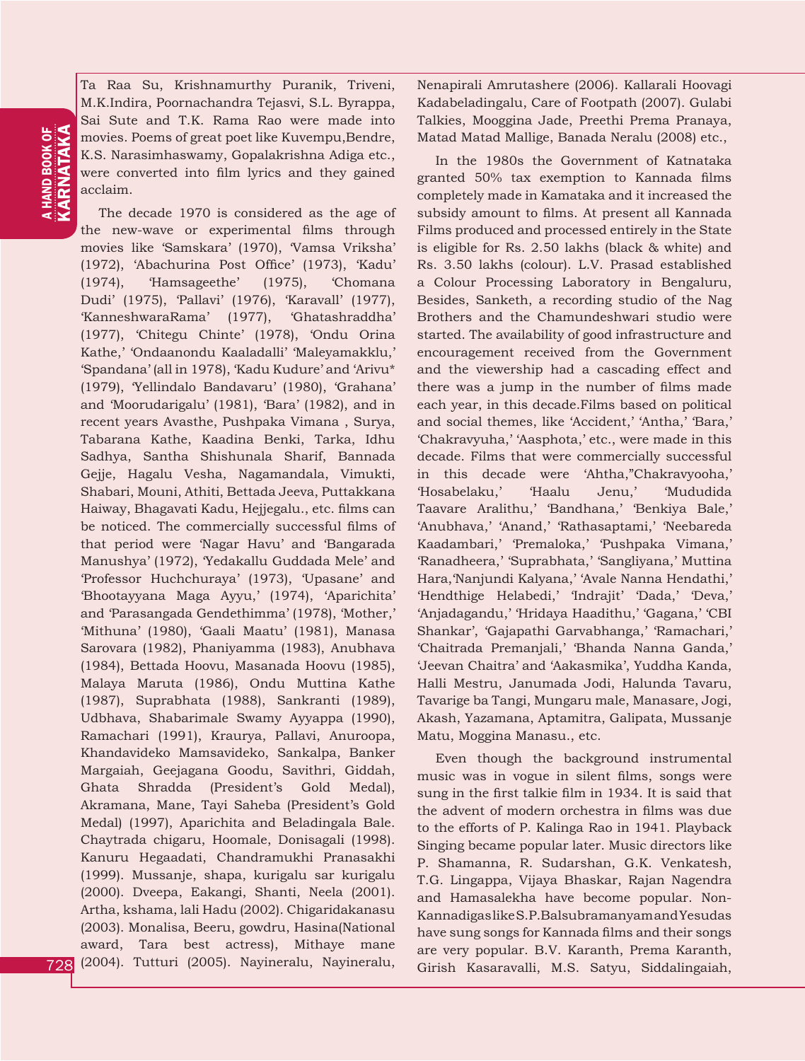Ta Raa Su, Krishnamurthy Puranik, Triveni, M.K.Indira, Poornachandra Tejasvi, S.L. Byrappa, Sai Sute and T.K. Rama Rao were made into movies. Poems of great poet like Kuvempu,Bendre, K.S. Narasimhaswamy, Gopalakrishna Adiga etc., were converted into film lyrics and they gained acclaim.

The decade 1970 is considered as the age of the new-wave or experimental films through movies like 'Samskara' (1970), 'Vamsa Vriksha' (1972), 'Abachurina Post Office' (1973), 'Kadu' (1974), 'Hamsageethe' (1975), 'Chomana Dudi' (1975), 'Pallavi' (1976), 'Karavall' (1977), 'KanneshwaraRama' (1977), 'Ghatashraddha' (1977), 'Chitegu Chinte' (1978), 'Ondu Orina Kathe,' 'Ondaanondu Kaaladalli' 'Maleyamakklu,' 'Spandana' (all in 1978), 'Kadu Kudure' and 'Arivu* (1979), 'Yellindalo Bandavaru' (1980), 'Grahana' and 'Moorudarigalu' (1981), 'Bara' (1982), and in recent years Avasthe, Pushpaka Vimana , Surya, Tabarana Kathe, Kaadina Benki, Tarka, Idhu Sadhya, Santha Shishunala Sharif, Bannada Gejje, Hagalu Vesha, Nagamandala, Vimukti, Shabari, Mouni, Athiti, Bettada Jeeva, Puttakkana Haiway, Bhagavati Kadu, Hejjegalu., etc. films can be noticed. The commercially successful films of that period were 'Nagar Havu' and 'Bangarada Manushya' (1972), 'Yedakallu Guddada Mele' and 'Professor Huchchuraya' (1973), 'Upasane' and 'Bhootayyana Maga Ayyu,' (1974), 'Aparichita' and 'Parasangada Gendethimma' (1978), 'Mother,' 'Mithuna' (1980), 'Gaali Maatu' (1981), Manasa Sarovara (1982), Phaniyamma (1983), Anubhava (1984), Bettada Hoovu, Masanada Hoovu (1985), Malaya Maruta (1986), Ondu Muttina Kathe (1987), Suprabhata (1988), Sankranti (1989), Udbhava, Shabarimale Swamy Ayyappa (1990), Ramachari (1991), Kraurya, Pallavi, Anuroopa, Khandavideko Mamsavideko, Sankalpa, Banker Margaiah, Geejagana Goodu, Savithri, Giddah, Ghata Shradda (President's Gold Medal), Akramana, Mane, Tayi Saheba (President's Gold Medal) (1997), Aparichita and Beladingala Bale. Chaytrada chigaru, Hoomale, Donisagali (1998). Kanuru Hegaadati, Chandramukhi Pranasakhi (1999). Mussanje, shapa, kurigalu sar kurigalu (2000). Dveepa, Eakangi, Shanti, Neela (2001). Artha, kshama, lali Hadu (2002). Chigaridakanasu (2003). Monalisa, Beeru, gowdru, Hasina(National award, Tara best actress), Mithaye mane (2004). Tutturi (2005). Nayineralu, Nayineralu, Nenapirali Amrutashere (2006). Kallarali Hoovagi Kadabeladingalu, Care of Footpath (2007). Gulabi Talkies, Mooggina Jade, Preethi Prema Pranaya, Matad Matad Mallige, Banada Neralu (2008) etc.,

In the 1980s the Government of Katnataka granted 50% tax exemption to Kannada films completely made in Kamataka and it increased the subsidy amount to films. At present all Kannada Films produced and processed entirely in the State is eligible for Rs. 2.50 lakhs (black & white) and Rs. 3.50 lakhs (colour). L.V. Prasad established a Colour Processing Laboratory in Bengaluru, Besides, Sanketh, a recording studio of the Nag Brothers and the Chamundeshwari studio were started. The availability of good infrastructure and encouragement received from the Government and the viewership had a cascading effect and there was a jump in the number of films made each year, in this decade.Films based on political and social themes, like 'Accident,' 'Antha,' 'Bara,' 'Chakravyuha,' 'Aasphota,' etc., were made in this decade. Films that were commercially successful in this decade were 'Ahtha,"Chakravyooha,' 'Hosabelaku,' 'Haalu Jenu,' 'Mududida Taavare Aralithu,' 'Bandhana,' 'Benkiya Bale,' 'Anubhava,' 'Anand,' 'Rathasaptami,' 'Neebareda Kaadambari,' 'Premaloka,' 'Pushpaka Vimana,' 'Ranadheera,' 'Suprabhata,' 'Sangliyana,' Muttina Hara,'Nanjundi Kalyana,' 'Avale Nanna Hendathi,' 'Hendthige Helabedi,' 'Indrajit' 'Dada,' 'Deva,' 'Anjadagandu,' 'Hridaya Haadithu,' 'Gagana,' 'CBI Shankar', 'Gajapathi Garvabhanga,' 'Ramachari,' 'Chaitrada Premanjali,' 'Bhanda Nanna Ganda,' 'Jeevan Chaitra' and 'Aakasmika', Yuddha Kanda, Halli Mestru, Janumada Jodi, Halunda Tavaru, Tavarige ba Tangi, Mungaru male, Manasare, Jogi, Akash, Yazamana, Aptamitra, Galipata, Mussanje Matu, Moggina Manasu., etc.

Even though the background instrumental music was in vogue in silent films, songs were sung in the first talkie film in 1934. It is said that the advent of modern orchestra in films was due to the efforts of P. Kalinga Rao in 1941. Playback Singing became popular later. Music directors like P. Shamanna, R. Sudarshan, G.K. Venkatesh, T.G. Lingappa, Vijaya Bhaskar, Rajan Nagendra and Hamasalekha have become popular. Non-KannadigaslikeS.P.BalsubramanyamandYesudas have sung songs for Kannada films and their songs are very popular. B.V. Karanth, Prema Karanth, Girish Kasaravalli, M.S. Satyu, Siddalingaiah,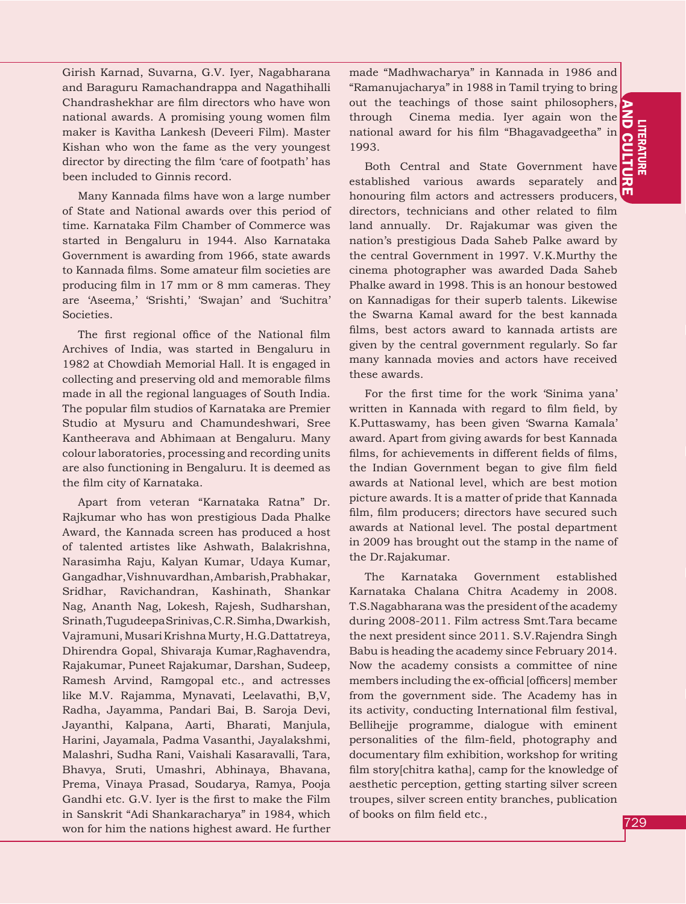Girish Karnad, Suvarna, G.V. Iyer, Nagabharana and Baraguru Ramachandrappa and Nagathihalli Chandrashekhar are film directors who have won national awards. A promising young women film maker is Kavitha Lankesh (Deveeri Film). Master Kishan who won the fame as the very youngest director by directing the film 'care of footpath' has been included to Ginnis record.

Many Kannada films have won a large number of State and National awards over this period of time. Karnataka Film Chamber of Commerce was started in Bengaluru in 1944. Also Karnataka Government is awarding from 1966, state awards to Kannada films. Some amateur film societies are producing film in 17 mm or 8 mm cameras. They are 'Aseema,' 'Srishti,' 'Swajan' and 'Suchitra' Societies.

The first regional office of the National film Archives of India, was started in Bengaluru in 1982 at Chowdiah Memorial Hall. It is engaged in collecting and preserving old and memorable films made in all the regional languages of South India. The popular film studios of Karnataka are Premier Studio at Mysuru and Chamundeshwari, Sree Kantheerava and Abhimaan at Bengaluru. Many colour laboratories, processing and recording units are also functioning in Bengaluru. It is deemed as the film city of Karnataka.

Apart from veteran "Karnataka Ratna" Dr. Rajkumar who has won prestigious Dada Phalke Award, the Kannada screen has produced a host of talented artistes like Ashwath, Balakrishna, Narasimha Raju, Kalyan Kumar, Udaya Kumar, Gangadhar, Vishnuvardhan, Ambarish, Prabhakar, Sridhar, Ravichandran, Kashinath, Shankar Nag, Ananth Nag, Lokesh, Rajesh, Sudharshan, Srinath, Tugudeepa Srinivas, C.R. Simha, Dwarkish, Vajramuni, Musari Krishna Murty, H.G.Dattatreya, Dhirendra Gopal, Shivaraja Kumar, Raghavendra, Rajakumar, Puneet Rajakumar, Darshan, Sudeep, Ramesh Arvind, Ramgopal etc., and actresses like M.V. Rajamma, Mynavati, Leelavathi, B,V, Radha, Jayamma, Pandari Bai, B. Saroja Devi, Jayanthi, Kalpana, Aarti, Bharati, Manjula, Harini, Jayamala, Padma Vasanthi, Jayalakshmi, Malashri, Sudha Rani, Vaishali Kasaravalli, Tara, Bhavya, Sruti, Umashri, Abhinaya, Bhavana, Prema, Vinaya Prasad, Soudarya, Ramya, Pooja Gandhi etc. G.V. Iyer is the first to make the Film in Sanskrit "Adi Shankaracharya" in 1984, which won for him the nations highest award. He further made "Madhwacharya" in Kannada in 1986 and "Ramanujacharya" in 1988 in Tamil trying to bring out the teachings of those saint philosophers, through Cinema media. Iyer again won the national award for his film "Bhagavadgeetha" in 1993.

Both Central and State Government have established various awards separately and honouring film actors and actressers producers, directors, technicians and other related to film land annually. Dr. Rajakumar was given the nation's prestigious Dada Saheb Palke award by the central Government in 1997. V.K.Murthy the cinema photographer was awarded Dada Saheb Phalke award in 1998. This is an honour bestowed on Kannadigas for their superb talents. Likewise the Swarna Kamal award for the best kannada films, best actors award to kannada artists are given by the central government regularly. So far many kannada movies and actors have received these awards.

For the first time for the work 'Sinima yana' written in Kannada with regard to film field, by K.Puttaswamy, has been given 'Swarna Kamala' award. Apart from giving awards for best Kannada films, for achievements in different fields of films, the Indian Government began to give film field awards at National level, which are best motion picture awards. It is a matter of pride that Kannada film, film producers; directors have secured such awards at National level. The postal department in 2009 has brought out the stamp in the name of the Dr.Rajakumar.

The Karnataka Government established Karnataka Chalana Chitra Academy in 2008. T.S.Nagabharana was the president of the academy during 2008-2011. Film actress Smt.Tara became the next president since 2011. S.V.Rajendra Singh Babu is heading the academy since February 2014. Now the academy consists a committee of nine members including the ex-official [officers] member from the government side. The Academy has in its activity, conducting International film festival, Bellihejje programme, dialogue with eminent personalities of the film-field, photography and documentary film exhibition, workshop for writing film story[chitra katha], camp for the knowledge of aesthetic perception, getting starting silver screen troupes, silver screen entity branches, publication of books on film field etc.,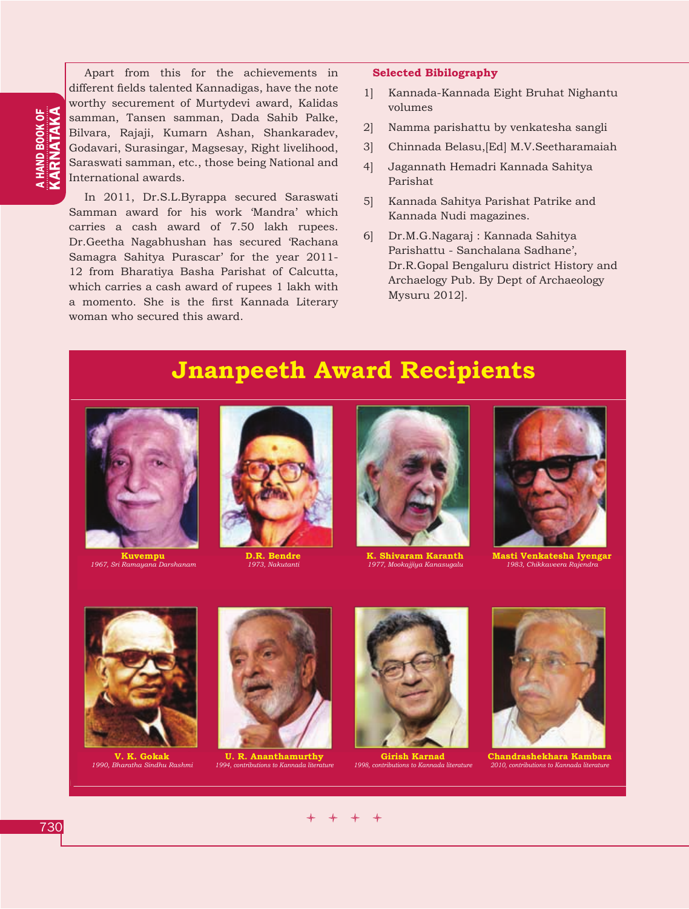Apart from this for the achievements in different fields talented Kannadigas, have the note worthy securement of Murtydevi award, Kalidas samman, Tansen samman, Dada Sahib Palke, Bilvara, Rajaji, Kumarn Ashan, Shankaradev, Godavari, Surasingar, Magsesay, Right livelihood, Saraswati samman, etc., those being National and International awards.

In 2011, Dr.S.L.Byrappa secured Saraswati Samman award for his work 'Mandra' which carries a cash award of 7.50 lakh rupees. Dr.Geetha Nagabhushan has secured 'Rachana Samagra Sahitya Purascar' for the year 2011-12 from Bharatiya Basha Parishat of Calcutta, which carries a cash award of rupees 1 lakh with a momento. She is the first Kannada Literary woman who secured this award.

**Selected Bibilography**

1] Kannada-Kannada Eight Bruhat Nighantu volumes

2] Namma parishattu by venkatesha sangli

3] Chinnada Belasu,[Ed] M.V.Seetharamaiah

4] Jagannath Hemadri Kannada Sahitya Parishat

5] Kannada Sahitya Parishat Patrike and Kannada Nudi magazines.

6] Dr.M.G.Nagaraj : Kannada Sahitya Parishattu - Sanchalana Sadhane', Dr.R.Gopal Bengaluru district History and Archaelogy Pub. By Dept of Archaeology Mysuru 2012].

## Jnanpeeth Award Recipients

**Kuvempu**
*1967, Sri Ramayana Darshanam*

**D.R. Bendre**
*1973, Nakutanti*

**K. Shivaram Karanth**
*1977, Mookajjiya Kanasugalu*

**Masti Venkatesha Iyengar**
*1983, Chikkaveera Rajendra*

**V. K. Gokak**
*1990, Bharatha Sindhu Rashmi*

**U. R. Ananthamurthy**
*1994, contributions to Kannada literature*

**Girish Karnad**
*1998, contributions to Kannada literature*

**Chandrashekhara Kambara**
*2010, contributions to Kannada literature*